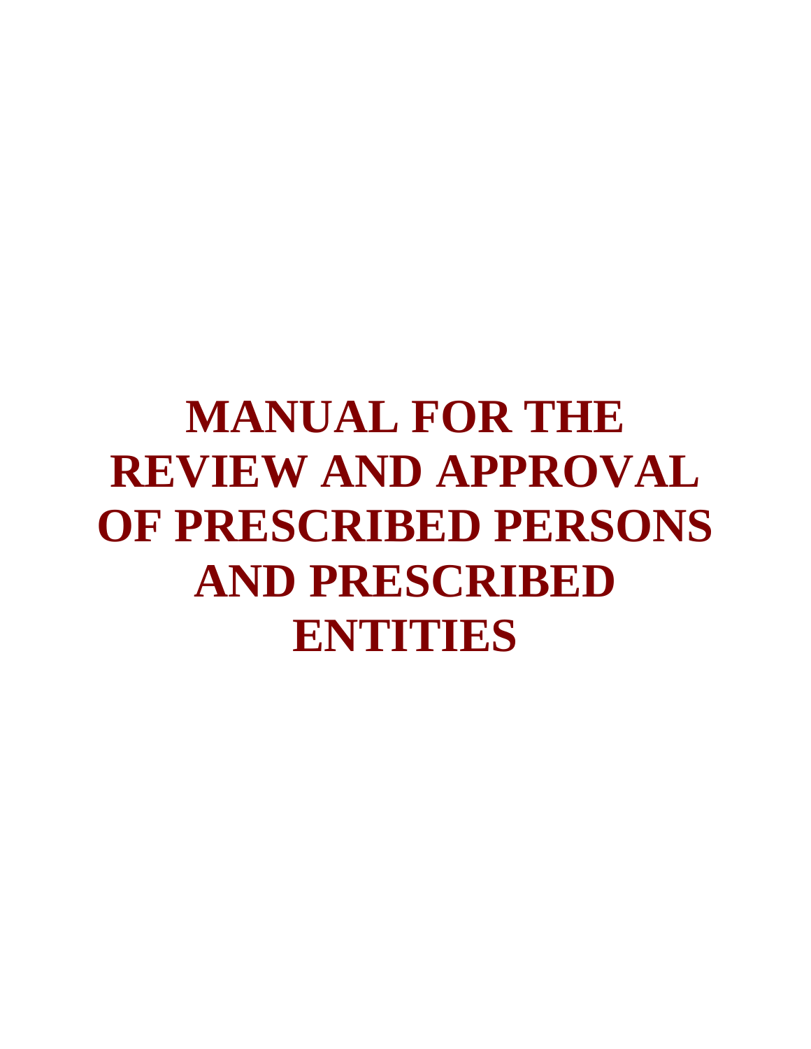# MANUAL FOR THE REVIEW AND APPROVAL OF PRESCRIBED PERSONS AND PRESCRIBED ENTITIES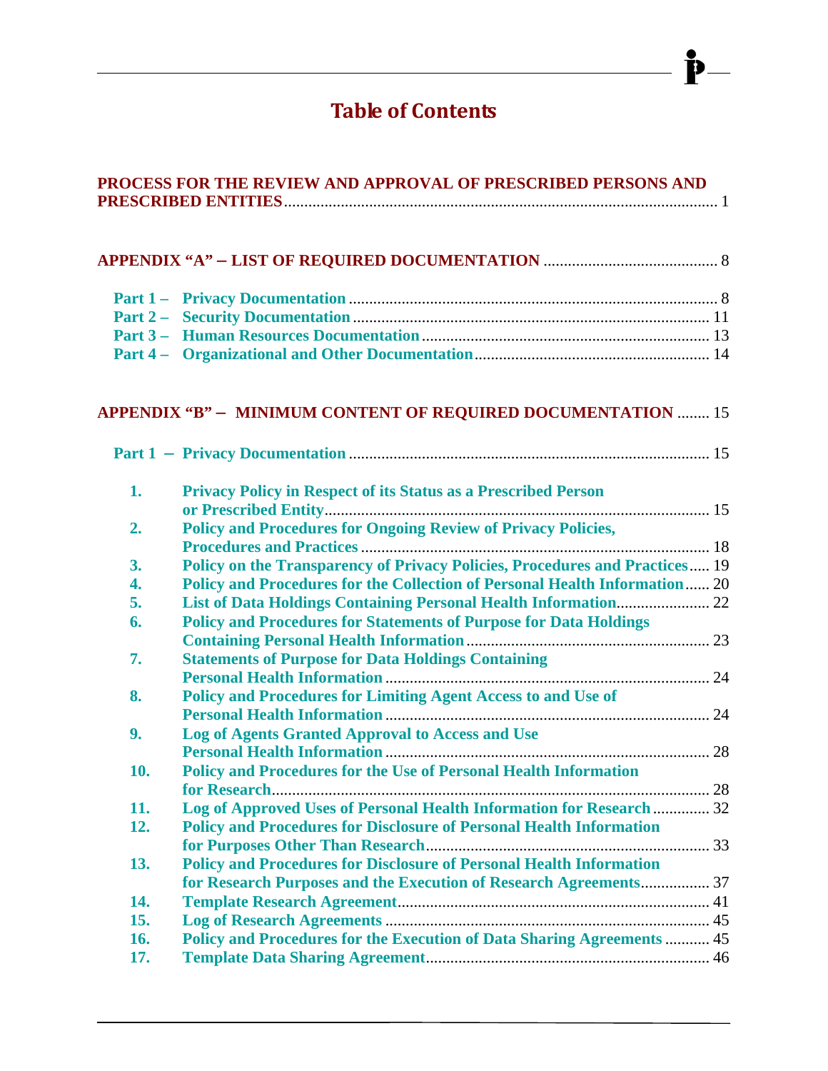# Table of Contents

**PROCESS FOR THE REVIEW AND APPROVAL OF PRESCRIBED PERSONS AND PRESCRIBED ENTITIES** ........ 1

**APPENDIX "A" – LIST OF REQUIRED DOCUMENTATION** ........ 8

- **Part 1 – Privacy Documentation** ........ 8
- **Part 2 – Security Documentation** ........ 11
- **Part 3 – Human Resources Documentation** ........ 13
- **Part 4 – Organizational and Other Documentation** ........ 14

**APPENDIX "B" – MINIMUM CONTENT OF REQUIRED DOCUMENTATION** ........ 15

**Part 1 – Privacy Documentation** ........ 15

1. **Privacy Policy in Respect of its Status as a Prescribed Person or Prescribed Entity** ........ 15
2. **Policy and Procedures for Ongoing Review of Privacy Policies, Procedures and Practices** ........ 18
3. **Policy on the Transparency of Privacy Policies, Procedures and Practices** ........ 19
4. **Policy and Procedures for the Collection of Personal Health Information** ........ 20
5. **List of Data Holdings Containing Personal Health Information** ........ 22
6. **Policy and Procedures for Statements of Purpose for Data Holdings Containing Personal Health Information** ........ 23
7. **Statements of Purpose for Data Holdings Containing Personal Health Information** ........ 24
8. **Policy and Procedures for Limiting Agent Access to and Use of Personal Health Information** ........ 24
9. **Log of Agents Granted Approval to Access and Use Personal Health Information** ........ 28
10. **Policy and Procedures for the Use of Personal Health Information for Research** ........ 28
11. **Log of Approved Uses of Personal Health Information for Research** ........ 32
12. **Policy and Procedures for Disclosure of Personal Health Information for Purposes Other Than Research** ........ 33
13. **Policy and Procedures for Disclosure of Personal Health Information for Research Purposes and the Execution of Research Agreements** ........ 37
14. **Template Research Agreement** ........ 41
15. **Log of Research Agreements** ........ 45
16. **Policy and Procedures for the Execution of Data Sharing Agreements** ........ 45
17. **Template Data Sharing Agreement** ........ 46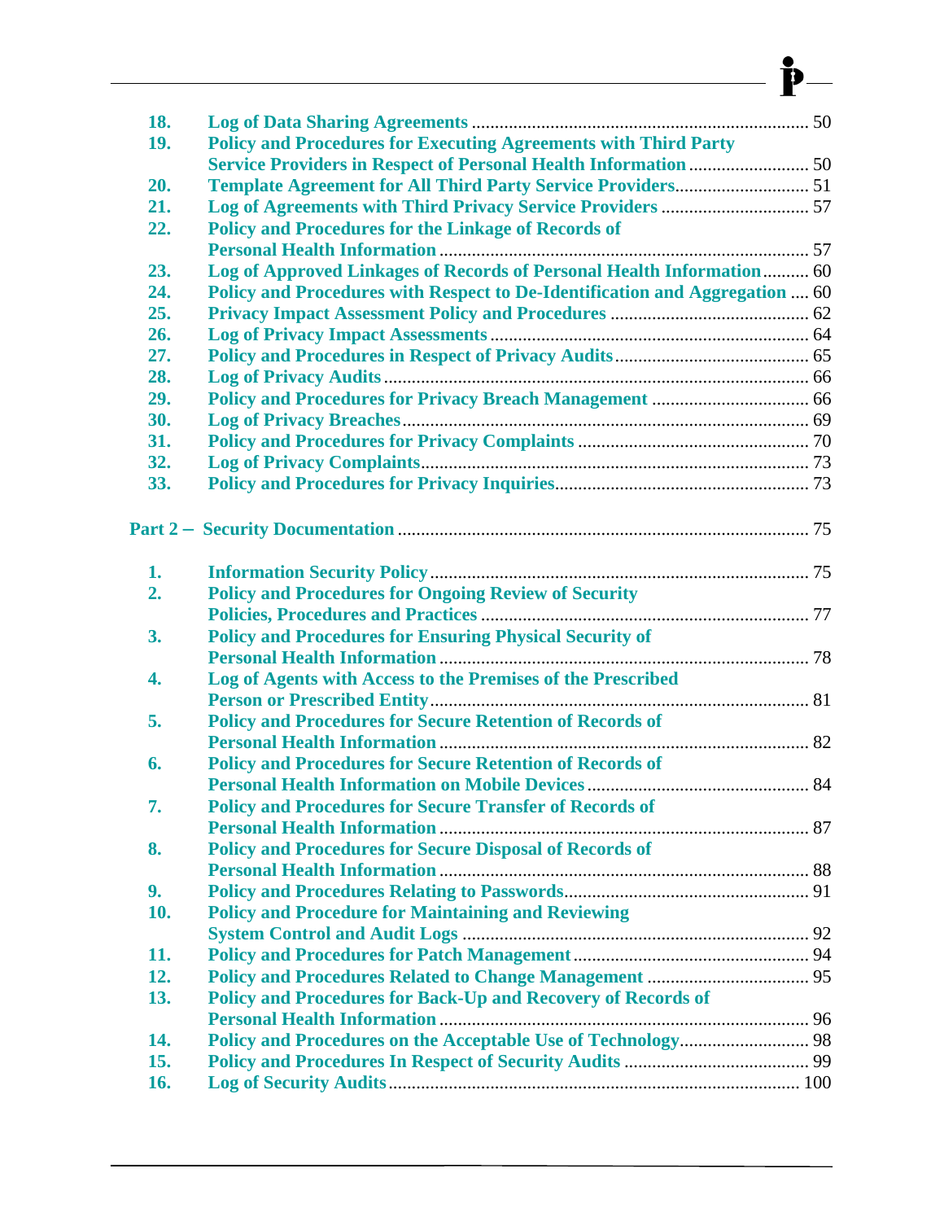18. Log of Data Sharing Agreements ........................................................................ 50
19. Policy and Procedures for Executing Agreements with Third Party Service Providers in Respect of Personal Health Information .......................... 50
20. Template Agreement for All Third Party Service Providers............................. 51
21. Log of Agreements with Third Privacy Service Providers ................................ 57
22. Policy and Procedures for the Linkage of Records of Personal Health Information ............................................................................... 57
23. Log of Approved Linkages of Records of Personal Health Information.......... 60
24. Policy and Procedures with Respect to De-Identification and Aggregation .... 60
25. Privacy Impact Assessment Policy and Procedures ........................................... 62
26. Log of Privacy Impact Assessments .................................................................... 64
27. Policy and Procedures in Respect of Privacy Audits.......................................... 65
28. Log of Privacy Audits ........................................................................................... 66
29. Policy and Procedures for Privacy Breach Management ................................. 66
30. Log of Privacy Breaches....................................................................................... 69
31. Policy and Procedures for Privacy Complaints ................................................. 70
32. Log of Privacy Complaints................................................................................... 73
33. Policy and Procedures for Privacy Inquiries...................................................... 73

Part 2 – Security Documentation ........................................................................................ 75

1. Information Security Policy ................................................................................. 75
2. Policy and Procedures for Ongoing Review of Security Policies, Procedures and Practices ...................................................................... 77
3. Policy and Procedures for Ensuring Physical Security of Personal Health Information ............................................................................... 78
4. Log of Agents with Access to the Premises of the Prescribed Person or Prescribed Entity................................................................................. 81
5. Policy and Procedures for Secure Retention of Records of Personal Health Information ............................................................................... 82
6. Policy and Procedures for Secure Retention of Records of Personal Health Information on Mobile Devices ............................................... 84
7. Policy and Procedures for Secure Transfer of Records of Personal Health Information ............................................................................... 87
8. Policy and Procedures for Secure Disposal of Records of Personal Health Information ............................................................................... 88
9. Policy and Procedures Relating to Passwords.................................................... 91
10. Policy and Procedure for Maintaining and Reviewing System Control and Audit Logs .......................................................................... 92
11. Policy and Procedures for Patch Management.................................................. 94
12. Policy and Procedures Related to Change Management .................................. 95
13. Policy and Procedures for Back-Up and Recovery of Records of Personal Health Information ............................................................................... 96
14. Policy and Procedures on the Acceptable Use of Technology........................... 98
15. Policy and Procedures In Respect of Security Audits ....................................... 99
16. Log of Security Audits........................................................................................ 100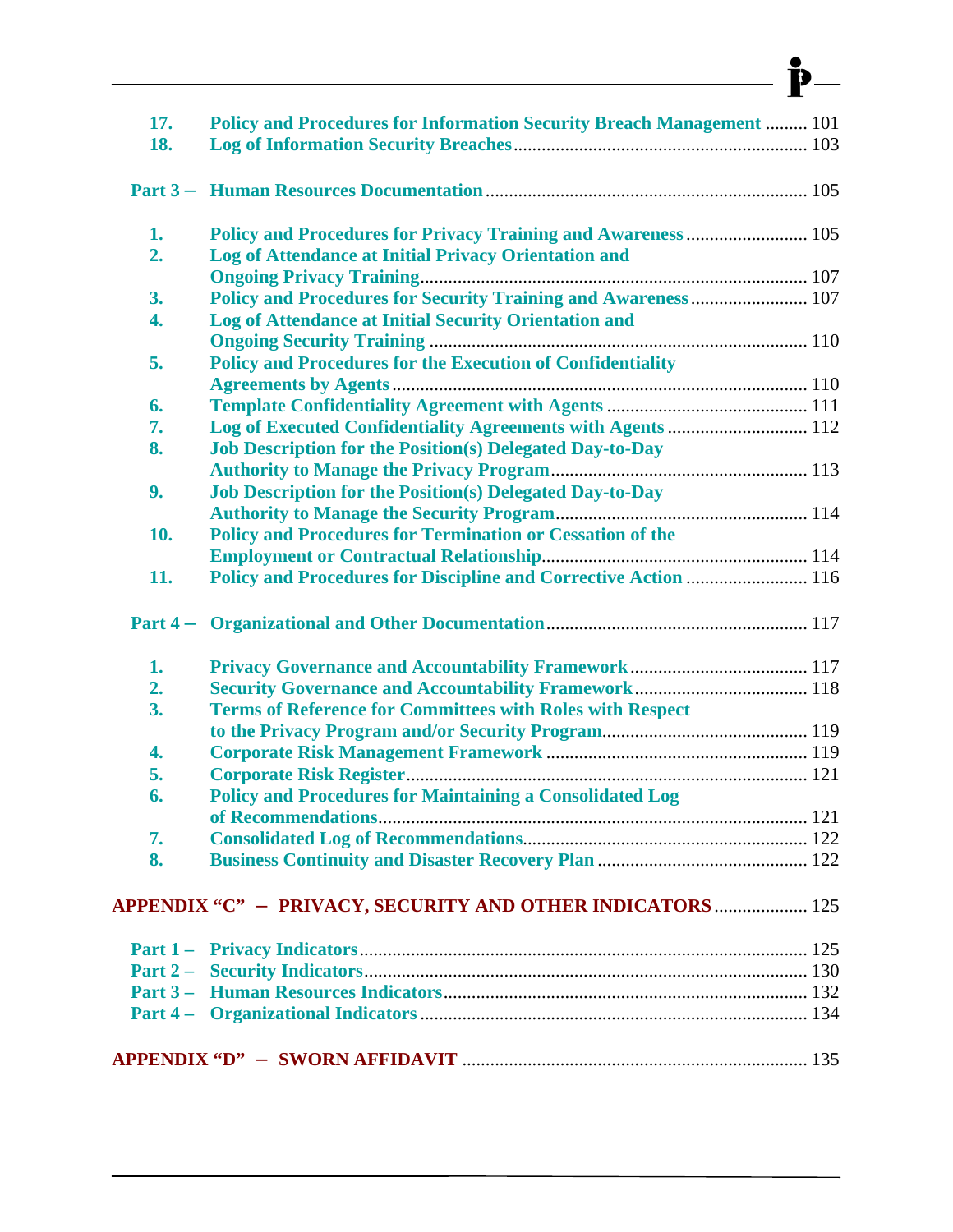17. Policy and Procedures for Information Security Breach Management ......... 101
18. Log of Information Security Breaches ............................................................... 103

**Part 3 – Human Resources Documentation** ..................................................................... 105

1. Policy and Procedures for Privacy Training and Awareness .......................... 105
2. Log of Attendance at Initial Privacy Orientation and Ongoing Privacy Training .................................................................................. 107
3. Policy and Procedures for Security Training and Awareness ......................... 107
4. Log of Attendance at Initial Security Orientation and Ongoing Security Training ................................................................................. 110
5. Policy and Procedures for the Execution of Confidentiality Agreements by Agents ........................................................................................ 110
6. Template Confidentiality Agreement with Agents ........................................... 111
7. Log of Executed Confidentiality Agreements with Agents .............................. 112
8. Job Description for the Position(s) Delegated Day-to-Day Authority to Manage the Privacy Program ....................................................... 113
9. Job Description for the Position(s) Delegated Day-to-Day Authority to Manage the Security Program ...................................................... 114
10. Policy and Procedures for Termination or Cessation of the Employment or Contractual Relationship ........................................................ 114
11. Policy and Procedures for Discipline and Corrective Action .......................... 116

**Part 4 – Organizational and Other Documentation** ....................................................... 117

1. Privacy Governance and Accountability Framework ...................................... 117
2. Security Governance and Accountability Framework ..................................... 118
3. Terms of Reference for Committees with Roles with Respect to the Privacy Program and/or Security Program ............................................ 119
4. Corporate Risk Management Framework ........................................................ 119
5. Corporate Risk Register ..................................................................................... 121
6. Policy and Procedures for Maintaining a Consolidated Log of Recommendations ........................................................................................... 121
7. Consolidated Log of Recommendations ............................................................ 122
8. Business Continuity and Disaster Recovery Plan ............................................. 122

**APPENDIX "C" – PRIVACY, SECURITY AND OTHER INDICATORS** .................... 125

**Part 1 – Privacy Indicators** ................................................................................................ 125
**Part 2 – Security Indicators** ............................................................................................... 130
**Part 3 – Human Resources Indicators** ............................................................................. 132
**Part 4 – Organizational Indicators** .................................................................................. 134

**APPENDIX "D" – SWORN AFFIDAVIT** ......................................................................... 135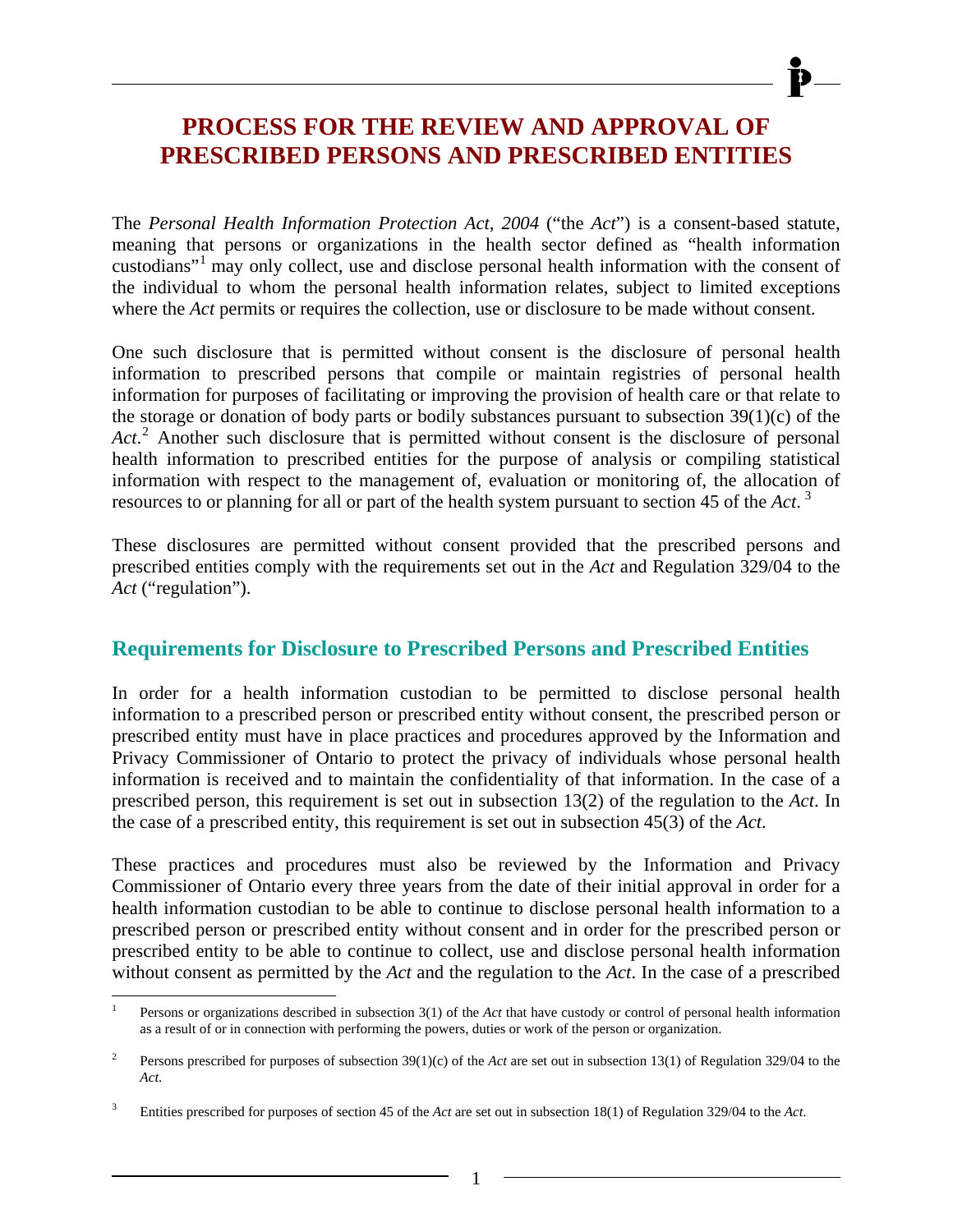# PROCESS FOR THE REVIEW AND APPROVAL OF PRESCRIBED PERSONS AND PRESCRIBED ENTITIES

The *Personal Health Information Protection Act, 2004* ("the *Act*") is a consent-based statute, meaning that persons or organizations in the health sector defined as "health information custodians"[1] may only collect, use and disclose personal health information with the consent of the individual to whom the personal health information relates, subject to limited exceptions where the *Act* permits or requires the collection, use or disclosure to be made without consent.

One such disclosure that is permitted without consent is the disclosure of personal health information to prescribed persons that compile or maintain registries of personal health information for purposes of facilitating or improving the provision of health care or that relate to the storage or donation of body parts or bodily substances pursuant to subsection 39(1)(c) of the *Act*.[2] Another such disclosure that is permitted without consent is the disclosure of personal health information to prescribed entities for the purpose of analysis or compiling statistical information with respect to the management of, evaluation or monitoring of, the allocation of resources to or planning for all or part of the health system pursuant to section 45 of the *Act*.[3]

These disclosures are permitted without consent provided that the prescribed persons and prescribed entities comply with the requirements set out in the *Act* and Regulation 329/04 to the *Act* ("regulation").

## Requirements for Disclosure to Prescribed Persons and Prescribed Entities

In order for a health information custodian to be permitted to disclose personal health information to a prescribed person or prescribed entity without consent, the prescribed person or prescribed entity must have in place practices and procedures approved by the Information and Privacy Commissioner of Ontario to protect the privacy of individuals whose personal health information is received and to maintain the confidentiality of that information. In the case of a prescribed person, this requirement is set out in subsection 13(2) of the regulation to the *Act*. In the case of a prescribed entity, this requirement is set out in subsection 45(3) of the *Act*.

These practices and procedures must also be reviewed by the Information and Privacy Commissioner of Ontario every three years from the date of their initial approval in order for a health information custodian to be able to continue to disclose personal health information to a prescribed person or prescribed entity without consent and in order for the prescribed person or prescribed entity to be able to continue to collect, use and disclose personal health information without consent as permitted by the *Act* and the regulation to the *Act*. In the case of a prescribed

---

[1] Persons or organizations described in subsection 3(1) of the *Act* that have custody or control of personal health information as a result of or in connection with performing the powers, duties or work of the person or organization.

[2] Persons prescribed for purposes of subsection 39(1)(c) of the *Act* are set out in subsection 13(1) of Regulation 329/04 to the *Act*.

[3] Entities prescribed for purposes of section 45 of the *Act* are set out in subsection 18(1) of Regulation 329/04 to the *Act*.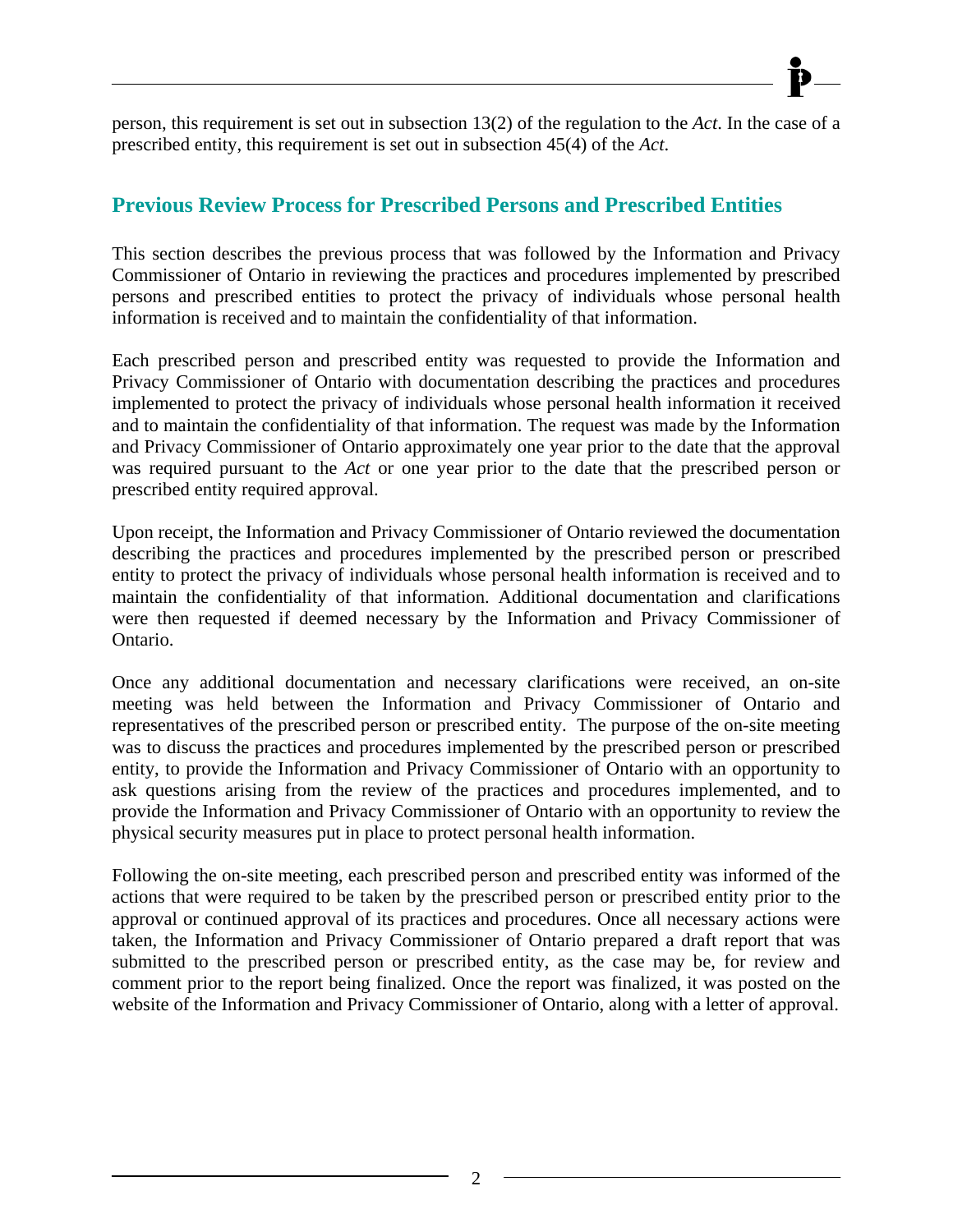person, this requirement is set out in subsection 13(2) of the regulation to the *Act*. In the case of a prescribed entity, this requirement is set out in subsection 45(4) of the *Act*.

## Previous Review Process for Prescribed Persons and Prescribed Entities

This section describes the previous process that was followed by the Information and Privacy Commissioner of Ontario in reviewing the practices and procedures implemented by prescribed persons and prescribed entities to protect the privacy of individuals whose personal health information is received and to maintain the confidentiality of that information.

Each prescribed person and prescribed entity was requested to provide the Information and Privacy Commissioner of Ontario with documentation describing the practices and procedures implemented to protect the privacy of individuals whose personal health information it received and to maintain the confidentiality of that information. The request was made by the Information and Privacy Commissioner of Ontario approximately one year prior to the date that the approval was required pursuant to the *Act* or one year prior to the date that the prescribed person or prescribed entity required approval.

Upon receipt, the Information and Privacy Commissioner of Ontario reviewed the documentation describing the practices and procedures implemented by the prescribed person or prescribed entity to protect the privacy of individuals whose personal health information is received and to maintain the confidentiality of that information. Additional documentation and clarifications were then requested if deemed necessary by the Information and Privacy Commissioner of Ontario.

Once any additional documentation and necessary clarifications were received, an on-site meeting was held between the Information and Privacy Commissioner of Ontario and representatives of the prescribed person or prescribed entity. The purpose of the on-site meeting was to discuss the practices and procedures implemented by the prescribed person or prescribed entity, to provide the Information and Privacy Commissioner of Ontario with an opportunity to ask questions arising from the review of the practices and procedures implemented, and to provide the Information and Privacy Commissioner of Ontario with an opportunity to review the physical security measures put in place to protect personal health information.

Following the on-site meeting, each prescribed person and prescribed entity was informed of the actions that were required to be taken by the prescribed person or prescribed entity prior to the approval or continued approval of its practices and procedures. Once all necessary actions were taken, the Information and Privacy Commissioner of Ontario prepared a draft report that was submitted to the prescribed person or prescribed entity, as the case may be, for review and comment prior to the report being finalized. Once the report was finalized, it was posted on the website of the Information and Privacy Commissioner of Ontario, along with a letter of approval.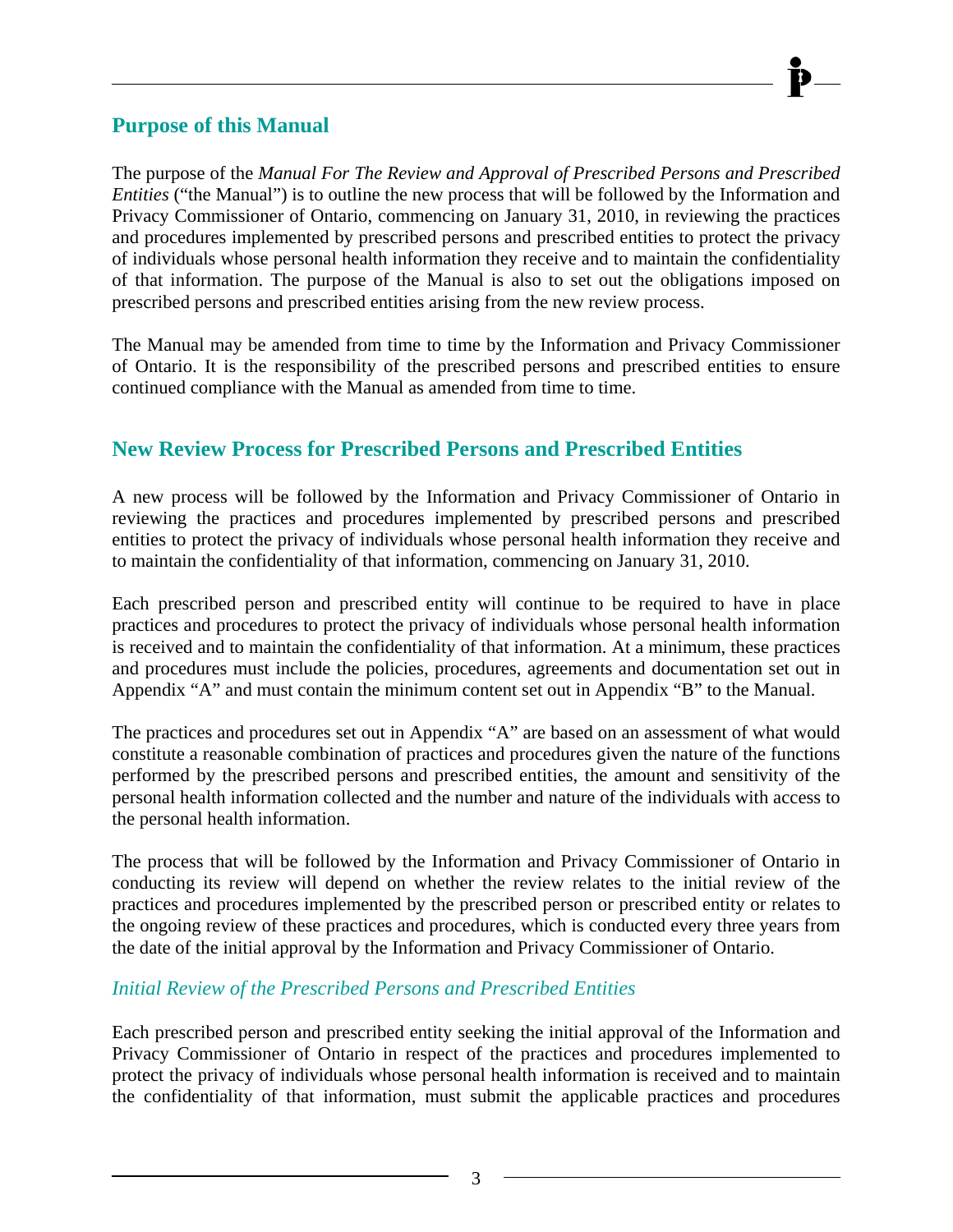## Purpose of this Manual

The purpose of the *Manual For The Review and Approval of Prescribed Persons and Prescribed Entities* ("the Manual") is to outline the new process that will be followed by the Information and Privacy Commissioner of Ontario, commencing on January 31, 2010, in reviewing the practices and procedures implemented by prescribed persons and prescribed entities to protect the privacy of individuals whose personal health information they receive and to maintain the confidentiality of that information. The purpose of the Manual is also to set out the obligations imposed on prescribed persons and prescribed entities arising from the new review process.

The Manual may be amended from time to time by the Information and Privacy Commissioner of Ontario. It is the responsibility of the prescribed persons and prescribed entities to ensure continued compliance with the Manual as amended from time to time.

## New Review Process for Prescribed Persons and Prescribed Entities

A new process will be followed by the Information and Privacy Commissioner of Ontario in reviewing the practices and procedures implemented by prescribed persons and prescribed entities to protect the privacy of individuals whose personal health information they receive and to maintain the confidentiality of that information, commencing on January 31, 2010.

Each prescribed person and prescribed entity will continue to be required to have in place practices and procedures to protect the privacy of individuals whose personal health information is received and to maintain the confidentiality of that information. At a minimum, these practices and procedures must include the policies, procedures, agreements and documentation set out in Appendix "A" and must contain the minimum content set out in Appendix "B" to the Manual.

The practices and procedures set out in Appendix "A" are based on an assessment of what would constitute a reasonable combination of practices and procedures given the nature of the functions performed by the prescribed persons and prescribed entities, the amount and sensitivity of the personal health information collected and the number and nature of the individuals with access to the personal health information.

The process that will be followed by the Information and Privacy Commissioner of Ontario in conducting its review will depend on whether the review relates to the initial review of the practices and procedures implemented by the prescribed person or prescribed entity or relates to the ongoing review of these practices and procedures, which is conducted every three years from the date of the initial approval by the Information and Privacy Commissioner of Ontario.

### *Initial Review of the Prescribed Persons and Prescribed Entities*

Each prescribed person and prescribed entity seeking the initial approval of the Information and Privacy Commissioner of Ontario in respect of the practices and procedures implemented to protect the privacy of individuals whose personal health information is received and to maintain the confidentiality of that information, must submit the applicable practices and procedures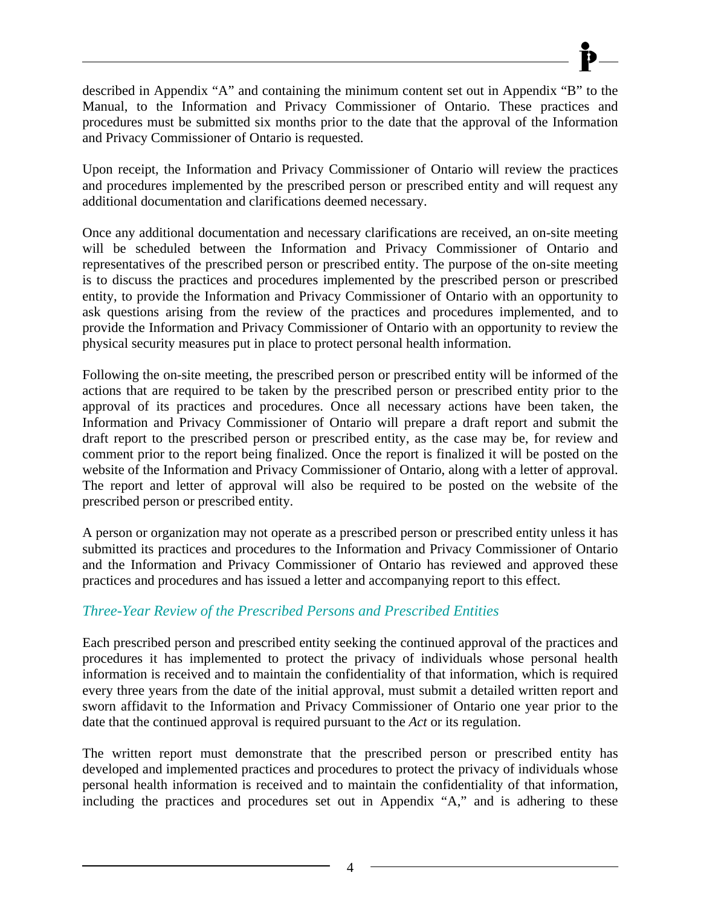described in Appendix "A" and containing the minimum content set out in Appendix "B" to the Manual, to the Information and Privacy Commissioner of Ontario. These practices and procedures must be submitted six months prior to the date that the approval of the Information and Privacy Commissioner of Ontario is requested.

Upon receipt, the Information and Privacy Commissioner of Ontario will review the practices and procedures implemented by the prescribed person or prescribed entity and will request any additional documentation and clarifications deemed necessary.

Once any additional documentation and necessary clarifications are received, an on-site meeting will be scheduled between the Information and Privacy Commissioner of Ontario and representatives of the prescribed person or prescribed entity. The purpose of the on-site meeting is to discuss the practices and procedures implemented by the prescribed person or prescribed entity, to provide the Information and Privacy Commissioner of Ontario with an opportunity to ask questions arising from the review of the practices and procedures implemented, and to provide the Information and Privacy Commissioner of Ontario with an opportunity to review the physical security measures put in place to protect personal health information.

Following the on-site meeting, the prescribed person or prescribed entity will be informed of the actions that are required to be taken by the prescribed person or prescribed entity prior to the approval of its practices and procedures. Once all necessary actions have been taken, the Information and Privacy Commissioner of Ontario will prepare a draft report and submit the draft report to the prescribed person or prescribed entity, as the case may be, for review and comment prior to the report being finalized. Once the report is finalized it will be posted on the website of the Information and Privacy Commissioner of Ontario, along with a letter of approval. The report and letter of approval will also be required to be posted on the website of the prescribed person or prescribed entity.

A person or organization may not operate as a prescribed person or prescribed entity unless it has submitted its practices and procedures to the Information and Privacy Commissioner of Ontario and the Information and Privacy Commissioner of Ontario has reviewed and approved these practices and procedures and has issued a letter and accompanying report to this effect.

### *Three-Year Review of the Prescribed Persons and Prescribed Entities*

Each prescribed person and prescribed entity seeking the continued approval of the practices and procedures it has implemented to protect the privacy of individuals whose personal health information is received and to maintain the confidentiality of that information, which is required every three years from the date of the initial approval, must submit a detailed written report and sworn affidavit to the Information and Privacy Commissioner of Ontario one year prior to the date that the continued approval is required pursuant to the *Act* or its regulation.

The written report must demonstrate that the prescribed person or prescribed entity has developed and implemented practices and procedures to protect the privacy of individuals whose personal health information is received and to maintain the confidentiality of that information, including the practices and procedures set out in Appendix "A," and is adhering to these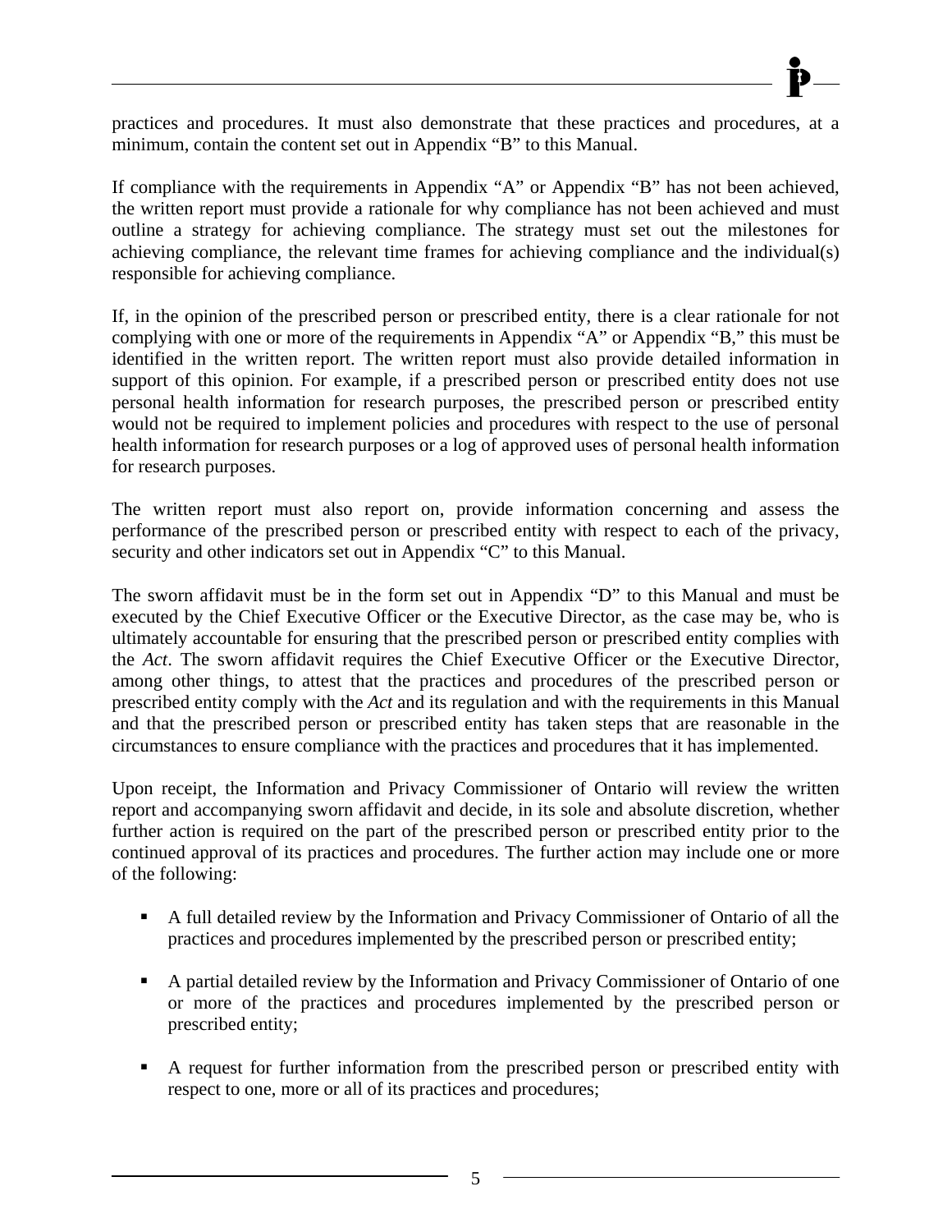practices and procedures. It must also demonstrate that these practices and procedures, at a minimum, contain the content set out in Appendix "B" to this Manual.

If compliance with the requirements in Appendix "A" or Appendix "B" has not been achieved, the written report must provide a rationale for why compliance has not been achieved and must outline a strategy for achieving compliance. The strategy must set out the milestones for achieving compliance, the relevant time frames for achieving compliance and the individual(s) responsible for achieving compliance.

If, in the opinion of the prescribed person or prescribed entity, there is a clear rationale for not complying with one or more of the requirements in Appendix "A" or Appendix "B," this must be identified in the written report. The written report must also provide detailed information in support of this opinion. For example, if a prescribed person or prescribed entity does not use personal health information for research purposes, the prescribed person or prescribed entity would not be required to implement policies and procedures with respect to the use of personal health information for research purposes or a log of approved uses of personal health information for research purposes.

The written report must also report on, provide information concerning and assess the performance of the prescribed person or prescribed entity with respect to each of the privacy, security and other indicators set out in Appendix "C" to this Manual.

The sworn affidavit must be in the form set out in Appendix "D" to this Manual and must be executed by the Chief Executive Officer or the Executive Director, as the case may be, who is ultimately accountable for ensuring that the prescribed person or prescribed entity complies with the *Act*. The sworn affidavit requires the Chief Executive Officer or the Executive Director, among other things, to attest that the practices and procedures of the prescribed person or prescribed entity comply with the *Act* and its regulation and with the requirements in this Manual and that the prescribed person or prescribed entity has taken steps that are reasonable in the circumstances to ensure compliance with the practices and procedures that it has implemented.

Upon receipt, the Information and Privacy Commissioner of Ontario will review the written report and accompanying sworn affidavit and decide, in its sole and absolute discretion, whether further action is required on the part of the prescribed person or prescribed entity prior to the continued approval of its practices and procedures. The further action may include one or more of the following:

- A full detailed review by the Information and Privacy Commissioner of Ontario of all the practices and procedures implemented by the prescribed person or prescribed entity;
- A partial detailed review by the Information and Privacy Commissioner of Ontario of one or more of the practices and procedures implemented by the prescribed person or prescribed entity;
- A request for further information from the prescribed person or prescribed entity with respect to one, more or all of its practices and procedures;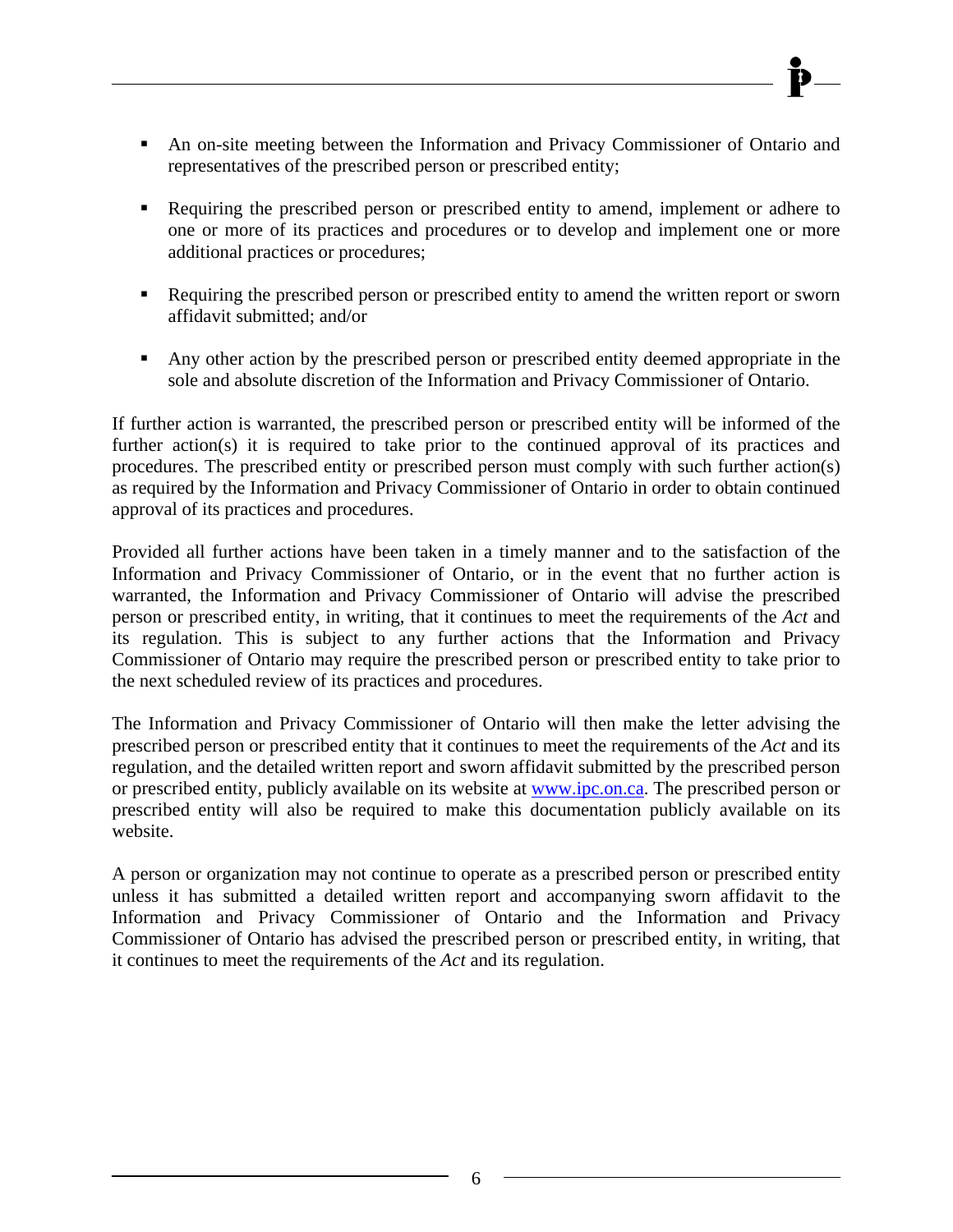- An on-site meeting between the Information and Privacy Commissioner of Ontario and representatives of the prescribed person or prescribed entity;

- Requiring the prescribed person or prescribed entity to amend, implement or adhere to one or more of its practices and procedures or to develop and implement one or more additional practices or procedures;

- Requiring the prescribed person or prescribed entity to amend the written report or sworn affidavit submitted; and/or

- Any other action by the prescribed person or prescribed entity deemed appropriate in the sole and absolute discretion of the Information and Privacy Commissioner of Ontario.

If further action is warranted, the prescribed person or prescribed entity will be informed of the further action(s) it is required to take prior to the continued approval of its practices and procedures. The prescribed entity or prescribed person must comply with such further action(s) as required by the Information and Privacy Commissioner of Ontario in order to obtain continued approval of its practices and procedures.

Provided all further actions have been taken in a timely manner and to the satisfaction of the Information and Privacy Commissioner of Ontario, or in the event that no further action is warranted, the Information and Privacy Commissioner of Ontario will advise the prescribed person or prescribed entity, in writing, that it continues to meet the requirements of the *Act* and its regulation. This is subject to any further actions that the Information and Privacy Commissioner of Ontario may require the prescribed person or prescribed entity to take prior to the next scheduled review of its practices and procedures.

The Information and Privacy Commissioner of Ontario will then make the letter advising the prescribed person or prescribed entity that it continues to meet the requirements of the *Act* and its regulation, and the detailed written report and sworn affidavit submitted by the prescribed person or prescribed entity, publicly available on its website at www.ipc.on.ca. The prescribed person or prescribed entity will also be required to make this documentation publicly available on its website.

A person or organization may not continue to operate as a prescribed person or prescribed entity unless it has submitted a detailed written report and accompanying sworn affidavit to the Information and Privacy Commissioner of Ontario and the Information and Privacy Commissioner of Ontario has advised the prescribed person or prescribed entity, in writing, that it continues to meet the requirements of the *Act* and its regulation.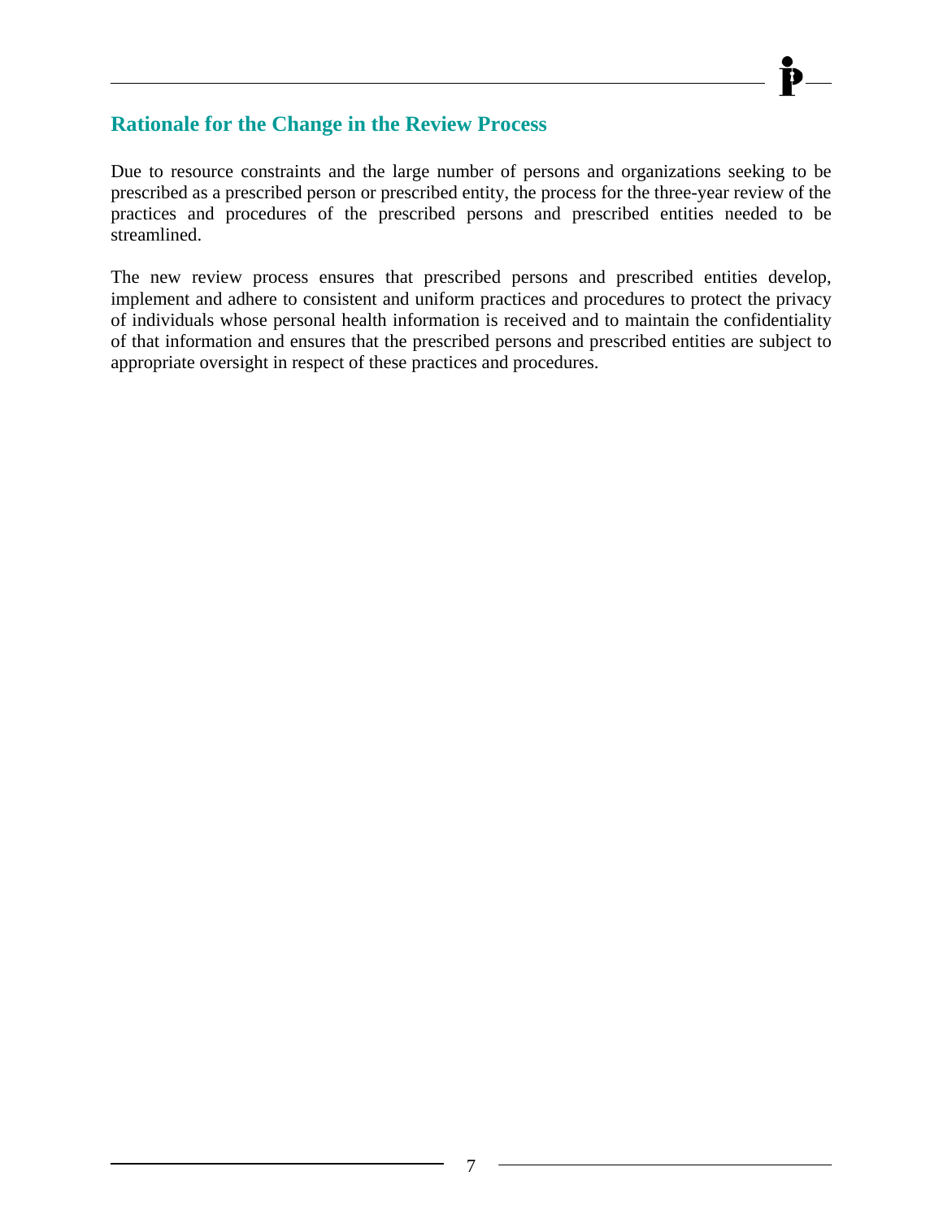## Rationale for the Change in the Review Process

Due to resource constraints and the large number of persons and organizations seeking to be prescribed as a prescribed person or prescribed entity, the process for the three-year review of the practices and procedures of the prescribed persons and prescribed entities needed to be streamlined.

The new review process ensures that prescribed persons and prescribed entities develop, implement and adhere to consistent and uniform practices and procedures to protect the privacy of individuals whose personal health information is received and to maintain the confidentiality of that information and ensures that the prescribed persons and prescribed entities are subject to appropriate oversight in respect of these practices and procedures.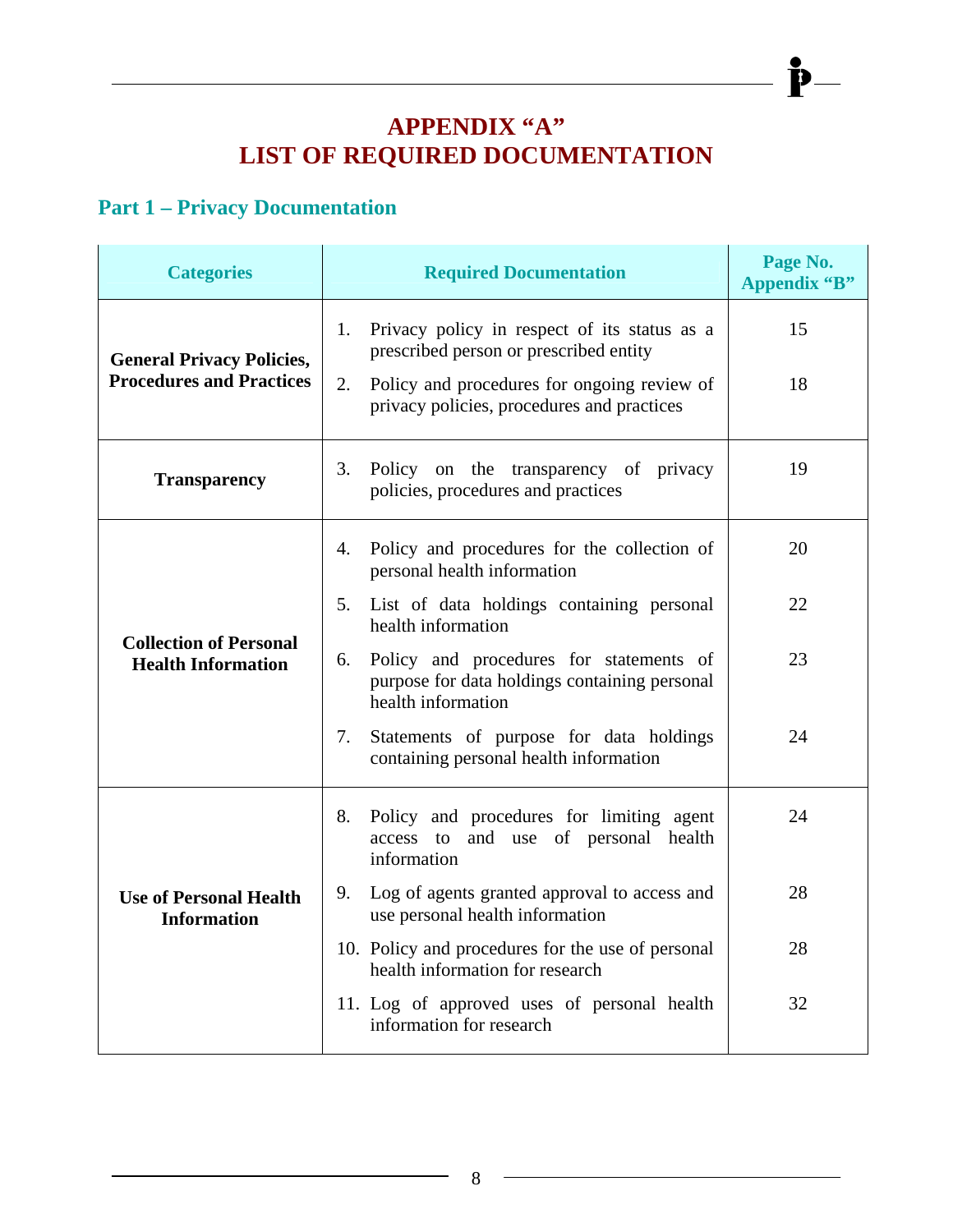# APPENDIX "A"
# LIST OF REQUIRED DOCUMENTATION

## Part 1 – Privacy Documentation

| Categories | Required Documentation | Page No. Appendix "B" |
|---|---|---|
| **General Privacy Policies, Procedures and Practices** | 1. Privacy policy in respect of its status as a prescribed person or prescribed entity | 15 |
| | 2. Policy and procedures for ongoing review of privacy policies, procedures and practices | 18 |
| **Transparency** | 3. Policy on the transparency of privacy policies, procedures and practices | 19 |
| **Collection of Personal Health Information** | 4. Policy and procedures for the collection of personal health information | 20 |
| | 5. List of data holdings containing personal health information | 22 |
| | 6. Policy and procedures for statements of purpose for data holdings containing personal health information | 23 |
| | 7. Statements of purpose for data holdings containing personal health information | 24 |
| **Use of Personal Health Information** | 8. Policy and procedures for limiting agent access to and use of personal health information | 24 |
| | 9. Log of agents granted approval to access and use personal health information | 28 |
| | 10. Policy and procedures for the use of personal health information for research | 28 |
| | 11. Log of approved uses of personal health information for research | 32 |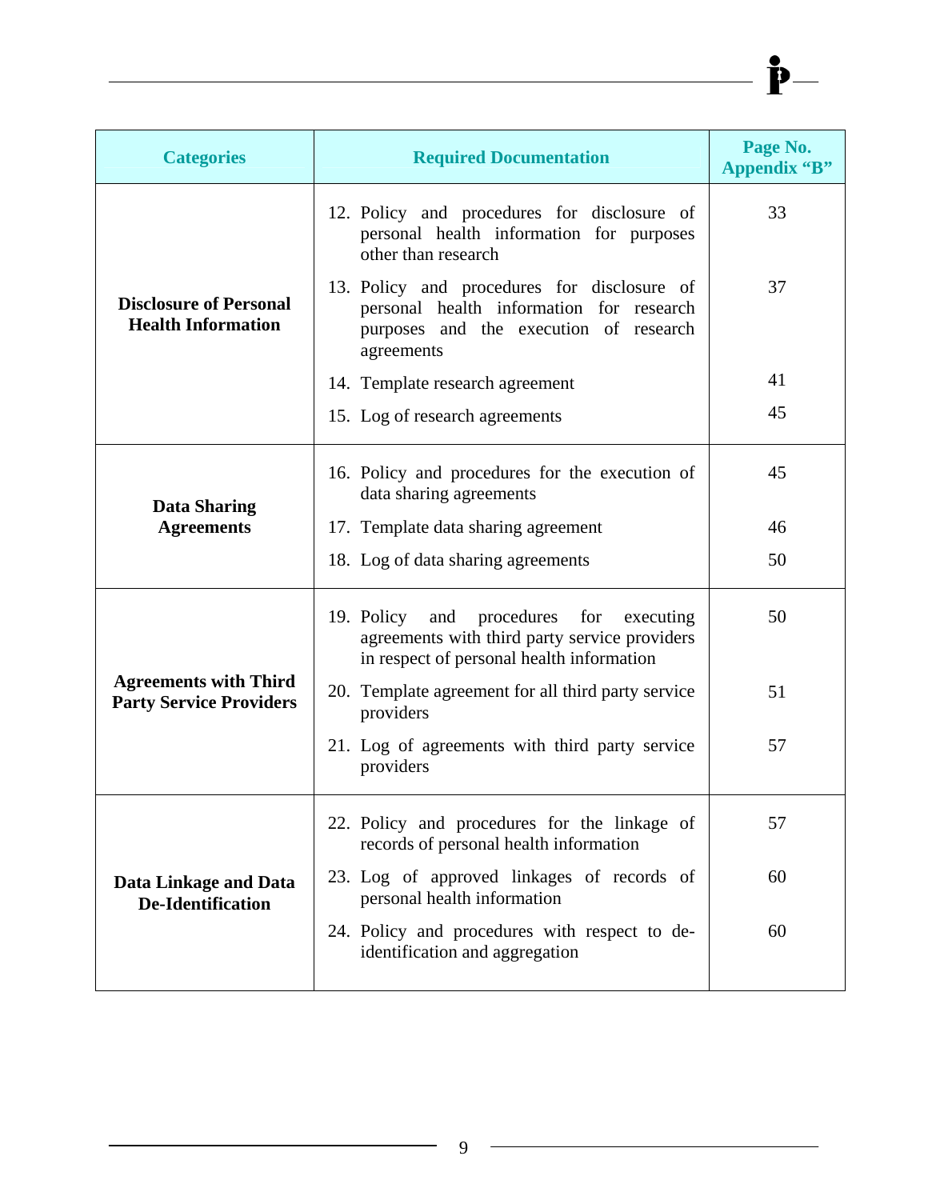| Categories | Required Documentation | Page No. Appendix "B" |
|---|---|---|
| **Disclosure of Personal Health Information** | 12. Policy and procedures for disclosure of personal health information for purposes other than research | 33 |
| | 13. Policy and procedures for disclosure of personal health information for research purposes and the execution of research agreements | 37 |
| | 14. Template research agreement | 41 |
| | 15. Log of research agreements | 45 |
| **Data Sharing Agreements** | 16. Policy and procedures for the execution of data sharing agreements | 45 |
| | 17. Template data sharing agreement | 46 |
| | 18. Log of data sharing agreements | 50 |
| **Agreements with Third Party Service Providers** | 19. Policy and procedures for executing agreements with third party service providers in respect of personal health information | 50 |
| | 20. Template agreement for all third party service providers | 51 |
| | 21. Log of agreements with third party service providers | 57 |
| **Data Linkage and Data De-Identification** | 22. Policy and procedures for the linkage of records of personal health information | 57 |
| | 23. Log of approved linkages of records of personal health information | 60 |
| | 24. Policy and procedures with respect to de-identification and aggregation | 60 |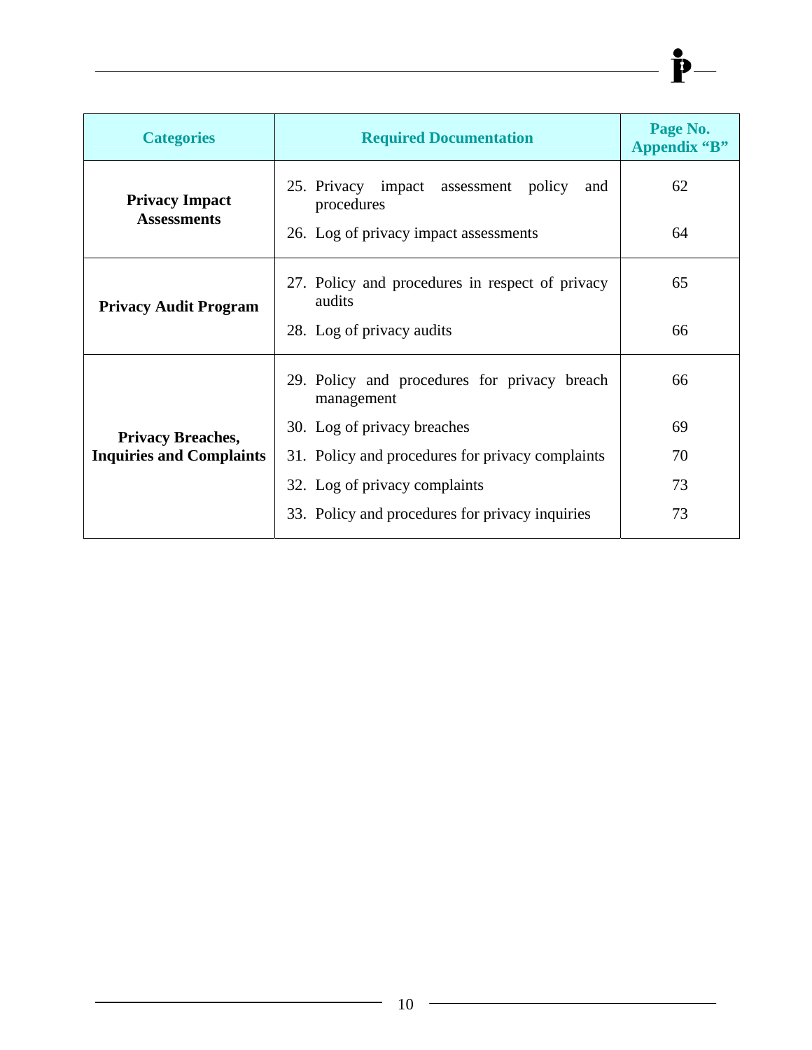| Categories | Required Documentation | Page No. Appendix "B" |
|---|---|---|
| **Privacy Impact Assessments** | 25. Privacy impact assessment policy and procedures | 62 |
| | 26. Log of privacy impact assessments | 64 |
| **Privacy Audit Program** | 27. Policy and procedures in respect of privacy audits | 65 |
| | 28. Log of privacy audits | 66 |
| **Privacy Breaches, Inquiries and Complaints** | 29. Policy and procedures for privacy breach management | 66 |
| | 30. Log of privacy breaches | 69 |
| | 31. Policy and procedures for privacy complaints | 70 |
| | 32. Log of privacy complaints | 73 |
| | 33. Policy and procedures for privacy inquiries | 73 |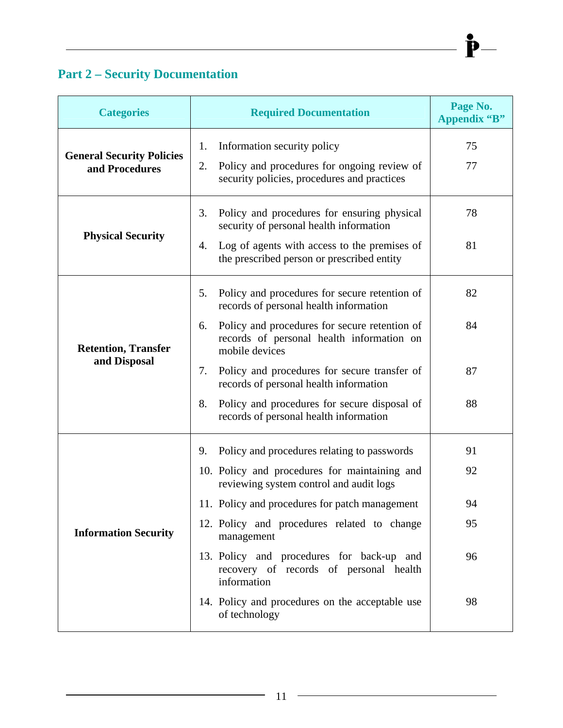## Part 2 – Security Documentation

| Categories | Required Documentation | Page No. Appendix "B" |
|---|---|---|
| **General Security Policies and Procedures** | 1. Information security policy | 75 |
| | 2. Policy and procedures for ongoing review of security policies, procedures and practices | 77 |
| **Physical Security** | 3. Policy and procedures for ensuring physical security of personal health information | 78 |
| | 4. Log of agents with access to the premises of the prescribed person or prescribed entity | 81 |
| **Retention, Transfer and Disposal** | 5. Policy and procedures for secure retention of records of personal health information | 82 |
| | 6. Policy and procedures for secure retention of records of personal health information on mobile devices | 84 |
| | 7. Policy and procedures for secure transfer of records of personal health information | 87 |
| | 8. Policy and procedures for secure disposal of records of personal health information | 88 |
| **Information Security** | 9. Policy and procedures relating to passwords | 91 |
| | 10. Policy and procedures for maintaining and reviewing system control and audit logs | 92 |
| | 11. Policy and procedures for patch management | 94 |
| | 12. Policy and procedures related to change management | 95 |
| | 13. Policy and procedures for back-up and recovery of records of personal health information | 96 |
| | 14. Policy and procedures on the acceptable use of technology | 98 |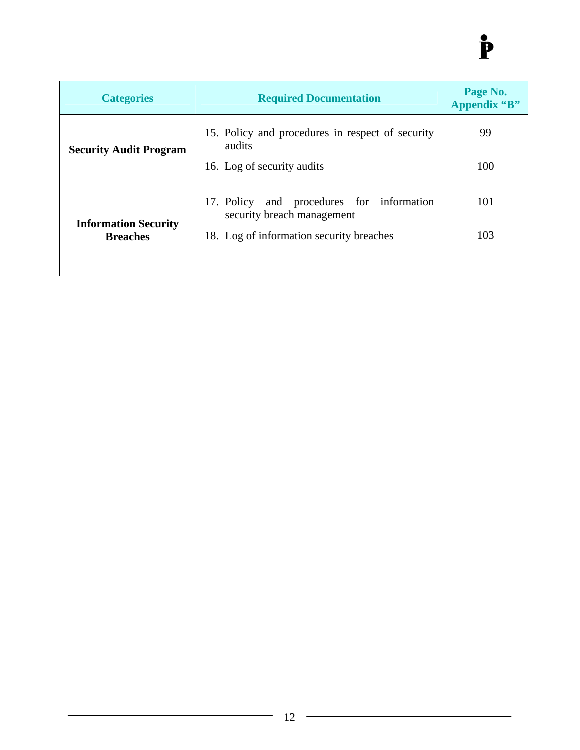| Categories | Required Documentation | Page No. Appendix "B" |
| --- | --- | --- |
| **Security Audit Program** | 15. Policy and procedures in respect of security audits | 99 |
| | 16. Log of security audits | 100 |
| **Information Security Breaches** | 17. Policy and procedures for information security breach management | 101 |
| | 18. Log of information security breaches | 103 |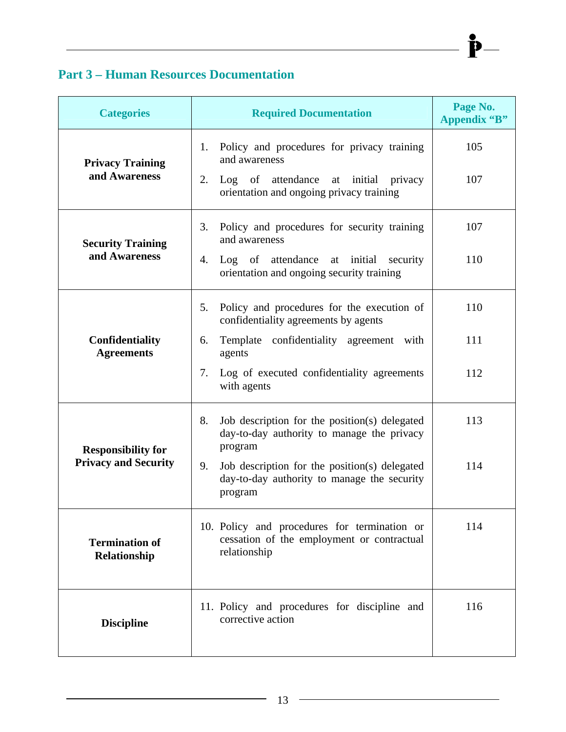## Part 3 – Human Resources Documentation

| Categories | Required Documentation | Page No. Appendix "B" |
|---|---|---|
| **Privacy Training and Awareness** | 1. Policy and procedures for privacy training and awareness | 105 |
| | 2. Log of attendance at initial privacy orientation and ongoing privacy training | 107 |
| **Security Training and Awareness** | 3. Policy and procedures for security training and awareness | 107 |
| | 4. Log of attendance at initial security orientation and ongoing security training | 110 |
| **Confidentiality Agreements** | 5. Policy and procedures for the execution of confidentiality agreements by agents | 110 |
| | 6. Template confidentiality agreement with agents | 111 |
| | 7. Log of executed confidentiality agreements with agents | 112 |
| **Responsibility for Privacy and Security** | 8. Job description for the position(s) delegated day-to-day authority to manage the privacy program | 113 |
| | 9. Job description for the position(s) delegated day-to-day authority to manage the security program | 114 |
| **Termination of Relationship** | 10. Policy and procedures for termination or cessation of the employment or contractual relationship | 114 |
| **Discipline** | 11. Policy and procedures for discipline and corrective action | 116 |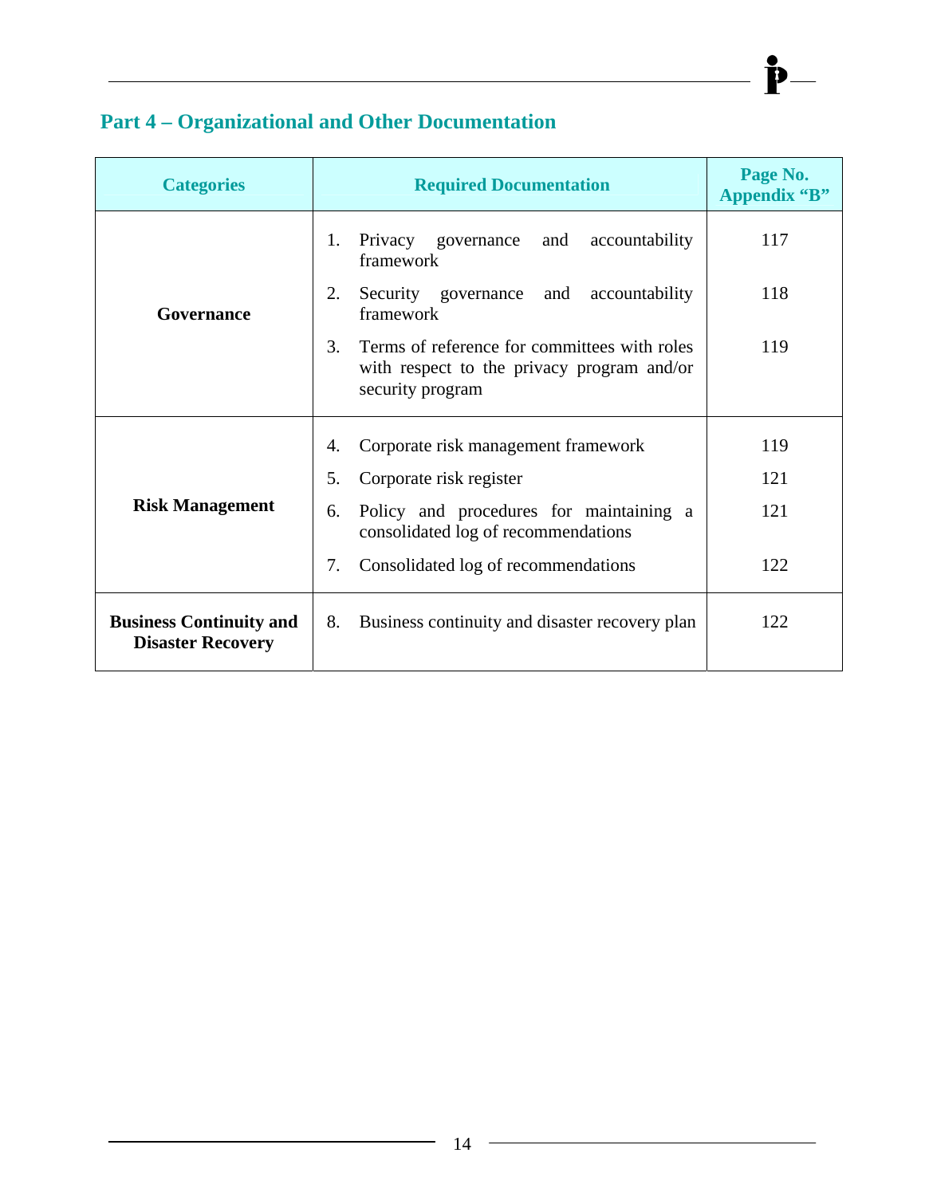## Part 4 – Organizational and Other Documentation

| Categories | Required Documentation | Page No. Appendix "B" |
|---|---|---|
| **Governance** | 1. Privacy governance and accountability framework | 117 |
| | 2. Security governance and accountability framework | 118 |
| | 3. Terms of reference for committees with roles with respect to the privacy program and/or security program | 119 |
| **Risk Management** | 4. Corporate risk management framework | 119 |
| | 5. Corporate risk register | 121 |
| | 6. Policy and procedures for maintaining a consolidated log of recommendations | 121 |
| | 7. Consolidated log of recommendations | 122 |
| **Business Continuity and Disaster Recovery** | 8. Business continuity and disaster recovery plan | 122 |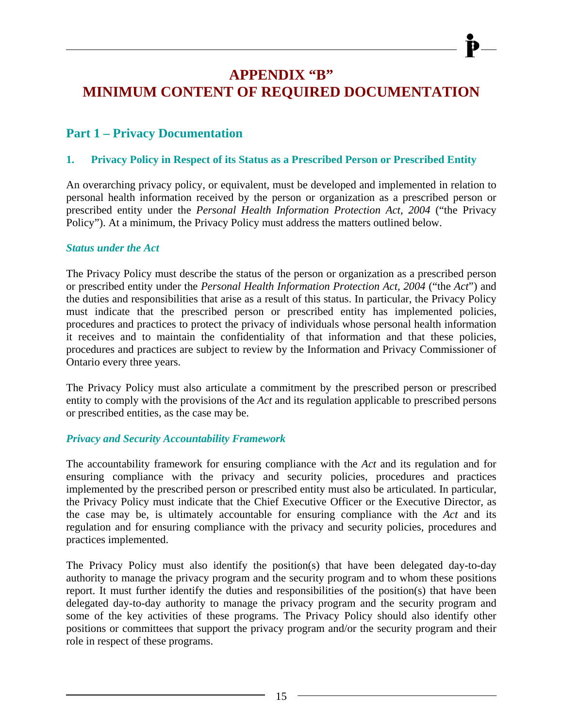# APPENDIX "B"
# MINIMUM CONTENT OF REQUIRED DOCUMENTATION

## Part 1 – Privacy Documentation

### 1. Privacy Policy in Respect of its Status as a Prescribed Person or Prescribed Entity

An overarching privacy policy, or equivalent, must be developed and implemented in relation to personal health information received by the person or organization as a prescribed person or prescribed entity under the *Personal Health Information Protection Act, 2004* ("the Privacy Policy"). At a minimum, the Privacy Policy must address the matters outlined below.

#### *Status under the Act*

The Privacy Policy must describe the status of the person or organization as a prescribed person or prescribed entity under the *Personal Health Information Protection Act, 2004* ("the *Act*") and the duties and responsibilities that arise as a result of this status. In particular, the Privacy Policy must indicate that the prescribed person or prescribed entity has implemented policies, procedures and practices to protect the privacy of individuals whose personal health information it receives and to maintain the confidentiality of that information and that these policies, procedures and practices are subject to review by the Information and Privacy Commissioner of Ontario every three years.

The Privacy Policy must also articulate a commitment by the prescribed person or prescribed entity to comply with the provisions of the *Act* and its regulation applicable to prescribed persons or prescribed entities, as the case may be.

#### *Privacy and Security Accountability Framework*

The accountability framework for ensuring compliance with the *Act* and its regulation and for ensuring compliance with the privacy and security policies, procedures and practices implemented by the prescribed person or prescribed entity must also be articulated. In particular, the Privacy Policy must indicate that the Chief Executive Officer or the Executive Director, as the case may be, is ultimately accountable for ensuring compliance with the *Act* and its regulation and for ensuring compliance with the privacy and security policies, procedures and practices implemented.

The Privacy Policy must also identify the position(s) that have been delegated day-to-day authority to manage the privacy program and the security program and to whom these positions report. It must further identify the duties and responsibilities of the position(s) that have been delegated day-to-day authority to manage the privacy program and the security program and some of the key activities of these programs. The Privacy Policy should also identify other positions or committees that support the privacy program and/or the security program and their role in respect of these programs.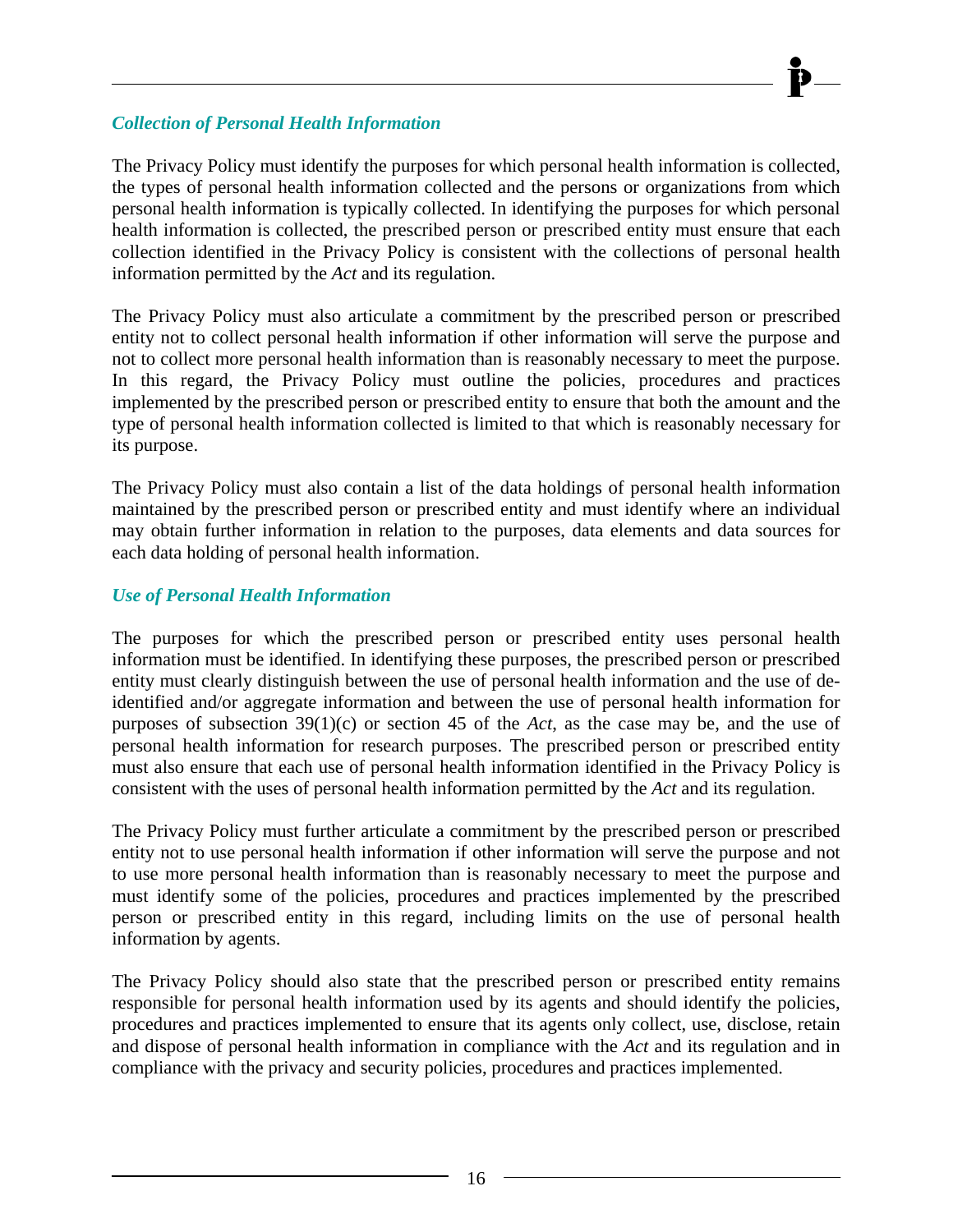### *Collection of Personal Health Information*

The Privacy Policy must identify the purposes for which personal health information is collected, the types of personal health information collected and the persons or organizations from which personal health information is typically collected. In identifying the purposes for which personal health information is collected, the prescribed person or prescribed entity must ensure that each collection identified in the Privacy Policy is consistent with the collections of personal health information permitted by the *Act* and its regulation.

The Privacy Policy must also articulate a commitment by the prescribed person or prescribed entity not to collect personal health information if other information will serve the purpose and not to collect more personal health information than is reasonably necessary to meet the purpose. In this regard, the Privacy Policy must outline the policies, procedures and practices implemented by the prescribed person or prescribed entity to ensure that both the amount and the type of personal health information collected is limited to that which is reasonably necessary for its purpose.

The Privacy Policy must also contain a list of the data holdings of personal health information maintained by the prescribed person or prescribed entity and must identify where an individual may obtain further information in relation to the purposes, data elements and data sources for each data holding of personal health information.

### *Use of Personal Health Information*

The purposes for which the prescribed person or prescribed entity uses personal health information must be identified. In identifying these purposes, the prescribed person or prescribed entity must clearly distinguish between the use of personal health information and the use of de-identified and/or aggregate information and between the use of personal health information for purposes of subsection 39(1)(c) or section 45 of the *Act*, as the case may be, and the use of personal health information for research purposes. The prescribed person or prescribed entity must also ensure that each use of personal health information identified in the Privacy Policy is consistent with the uses of personal health information permitted by the *Act* and its regulation.

The Privacy Policy must further articulate a commitment by the prescribed person or prescribed entity not to use personal health information if other information will serve the purpose and not to use more personal health information than is reasonably necessary to meet the purpose and must identify some of the policies, procedures and practices implemented by the prescribed person or prescribed entity in this regard, including limits on the use of personal health information by agents.

The Privacy Policy should also state that the prescribed person or prescribed entity remains responsible for personal health information used by its agents and should identify the policies, procedures and practices implemented to ensure that its agents only collect, use, disclose, retain and dispose of personal health information in compliance with the *Act* and its regulation and in compliance with the privacy and security policies, procedures and practices implemented.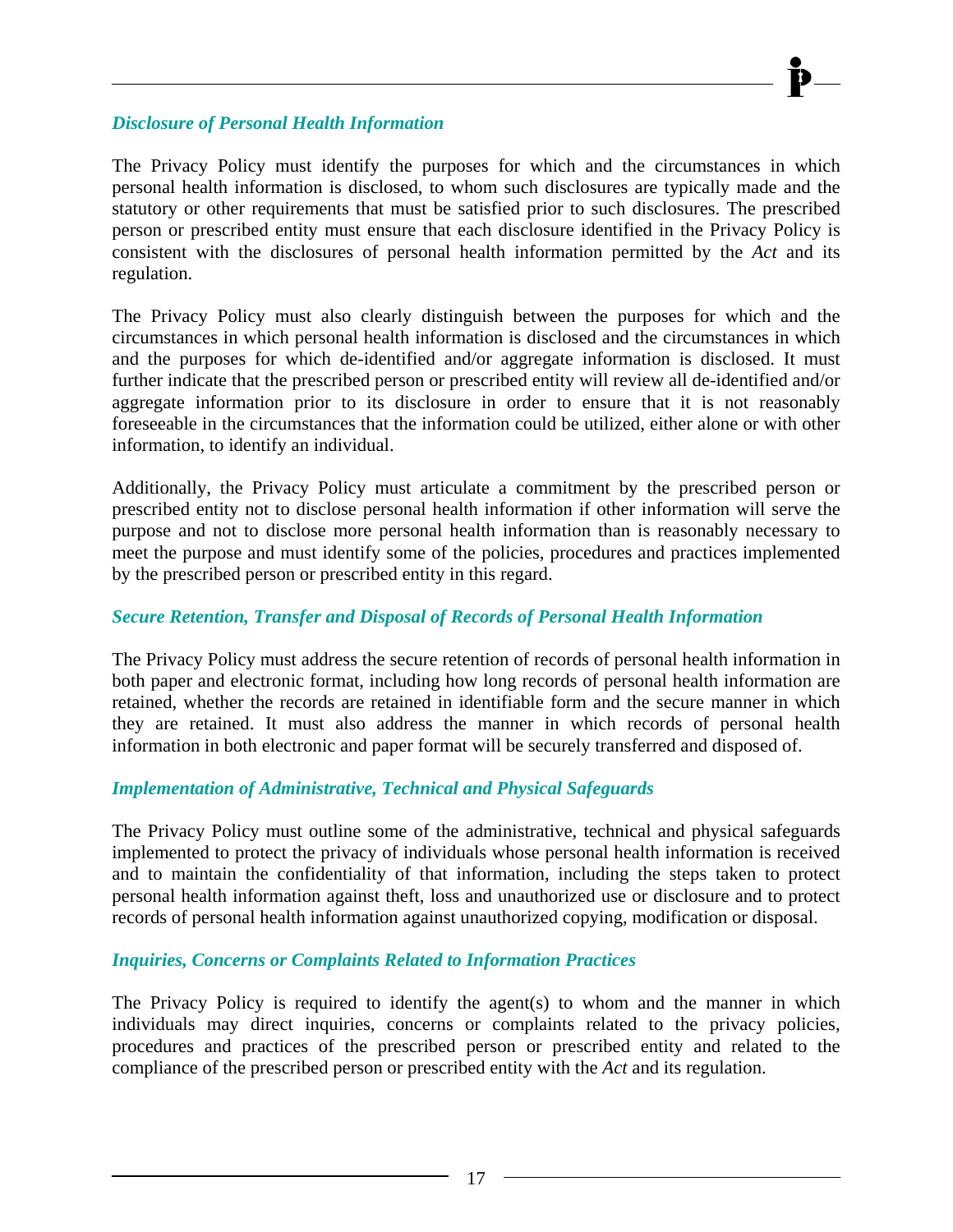### *Disclosure of Personal Health Information*

The Privacy Policy must identify the purposes for which and the circumstances in which personal health information is disclosed, to whom such disclosures are typically made and the statutory or other requirements that must be satisfied prior to such disclosures. The prescribed person or prescribed entity must ensure that each disclosure identified in the Privacy Policy is consistent with the disclosures of personal health information permitted by the *Act* and its regulation.

The Privacy Policy must also clearly distinguish between the purposes for which and the circumstances in which personal health information is disclosed and the circumstances in which and the purposes for which de-identified and/or aggregate information is disclosed. It must further indicate that the prescribed person or prescribed entity will review all de-identified and/or aggregate information prior to its disclosure in order to ensure that it is not reasonably foreseeable in the circumstances that the information could be utilized, either alone or with other information, to identify an individual.

Additionally, the Privacy Policy must articulate a commitment by the prescribed person or prescribed entity not to disclose personal health information if other information will serve the purpose and not to disclose more personal health information than is reasonably necessary to meet the purpose and must identify some of the policies, procedures and practices implemented by the prescribed person or prescribed entity in this regard.

### *Secure Retention, Transfer and Disposal of Records of Personal Health Information*

The Privacy Policy must address the secure retention of records of personal health information in both paper and electronic format, including how long records of personal health information are retained, whether the records are retained in identifiable form and the secure manner in which they are retained. It must also address the manner in which records of personal health information in both electronic and paper format will be securely transferred and disposed of.

### *Implementation of Administrative, Technical and Physical Safeguards*

The Privacy Policy must outline some of the administrative, technical and physical safeguards implemented to protect the privacy of individuals whose personal health information is received and to maintain the confidentiality of that information, including the steps taken to protect personal health information against theft, loss and unauthorized use or disclosure and to protect records of personal health information against unauthorized copying, modification or disposal.

### *Inquiries, Concerns or Complaints Related to Information Practices*

The Privacy Policy is required to identify the agent(s) to whom and the manner in which individuals may direct inquiries, concerns or complaints related to the privacy policies, procedures and practices of the prescribed person or prescribed entity and related to the compliance of the prescribed person or prescribed entity with the *Act* and its regulation.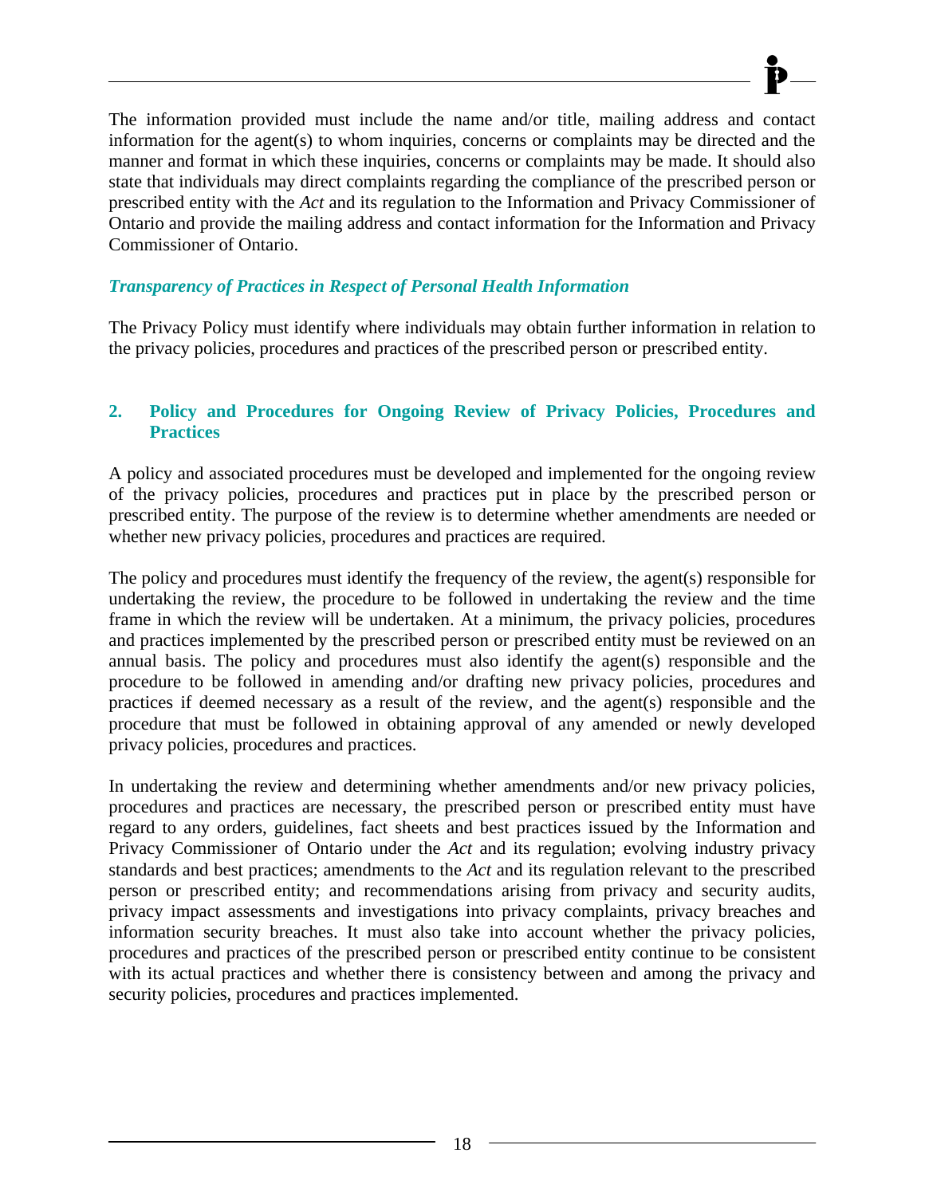The information provided must include the name and/or title, mailing address and contact information for the agent(s) to whom inquiries, concerns or complaints may be directed and the manner and format in which these inquiries, concerns or complaints may be made. It should also state that individuals may direct complaints regarding the compliance of the prescribed person or prescribed entity with the *Act* and its regulation to the Information and Privacy Commissioner of Ontario and provide the mailing address and contact information for the Information and Privacy Commissioner of Ontario.

***Transparency of Practices in Respect of Personal Health Information***

The Privacy Policy must identify where individuals may obtain further information in relation to the privacy policies, procedures and practices of the prescribed person or prescribed entity.

## 2. Policy and Procedures for Ongoing Review of Privacy Policies, Procedures and Practices

A policy and associated procedures must be developed and implemented for the ongoing review of the privacy policies, procedures and practices put in place by the prescribed person or prescribed entity. The purpose of the review is to determine whether amendments are needed or whether new privacy policies, procedures and practices are required.

The policy and procedures must identify the frequency of the review, the agent(s) responsible for undertaking the review, the procedure to be followed in undertaking the review and the time frame in which the review will be undertaken. At a minimum, the privacy policies, procedures and practices implemented by the prescribed person or prescribed entity must be reviewed on an annual basis. The policy and procedures must also identify the agent(s) responsible and the procedure to be followed in amending and/or drafting new privacy policies, procedures and practices if deemed necessary as a result of the review, and the agent(s) responsible and the procedure that must be followed in obtaining approval of any amended or newly developed privacy policies, procedures and practices.

In undertaking the review and determining whether amendments and/or new privacy policies, procedures and practices are necessary, the prescribed person or prescribed entity must have regard to any orders, guidelines, fact sheets and best practices issued by the Information and Privacy Commissioner of Ontario under the *Act* and its regulation; evolving industry privacy standards and best practices; amendments to the *Act* and its regulation relevant to the prescribed person or prescribed entity; and recommendations arising from privacy and security audits, privacy impact assessments and investigations into privacy complaints, privacy breaches and information security breaches. It must also take into account whether the privacy policies, procedures and practices of the prescribed person or prescribed entity continue to be consistent with its actual practices and whether there is consistency between and among the privacy and security policies, procedures and practices implemented.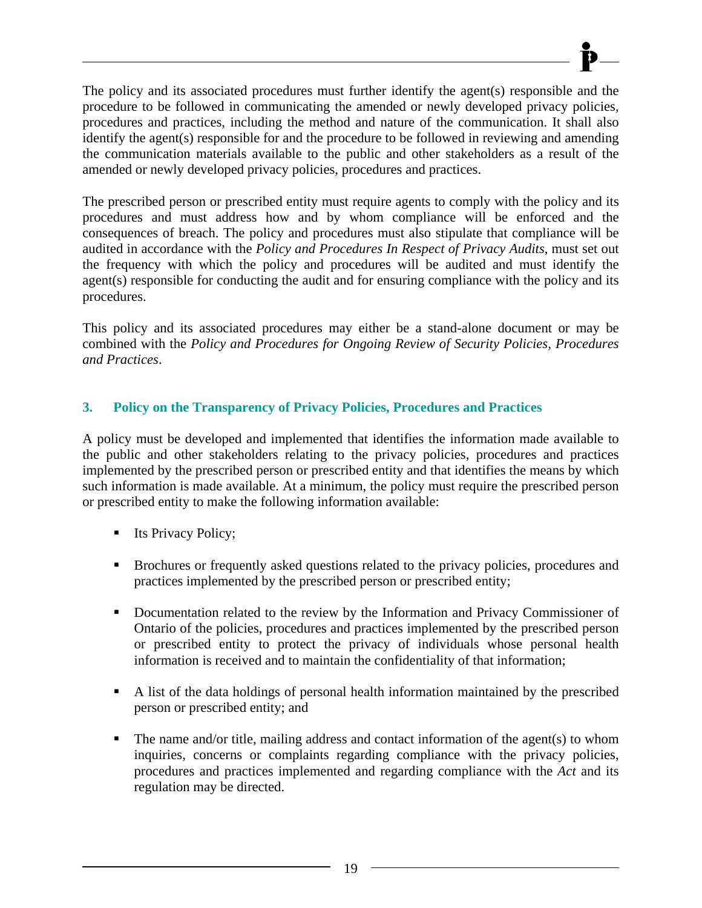The policy and its associated procedures must further identify the agent(s) responsible and the procedure to be followed in communicating the amended or newly developed privacy policies, procedures and practices, including the method and nature of the communication. It shall also identify the agent(s) responsible for and the procedure to be followed in reviewing and amending the communication materials available to the public and other stakeholders as a result of the amended or newly developed privacy policies, procedures and practices.

The prescribed person or prescribed entity must require agents to comply with the policy and its procedures and must address how and by whom compliance will be enforced and the consequences of breach. The policy and procedures must also stipulate that compliance will be audited in accordance with the *Policy and Procedures In Respect of Privacy Audits*, must set out the frequency with which the policy and procedures will be audited and must identify the agent(s) responsible for conducting the audit and for ensuring compliance with the policy and its procedures.

This policy and its associated procedures may either be a stand-alone document or may be combined with the *Policy and Procedures for Ongoing Review of Security Policies, Procedures and Practices*.

### 3. Policy on the Transparency of Privacy Policies, Procedures and Practices

A policy must be developed and implemented that identifies the information made available to the public and other stakeholders relating to the privacy policies, procedures and practices implemented by the prescribed person or prescribed entity and that identifies the means by which such information is made available. At a minimum, the policy must require the prescribed person or prescribed entity to make the following information available:

- Its Privacy Policy;
- Brochures or frequently asked questions related to the privacy policies, procedures and practices implemented by the prescribed person or prescribed entity;
- Documentation related to the review by the Information and Privacy Commissioner of Ontario of the policies, procedures and practices implemented by the prescribed person or prescribed entity to protect the privacy of individuals whose personal health information is received and to maintain the confidentiality of that information;
- A list of the data holdings of personal health information maintained by the prescribed person or prescribed entity; and
- The name and/or title, mailing address and contact information of the agent(s) to whom inquiries, concerns or complaints regarding compliance with the privacy policies, procedures and practices implemented and regarding compliance with the *Act* and its regulation may be directed.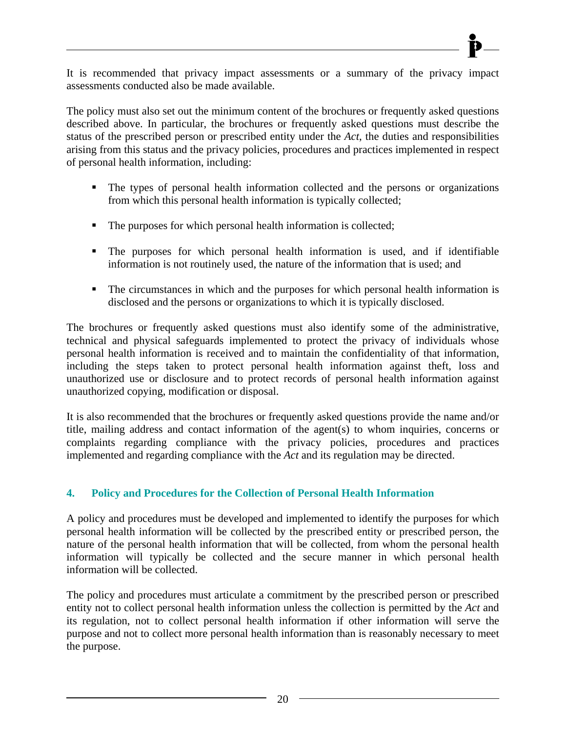It is recommended that privacy impact assessments or a summary of the privacy impact assessments conducted also be made available.

The policy must also set out the minimum content of the brochures or frequently asked questions described above. In particular, the brochures or frequently asked questions must describe the status of the prescribed person or prescribed entity under the *Act*, the duties and responsibilities arising from this status and the privacy policies, procedures and practices implemented in respect of personal health information, including:

- The types of personal health information collected and the persons or organizations from which this personal health information is typically collected;
- The purposes for which personal health information is collected;
- The purposes for which personal health information is used, and if identifiable information is not routinely used, the nature of the information that is used; and
- The circumstances in which and the purposes for which personal health information is disclosed and the persons or organizations to which it is typically disclosed.

The brochures or frequently asked questions must also identify some of the administrative, technical and physical safeguards implemented to protect the privacy of individuals whose personal health information is received and to maintain the confidentiality of that information, including the steps taken to protect personal health information against theft, loss and unauthorized use or disclosure and to protect records of personal health information against unauthorized copying, modification or disposal.

It is also recommended that the brochures or frequently asked questions provide the name and/or title, mailing address and contact information of the agent(s) to whom inquiries, concerns or complaints regarding compliance with the privacy policies, procedures and practices implemented and regarding compliance with the *Act* and its regulation may be directed.

### 4. Policy and Procedures for the Collection of Personal Health Information

A policy and procedures must be developed and implemented to identify the purposes for which personal health information will be collected by the prescribed entity or prescribed person, the nature of the personal health information that will be collected, from whom the personal health information will typically be collected and the secure manner in which personal health information will be collected.

The policy and procedures must articulate a commitment by the prescribed person or prescribed entity not to collect personal health information unless the collection is permitted by the *Act* and its regulation, not to collect personal health information if other information will serve the purpose and not to collect more personal health information than is reasonably necessary to meet the purpose.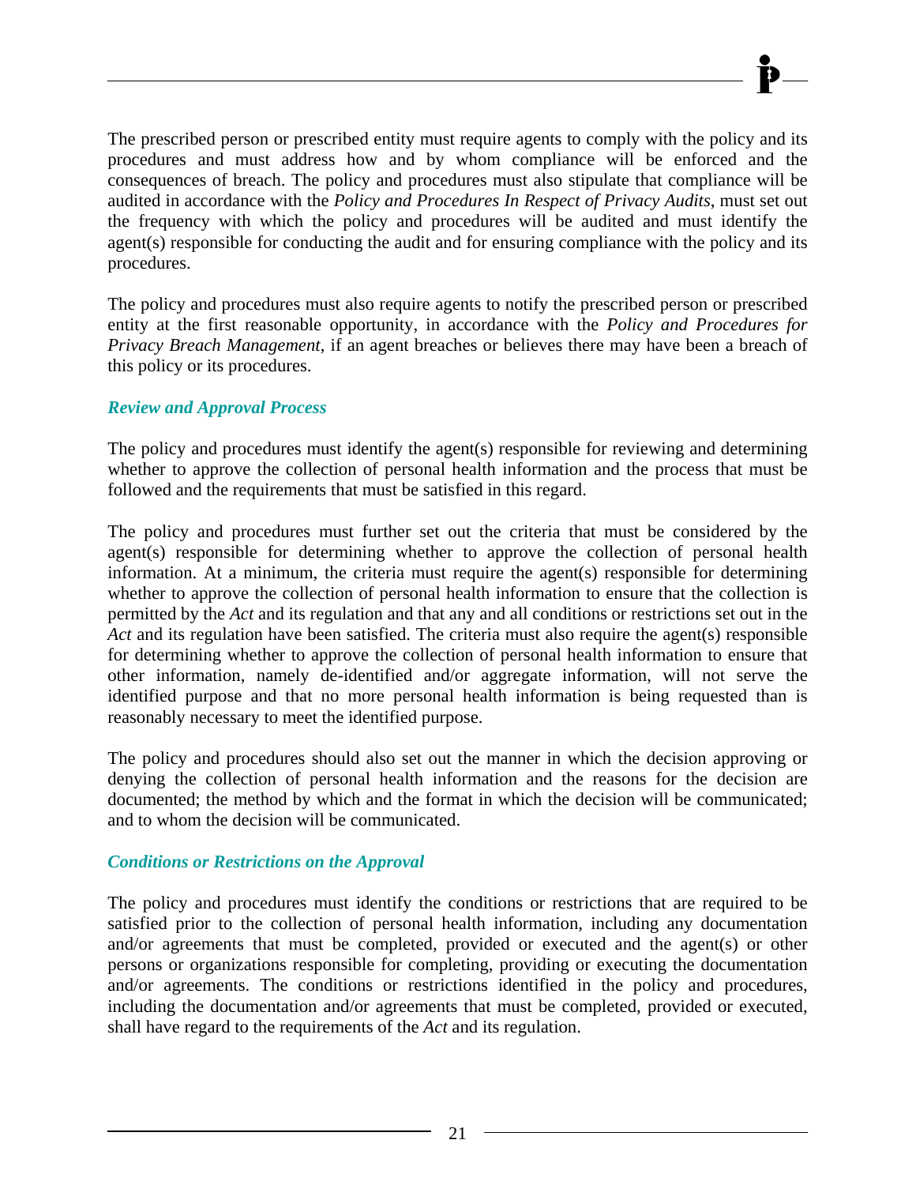The prescribed person or prescribed entity must require agents to comply with the policy and its procedures and must address how and by whom compliance will be enforced and the consequences of breach. The policy and procedures must also stipulate that compliance will be audited in accordance with the *Policy and Procedures In Respect of Privacy Audits*, must set out the frequency with which the policy and procedures will be audited and must identify the agent(s) responsible for conducting the audit and for ensuring compliance with the policy and its procedures.

The policy and procedures must also require agents to notify the prescribed person or prescribed entity at the first reasonable opportunity, in accordance with the *Policy and Procedures for Privacy Breach Management*, if an agent breaches or believes there may have been a breach of this policy or its procedures.

### *Review and Approval Process*

The policy and procedures must identify the agent(s) responsible for reviewing and determining whether to approve the collection of personal health information and the process that must be followed and the requirements that must be satisfied in this regard.

The policy and procedures must further set out the criteria that must be considered by the agent(s) responsible for determining whether to approve the collection of personal health information. At a minimum, the criteria must require the agent(s) responsible for determining whether to approve the collection of personal health information to ensure that the collection is permitted by the *Act* and its regulation and that any and all conditions or restrictions set out in the *Act* and its regulation have been satisfied. The criteria must also require the agent(s) responsible for determining whether to approve the collection of personal health information to ensure that other information, namely de-identified and/or aggregate information, will not serve the identified purpose and that no more personal health information is being requested than is reasonably necessary to meet the identified purpose.

The policy and procedures should also set out the manner in which the decision approving or denying the collection of personal health information and the reasons for the decision are documented; the method by which and the format in which the decision will be communicated; and to whom the decision will be communicated.

### *Conditions or Restrictions on the Approval*

The policy and procedures must identify the conditions or restrictions that are required to be satisfied prior to the collection of personal health information, including any documentation and/or agreements that must be completed, provided or executed and the agent(s) or other persons or organizations responsible for completing, providing or executing the documentation and/or agreements. The conditions or restrictions identified in the policy and procedures, including the documentation and/or agreements that must be completed, provided or executed, shall have regard to the requirements of the *Act* and its regulation.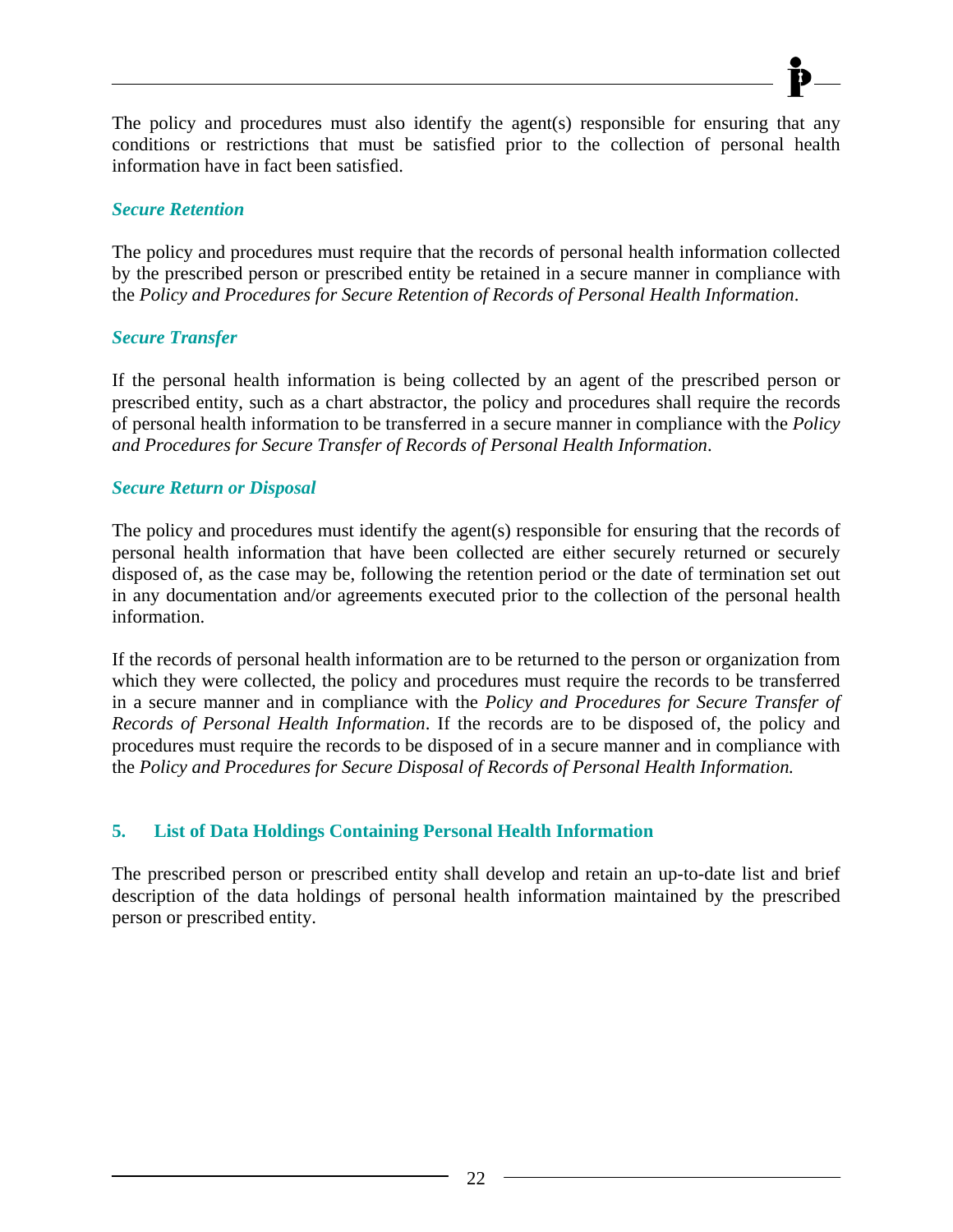The policy and procedures must also identify the agent(s) responsible for ensuring that any conditions or restrictions that must be satisfied prior to the collection of personal health information have in fact been satisfied.

### *Secure Retention*

The policy and procedures must require that the records of personal health information collected by the prescribed person or prescribed entity be retained in a secure manner in compliance with the *Policy and Procedures for Secure Retention of Records of Personal Health Information*.

### *Secure Transfer*

If the personal health information is being collected by an agent of the prescribed person or prescribed entity, such as a chart abstractor, the policy and procedures shall require the records of personal health information to be transferred in a secure manner in compliance with the *Policy and Procedures for Secure Transfer of Records of Personal Health Information*.

### *Secure Return or Disposal*

The policy and procedures must identify the agent(s) responsible for ensuring that the records of personal health information that have been collected are either securely returned or securely disposed of, as the case may be, following the retention period or the date of termination set out in any documentation and/or agreements executed prior to the collection of the personal health information.

If the records of personal health information are to be returned to the person or organization from which they were collected, the policy and procedures must require the records to be transferred in a secure manner and in compliance with the *Policy and Procedures for Secure Transfer of Records of Personal Health Information*. If the records are to be disposed of, the policy and procedures must require the records to be disposed of in a secure manner and in compliance with the *Policy and Procedures for Secure Disposal of Records of Personal Health Information.*

## 5. List of Data Holdings Containing Personal Health Information

The prescribed person or prescribed entity shall develop and retain an up-to-date list and brief description of the data holdings of personal health information maintained by the prescribed person or prescribed entity.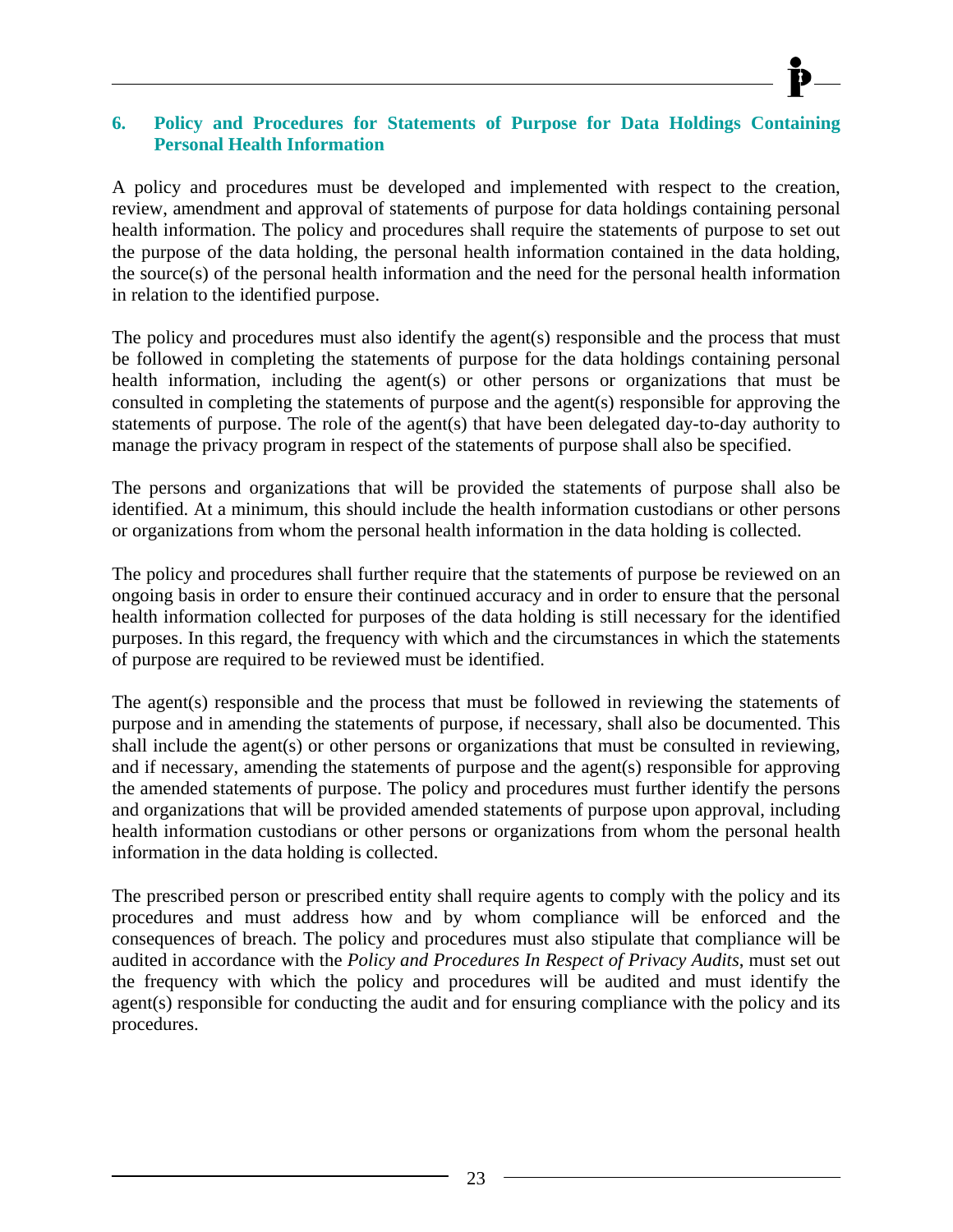## 6. Policy and Procedures for Statements of Purpose for Data Holdings Containing Personal Health Information

A policy and procedures must be developed and implemented with respect to the creation, review, amendment and approval of statements of purpose for data holdings containing personal health information. The policy and procedures shall require the statements of purpose to set out the purpose of the data holding, the personal health information contained in the data holding, the source(s) of the personal health information and the need for the personal health information in relation to the identified purpose.

The policy and procedures must also identify the agent(s) responsible and the process that must be followed in completing the statements of purpose for the data holdings containing personal health information, including the agent(s) or other persons or organizations that must be consulted in completing the statements of purpose and the agent(s) responsible for approving the statements of purpose. The role of the agent(s) that have been delegated day-to-day authority to manage the privacy program in respect of the statements of purpose shall also be specified.

The persons and organizations that will be provided the statements of purpose shall also be identified. At a minimum, this should include the health information custodians or other persons or organizations from whom the personal health information in the data holding is collected.

The policy and procedures shall further require that the statements of purpose be reviewed on an ongoing basis in order to ensure their continued accuracy and in order to ensure that the personal health information collected for purposes of the data holding is still necessary for the identified purposes. In this regard, the frequency with which and the circumstances in which the statements of purpose are required to be reviewed must be identified.

The agent(s) responsible and the process that must be followed in reviewing the statements of purpose and in amending the statements of purpose, if necessary, shall also be documented. This shall include the agent(s) or other persons or organizations that must be consulted in reviewing, and if necessary, amending the statements of purpose and the agent(s) responsible for approving the amended statements of purpose. The policy and procedures must further identify the persons and organizations that will be provided amended statements of purpose upon approval, including health information custodians or other persons or organizations from whom the personal health information in the data holding is collected.

The prescribed person or prescribed entity shall require agents to comply with the policy and its procedures and must address how and by whom compliance will be enforced and the consequences of breach. The policy and procedures must also stipulate that compliance will be audited in accordance with the *Policy and Procedures In Respect of Privacy Audits*, must set out the frequency with which the policy and procedures will be audited and must identify the agent(s) responsible for conducting the audit and for ensuring compliance with the policy and its procedures.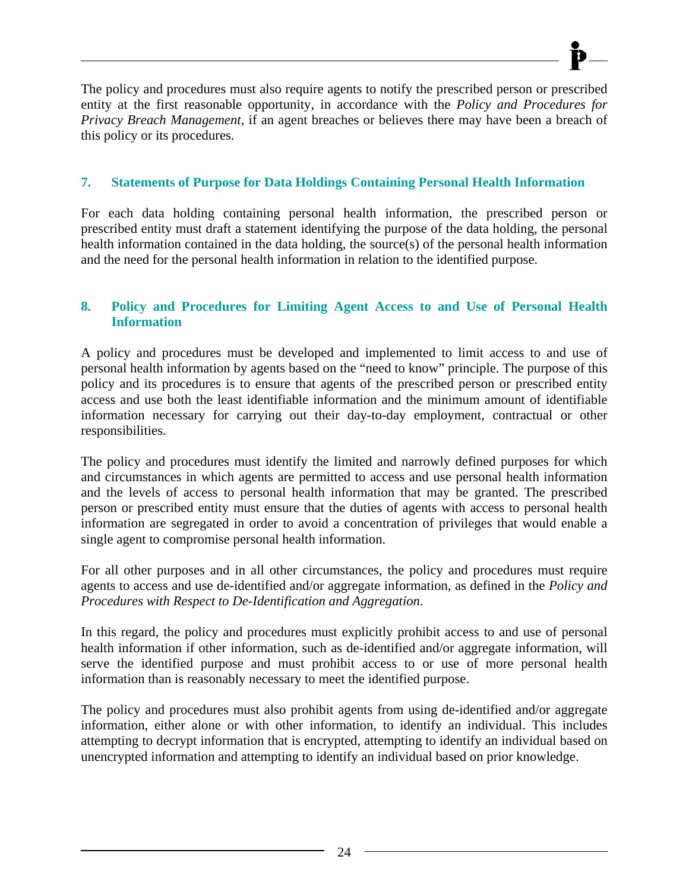The policy and procedures must also require agents to notify the prescribed person or prescribed entity at the first reasonable opportunity, in accordance with the *Policy and Procedures for Privacy Breach Management*, if an agent breaches or believes there may have been a breach of this policy or its procedures.

### 7. Statements of Purpose for Data Holdings Containing Personal Health Information

For each data holding containing personal health information, the prescribed person or prescribed entity must draft a statement identifying the purpose of the data holding, the personal health information contained in the data holding, the source(s) of the personal health information and the need for the personal health information in relation to the identified purpose.

### 8. Policy and Procedures for Limiting Agent Access to and Use of Personal Health Information

A policy and procedures must be developed and implemented to limit access to and use of personal health information by agents based on the "need to know" principle. The purpose of this policy and its procedures is to ensure that agents of the prescribed person or prescribed entity access and use both the least identifiable information and the minimum amount of identifiable information necessary for carrying out their day-to-day employment, contractual or other responsibilities.

The policy and procedures must identify the limited and narrowly defined purposes for which and circumstances in which agents are permitted to access and use personal health information and the levels of access to personal health information that may be granted. The prescribed person or prescribed entity must ensure that the duties of agents with access to personal health information are segregated in order to avoid a concentration of privileges that would enable a single agent to compromise personal health information.

For all other purposes and in all other circumstances, the policy and procedures must require agents to access and use de-identified and/or aggregate information, as defined in the *Policy and Procedures with Respect to De-Identification and Aggregation*.

In this regard, the policy and procedures must explicitly prohibit access to and use of personal health information if other information, such as de-identified and/or aggregate information, will serve the identified purpose and must prohibit access to or use of more personal health information than is reasonably necessary to meet the identified purpose.

The policy and procedures must also prohibit agents from using de-identified and/or aggregate information, either alone or with other information, to identify an individual. This includes attempting to decrypt information that is encrypted, attempting to identify an individual based on unencrypted information and attempting to identify an individual based on prior knowledge.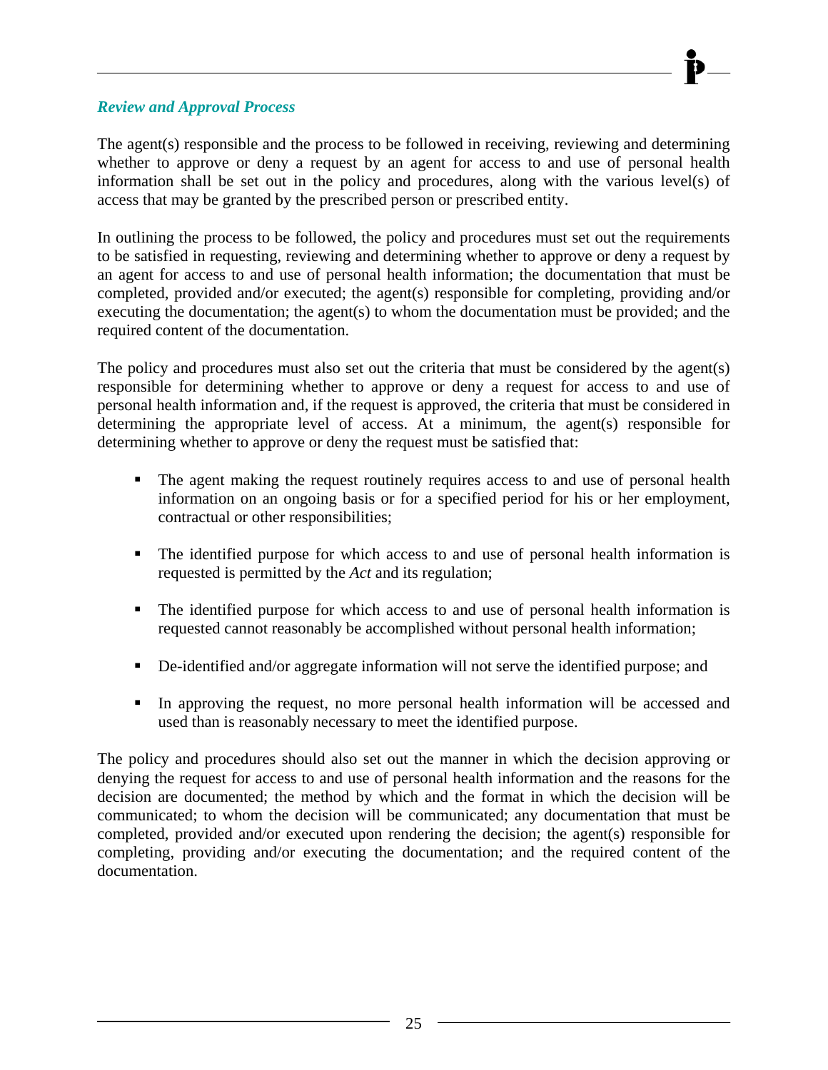### *Review and Approval Process*

The agent(s) responsible and the process to be followed in receiving, reviewing and determining whether to approve or deny a request by an agent for access to and use of personal health information shall be set out in the policy and procedures, along with the various level(s) of access that may be granted by the prescribed person or prescribed entity.

In outlining the process to be followed, the policy and procedures must set out the requirements to be satisfied in requesting, reviewing and determining whether to approve or deny a request by an agent for access to and use of personal health information; the documentation that must be completed, provided and/or executed; the agent(s) responsible for completing, providing and/or executing the documentation; the agent(s) to whom the documentation must be provided; and the required content of the documentation.

The policy and procedures must also set out the criteria that must be considered by the agent(s) responsible for determining whether to approve or deny a request for access to and use of personal health information and, if the request is approved, the criteria that must be considered in determining the appropriate level of access. At a minimum, the agent(s) responsible for determining whether to approve or deny the request must be satisfied that:

- The agent making the request routinely requires access to and use of personal health information on an ongoing basis or for a specified period for his or her employment, contractual or other responsibilities;
- The identified purpose for which access to and use of personal health information is requested is permitted by the *Act* and its regulation;
- The identified purpose for which access to and use of personal health information is requested cannot reasonably be accomplished without personal health information;
- De-identified and/or aggregate information will not serve the identified purpose; and
- In approving the request, no more personal health information will be accessed and used than is reasonably necessary to meet the identified purpose.

The policy and procedures should also set out the manner in which the decision approving or denying the request for access to and use of personal health information and the reasons for the decision are documented; the method by which and the format in which the decision will be communicated; to whom the decision will be communicated; any documentation that must be completed, provided and/or executed upon rendering the decision; the agent(s) responsible for completing, providing and/or executing the documentation; and the required content of the documentation.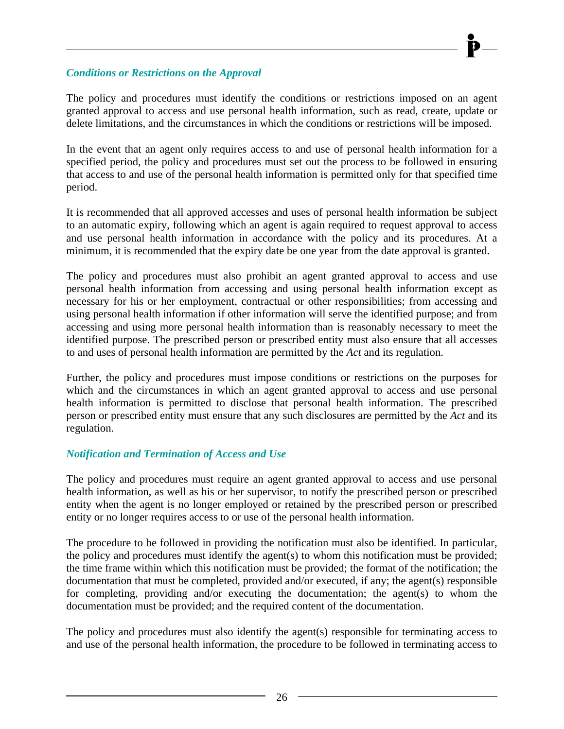### *Conditions or Restrictions on the Approval*

The policy and procedures must identify the conditions or restrictions imposed on an agent granted approval to access and use personal health information, such as read, create, update or delete limitations, and the circumstances in which the conditions or restrictions will be imposed.

In the event that an agent only requires access to and use of personal health information for a specified period, the policy and procedures must set out the process to be followed in ensuring that access to and use of the personal health information is permitted only for that specified time period.

It is recommended that all approved accesses and uses of personal health information be subject to an automatic expiry, following which an agent is again required to request approval to access and use personal health information in accordance with the policy and its procedures. At a minimum, it is recommended that the expiry date be one year from the date approval is granted.

The policy and procedures must also prohibit an agent granted approval to access and use personal health information from accessing and using personal health information except as necessary for his or her employment, contractual or other responsibilities; from accessing and using personal health information if other information will serve the identified purpose; and from accessing and using more personal health information than is reasonably necessary to meet the identified purpose. The prescribed person or prescribed entity must also ensure that all accesses to and uses of personal health information are permitted by the *Act* and its regulation.

Further, the policy and procedures must impose conditions or restrictions on the purposes for which and the circumstances in which an agent granted approval to access and use personal health information is permitted to disclose that personal health information. The prescribed person or prescribed entity must ensure that any such disclosures are permitted by the *Act* and its regulation.

### *Notification and Termination of Access and Use*

The policy and procedures must require an agent granted approval to access and use personal health information, as well as his or her supervisor, to notify the prescribed person or prescribed entity when the agent is no longer employed or retained by the prescribed person or prescribed entity or no longer requires access to or use of the personal health information.

The procedure to be followed in providing the notification must also be identified. In particular, the policy and procedures must identify the agent(s) to whom this notification must be provided; the time frame within which this notification must be provided; the format of the notification; the documentation that must be completed, provided and/or executed, if any; the agent(s) responsible for completing, providing and/or executing the documentation; the agent(s) to whom the documentation must be provided; and the required content of the documentation.

The policy and procedures must also identify the agent(s) responsible for terminating access to and use of the personal health information, the procedure to be followed in terminating access to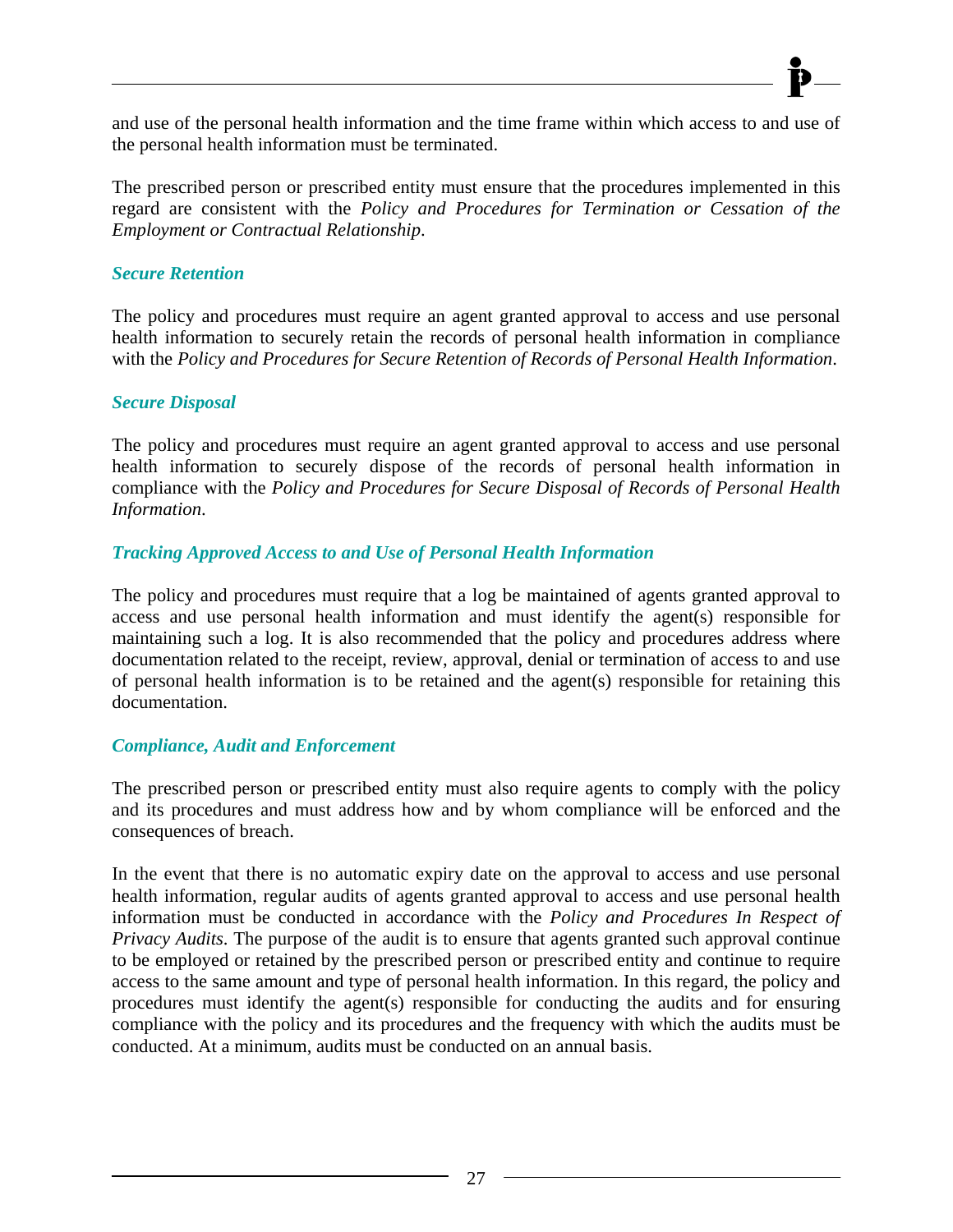and use of the personal health information and the time frame within which access to and use of the personal health information must be terminated.

The prescribed person or prescribed entity must ensure that the procedures implemented in this regard are consistent with the *Policy and Procedures for Termination or Cessation of the Employment or Contractual Relationship*.

### *Secure Retention*

The policy and procedures must require an agent granted approval to access and use personal health information to securely retain the records of personal health information in compliance with the *Policy and Procedures for Secure Retention of Records of Personal Health Information*.

### *Secure Disposal*

The policy and procedures must require an agent granted approval to access and use personal health information to securely dispose of the records of personal health information in compliance with the *Policy and Procedures for Secure Disposal of Records of Personal Health Information*.

### *Tracking Approved Access to and Use of Personal Health Information*

The policy and procedures must require that a log be maintained of agents granted approval to access and use personal health information and must identify the agent(s) responsible for maintaining such a log. It is also recommended that the policy and procedures address where documentation related to the receipt, review, approval, denial or termination of access to and use of personal health information is to be retained and the agent(s) responsible for retaining this documentation.

### *Compliance, Audit and Enforcement*

The prescribed person or prescribed entity must also require agents to comply with the policy and its procedures and must address how and by whom compliance will be enforced and the consequences of breach.

In the event that there is no automatic expiry date on the approval to access and use personal health information, regular audits of agents granted approval to access and use personal health information must be conducted in accordance with the *Policy and Procedures In Respect of Privacy Audits*. The purpose of the audit is to ensure that agents granted such approval continue to be employed or retained by the prescribed person or prescribed entity and continue to require access to the same amount and type of personal health information. In this regard, the policy and procedures must identify the agent(s) responsible for conducting the audits and for ensuring compliance with the policy and its procedures and the frequency with which the audits must be conducted. At a minimum, audits must be conducted on an annual basis.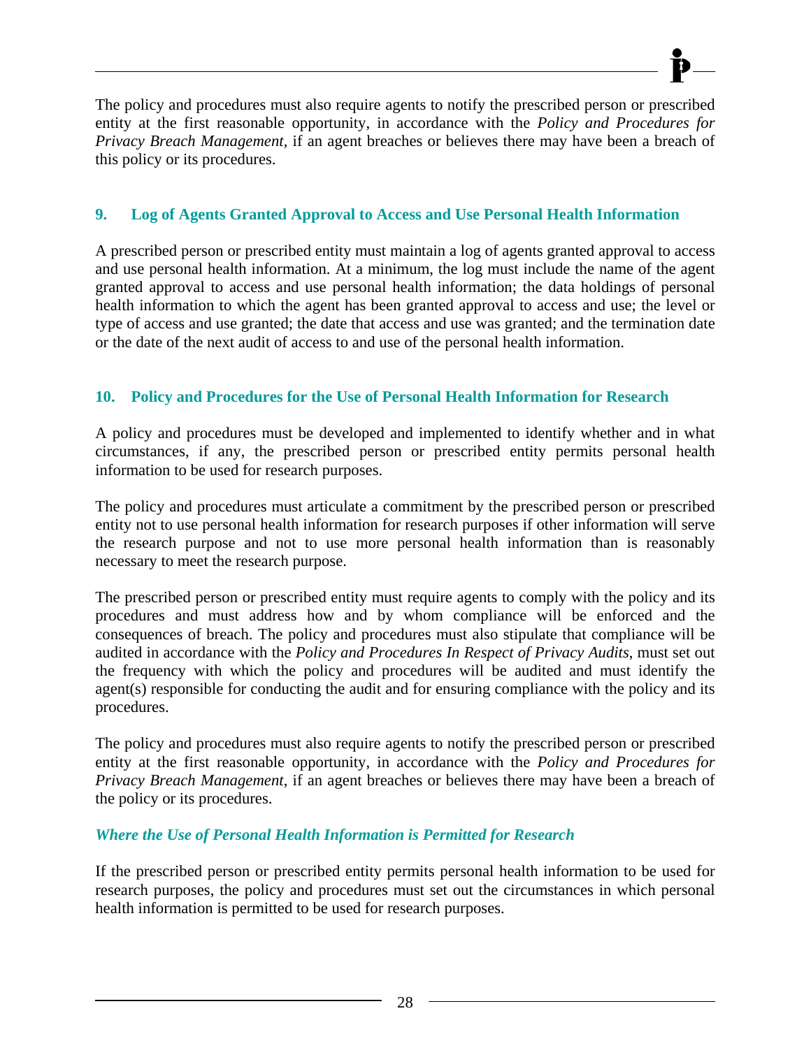The policy and procedures must also require agents to notify the prescribed person or prescribed entity at the first reasonable opportunity, in accordance with the *Policy and Procedures for Privacy Breach Management*, if an agent breaches or believes there may have been a breach of this policy or its procedures.

## 9. Log of Agents Granted Approval to Access and Use Personal Health Information

A prescribed person or prescribed entity must maintain a log of agents granted approval to access and use personal health information. At a minimum, the log must include the name of the agent granted approval to access and use personal health information; the data holdings of personal health information to which the agent has been granted approval to access and use; the level or type of access and use granted; the date that access and use was granted; and the termination date or the date of the next audit of access to and use of the personal health information.

## 10. Policy and Procedures for the Use of Personal Health Information for Research

A policy and procedures must be developed and implemented to identify whether and in what circumstances, if any, the prescribed person or prescribed entity permits personal health information to be used for research purposes.

The policy and procedures must articulate a commitment by the prescribed person or prescribed entity not to use personal health information for research purposes if other information will serve the research purpose and not to use more personal health information than is reasonably necessary to meet the research purpose.

The prescribed person or prescribed entity must require agents to comply with the policy and its procedures and must address how and by whom compliance will be enforced and the consequences of breach. The policy and procedures must also stipulate that compliance will be audited in accordance with the *Policy and Procedures In Respect of Privacy Audits*, must set out the frequency with which the policy and procedures will be audited and must identify the agent(s) responsible for conducting the audit and for ensuring compliance with the policy and its procedures.

The policy and procedures must also require agents to notify the prescribed person or prescribed entity at the first reasonable opportunity, in accordance with the *Policy and Procedures for Privacy Breach Management*, if an agent breaches or believes there may have been a breach of the policy or its procedures.

### *Where the Use of Personal Health Information is Permitted for Research*

If the prescribed person or prescribed entity permits personal health information to be used for research purposes, the policy and procedures must set out the circumstances in which personal health information is permitted to be used for research purposes.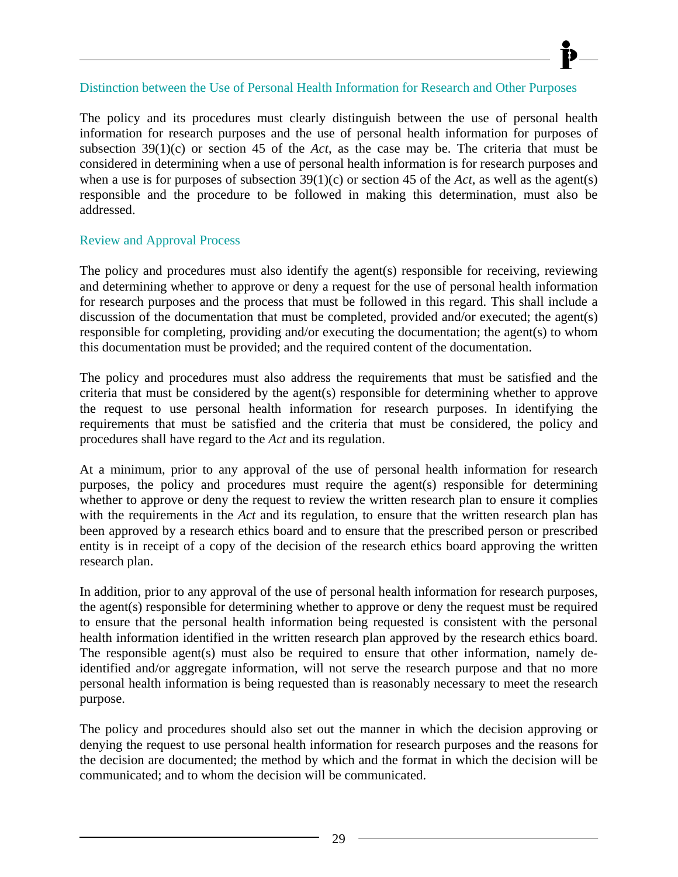### Distinction between the Use of Personal Health Information for Research and Other Purposes

The policy and its procedures must clearly distinguish between the use of personal health information for research purposes and the use of personal health information for purposes of subsection 39(1)(c) or section 45 of the *Act*, as the case may be. The criteria that must be considered in determining when a use of personal health information is for research purposes and when a use is for purposes of subsection 39(1)(c) or section 45 of the *Act*, as well as the agent(s) responsible and the procedure to be followed in making this determination, must also be addressed.

### Review and Approval Process

The policy and procedures must also identify the agent(s) responsible for receiving, reviewing and determining whether to approve or deny a request for the use of personal health information for research purposes and the process that must be followed in this regard. This shall include a discussion of the documentation that must be completed, provided and/or executed; the agent(s) responsible for completing, providing and/or executing the documentation; the agent(s) to whom this documentation must be provided; and the required content of the documentation.

The policy and procedures must also address the requirements that must be satisfied and the criteria that must be considered by the agent(s) responsible for determining whether to approve the request to use personal health information for research purposes. In identifying the requirements that must be satisfied and the criteria that must be considered, the policy and procedures shall have regard to the *Act* and its regulation.

At a minimum, prior to any approval of the use of personal health information for research purposes, the policy and procedures must require the agent(s) responsible for determining whether to approve or deny the request to review the written research plan to ensure it complies with the requirements in the *Act* and its regulation, to ensure that the written research plan has been approved by a research ethics board and to ensure that the prescribed person or prescribed entity is in receipt of a copy of the decision of the research ethics board approving the written research plan.

In addition, prior to any approval of the use of personal health information for research purposes, the agent(s) responsible for determining whether to approve or deny the request must be required to ensure that the personal health information being requested is consistent with the personal health information identified in the written research plan approved by the research ethics board. The responsible agent(s) must also be required to ensure that other information, namely de-identified and/or aggregate information, will not serve the research purpose and that no more personal health information is being requested than is reasonably necessary to meet the research purpose.

The policy and procedures should also set out the manner in which the decision approving or denying the request to use personal health information for research purposes and the reasons for the decision are documented; the method by which and the format in which the decision will be communicated; and to whom the decision will be communicated.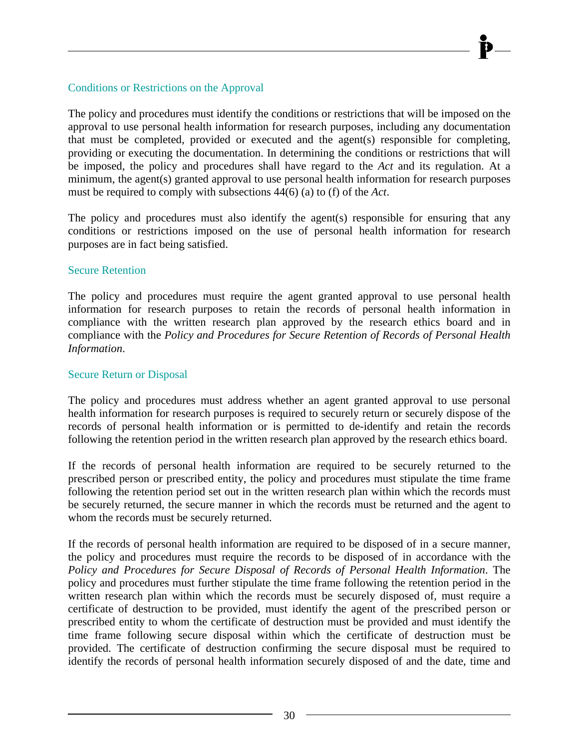### Conditions or Restrictions on the Approval

The policy and procedures must identify the conditions or restrictions that will be imposed on the approval to use personal health information for research purposes, including any documentation that must be completed, provided or executed and the agent(s) responsible for completing, providing or executing the documentation. In determining the conditions or restrictions that will be imposed, the policy and procedures shall have regard to the *Act* and its regulation. At a minimum, the agent(s) granted approval to use personal health information for research purposes must be required to comply with subsections 44(6) (a) to (f) of the *Act*.

The policy and procedures must also identify the agent(s) responsible for ensuring that any conditions or restrictions imposed on the use of personal health information for research purposes are in fact being satisfied.

### Secure Retention

The policy and procedures must require the agent granted approval to use personal health information for research purposes to retain the records of personal health information in compliance with the written research plan approved by the research ethics board and in compliance with the *Policy and Procedures for Secure Retention of Records of Personal Health Information*.

### Secure Return or Disposal

The policy and procedures must address whether an agent granted approval to use personal health information for research purposes is required to securely return or securely dispose of the records of personal health information or is permitted to de-identify and retain the records following the retention period in the written research plan approved by the research ethics board.

If the records of personal health information are required to be securely returned to the prescribed person or prescribed entity, the policy and procedures must stipulate the time frame following the retention period set out in the written research plan within which the records must be securely returned, the secure manner in which the records must be returned and the agent to whom the records must be securely returned.

If the records of personal health information are required to be disposed of in a secure manner, the policy and procedures must require the records to be disposed of in accordance with the *Policy and Procedures for Secure Disposal of Records of Personal Health Information*. The policy and procedures must further stipulate the time frame following the retention period in the written research plan within which the records must be securely disposed of, must require a certificate of destruction to be provided, must identify the agent of the prescribed person or prescribed entity to whom the certificate of destruction must be provided and must identify the time frame following secure disposal within which the certificate of destruction must be provided. The certificate of destruction confirming the secure disposal must be required to identify the records of personal health information securely disposed of and the date, time and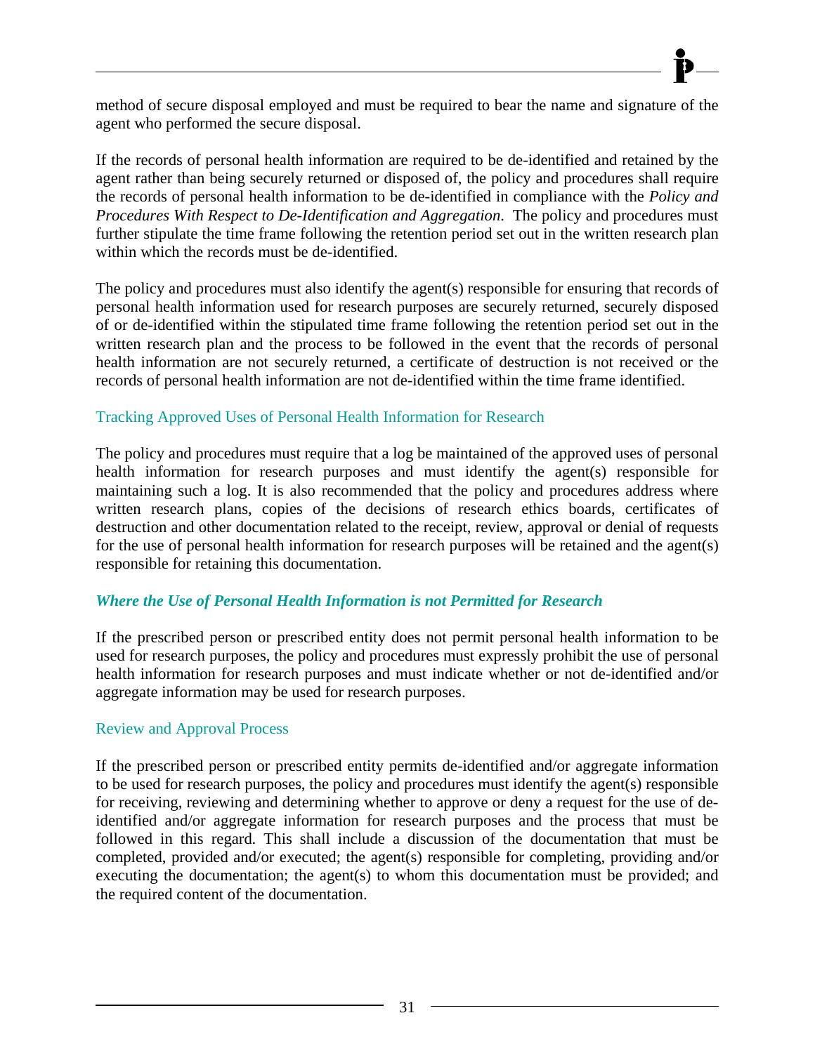method of secure disposal employed and must be required to bear the name and signature of the agent who performed the secure disposal.

If the records of personal health information are required to be de-identified and retained by the agent rather than being securely returned or disposed of, the policy and procedures shall require the records of personal health information to be de-identified in compliance with the *Policy and Procedures With Respect to De-Identification and Aggregation*. The policy and procedures must further stipulate the time frame following the retention period set out in the written research plan within which the records must be de-identified.

The policy and procedures must also identify the agent(s) responsible for ensuring that records of personal health information used for research purposes are securely returned, securely disposed of or de-identified within the stipulated time frame following the retention period set out in the written research plan and the process to be followed in the event that the records of personal health information are not securely returned, a certificate of destruction is not received or the records of personal health information are not de-identified within the time frame identified.

#### Tracking Approved Uses of Personal Health Information for Research

The policy and procedures must require that a log be maintained of the approved uses of personal health information for research purposes and must identify the agent(s) responsible for maintaining such a log. It is also recommended that the policy and procedures address where written research plans, copies of the decisions of research ethics boards, certificates of destruction and other documentation related to the receipt, review, approval or denial of requests for the use of personal health information for research purposes will be retained and the agent(s) responsible for retaining this documentation.

### *Where the Use of Personal Health Information is not Permitted for Research*

If the prescribed person or prescribed entity does not permit personal health information to be used for research purposes, the policy and procedures must expressly prohibit the use of personal health information for research purposes and must indicate whether or not de-identified and/or aggregate information may be used for research purposes.

#### Review and Approval Process

If the prescribed person or prescribed entity permits de-identified and/or aggregate information to be used for research purposes, the policy and procedures must identify the agent(s) responsible for receiving, reviewing and determining whether to approve or deny a request for the use of de-identified and/or aggregate information for research purposes and the process that must be followed in this regard. This shall include a discussion of the documentation that must be completed, provided and/or executed; the agent(s) responsible for completing, providing and/or executing the documentation; the agent(s) to whom this documentation must be provided; and the required content of the documentation.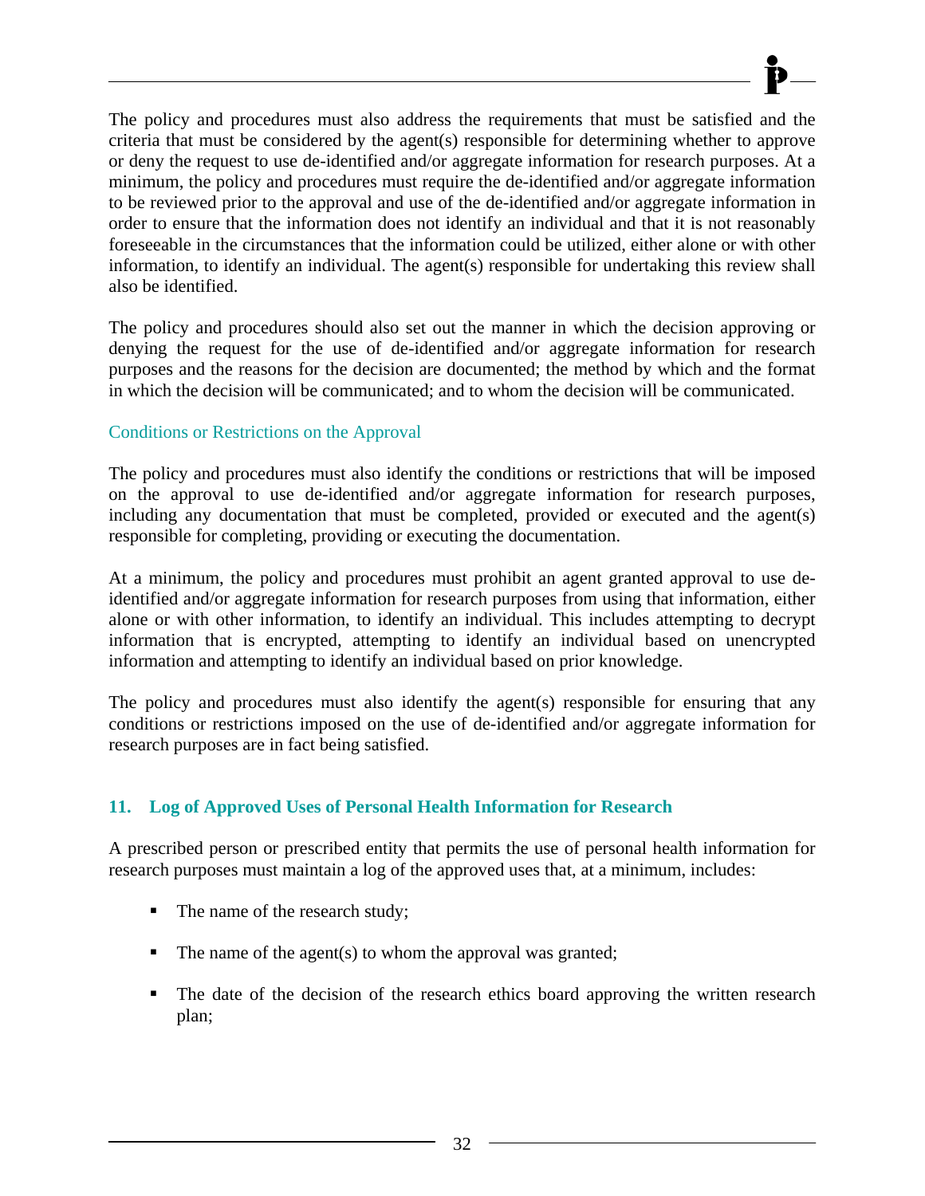The policy and procedures must also address the requirements that must be satisfied and the criteria that must be considered by the agent(s) responsible for determining whether to approve or deny the request to use de-identified and/or aggregate information for research purposes. At a minimum, the policy and procedures must require the de-identified and/or aggregate information to be reviewed prior to the approval and use of the de-identified and/or aggregate information in order to ensure that the information does not identify an individual and that it is not reasonably foreseeable in the circumstances that the information could be utilized, either alone or with other information, to identify an individual. The agent(s) responsible for undertaking this review shall also be identified.

The policy and procedures should also set out the manner in which the decision approving or denying the request for the use of de-identified and/or aggregate information for research purposes and the reasons for the decision are documented; the method by which and the format in which the decision will be communicated; and to whom the decision will be communicated.

### Conditions or Restrictions on the Approval

The policy and procedures must also identify the conditions or restrictions that will be imposed on the approval to use de-identified and/or aggregate information for research purposes, including any documentation that must be completed, provided or executed and the agent(s) responsible for completing, providing or executing the documentation.

At a minimum, the policy and procedures must prohibit an agent granted approval to use de-identified and/or aggregate information for research purposes from using that information, either alone or with other information, to identify an individual. This includes attempting to decrypt information that is encrypted, attempting to identify an individual based on unencrypted information and attempting to identify an individual based on prior knowledge.

The policy and procedures must also identify the agent(s) responsible for ensuring that any conditions or restrictions imposed on the use of de-identified and/or aggregate information for research purposes are in fact being satisfied.

## 11. Log of Approved Uses of Personal Health Information for Research

A prescribed person or prescribed entity that permits the use of personal health information for research purposes must maintain a log of the approved uses that, at a minimum, includes:

- The name of the research study;
- The name of the agent(s) to whom the approval was granted;
- The date of the decision of the research ethics board approving the written research plan;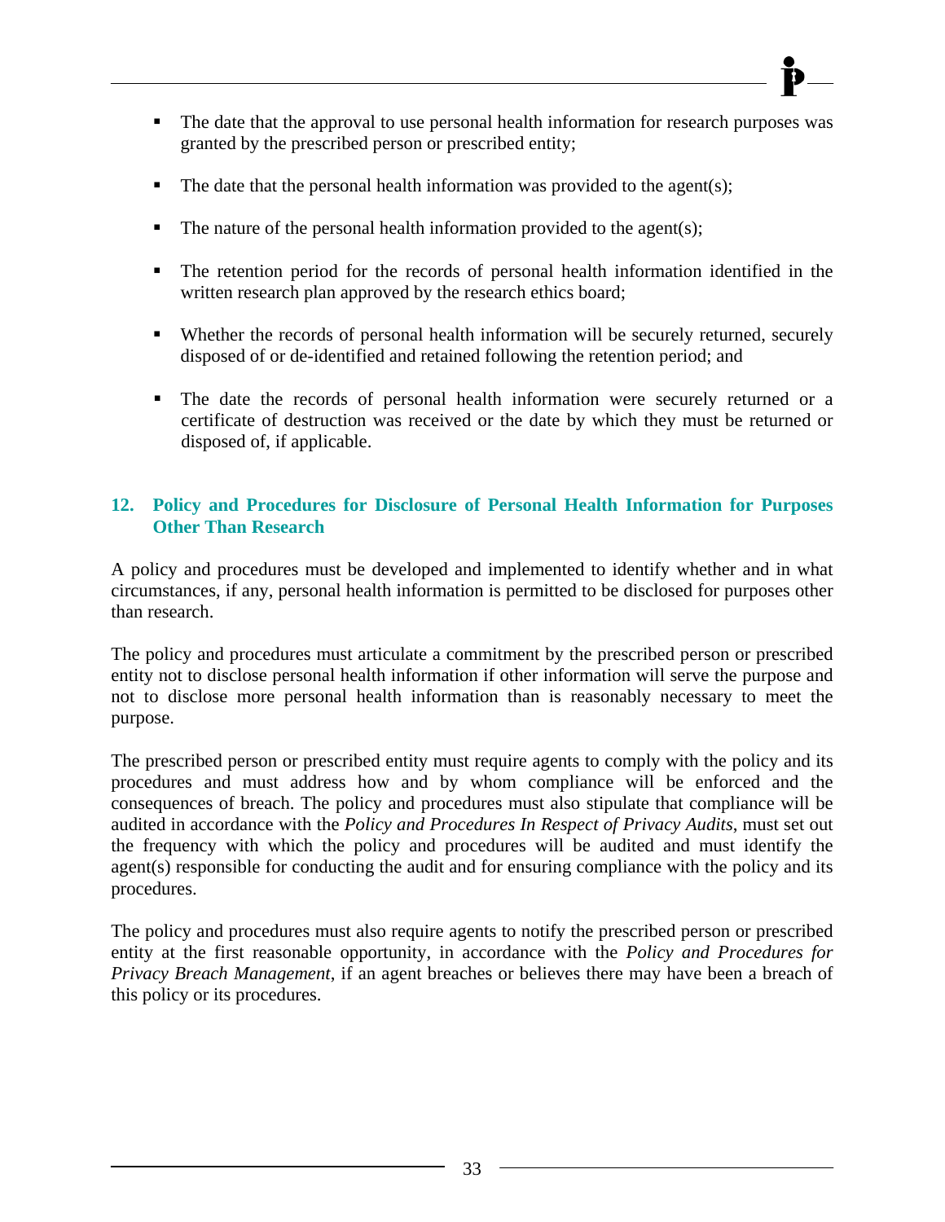- The date that the approval to use personal health information for research purposes was granted by the prescribed person or prescribed entity;
- The date that the personal health information was provided to the agent(s);
- The nature of the personal health information provided to the agent(s);
- The retention period for the records of personal health information identified in the written research plan approved by the research ethics board;
- Whether the records of personal health information will be securely returned, securely disposed of or de-identified and retained following the retention period; and
- The date the records of personal health information were securely returned or a certificate of destruction was received or the date by which they must be returned or disposed of, if applicable.

## 12. Policy and Procedures for Disclosure of Personal Health Information for Purposes Other Than Research

A policy and procedures must be developed and implemented to identify whether and in what circumstances, if any, personal health information is permitted to be disclosed for purposes other than research.

The policy and procedures must articulate a commitment by the prescribed person or prescribed entity not to disclose personal health information if other information will serve the purpose and not to disclose more personal health information than is reasonably necessary to meet the purpose.

The prescribed person or prescribed entity must require agents to comply with the policy and its procedures and must address how and by whom compliance will be enforced and the consequences of breach. The policy and procedures must also stipulate that compliance will be audited in accordance with the *Policy and Procedures In Respect of Privacy Audits*, must set out the frequency with which the policy and procedures will be audited and must identify the agent(s) responsible for conducting the audit and for ensuring compliance with the policy and its procedures.

The policy and procedures must also require agents to notify the prescribed person or prescribed entity at the first reasonable opportunity, in accordance with the *Policy and Procedures for Privacy Breach Management*, if an agent breaches or believes there may have been a breach of this policy or its procedures.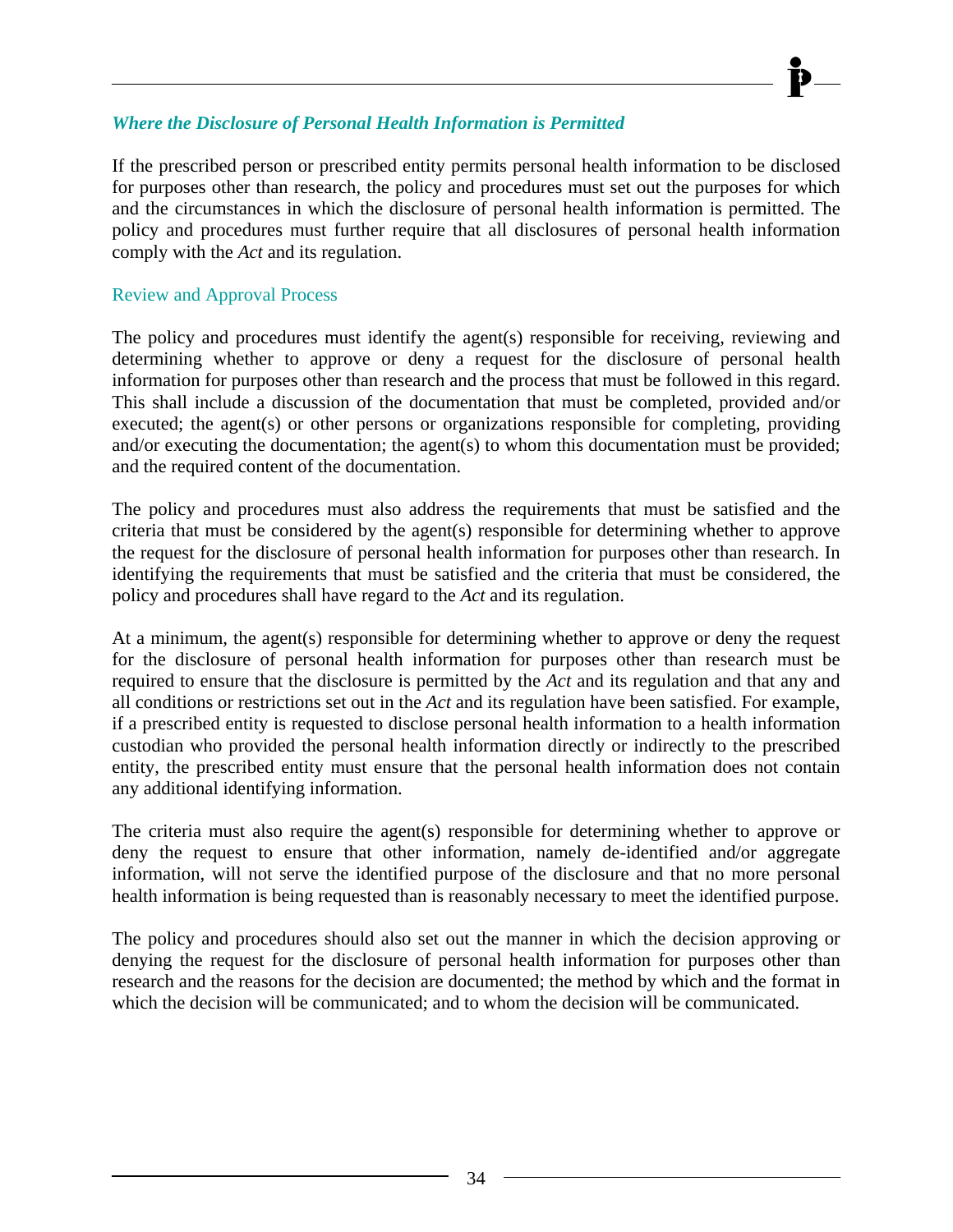### *Where the Disclosure of Personal Health Information is Permitted*

If the prescribed person or prescribed entity permits personal health information to be disclosed for purposes other than research, the policy and procedures must set out the purposes for which and the circumstances in which the disclosure of personal health information is permitted. The policy and procedures must further require that all disclosures of personal health information comply with the *Act* and its regulation.

#### Review and Approval Process

The policy and procedures must identify the agent(s) responsible for receiving, reviewing and determining whether to approve or deny a request for the disclosure of personal health information for purposes other than research and the process that must be followed in this regard. This shall include a discussion of the documentation that must be completed, provided and/or executed; the agent(s) or other persons or organizations responsible for completing, providing and/or executing the documentation; the agent(s) to whom this documentation must be provided; and the required content of the documentation.

The policy and procedures must also address the requirements that must be satisfied and the criteria that must be considered by the agent(s) responsible for determining whether to approve the request for the disclosure of personal health information for purposes other than research. In identifying the requirements that must be satisfied and the criteria that must be considered, the policy and procedures shall have regard to the *Act* and its regulation.

At a minimum, the agent(s) responsible for determining whether to approve or deny the request for the disclosure of personal health information for purposes other than research must be required to ensure that the disclosure is permitted by the *Act* and its regulation and that any and all conditions or restrictions set out in the *Act* and its regulation have been satisfied. For example, if a prescribed entity is requested to disclose personal health information to a health information custodian who provided the personal health information directly or indirectly to the prescribed entity, the prescribed entity must ensure that the personal health information does not contain any additional identifying information.

The criteria must also require the agent(s) responsible for determining whether to approve or deny the request to ensure that other information, namely de-identified and/or aggregate information, will not serve the identified purpose of the disclosure and that no more personal health information is being requested than is reasonably necessary to meet the identified purpose.

The policy and procedures should also set out the manner in which the decision approving or denying the request for the disclosure of personal health information for purposes other than research and the reasons for the decision are documented; the method by which and the format in which the decision will be communicated; and to whom the decision will be communicated.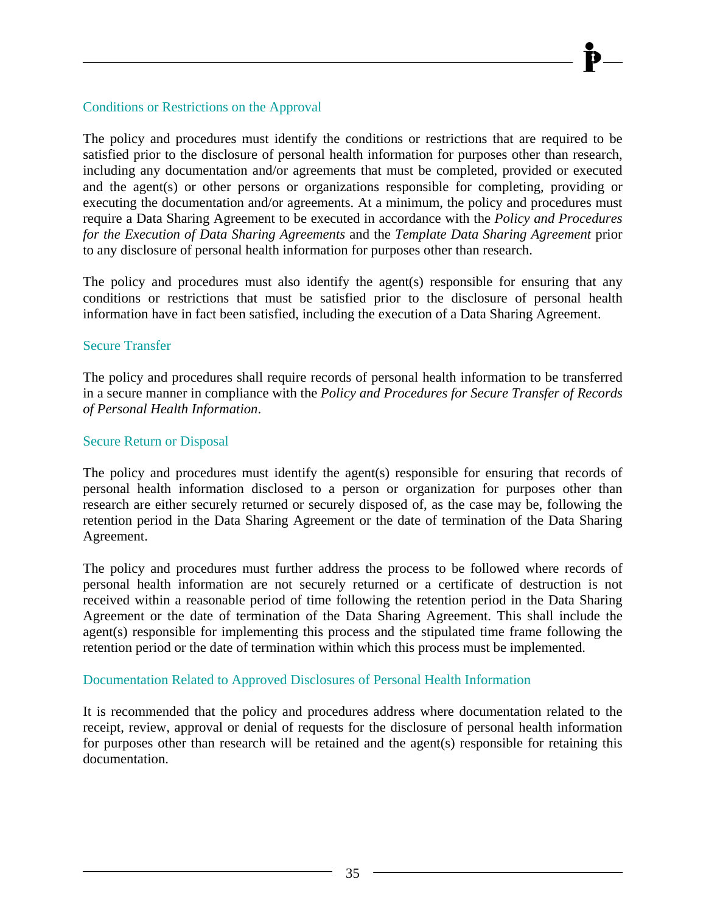### Conditions or Restrictions on the Approval

The policy and procedures must identify the conditions or restrictions that are required to be satisfied prior to the disclosure of personal health information for purposes other than research, including any documentation and/or agreements that must be completed, provided or executed and the agent(s) or other persons or organizations responsible for completing, providing or executing the documentation and/or agreements. At a minimum, the policy and procedures must require a Data Sharing Agreement to be executed in accordance with the *Policy and Procedures for the Execution of Data Sharing Agreements* and the *Template Data Sharing Agreement* prior to any disclosure of personal health information for purposes other than research.

The policy and procedures must also identify the agent(s) responsible for ensuring that any conditions or restrictions that must be satisfied prior to the disclosure of personal health information have in fact been satisfied, including the execution of a Data Sharing Agreement.

### Secure Transfer

The policy and procedures shall require records of personal health information to be transferred in a secure manner in compliance with the *Policy and Procedures for Secure Transfer of Records of Personal Health Information*.

### Secure Return or Disposal

The policy and procedures must identify the agent(s) responsible for ensuring that records of personal health information disclosed to a person or organization for purposes other than research are either securely returned or securely disposed of, as the case may be, following the retention period in the Data Sharing Agreement or the date of termination of the Data Sharing Agreement.

The policy and procedures must further address the process to be followed where records of personal health information are not securely returned or a certificate of destruction is not received within a reasonable period of time following the retention period in the Data Sharing Agreement or the date of termination of the Data Sharing Agreement. This shall include the agent(s) responsible for implementing this process and the stipulated time frame following the retention period or the date of termination within which this process must be implemented.

### Documentation Related to Approved Disclosures of Personal Health Information

It is recommended that the policy and procedures address where documentation related to the receipt, review, approval or denial of requests for the disclosure of personal health information for purposes other than research will be retained and the agent(s) responsible for retaining this documentation.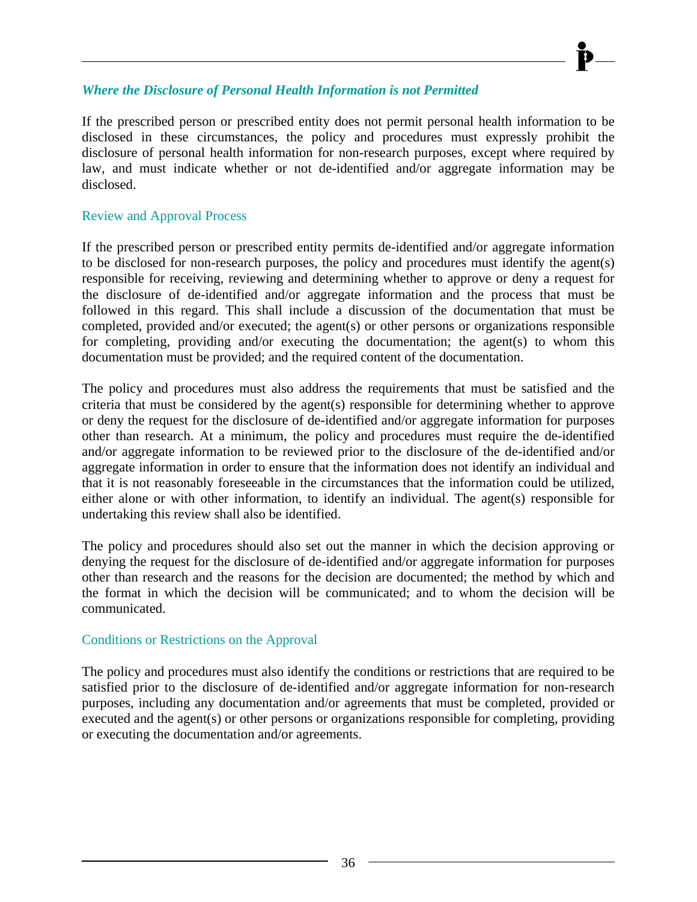### *Where the Disclosure of Personal Health Information is not Permitted*

If the prescribed person or prescribed entity does not permit personal health information to be disclosed in these circumstances, the policy and procedures must expressly prohibit the disclosure of personal health information for non-research purposes, except where required by law, and must indicate whether or not de-identified and/or aggregate information may be disclosed.

#### Review and Approval Process

If the prescribed person or prescribed entity permits de-identified and/or aggregate information to be disclosed for non-research purposes, the policy and procedures must identify the agent(s) responsible for receiving, reviewing and determining whether to approve or deny a request for the disclosure of de-identified and/or aggregate information and the process that must be followed in this regard. This shall include a discussion of the documentation that must be completed, provided and/or executed; the agent(s) or other persons or organizations responsible for completing, providing and/or executing the documentation; the agent(s) to whom this documentation must be provided; and the required content of the documentation.

The policy and procedures must also address the requirements that must be satisfied and the criteria that must be considered by the agent(s) responsible for determining whether to approve or deny the request for the disclosure of de-identified and/or aggregate information for purposes other than research. At a minimum, the policy and procedures must require the de-identified and/or aggregate information to be reviewed prior to the disclosure of the de-identified and/or aggregate information in order to ensure that the information does not identify an individual and that it is not reasonably foreseeable in the circumstances that the information could be utilized, either alone or with other information, to identify an individual. The agent(s) responsible for undertaking this review shall also be identified.

The policy and procedures should also set out the manner in which the decision approving or denying the request for the disclosure of de-identified and/or aggregate information for purposes other than research and the reasons for the decision are documented; the method by which and the format in which the decision will be communicated; and to whom the decision will be communicated.

#### Conditions or Restrictions on the Approval

The policy and procedures must also identify the conditions or restrictions that are required to be satisfied prior to the disclosure of de-identified and/or aggregate information for non-research purposes, including any documentation and/or agreements that must be completed, provided or executed and the agent(s) or other persons or organizations responsible for completing, providing or executing the documentation and/or agreements.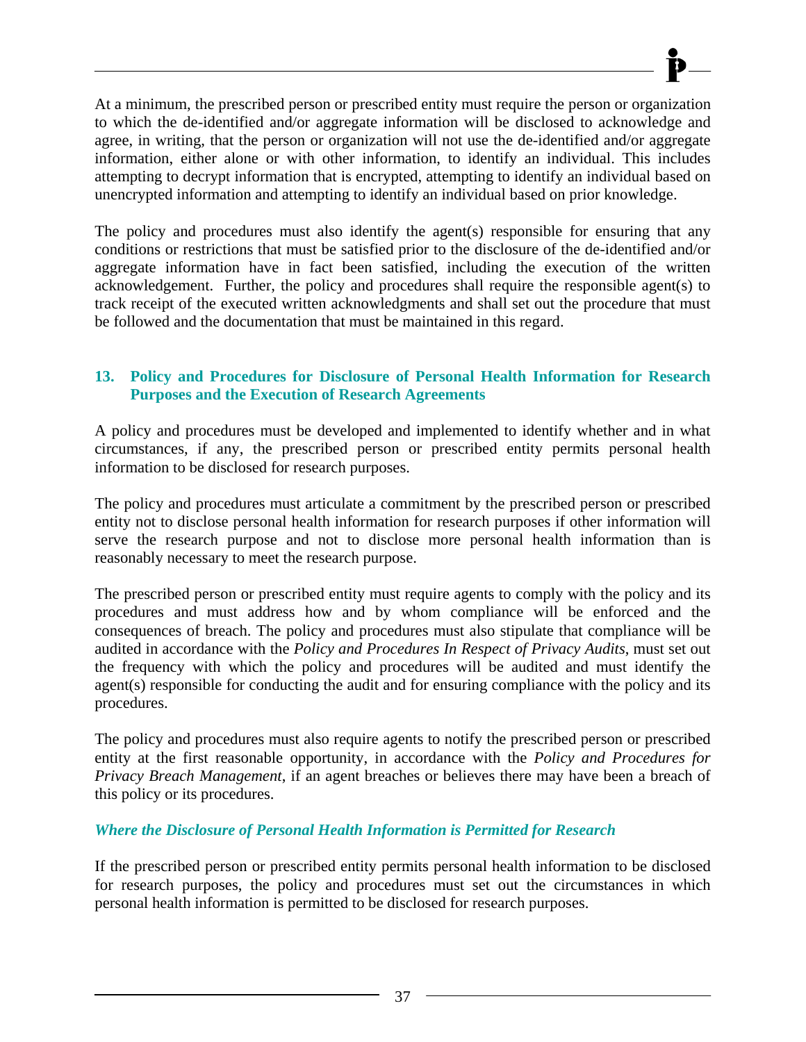At a minimum, the prescribed person or prescribed entity must require the person or organization to which the de-identified and/or aggregate information will be disclosed to acknowledge and agree, in writing, that the person or organization will not use the de-identified and/or aggregate information, either alone or with other information, to identify an individual. This includes attempting to decrypt information that is encrypted, attempting to identify an individual based on unencrypted information and attempting to identify an individual based on prior knowledge.

The policy and procedures must also identify the agent(s) responsible for ensuring that any conditions or restrictions that must be satisfied prior to the disclosure of the de-identified and/or aggregate information have in fact been satisfied, including the execution of the written acknowledgement. Further, the policy and procedures shall require the responsible agent(s) to track receipt of the executed written acknowledgments and shall set out the procedure that must be followed and the documentation that must be maintained in this regard.

## 13. Policy and Procedures for Disclosure of Personal Health Information for Research Purposes and the Execution of Research Agreements

A policy and procedures must be developed and implemented to identify whether and in what circumstances, if any, the prescribed person or prescribed entity permits personal health information to be disclosed for research purposes.

The policy and procedures must articulate a commitment by the prescribed person or prescribed entity not to disclose personal health information for research purposes if other information will serve the research purpose and not to disclose more personal health information than is reasonably necessary to meet the research purpose.

The prescribed person or prescribed entity must require agents to comply with the policy and its procedures and must address how and by whom compliance will be enforced and the consequences of breach. The policy and procedures must also stipulate that compliance will be audited in accordance with the *Policy and Procedures In Respect of Privacy Audits*, must set out the frequency with which the policy and procedures will be audited and must identify the agent(s) responsible for conducting the audit and for ensuring compliance with the policy and its procedures.

The policy and procedures must also require agents to notify the prescribed person or prescribed entity at the first reasonable opportunity, in accordance with the *Policy and Procedures for Privacy Breach Management*, if an agent breaches or believes there may have been a breach of this policy or its procedures.

### *Where the Disclosure of Personal Health Information is Permitted for Research*

If the prescribed person or prescribed entity permits personal health information to be disclosed for research purposes, the policy and procedures must set out the circumstances in which personal health information is permitted to be disclosed for research purposes.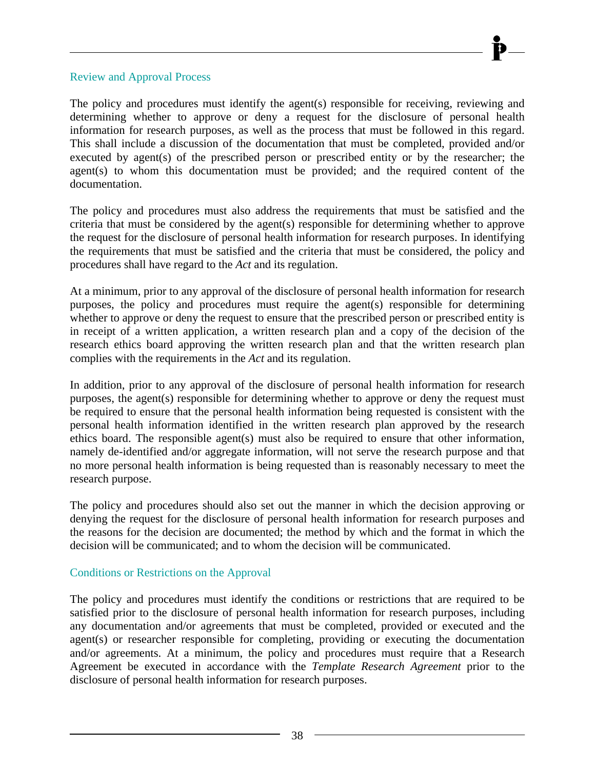### Review and Approval Process

The policy and procedures must identify the agent(s) responsible for receiving, reviewing and determining whether to approve or deny a request for the disclosure of personal health information for research purposes, as well as the process that must be followed in this regard. This shall include a discussion of the documentation that must be completed, provided and/or executed by agent(s) of the prescribed person or prescribed entity or by the researcher; the agent(s) to whom this documentation must be provided; and the required content of the documentation.

The policy and procedures must also address the requirements that must be satisfied and the criteria that must be considered by the agent(s) responsible for determining whether to approve the request for the disclosure of personal health information for research purposes. In identifying the requirements that must be satisfied and the criteria that must be considered, the policy and procedures shall have regard to the *Act* and its regulation.

At a minimum, prior to any approval of the disclosure of personal health information for research purposes, the policy and procedures must require the agent(s) responsible for determining whether to approve or deny the request to ensure that the prescribed person or prescribed entity is in receipt of a written application, a written research plan and a copy of the decision of the research ethics board approving the written research plan and that the written research plan complies with the requirements in the *Act* and its regulation.

In addition, prior to any approval of the disclosure of personal health information for research purposes, the agent(s) responsible for determining whether to approve or deny the request must be required to ensure that the personal health information being requested is consistent with the personal health information identified in the written research plan approved by the research ethics board. The responsible agent(s) must also be required to ensure that other information, namely de-identified and/or aggregate information, will not serve the research purpose and that no more personal health information is being requested than is reasonably necessary to meet the research purpose.

The policy and procedures should also set out the manner in which the decision approving or denying the request for the disclosure of personal health information for research purposes and the reasons for the decision are documented; the method by which and the format in which the decision will be communicated; and to whom the decision will be communicated.

### Conditions or Restrictions on the Approval

The policy and procedures must identify the conditions or restrictions that are required to be satisfied prior to the disclosure of personal health information for research purposes, including any documentation and/or agreements that must be completed, provided or executed and the agent(s) or researcher responsible for completing, providing or executing the documentation and/or agreements. At a minimum, the policy and procedures must require that a Research Agreement be executed in accordance with the *Template Research Agreement* prior to the disclosure of personal health information for research purposes.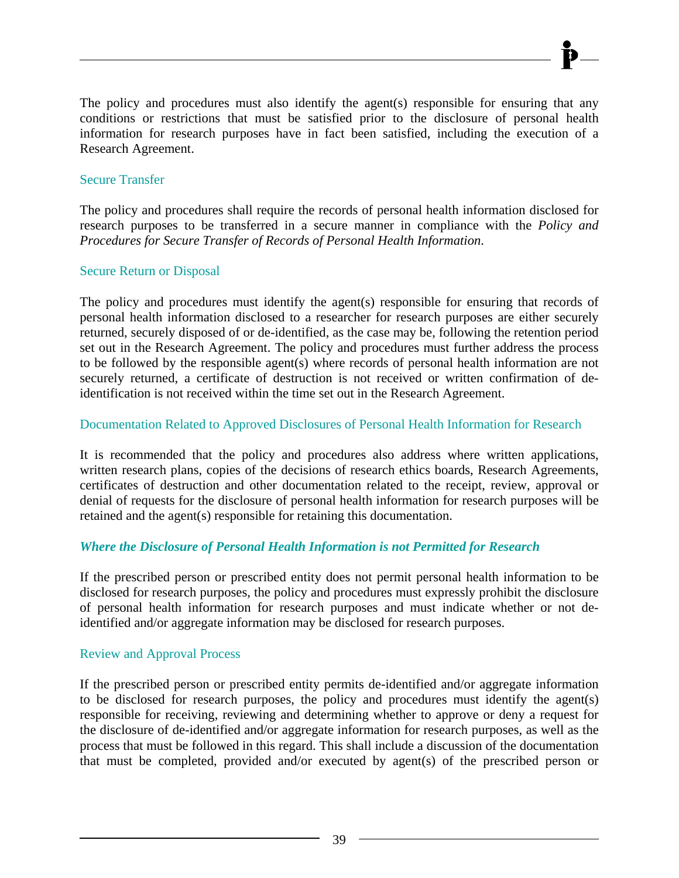The policy and procedures must also identify the agent(s) responsible for ensuring that any conditions or restrictions that must be satisfied prior to the disclosure of personal health information for research purposes have in fact been satisfied, including the execution of a Research Agreement.

#### Secure Transfer

The policy and procedures shall require the records of personal health information disclosed for research purposes to be transferred in a secure manner in compliance with the *Policy and Procedures for Secure Transfer of Records of Personal Health Information*.

#### Secure Return or Disposal

The policy and procedures must identify the agent(s) responsible for ensuring that records of personal health information disclosed to a researcher for research purposes are either securely returned, securely disposed of or de-identified, as the case may be, following the retention period set out in the Research Agreement. The policy and procedures must further address the process to be followed by the responsible agent(s) where records of personal health information are not securely returned, a certificate of destruction is not received or written confirmation of de-identification is not received within the time set out in the Research Agreement.

#### Documentation Related to Approved Disclosures of Personal Health Information for Research

It is recommended that the policy and procedures also address where written applications, written research plans, copies of the decisions of research ethics boards, Research Agreements, certificates of destruction and other documentation related to the receipt, review, approval or denial of requests for the disclosure of personal health information for research purposes will be retained and the agent(s) responsible for retaining this documentation.

### *Where the Disclosure of Personal Health Information is not Permitted for Research*

If the prescribed person or prescribed entity does not permit personal health information to be disclosed for research purposes, the policy and procedures must expressly prohibit the disclosure of personal health information for research purposes and must indicate whether or not de-identified and/or aggregate information may be disclosed for research purposes.

#### Review and Approval Process

If the prescribed person or prescribed entity permits de-identified and/or aggregate information to be disclosed for research purposes, the policy and procedures must identify the agent(s) responsible for receiving, reviewing and determining whether to approve or deny a request for the disclosure of de-identified and/or aggregate information for research purposes, as well as the process that must be followed in this regard. This shall include a discussion of the documentation that must be completed, provided and/or executed by agent(s) of the prescribed person or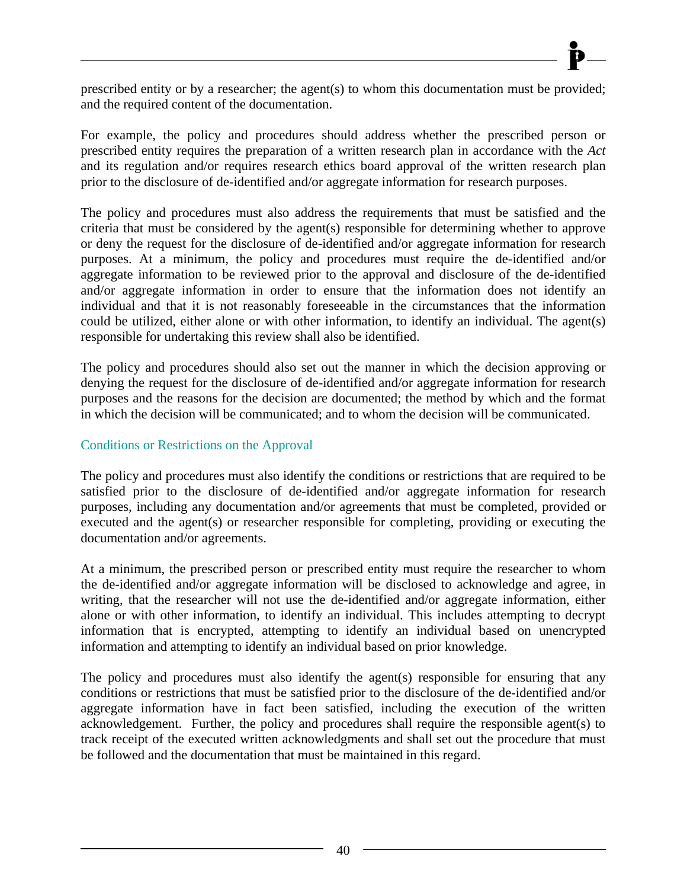prescribed entity or by a researcher; the agent(s) to whom this documentation must be provided; and the required content of the documentation.

For example, the policy and procedures should address whether the prescribed person or prescribed entity requires the preparation of a written research plan in accordance with the *Act* and its regulation and/or requires research ethics board approval of the written research plan prior to the disclosure of de-identified and/or aggregate information for research purposes.

The policy and procedures must also address the requirements that must be satisfied and the criteria that must be considered by the agent(s) responsible for determining whether to approve or deny the request for the disclosure of de-identified and/or aggregate information for research purposes. At a minimum, the policy and procedures must require the de-identified and/or aggregate information to be reviewed prior to the approval and disclosure of the de-identified and/or aggregate information in order to ensure that the information does not identify an individual and that it is not reasonably foreseeable in the circumstances that the information could be utilized, either alone or with other information, to identify an individual. The agent(s) responsible for undertaking this review shall also be identified.

The policy and procedures should also set out the manner in which the decision approving or denying the request for the disclosure of de-identified and/or aggregate information for research purposes and the reasons for the decision are documented; the method by which and the format in which the decision will be communicated; and to whom the decision will be communicated.

### Conditions or Restrictions on the Approval

The policy and procedures must also identify the conditions or restrictions that are required to be satisfied prior to the disclosure of de-identified and/or aggregate information for research purposes, including any documentation and/or agreements that must be completed, provided or executed and the agent(s) or researcher responsible for completing, providing or executing the documentation and/or agreements.

At a minimum, the prescribed person or prescribed entity must require the researcher to whom the de-identified and/or aggregate information will be disclosed to acknowledge and agree, in writing, that the researcher will not use the de-identified and/or aggregate information, either alone or with other information, to identify an individual. This includes attempting to decrypt information that is encrypted, attempting to identify an individual based on unencrypted information and attempting to identify an individual based on prior knowledge.

The policy and procedures must also identify the agent(s) responsible for ensuring that any conditions or restrictions that must be satisfied prior to the disclosure of the de-identified and/or aggregate information have in fact been satisfied, including the execution of the written acknowledgement. Further, the policy and procedures shall require the responsible agent(s) to track receipt of the executed written acknowledgments and shall set out the procedure that must be followed and the documentation that must be maintained in this regard.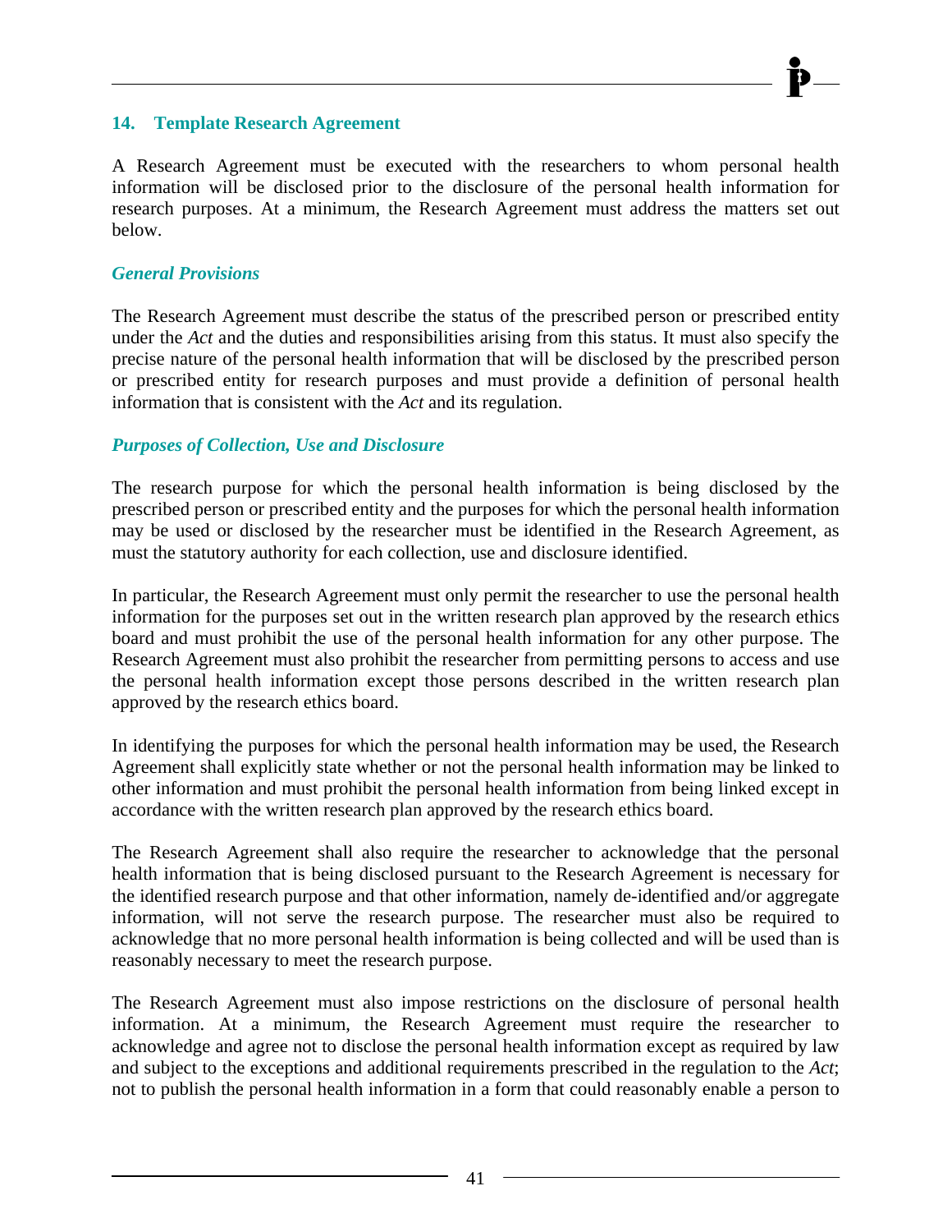## 14. Template Research Agreement

A Research Agreement must be executed with the researchers to whom personal health information will be disclosed prior to the disclosure of the personal health information for research purposes. At a minimum, the Research Agreement must address the matters set out below.

### *General Provisions*

The Research Agreement must describe the status of the prescribed person or prescribed entity under the *Act* and the duties and responsibilities arising from this status. It must also specify the precise nature of the personal health information that will be disclosed by the prescribed person or prescribed entity for research purposes and must provide a definition of personal health information that is consistent with the *Act* and its regulation.

### *Purposes of Collection, Use and Disclosure*

The research purpose for which the personal health information is being disclosed by the prescribed person or prescribed entity and the purposes for which the personal health information may be used or disclosed by the researcher must be identified in the Research Agreement, as must the statutory authority for each collection, use and disclosure identified.

In particular, the Research Agreement must only permit the researcher to use the personal health information for the purposes set out in the written research plan approved by the research ethics board and must prohibit the use of the personal health information for any other purpose. The Research Agreement must also prohibit the researcher from permitting persons to access and use the personal health information except those persons described in the written research plan approved by the research ethics board.

In identifying the purposes for which the personal health information may be used, the Research Agreement shall explicitly state whether or not the personal health information may be linked to other information and must prohibit the personal health information from being linked except in accordance with the written research plan approved by the research ethics board.

The Research Agreement shall also require the researcher to acknowledge that the personal health information that is being disclosed pursuant to the Research Agreement is necessary for the identified research purpose and that other information, namely de-identified and/or aggregate information, will not serve the research purpose. The researcher must also be required to acknowledge that no more personal health information is being collected and will be used than is reasonably necessary to meet the research purpose.

The Research Agreement must also impose restrictions on the disclosure of personal health information. At a minimum, the Research Agreement must require the researcher to acknowledge and agree not to disclose the personal health information except as required by law and subject to the exceptions and additional requirements prescribed in the regulation to the *Act*; not to publish the personal health information in a form that could reasonably enable a person to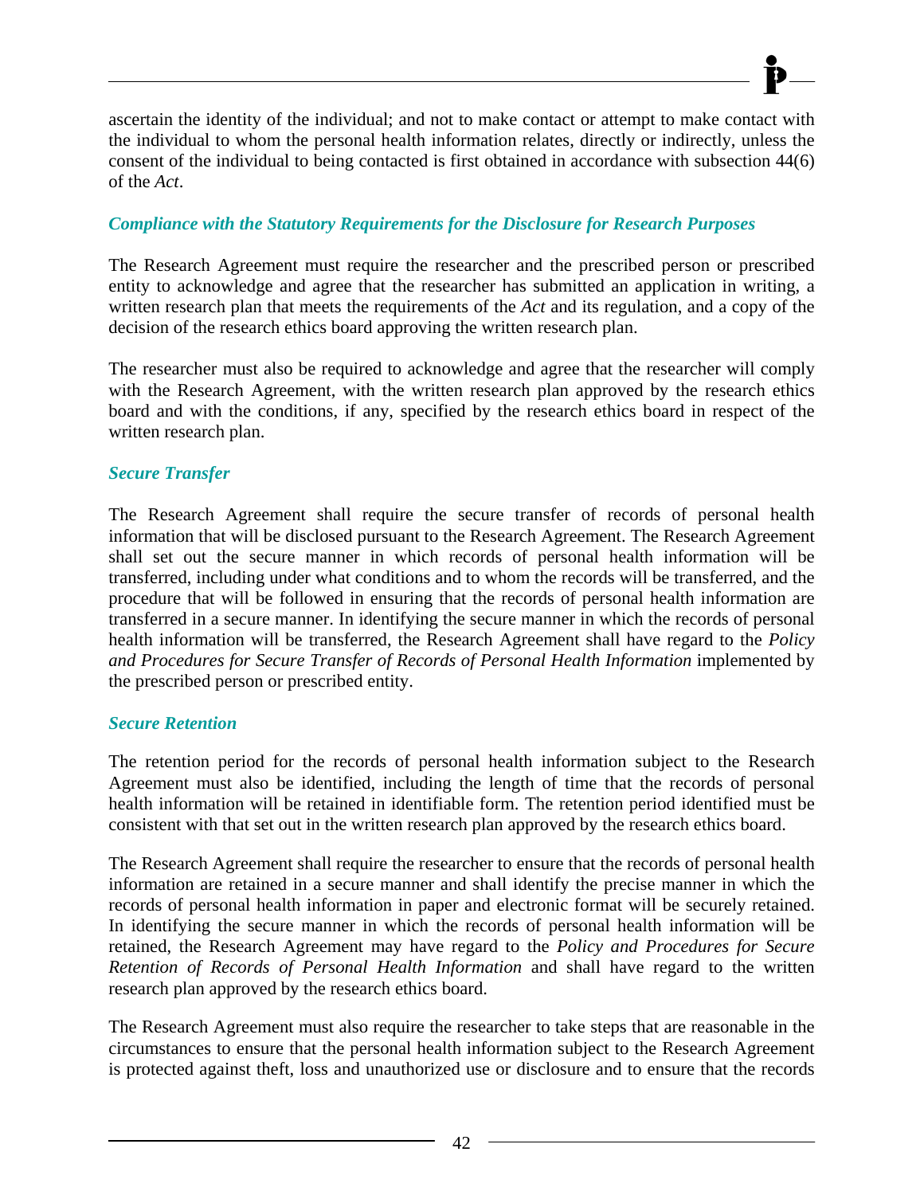ascertain the identity of the individual; and not to make contact or attempt to make contact with the individual to whom the personal health information relates, directly or indirectly, unless the consent of the individual to being contacted is first obtained in accordance with subsection 44(6) of the *Act*.

### *Compliance with the Statutory Requirements for the Disclosure for Research Purposes*

The Research Agreement must require the researcher and the prescribed person or prescribed entity to acknowledge and agree that the researcher has submitted an application in writing, a written research plan that meets the requirements of the *Act* and its regulation, and a copy of the decision of the research ethics board approving the written research plan.

The researcher must also be required to acknowledge and agree that the researcher will comply with the Research Agreement, with the written research plan approved by the research ethics board and with the conditions, if any, specified by the research ethics board in respect of the written research plan.

### *Secure Transfer*

The Research Agreement shall require the secure transfer of records of personal health information that will be disclosed pursuant to the Research Agreement. The Research Agreement shall set out the secure manner in which records of personal health information will be transferred, including under what conditions and to whom the records will be transferred, and the procedure that will be followed in ensuring that the records of personal health information are transferred in a secure manner. In identifying the secure manner in which the records of personal health information will be transferred, the Research Agreement shall have regard to the *Policy and Procedures for Secure Transfer of Records of Personal Health Information* implemented by the prescribed person or prescribed entity.

### *Secure Retention*

The retention period for the records of personal health information subject to the Research Agreement must also be identified, including the length of time that the records of personal health information will be retained in identifiable form. The retention period identified must be consistent with that set out in the written research plan approved by the research ethics board.

The Research Agreement shall require the researcher to ensure that the records of personal health information are retained in a secure manner and shall identify the precise manner in which the records of personal health information in paper and electronic format will be securely retained. In identifying the secure manner in which the records of personal health information will be retained, the Research Agreement may have regard to the *Policy and Procedures for Secure Retention of Records of Personal Health Information* and shall have regard to the written research plan approved by the research ethics board.

The Research Agreement must also require the researcher to take steps that are reasonable in the circumstances to ensure that the personal health information subject to the Research Agreement is protected against theft, loss and unauthorized use or disclosure and to ensure that the records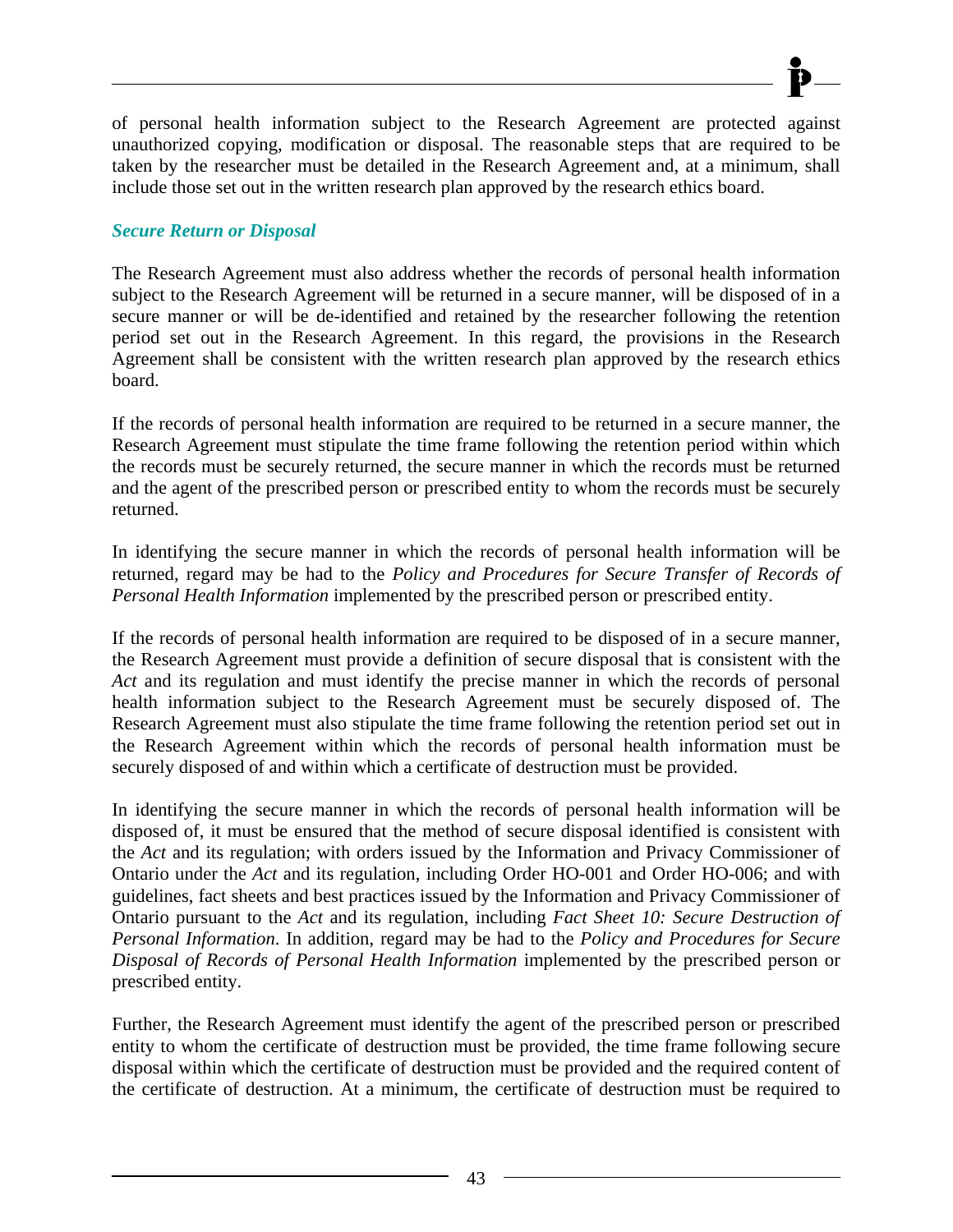of personal health information subject to the Research Agreement are protected against unauthorized copying, modification or disposal. The reasonable steps that are required to be taken by the researcher must be detailed in the Research Agreement and, at a minimum, shall include those set out in the written research plan approved by the research ethics board.

### *Secure Return or Disposal*

The Research Agreement must also address whether the records of personal health information subject to the Research Agreement will be returned in a secure manner, will be disposed of in a secure manner or will be de-identified and retained by the researcher following the retention period set out in the Research Agreement. In this regard, the provisions in the Research Agreement shall be consistent with the written research plan approved by the research ethics board.

If the records of personal health information are required to be returned in a secure manner, the Research Agreement must stipulate the time frame following the retention period within which the records must be securely returned, the secure manner in which the records must be returned and the agent of the prescribed person or prescribed entity to whom the records must be securely returned.

In identifying the secure manner in which the records of personal health information will be returned, regard may be had to the *Policy and Procedures for Secure Transfer of Records of Personal Health Information* implemented by the prescribed person or prescribed entity.

If the records of personal health information are required to be disposed of in a secure manner, the Research Agreement must provide a definition of secure disposal that is consistent with the *Act* and its regulation and must identify the precise manner in which the records of personal health information subject to the Research Agreement must be securely disposed of. The Research Agreement must also stipulate the time frame following the retention period set out in the Research Agreement within which the records of personal health information must be securely disposed of and within which a certificate of destruction must be provided.

In identifying the secure manner in which the records of personal health information will be disposed of, it must be ensured that the method of secure disposal identified is consistent with the *Act* and its regulation; with orders issued by the Information and Privacy Commissioner of Ontario under the *Act* and its regulation, including Order HO-001 and Order HO-006; and with guidelines, fact sheets and best practices issued by the Information and Privacy Commissioner of Ontario pursuant to the *Act* and its regulation, including *Fact Sheet 10: Secure Destruction of Personal Information*. In addition, regard may be had to the *Policy and Procedures for Secure Disposal of Records of Personal Health Information* implemented by the prescribed person or prescribed entity.

Further, the Research Agreement must identify the agent of the prescribed person or prescribed entity to whom the certificate of destruction must be provided, the time frame following secure disposal within which the certificate of destruction must be provided and the required content of the certificate of destruction. At a minimum, the certificate of destruction must be required to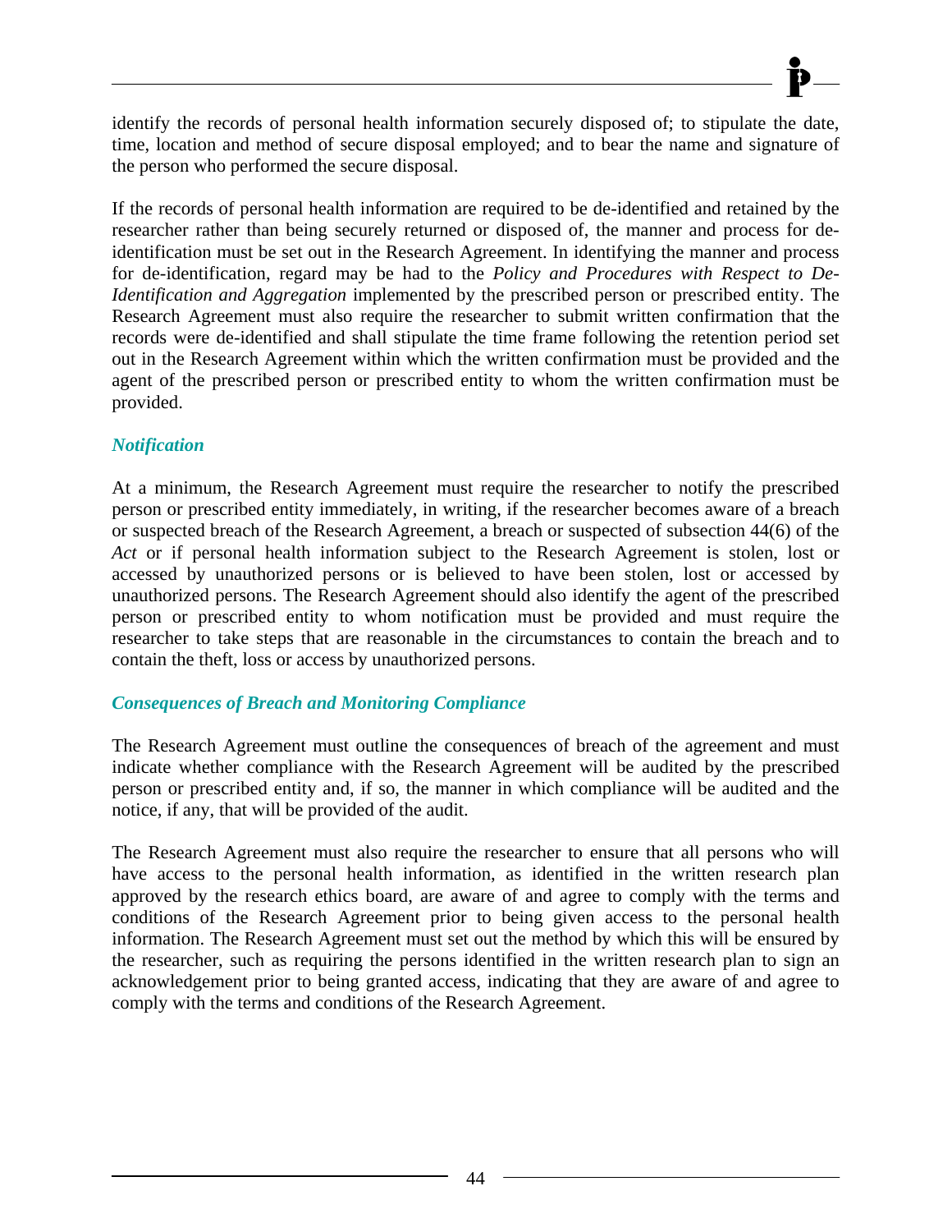identify the records of personal health information securely disposed of; to stipulate the date, time, location and method of secure disposal employed; and to bear the name and signature of the person who performed the secure disposal.

If the records of personal health information are required to be de-identified and retained by the researcher rather than being securely returned or disposed of, the manner and process for de-identification must be set out in the Research Agreement. In identifying the manner and process for de-identification, regard may be had to the *Policy and Procedures with Respect to De-Identification and Aggregation* implemented by the prescribed person or prescribed entity. The Research Agreement must also require the researcher to submit written confirmation that the records were de-identified and shall stipulate the time frame following the retention period set out in the Research Agreement within which the written confirmation must be provided and the agent of the prescribed person or prescribed entity to whom the written confirmation must be provided.

### *Notification*

At a minimum, the Research Agreement must require the researcher to notify the prescribed person or prescribed entity immediately, in writing, if the researcher becomes aware of a breach or suspected breach of the Research Agreement, a breach or suspected of subsection 44(6) of the *Act* or if personal health information subject to the Research Agreement is stolen, lost or accessed by unauthorized persons or is believed to have been stolen, lost or accessed by unauthorized persons. The Research Agreement should also identify the agent of the prescribed person or prescribed entity to whom notification must be provided and must require the researcher to take steps that are reasonable in the circumstances to contain the breach and to contain the theft, loss or access by unauthorized persons.

### *Consequences of Breach and Monitoring Compliance*

The Research Agreement must outline the consequences of breach of the agreement and must indicate whether compliance with the Research Agreement will be audited by the prescribed person or prescribed entity and, if so, the manner in which compliance will be audited and the notice, if any, that will be provided of the audit.

The Research Agreement must also require the researcher to ensure that all persons who will have access to the personal health information, as identified in the written research plan approved by the research ethics board, are aware of and agree to comply with the terms and conditions of the Research Agreement prior to being given access to the personal health information. The Research Agreement must set out the method by which this will be ensured by the researcher, such as requiring the persons identified in the written research plan to sign an acknowledgement prior to being granted access, indicating that they are aware of and agree to comply with the terms and conditions of the Research Agreement.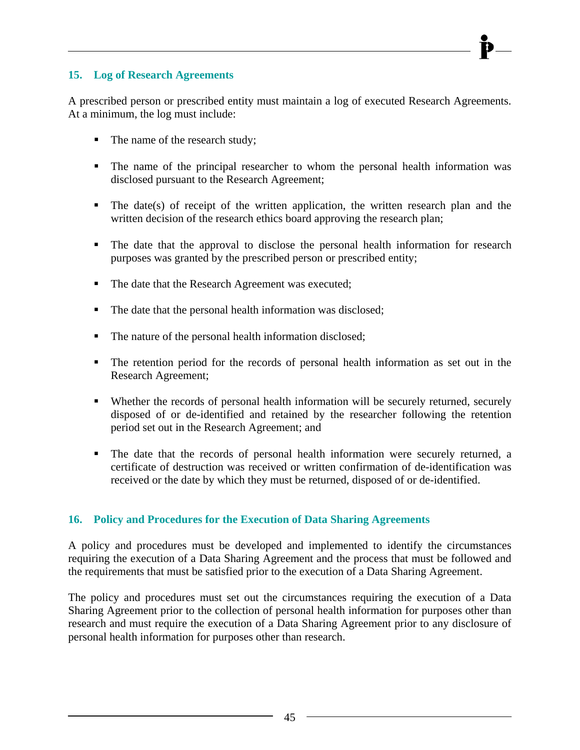## 15. Log of Research Agreements

A prescribed person or prescribed entity must maintain a log of executed Research Agreements. At a minimum, the log must include:

- The name of the research study;
- The name of the principal researcher to whom the personal health information was disclosed pursuant to the Research Agreement;
- The date(s) of receipt of the written application, the written research plan and the written decision of the research ethics board approving the research plan;
- The date that the approval to disclose the personal health information for research purposes was granted by the prescribed person or prescribed entity;
- The date that the Research Agreement was executed;
- The date that the personal health information was disclosed;
- The nature of the personal health information disclosed;
- The retention period for the records of personal health information as set out in the Research Agreement;
- Whether the records of personal health information will be securely returned, securely disposed of or de-identified and retained by the researcher following the retention period set out in the Research Agreement; and
- The date that the records of personal health information were securely returned, a certificate of destruction was received or written confirmation of de-identification was received or the date by which they must be returned, disposed of or de-identified.

## 16. Policy and Procedures for the Execution of Data Sharing Agreements

A policy and procedures must be developed and implemented to identify the circumstances requiring the execution of a Data Sharing Agreement and the process that must be followed and the requirements that must be satisfied prior to the execution of a Data Sharing Agreement.

The policy and procedures must set out the circumstances requiring the execution of a Data Sharing Agreement prior to the collection of personal health information for purposes other than research and must require the execution of a Data Sharing Agreement prior to any disclosure of personal health information for purposes other than research.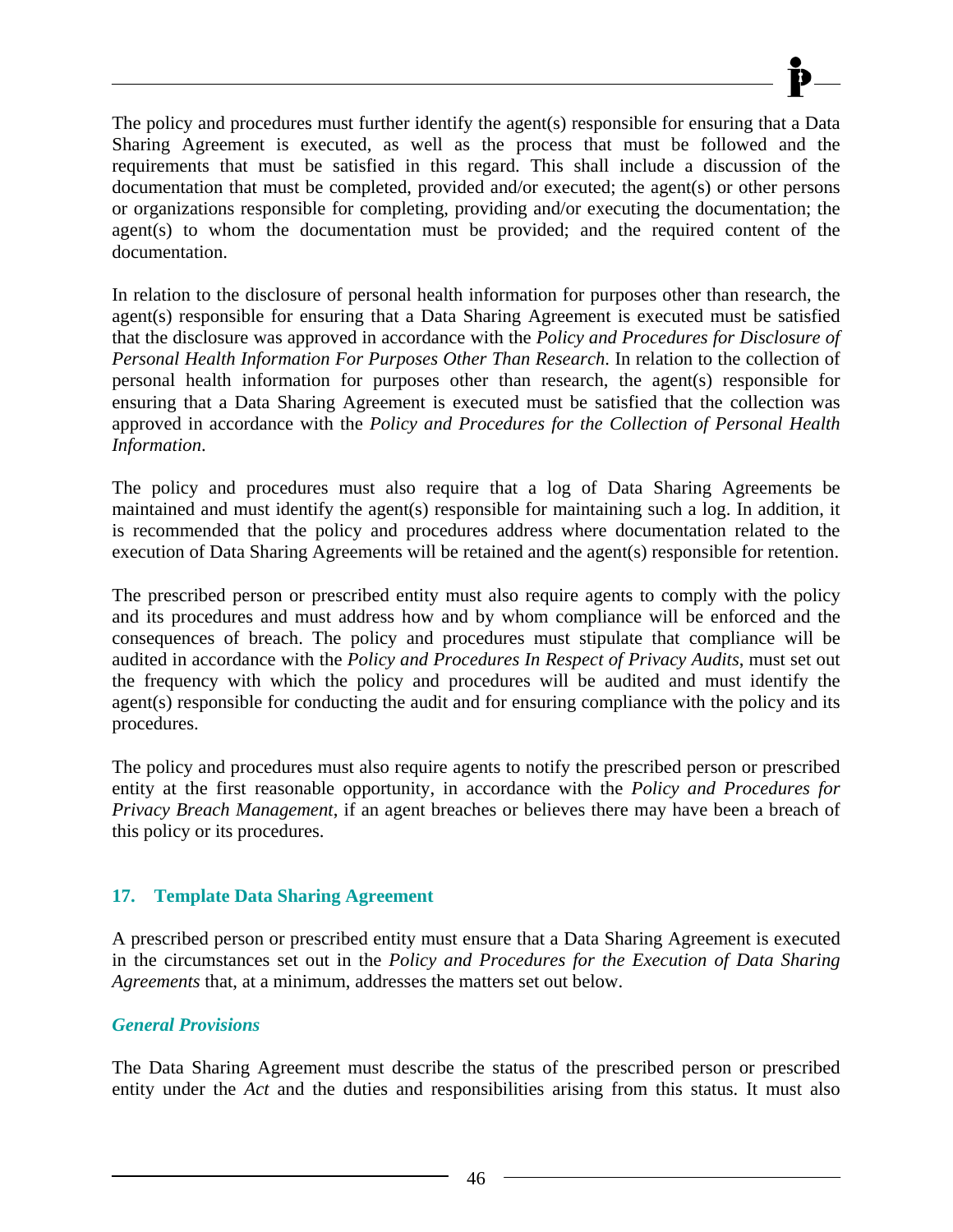The policy and procedures must further identify the agent(s) responsible for ensuring that a Data Sharing Agreement is executed, as well as the process that must be followed and the requirements that must be satisfied in this regard. This shall include a discussion of the documentation that must be completed, provided and/or executed; the agent(s) or other persons or organizations responsible for completing, providing and/or executing the documentation; the agent(s) to whom the documentation must be provided; and the required content of the documentation.

In relation to the disclosure of personal health information for purposes other than research, the agent(s) responsible for ensuring that a Data Sharing Agreement is executed must be satisfied that the disclosure was approved in accordance with the *Policy and Procedures for Disclosure of Personal Health Information For Purposes Other Than Research*. In relation to the collection of personal health information for purposes other than research, the agent(s) responsible for ensuring that a Data Sharing Agreement is executed must be satisfied that the collection was approved in accordance with the *Policy and Procedures for the Collection of Personal Health Information*.

The policy and procedures must also require that a log of Data Sharing Agreements be maintained and must identify the agent(s) responsible for maintaining such a log. In addition, it is recommended that the policy and procedures address where documentation related to the execution of Data Sharing Agreements will be retained and the agent(s) responsible for retention.

The prescribed person or prescribed entity must also require agents to comply with the policy and its procedures and must address how and by whom compliance will be enforced and the consequences of breach. The policy and procedures must stipulate that compliance will be audited in accordance with the *Policy and Procedures In Respect of Privacy Audits*, must set out the frequency with which the policy and procedures will be audited and must identify the agent(s) responsible for conducting the audit and for ensuring compliance with the policy and its procedures.

The policy and procedures must also require agents to notify the prescribed person or prescribed entity at the first reasonable opportunity, in accordance with the *Policy and Procedures for Privacy Breach Management*, if an agent breaches or believes there may have been a breach of this policy or its procedures.

## 17. Template Data Sharing Agreement

A prescribed person or prescribed entity must ensure that a Data Sharing Agreement is executed in the circumstances set out in the *Policy and Procedures for the Execution of Data Sharing Agreements* that, at a minimum, addresses the matters set out below.

### *General Provisions*

The Data Sharing Agreement must describe the status of the prescribed person or prescribed entity under the *Act* and the duties and responsibilities arising from this status. It must also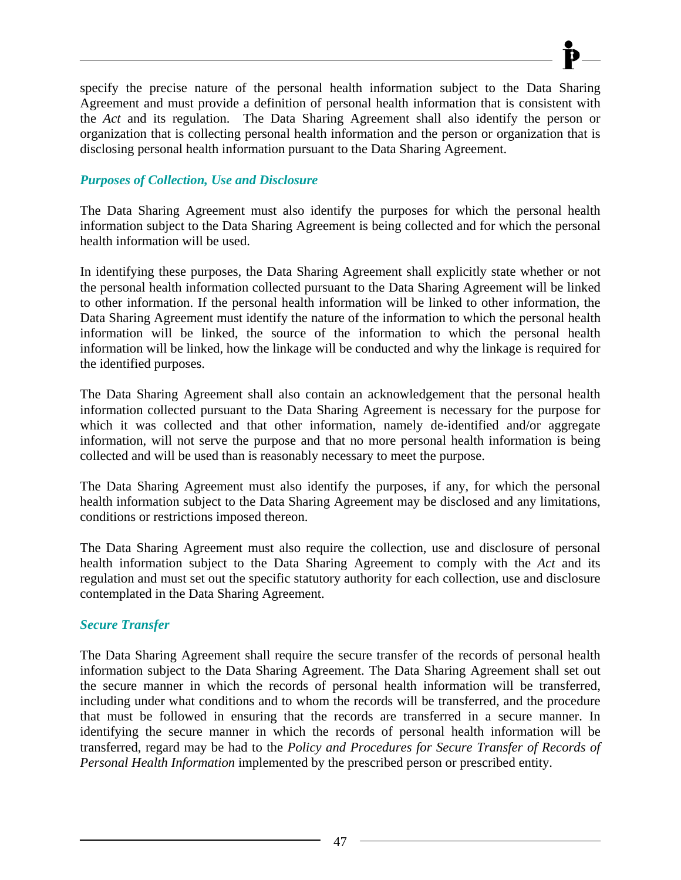specify the precise nature of the personal health information subject to the Data Sharing Agreement and must provide a definition of personal health information that is consistent with the *Act* and its regulation. The Data Sharing Agreement shall also identify the person or organization that is collecting personal health information and the person or organization that is disclosing personal health information pursuant to the Data Sharing Agreement.

### *Purposes of Collection, Use and Disclosure*

The Data Sharing Agreement must also identify the purposes for which the personal health information subject to the Data Sharing Agreement is being collected and for which the personal health information will be used.

In identifying these purposes, the Data Sharing Agreement shall explicitly state whether or not the personal health information collected pursuant to the Data Sharing Agreement will be linked to other information. If the personal health information will be linked to other information, the Data Sharing Agreement must identify the nature of the information to which the personal health information will be linked, the source of the information to which the personal health information will be linked, how the linkage will be conducted and why the linkage is required for the identified purposes.

The Data Sharing Agreement shall also contain an acknowledgement that the personal health information collected pursuant to the Data Sharing Agreement is necessary for the purpose for which it was collected and that other information, namely de-identified and/or aggregate information, will not serve the purpose and that no more personal health information is being collected and will be used than is reasonably necessary to meet the purpose.

The Data Sharing Agreement must also identify the purposes, if any, for which the personal health information subject to the Data Sharing Agreement may be disclosed and any limitations, conditions or restrictions imposed thereon.

The Data Sharing Agreement must also require the collection, use and disclosure of personal health information subject to the Data Sharing Agreement to comply with the *Act* and its regulation and must set out the specific statutory authority for each collection, use and disclosure contemplated in the Data Sharing Agreement.

### *Secure Transfer*

The Data Sharing Agreement shall require the secure transfer of the records of personal health information subject to the Data Sharing Agreement. The Data Sharing Agreement shall set out the secure manner in which the records of personal health information will be transferred, including under what conditions and to whom the records will be transferred, and the procedure that must be followed in ensuring that the records are transferred in a secure manner. In identifying the secure manner in which the records of personal health information will be transferred, regard may be had to the *Policy and Procedures for Secure Transfer of Records of Personal Health Information* implemented by the prescribed person or prescribed entity.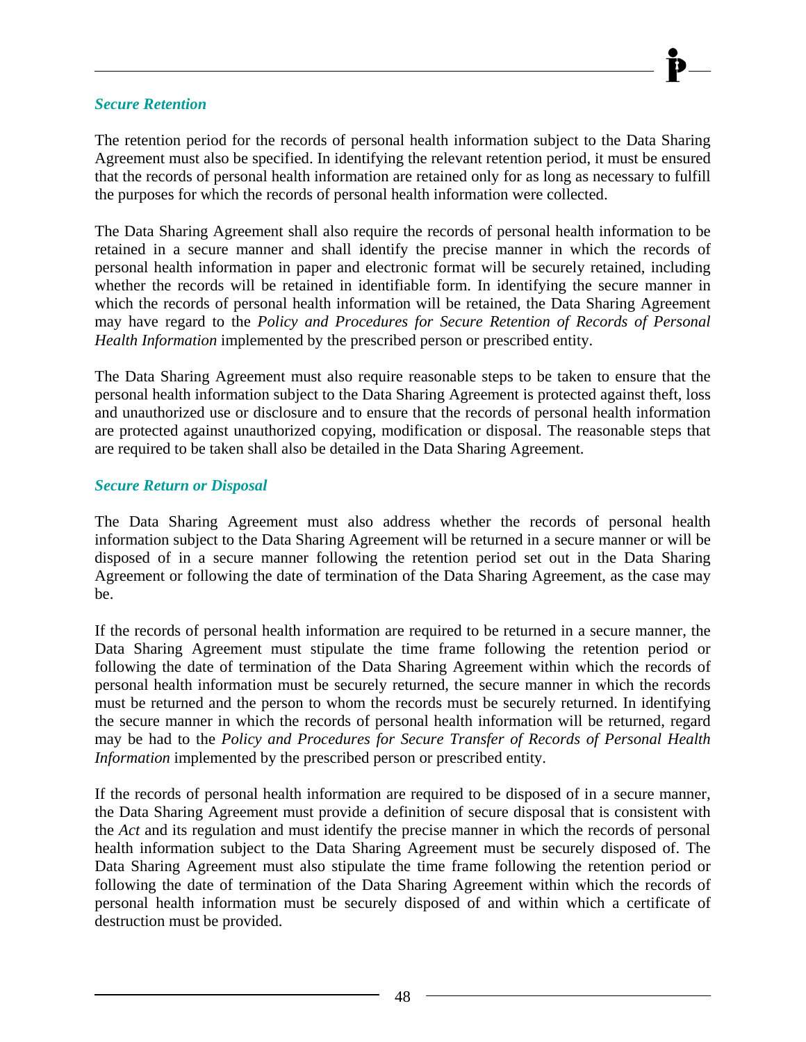### *Secure Retention*

The retention period for the records of personal health information subject to the Data Sharing Agreement must also be specified. In identifying the relevant retention period, it must be ensured that the records of personal health information are retained only for as long as necessary to fulfill the purposes for which the records of personal health information were collected.

The Data Sharing Agreement shall also require the records of personal health information to be retained in a secure manner and shall identify the precise manner in which the records of personal health information in paper and electronic format will be securely retained, including whether the records will be retained in identifiable form. In identifying the secure manner in which the records of personal health information will be retained, the Data Sharing Agreement may have regard to the *Policy and Procedures for Secure Retention of Records of Personal Health Information* implemented by the prescribed person or prescribed entity.

The Data Sharing Agreement must also require reasonable steps to be taken to ensure that the personal health information subject to the Data Sharing Agreement is protected against theft, loss and unauthorized use or disclosure and to ensure that the records of personal health information are protected against unauthorized copying, modification or disposal. The reasonable steps that are required to be taken shall also be detailed in the Data Sharing Agreement.

### *Secure Return or Disposal*

The Data Sharing Agreement must also address whether the records of personal health information subject to the Data Sharing Agreement will be returned in a secure manner or will be disposed of in a secure manner following the retention period set out in the Data Sharing Agreement or following the date of termination of the Data Sharing Agreement, as the case may be.

If the records of personal health information are required to be returned in a secure manner, the Data Sharing Agreement must stipulate the time frame following the retention period or following the date of termination of the Data Sharing Agreement within which the records of personal health information must be securely returned, the secure manner in which the records must be returned and the person to whom the records must be securely returned. In identifying the secure manner in which the records of personal health information will be returned, regard may be had to the *Policy and Procedures for Secure Transfer of Records of Personal Health Information* implemented by the prescribed person or prescribed entity.

If the records of personal health information are required to be disposed of in a secure manner, the Data Sharing Agreement must provide a definition of secure disposal that is consistent with the *Act* and its regulation and must identify the precise manner in which the records of personal health information subject to the Data Sharing Agreement must be securely disposed of. The Data Sharing Agreement must also stipulate the time frame following the retention period or following the date of termination of the Data Sharing Agreement within which the records of personal health information must be securely disposed of and within which a certificate of destruction must be provided.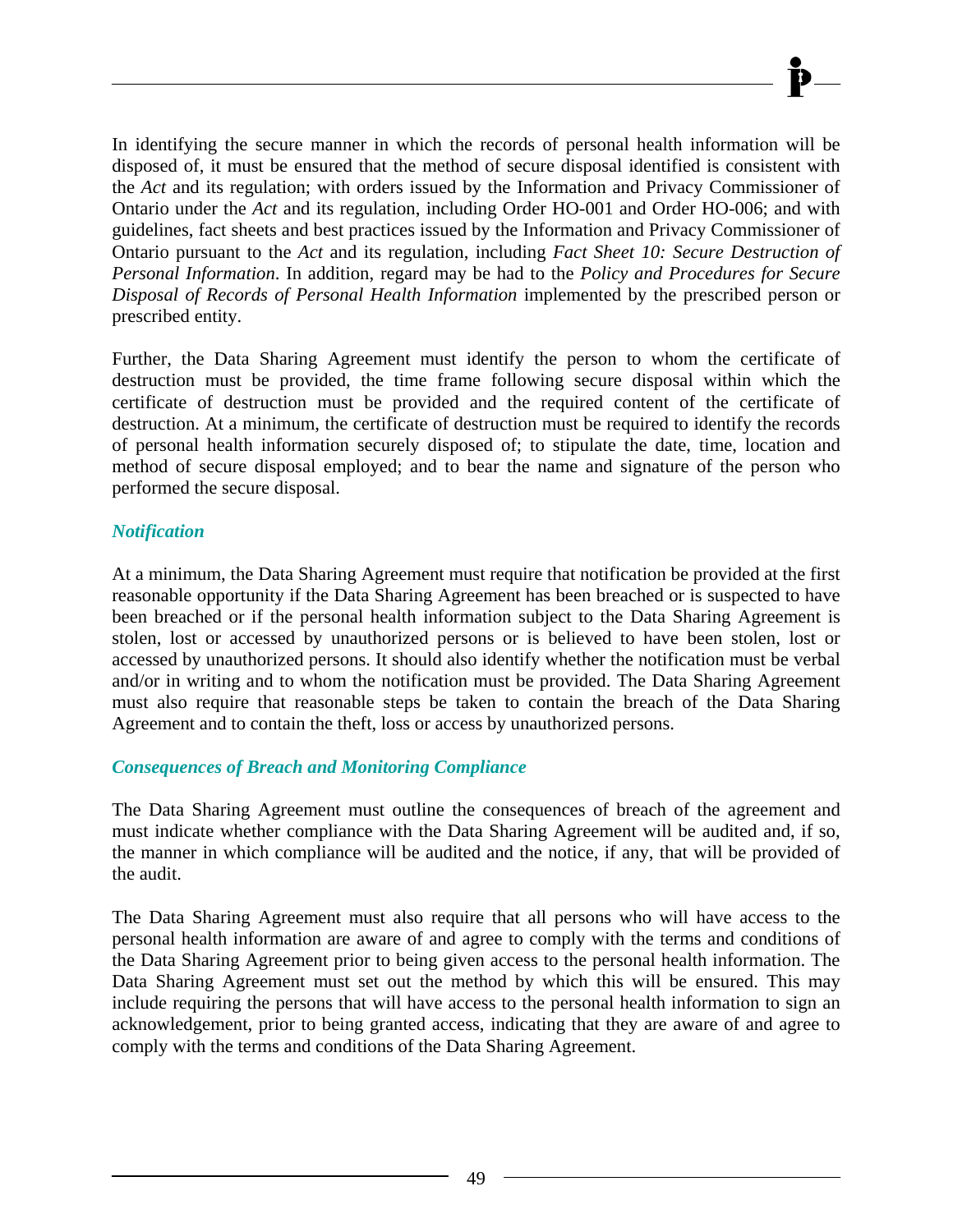In identifying the secure manner in which the records of personal health information will be disposed of, it must be ensured that the method of secure disposal identified is consistent with the *Act* and its regulation; with orders issued by the Information and Privacy Commissioner of Ontario under the *Act* and its regulation, including Order HO-001 and Order HO-006; and with guidelines, fact sheets and best practices issued by the Information and Privacy Commissioner of Ontario pursuant to the *Act* and its regulation, including *Fact Sheet 10: Secure Destruction of Personal Information*. In addition, regard may be had to the *Policy and Procedures for Secure Disposal of Records of Personal Health Information* implemented by the prescribed person or prescribed entity.

Further, the Data Sharing Agreement must identify the person to whom the certificate of destruction must be provided, the time frame following secure disposal within which the certificate of destruction must be provided and the required content of the certificate of destruction. At a minimum, the certificate of destruction must be required to identify the records of personal health information securely disposed of; to stipulate the date, time, location and method of secure disposal employed; and to bear the name and signature of the person who performed the secure disposal.

### *Notification*

At a minimum, the Data Sharing Agreement must require that notification be provided at the first reasonable opportunity if the Data Sharing Agreement has been breached or is suspected to have been breached or if the personal health information subject to the Data Sharing Agreement is stolen, lost or accessed by unauthorized persons or is believed to have been stolen, lost or accessed by unauthorized persons. It should also identify whether the notification must be verbal and/or in writing and to whom the notification must be provided. The Data Sharing Agreement must also require that reasonable steps be taken to contain the breach of the Data Sharing Agreement and to contain the theft, loss or access by unauthorized persons.

### *Consequences of Breach and Monitoring Compliance*

The Data Sharing Agreement must outline the consequences of breach of the agreement and must indicate whether compliance with the Data Sharing Agreement will be audited and, if so, the manner in which compliance will be audited and the notice, if any, that will be provided of the audit.

The Data Sharing Agreement must also require that all persons who will have access to the personal health information are aware of and agree to comply with the terms and conditions of the Data Sharing Agreement prior to being given access to the personal health information. The Data Sharing Agreement must set out the method by which this will be ensured. This may include requiring the persons that will have access to the personal health information to sign an acknowledgement, prior to being granted access, indicating that they are aware of and agree to comply with the terms and conditions of the Data Sharing Agreement.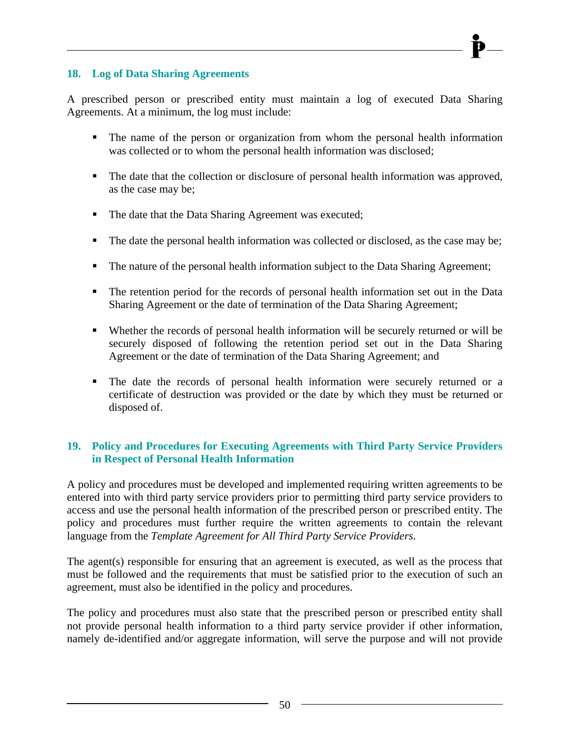## 18. Log of Data Sharing Agreements

A prescribed person or prescribed entity must maintain a log of executed Data Sharing Agreements. At a minimum, the log must include:

- The name of the person or organization from whom the personal health information was collected or to whom the personal health information was disclosed;
- The date that the collection or disclosure of personal health information was approved, as the case may be;
- The date that the Data Sharing Agreement was executed;
- The date the personal health information was collected or disclosed, as the case may be;
- The nature of the personal health information subject to the Data Sharing Agreement;
- The retention period for the records of personal health information set out in the Data Sharing Agreement or the date of termination of the Data Sharing Agreement;
- Whether the records of personal health information will be securely returned or will be securely disposed of following the retention period set out in the Data Sharing Agreement or the date of termination of the Data Sharing Agreement; and
- The date the records of personal health information were securely returned or a certificate of destruction was provided or the date by which they must be returned or disposed of.

## 19. Policy and Procedures for Executing Agreements with Third Party Service Providers in Respect of Personal Health Information

A policy and procedures must be developed and implemented requiring written agreements to be entered into with third party service providers prior to permitting third party service providers to access and use the personal health information of the prescribed person or prescribed entity. The policy and procedures must further require the written agreements to contain the relevant language from the *Template Agreement for All Third Party Service Providers*.

The agent(s) responsible for ensuring that an agreement is executed, as well as the process that must be followed and the requirements that must be satisfied prior to the execution of such an agreement, must also be identified in the policy and procedures.

The policy and procedures must also state that the prescribed person or prescribed entity shall not provide personal health information to a third party service provider if other information, namely de-identified and/or aggregate information, will serve the purpose and will not provide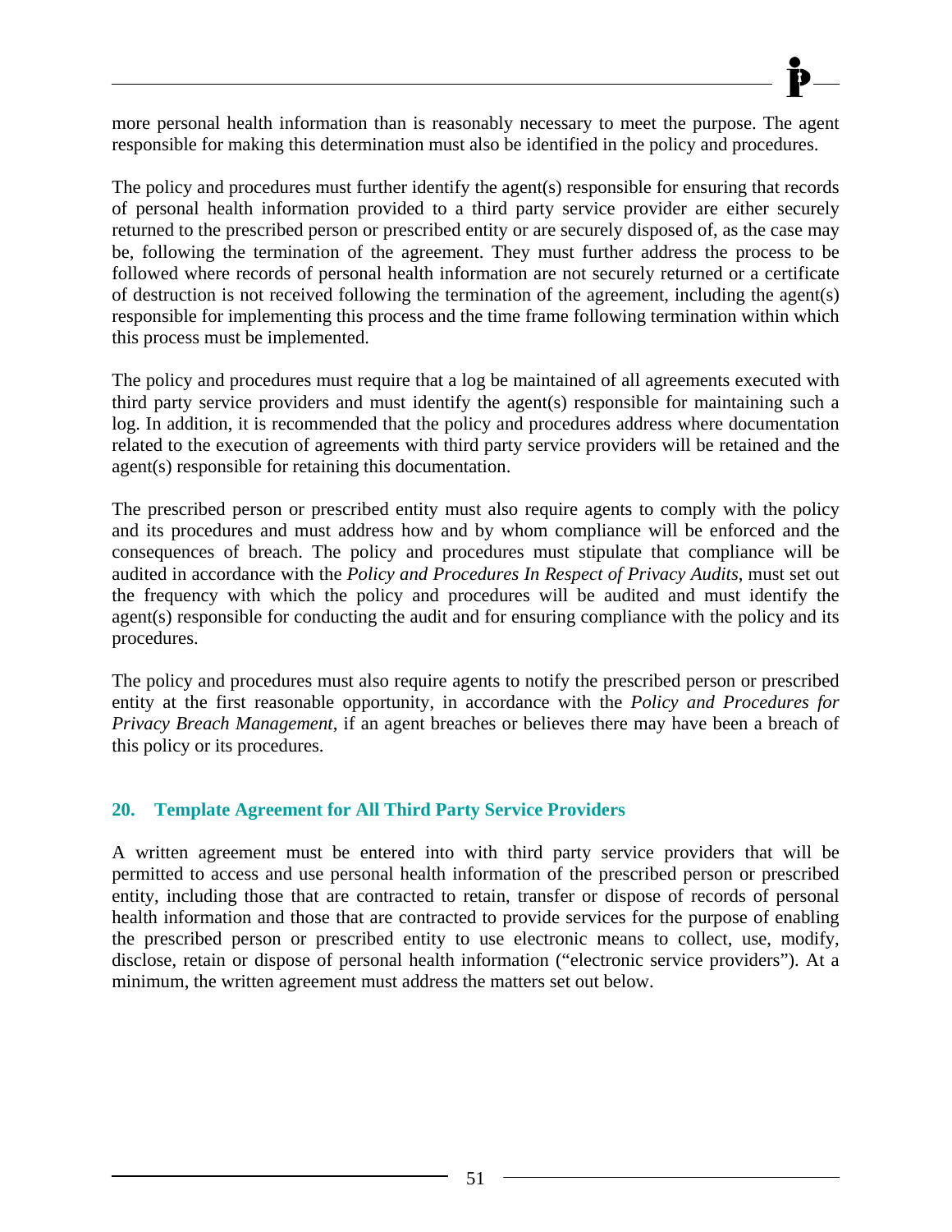more personal health information than is reasonably necessary to meet the purpose. The agent responsible for making this determination must also be identified in the policy and procedures.

The policy and procedures must further identify the agent(s) responsible for ensuring that records of personal health information provided to a third party service provider are either securely returned to the prescribed person or prescribed entity or are securely disposed of, as the case may be, following the termination of the agreement. They must further address the process to be followed where records of personal health information are not securely returned or a certificate of destruction is not received following the termination of the agreement, including the agent(s) responsible for implementing this process and the time frame following termination within which this process must be implemented.

The policy and procedures must require that a log be maintained of all agreements executed with third party service providers and must identify the agent(s) responsible for maintaining such a log. In addition, it is recommended that the policy and procedures address where documentation related to the execution of agreements with third party service providers will be retained and the agent(s) responsible for retaining this documentation.

The prescribed person or prescribed entity must also require agents to comply with the policy and its procedures and must address how and by whom compliance will be enforced and the consequences of breach. The policy and procedures must stipulate that compliance will be audited in accordance with the *Policy and Procedures In Respect of Privacy Audits*, must set out the frequency with which the policy and procedures will be audited and must identify the agent(s) responsible for conducting the audit and for ensuring compliance with the policy and its procedures.

The policy and procedures must also require agents to notify the prescribed person or prescribed entity at the first reasonable opportunity, in accordance with the *Policy and Procedures for Privacy Breach Management*, if an agent breaches or believes there may have been a breach of this policy or its procedures.

## 20. Template Agreement for All Third Party Service Providers

A written agreement must be entered into with third party service providers that will be permitted to access and use personal health information of the prescribed person or prescribed entity, including those that are contracted to retain, transfer or dispose of records of personal health information and those that are contracted to provide services for the purpose of enabling the prescribed person or prescribed entity to use electronic means to collect, use, modify, disclose, retain or dispose of personal health information ("electronic service providers"). At a minimum, the written agreement must address the matters set out below.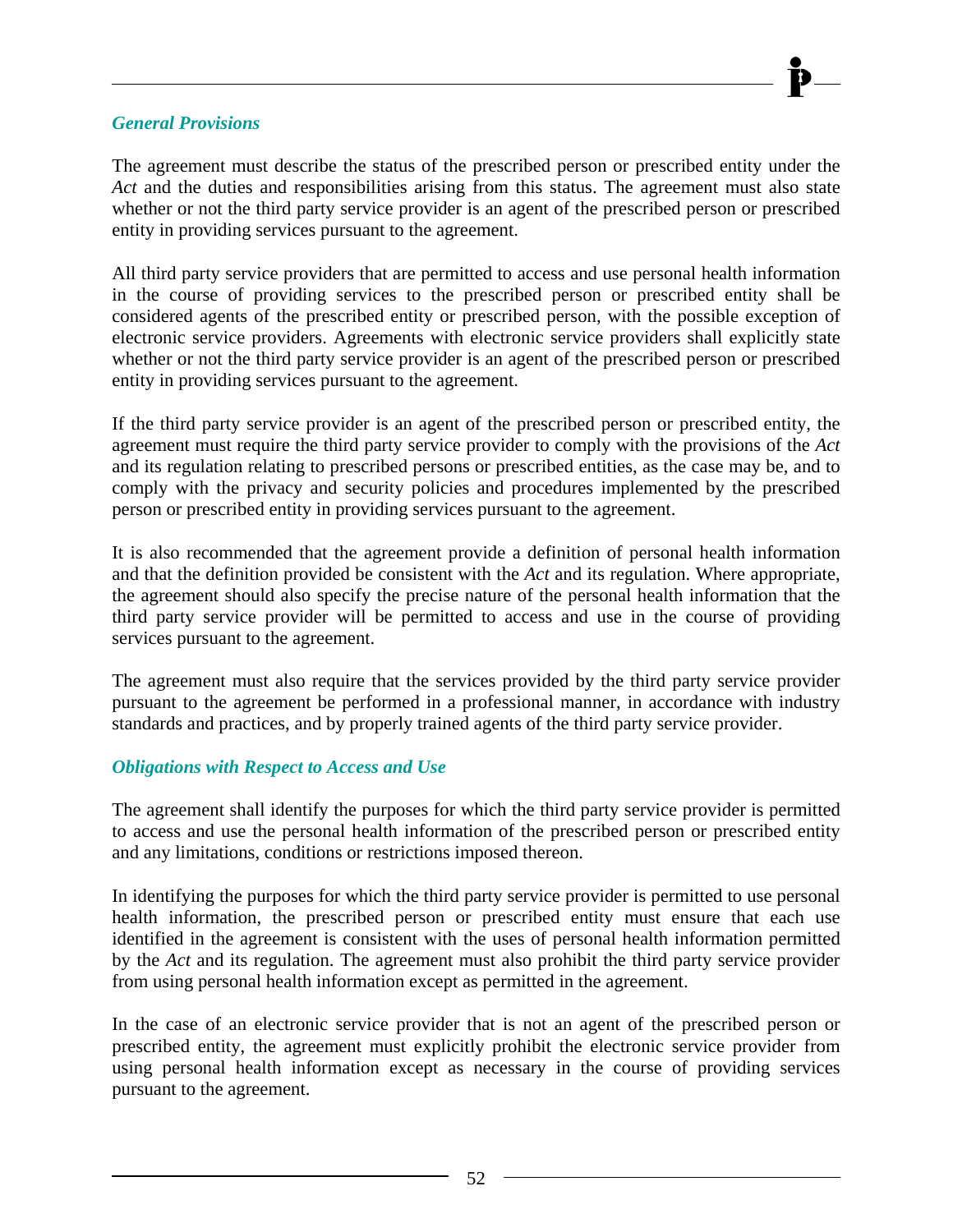### *General Provisions*

The agreement must describe the status of the prescribed person or prescribed entity under the *Act* and the duties and responsibilities arising from this status. The agreement must also state whether or not the third party service provider is an agent of the prescribed person or prescribed entity in providing services pursuant to the agreement.

All third party service providers that are permitted to access and use personal health information in the course of providing services to the prescribed person or prescribed entity shall be considered agents of the prescribed entity or prescribed person, with the possible exception of electronic service providers. Agreements with electronic service providers shall explicitly state whether or not the third party service provider is an agent of the prescribed person or prescribed entity in providing services pursuant to the agreement.

If the third party service provider is an agent of the prescribed person or prescribed entity, the agreement must require the third party service provider to comply with the provisions of the *Act* and its regulation relating to prescribed persons or prescribed entities, as the case may be, and to comply with the privacy and security policies and procedures implemented by the prescribed person or prescribed entity in providing services pursuant to the agreement.

It is also recommended that the agreement provide a definition of personal health information and that the definition provided be consistent with the *Act* and its regulation. Where appropriate, the agreement should also specify the precise nature of the personal health information that the third party service provider will be permitted to access and use in the course of providing services pursuant to the agreement.

The agreement must also require that the services provided by the third party service provider pursuant to the agreement be performed in a professional manner, in accordance with industry standards and practices, and by properly trained agents of the third party service provider.

### *Obligations with Respect to Access and Use*

The agreement shall identify the purposes for which the third party service provider is permitted to access and use the personal health information of the prescribed person or prescribed entity and any limitations, conditions or restrictions imposed thereon.

In identifying the purposes for which the third party service provider is permitted to use personal health information, the prescribed person or prescribed entity must ensure that each use identified in the agreement is consistent with the uses of personal health information permitted by the *Act* and its regulation. The agreement must also prohibit the third party service provider from using personal health information except as permitted in the agreement.

In the case of an electronic service provider that is not an agent of the prescribed person or prescribed entity, the agreement must explicitly prohibit the electronic service provider from using personal health information except as necessary in the course of providing services pursuant to the agreement.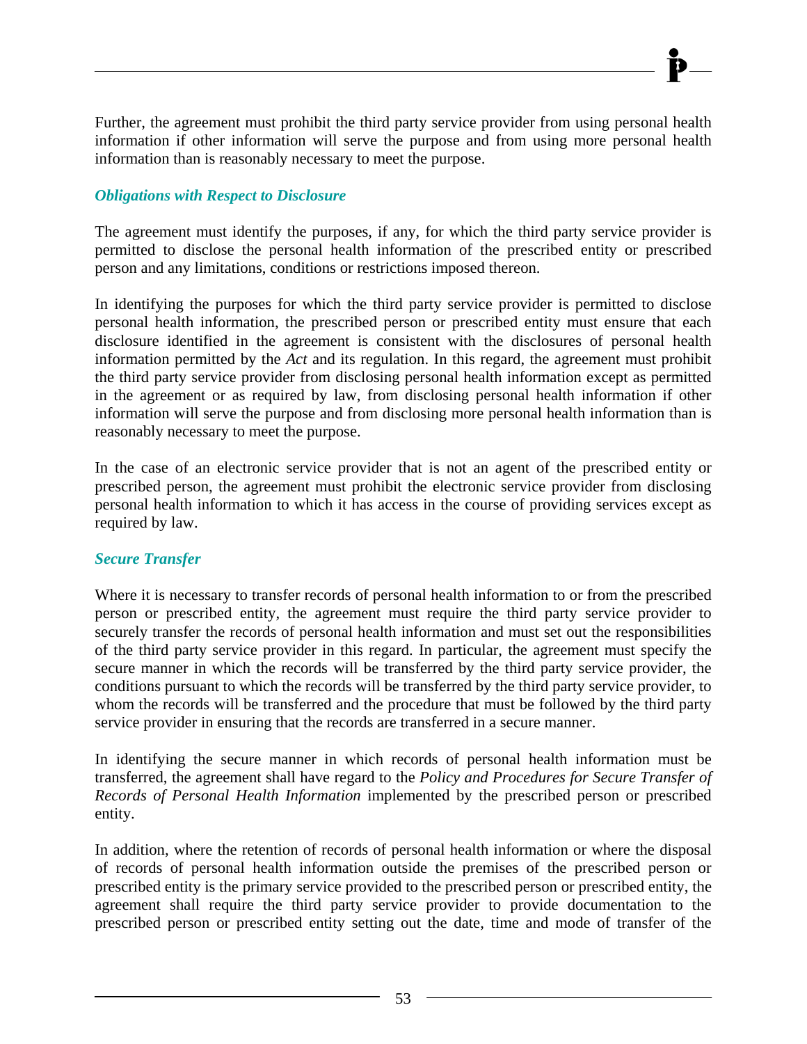Further, the agreement must prohibit the third party service provider from using personal health information if other information will serve the purpose and from using more personal health information than is reasonably necessary to meet the purpose.

### *Obligations with Respect to Disclosure*

The agreement must identify the purposes, if any, for which the third party service provider is permitted to disclose the personal health information of the prescribed entity or prescribed person and any limitations, conditions or restrictions imposed thereon.

In identifying the purposes for which the third party service provider is permitted to disclose personal health information, the prescribed person or prescribed entity must ensure that each disclosure identified in the agreement is consistent with the disclosures of personal health information permitted by the *Act* and its regulation. In this regard, the agreement must prohibit the third party service provider from disclosing personal health information except as permitted in the agreement or as required by law, from disclosing personal health information if other information will serve the purpose and from disclosing more personal health information than is reasonably necessary to meet the purpose.

In the case of an electronic service provider that is not an agent of the prescribed entity or prescribed person, the agreement must prohibit the electronic service provider from disclosing personal health information to which it has access in the course of providing services except as required by law.

### *Secure Transfer*

Where it is necessary to transfer records of personal health information to or from the prescribed person or prescribed entity, the agreement must require the third party service provider to securely transfer the records of personal health information and must set out the responsibilities of the third party service provider in this regard. In particular, the agreement must specify the secure manner in which the records will be transferred by the third party service provider, the conditions pursuant to which the records will be transferred by the third party service provider, to whom the records will be transferred and the procedure that must be followed by the third party service provider in ensuring that the records are transferred in a secure manner.

In identifying the secure manner in which records of personal health information must be transferred, the agreement shall have regard to the *Policy and Procedures for Secure Transfer of Records of Personal Health Information* implemented by the prescribed person or prescribed entity.

In addition, where the retention of records of personal health information or where the disposal of records of personal health information outside the premises of the prescribed person or prescribed entity is the primary service provided to the prescribed person or prescribed entity, the agreement shall require the third party service provider to provide documentation to the prescribed person or prescribed entity setting out the date, time and mode of transfer of the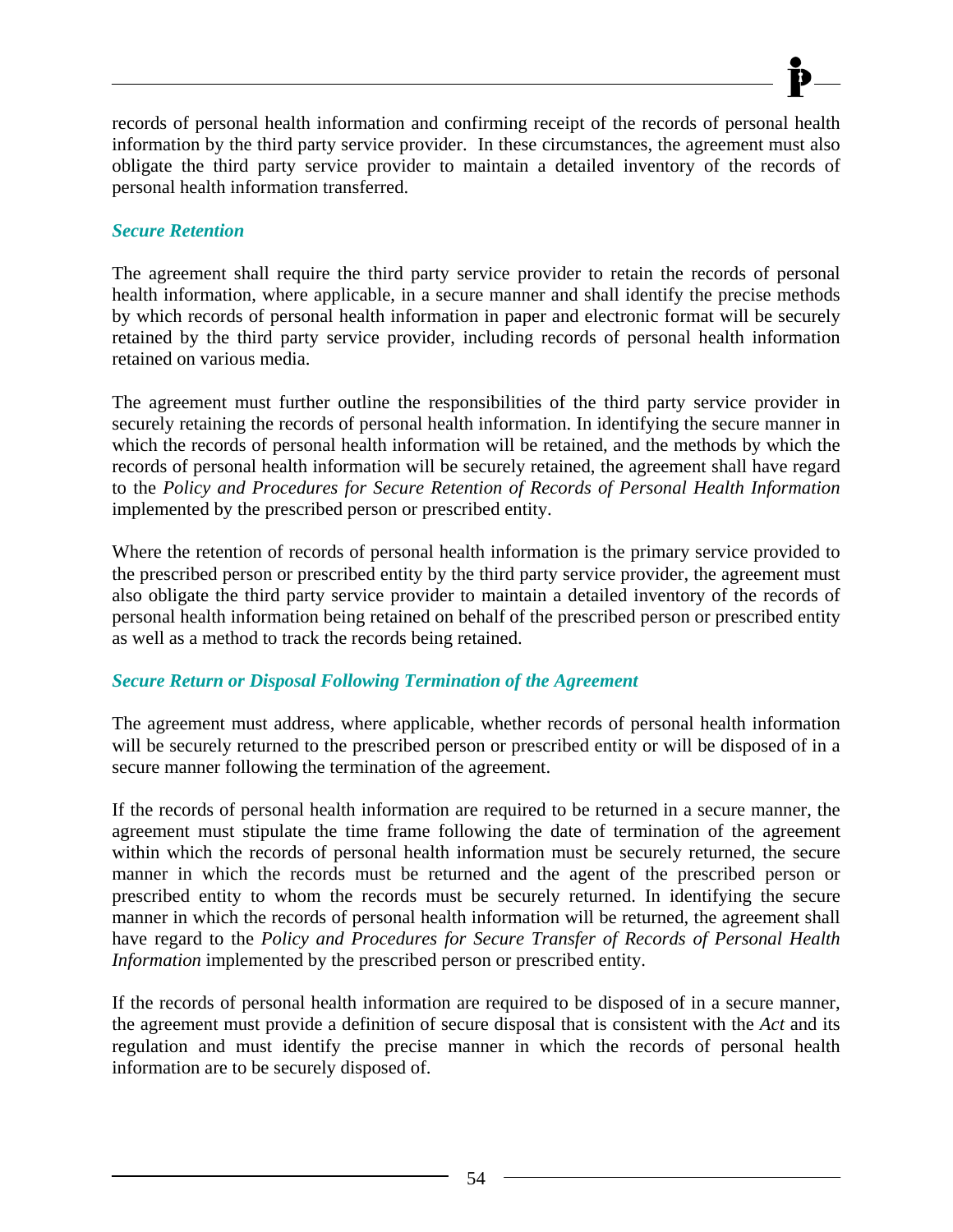records of personal health information and confirming receipt of the records of personal health information by the third party service provider. In these circumstances, the agreement must also obligate the third party service provider to maintain a detailed inventory of the records of personal health information transferred.

### *Secure Retention*

The agreement shall require the third party service provider to retain the records of personal health information, where applicable, in a secure manner and shall identify the precise methods by which records of personal health information in paper and electronic format will be securely retained by the third party service provider, including records of personal health information retained on various media.

The agreement must further outline the responsibilities of the third party service provider in securely retaining the records of personal health information. In identifying the secure manner in which the records of personal health information will be retained, and the methods by which the records of personal health information will be securely retained, the agreement shall have regard to the *Policy and Procedures for Secure Retention of Records of Personal Health Information* implemented by the prescribed person or prescribed entity.

Where the retention of records of personal health information is the primary service provided to the prescribed person or prescribed entity by the third party service provider, the agreement must also obligate the third party service provider to maintain a detailed inventory of the records of personal health information being retained on behalf of the prescribed person or prescribed entity as well as a method to track the records being retained.

### *Secure Return or Disposal Following Termination of the Agreement*

The agreement must address, where applicable, whether records of personal health information will be securely returned to the prescribed person or prescribed entity or will be disposed of in a secure manner following the termination of the agreement.

If the records of personal health information are required to be returned in a secure manner, the agreement must stipulate the time frame following the date of termination of the agreement within which the records of personal health information must be securely returned, the secure manner in which the records must be returned and the agent of the prescribed person or prescribed entity to whom the records must be securely returned. In identifying the secure manner in which the records of personal health information will be returned, the agreement shall have regard to the *Policy and Procedures for Secure Transfer of Records of Personal Health Information* implemented by the prescribed person or prescribed entity.

If the records of personal health information are required to be disposed of in a secure manner, the agreement must provide a definition of secure disposal that is consistent with the *Act* and its regulation and must identify the precise manner in which the records of personal health information are to be securely disposed of.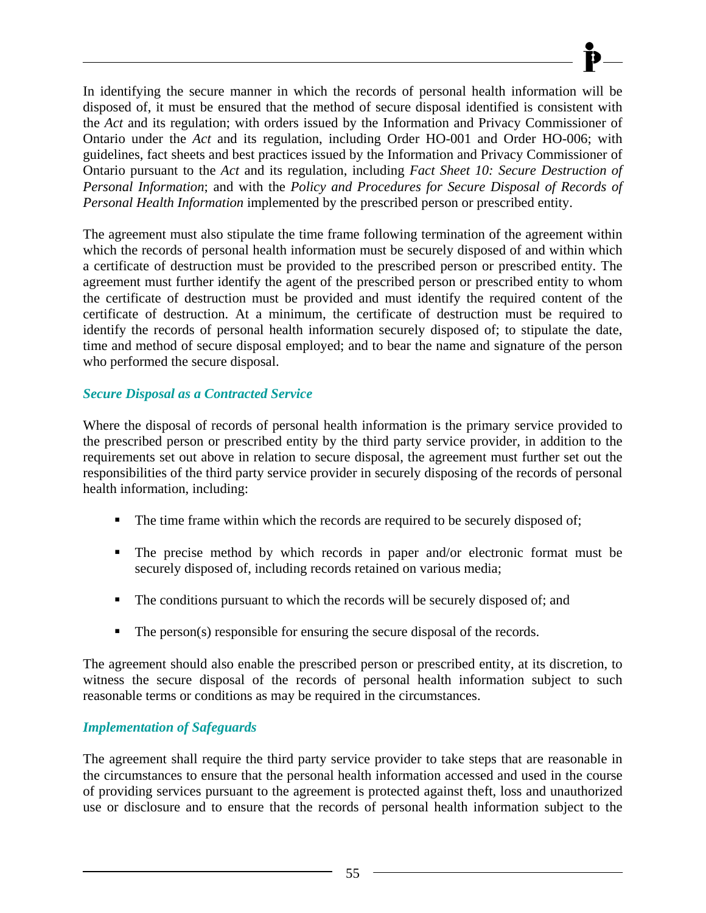In identifying the secure manner in which the records of personal health information will be disposed of, it must be ensured that the method of secure disposal identified is consistent with the *Act* and its regulation; with orders issued by the Information and Privacy Commissioner of Ontario under the *Act* and its regulation, including Order HO-001 and Order HO-006; with guidelines, fact sheets and best practices issued by the Information and Privacy Commissioner of Ontario pursuant to the *Act* and its regulation, including *Fact Sheet 10: Secure Destruction of Personal Information*; and with the *Policy and Procedures for Secure Disposal of Records of Personal Health Information* implemented by the prescribed person or prescribed entity.

The agreement must also stipulate the time frame following termination of the agreement within which the records of personal health information must be securely disposed of and within which a certificate of destruction must be provided to the prescribed person or prescribed entity. The agreement must further identify the agent of the prescribed person or prescribed entity to whom the certificate of destruction must be provided and must identify the required content of the certificate of destruction. At a minimum, the certificate of destruction must be required to identify the records of personal health information securely disposed of; to stipulate the date, time and method of secure disposal employed; and to bear the name and signature of the person who performed the secure disposal.

### *Secure Disposal as a Contracted Service*

Where the disposal of records of personal health information is the primary service provided to the prescribed person or prescribed entity by the third party service provider, in addition to the requirements set out above in relation to secure disposal, the agreement must further set out the responsibilities of the third party service provider in securely disposing of the records of personal health information, including:

- The time frame within which the records are required to be securely disposed of;
- The precise method by which records in paper and/or electronic format must be securely disposed of, including records retained on various media;
- The conditions pursuant to which the records will be securely disposed of; and
- The person(s) responsible for ensuring the secure disposal of the records.

The agreement should also enable the prescribed person or prescribed entity, at its discretion, to witness the secure disposal of the records of personal health information subject to such reasonable terms or conditions as may be required in the circumstances.

### *Implementation of Safeguards*

The agreement shall require the third party service provider to take steps that are reasonable in the circumstances to ensure that the personal health information accessed and used in the course of providing services pursuant to the agreement is protected against theft, loss and unauthorized use or disclosure and to ensure that the records of personal health information subject to the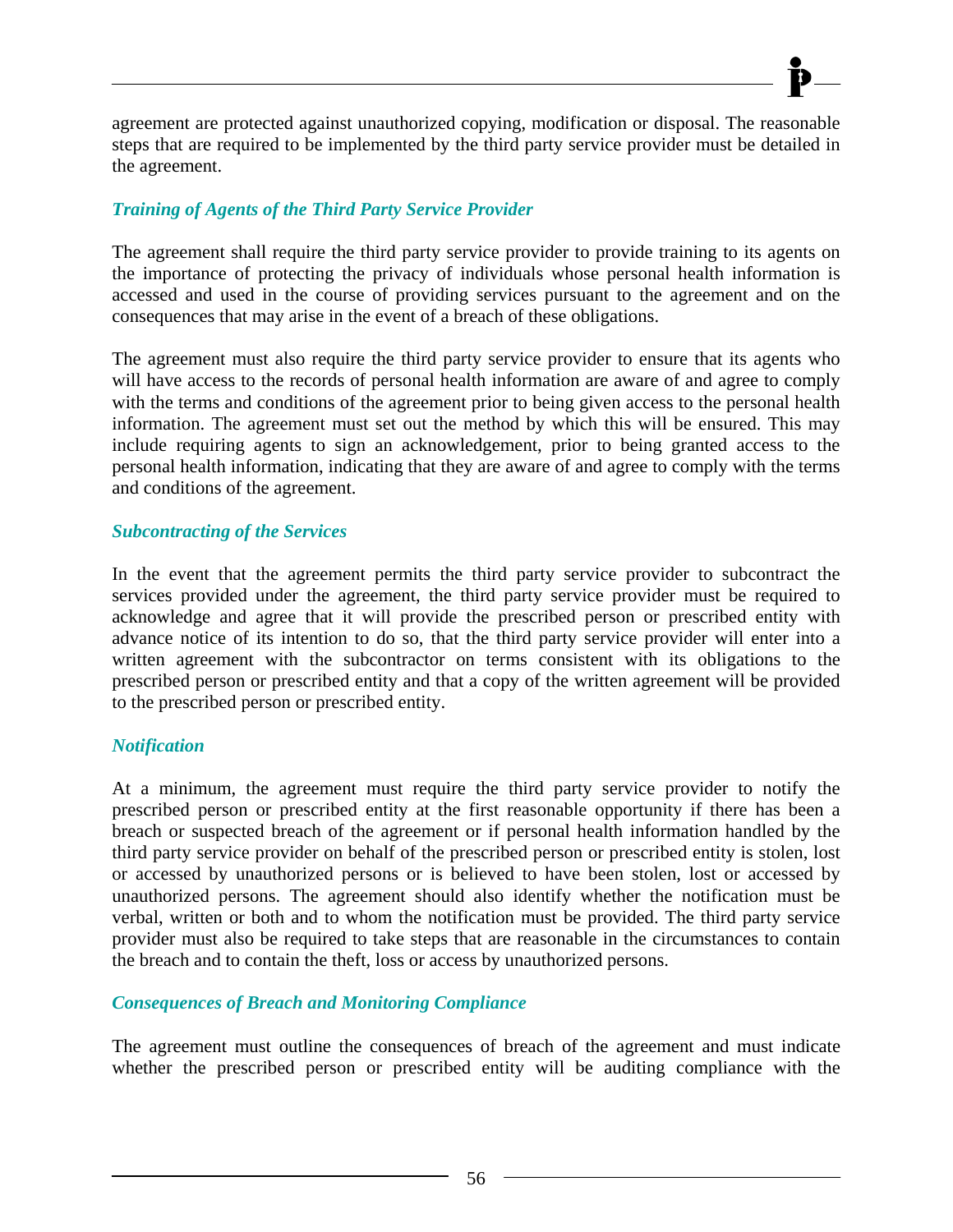agreement are protected against unauthorized copying, modification or disposal. The reasonable steps that are required to be implemented by the third party service provider must be detailed in the agreement.

***Training of Agents of the Third Party Service Provider***

The agreement shall require the third party service provider to provide training to its agents on the importance of protecting the privacy of individuals whose personal health information is accessed and used in the course of providing services pursuant to the agreement and on the consequences that may arise in the event of a breach of these obligations.

The agreement must also require the third party service provider to ensure that its agents who will have access to the records of personal health information are aware of and agree to comply with the terms and conditions of the agreement prior to being given access to the personal health information. The agreement must set out the method by which this will be ensured. This may include requiring agents to sign an acknowledgement, prior to being granted access to the personal health information, indicating that they are aware of and agree to comply with the terms and conditions of the agreement.

***Subcontracting of the Services***

In the event that the agreement permits the third party service provider to subcontract the services provided under the agreement, the third party service provider must be required to acknowledge and agree that it will provide the prescribed person or prescribed entity with advance notice of its intention to do so, that the third party service provider will enter into a written agreement with the subcontractor on terms consistent with its obligations to the prescribed person or prescribed entity and that a copy of the written agreement will be provided to the prescribed person or prescribed entity.

***Notification***

At a minimum, the agreement must require the third party service provider to notify the prescribed person or prescribed entity at the first reasonable opportunity if there has been a breach or suspected breach of the agreement or if personal health information handled by the third party service provider on behalf of the prescribed person or prescribed entity is stolen, lost or accessed by unauthorized persons or is believed to have been stolen, lost or accessed by unauthorized persons. The agreement should also identify whether the notification must be verbal, written or both and to whom the notification must be provided. The third party service provider must also be required to take steps that are reasonable in the circumstances to contain the breach and to contain the theft, loss or access by unauthorized persons.

***Consequences of Breach and Monitoring Compliance***

The agreement must outline the consequences of breach of the agreement and must indicate whether the prescribed person or prescribed entity will be auditing compliance with the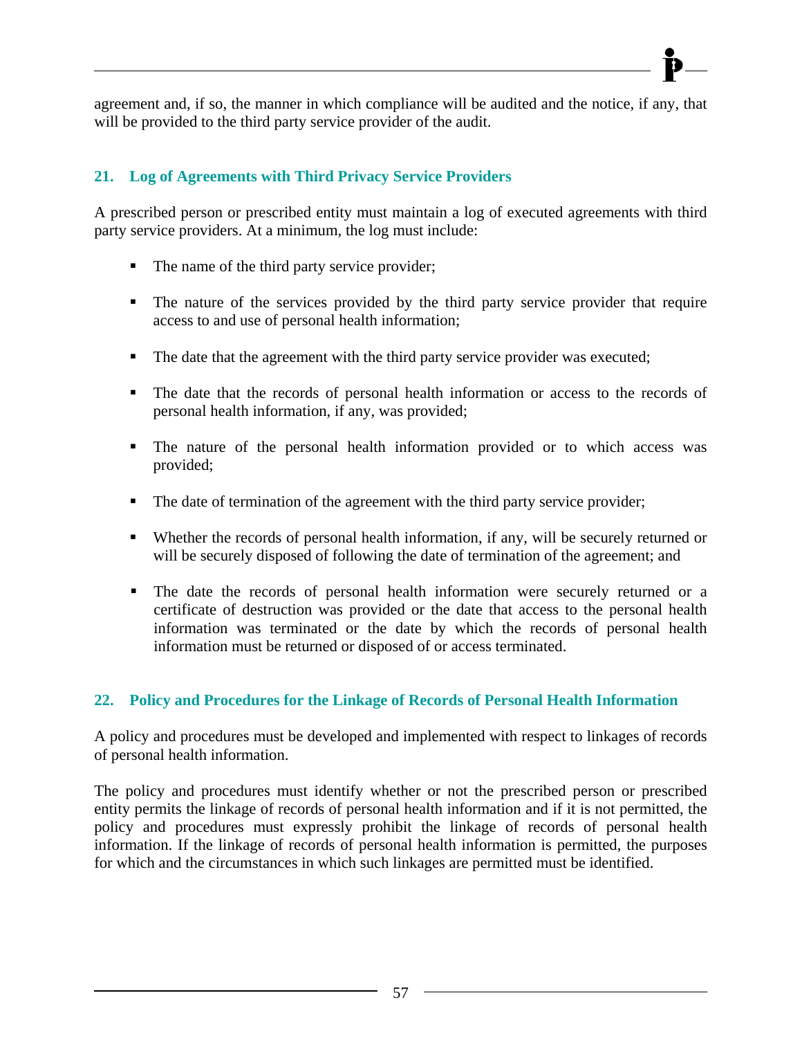agreement and, if so, the manner in which compliance will be audited and the notice, if any, that will be provided to the third party service provider of the audit.

## 21. Log of Agreements with Third Privacy Service Providers

A prescribed person or prescribed entity must maintain a log of executed agreements with third party service providers. At a minimum, the log must include:

- The name of the third party service provider;
- The nature of the services provided by the third party service provider that require access to and use of personal health information;
- The date that the agreement with the third party service provider was executed;
- The date that the records of personal health information or access to the records of personal health information, if any, was provided;
- The nature of the personal health information provided or to which access was provided;
- The date of termination of the agreement with the third party service provider;
- Whether the records of personal health information, if any, will be securely returned or will be securely disposed of following the date of termination of the agreement; and
- The date the records of personal health information were securely returned or a certificate of destruction was provided or the date that access to the personal health information was terminated or the date by which the records of personal health information must be returned or disposed of or access terminated.

## 22. Policy and Procedures for the Linkage of Records of Personal Health Information

A policy and procedures must be developed and implemented with respect to linkages of records of personal health information.

The policy and procedures must identify whether or not the prescribed person or prescribed entity permits the linkage of records of personal health information and if it is not permitted, the policy and procedures must expressly prohibit the linkage of records of personal health information. If the linkage of records of personal health information is permitted, the purposes for which and the circumstances in which such linkages are permitted must be identified.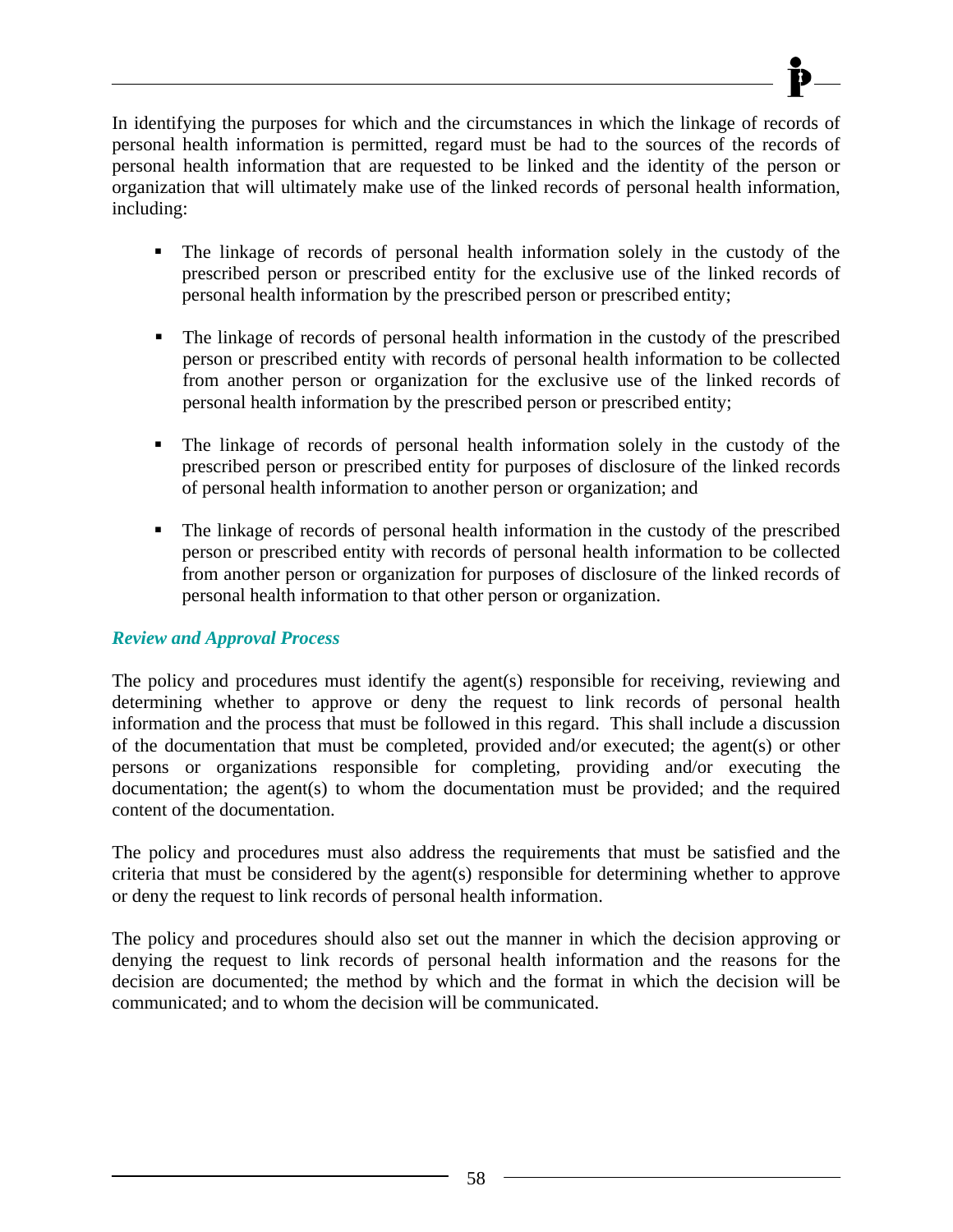In identifying the purposes for which and the circumstances in which the linkage of records of personal health information is permitted, regard must be had to the sources of the records of personal health information that are requested to be linked and the identity of the person or organization that will ultimately make use of the linked records of personal health information, including:

- The linkage of records of personal health information solely in the custody of the prescribed person or prescribed entity for the exclusive use of the linked records of personal health information by the prescribed person or prescribed entity;
- The linkage of records of personal health information in the custody of the prescribed person or prescribed entity with records of personal health information to be collected from another person or organization for the exclusive use of the linked records of personal health information by the prescribed person or prescribed entity;
- The linkage of records of personal health information solely in the custody of the prescribed person or prescribed entity for purposes of disclosure of the linked records of personal health information to another person or organization; and
- The linkage of records of personal health information in the custody of the prescribed person or prescribed entity with records of personal health information to be collected from another person or organization for purposes of disclosure of the linked records of personal health information to that other person or organization.

***Review and Approval Process***

The policy and procedures must identify the agent(s) responsible for receiving, reviewing and determining whether to approve or deny the request to link records of personal health information and the process that must be followed in this regard. This shall include a discussion of the documentation that must be completed, provided and/or executed; the agent(s) or other persons or organizations responsible for completing, providing and/or executing the documentation; the agent(s) to whom the documentation must be provided; and the required content of the documentation.

The policy and procedures must also address the requirements that must be satisfied and the criteria that must be considered by the agent(s) responsible for determining whether to approve or deny the request to link records of personal health information.

The policy and procedures should also set out the manner in which the decision approving or denying the request to link records of personal health information and the reasons for the decision are documented; the method by which and the format in which the decision will be communicated; and to whom the decision will be communicated.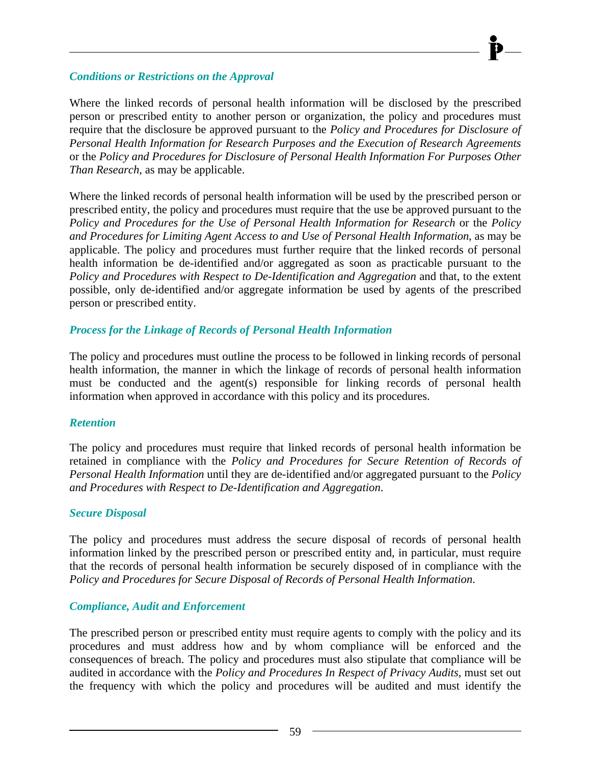### *Conditions or Restrictions on the Approval*

Where the linked records of personal health information will be disclosed by the prescribed person or prescribed entity to another person or organization, the policy and procedures must require that the disclosure be approved pursuant to the *Policy and Procedures for Disclosure of Personal Health Information for Research Purposes and the Execution of Research Agreements* or the *Policy and Procedures for Disclosure of Personal Health Information For Purposes Other Than Research*, as may be applicable.

Where the linked records of personal health information will be used by the prescribed person or prescribed entity, the policy and procedures must require that the use be approved pursuant to the *Policy and Procedures for the Use of Personal Health Information for Research* or the *Policy and Procedures for Limiting Agent Access to and Use of Personal Health Information*, as may be applicable. The policy and procedures must further require that the linked records of personal health information be de-identified and/or aggregated as soon as practicable pursuant to the *Policy and Procedures with Respect to De-Identification and Aggregation* and that, to the extent possible, only de-identified and/or aggregate information be used by agents of the prescribed person or prescribed entity.

### *Process for the Linkage of Records of Personal Health Information*

The policy and procedures must outline the process to be followed in linking records of personal health information, the manner in which the linkage of records of personal health information must be conducted and the agent(s) responsible for linking records of personal health information when approved in accordance with this policy and its procedures.

### *Retention*

The policy and procedures must require that linked records of personal health information be retained in compliance with the *Policy and Procedures for Secure Retention of Records of Personal Health Information* until they are de-identified and/or aggregated pursuant to the *Policy and Procedures with Respect to De-Identification and Aggregation*.

### *Secure Disposal*

The policy and procedures must address the secure disposal of records of personal health information linked by the prescribed person or prescribed entity and, in particular, must require that the records of personal health information be securely disposed of in compliance with the *Policy and Procedures for Secure Disposal of Records of Personal Health Information*.

### *Compliance, Audit and Enforcement*

The prescribed person or prescribed entity must require agents to comply with the policy and its procedures and must address how and by whom compliance will be enforced and the consequences of breach. The policy and procedures must also stipulate that compliance will be audited in accordance with the *Policy and Procedures In Respect of Privacy Audits*, must set out the frequency with which the policy and procedures will be audited and must identify the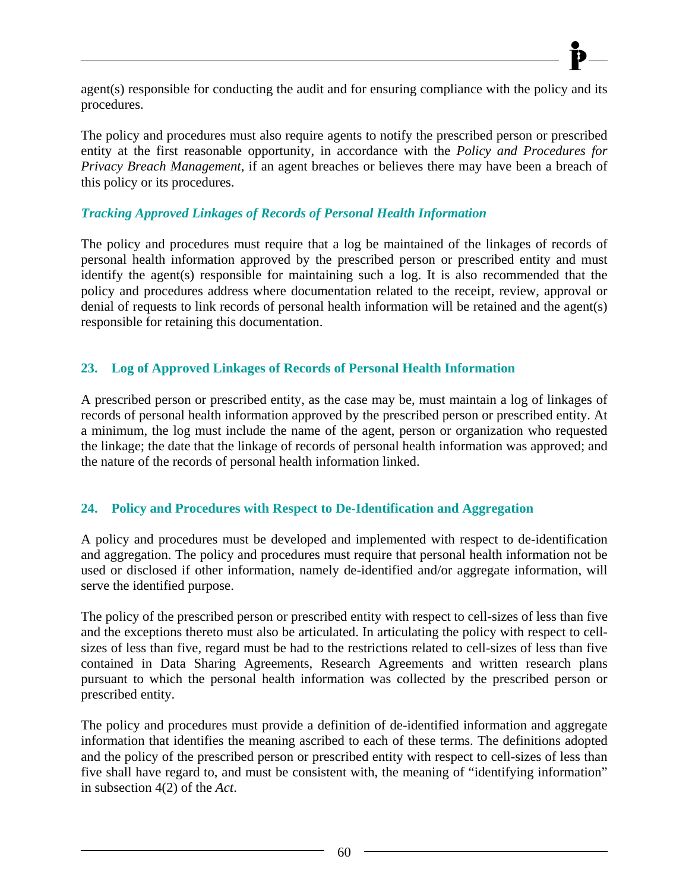agent(s) responsible for conducting the audit and for ensuring compliance with the policy and its procedures.

The policy and procedures must also require agents to notify the prescribed person or prescribed entity at the first reasonable opportunity, in accordance with the *Policy and Procedures for Privacy Breach Management*, if an agent breaches or believes there may have been a breach of this policy or its procedures.

### *Tracking Approved Linkages of Records of Personal Health Information*

The policy and procedures must require that a log be maintained of the linkages of records of personal health information approved by the prescribed person or prescribed entity and must identify the agent(s) responsible for maintaining such a log. It is also recommended that the policy and procedures address where documentation related to the receipt, review, approval or denial of requests to link records of personal health information will be retained and the agent(s) responsible for retaining this documentation.

## 23. Log of Approved Linkages of Records of Personal Health Information

A prescribed person or prescribed entity, as the case may be, must maintain a log of linkages of records of personal health information approved by the prescribed person or prescribed entity. At a minimum, the log must include the name of the agent, person or organization who requested the linkage; the date that the linkage of records of personal health information was approved; and the nature of the records of personal health information linked.

## 24. Policy and Procedures with Respect to De-Identification and Aggregation

A policy and procedures must be developed and implemented with respect to de-identification and aggregation. The policy and procedures must require that personal health information not be used or disclosed if other information, namely de-identified and/or aggregate information, will serve the identified purpose.

The policy of the prescribed person or prescribed entity with respect to cell-sizes of less than five and the exceptions thereto must also be articulated. In articulating the policy with respect to cell-sizes of less than five, regard must be had to the restrictions related to cell-sizes of less than five contained in Data Sharing Agreements, Research Agreements and written research plans pursuant to which the personal health information was collected by the prescribed person or prescribed entity.

The policy and procedures must provide a definition of de-identified information and aggregate information that identifies the meaning ascribed to each of these terms. The definitions adopted and the policy of the prescribed person or prescribed entity with respect to cell-sizes of less than five shall have regard to, and must be consistent with, the meaning of "identifying information" in subsection 4(2) of the *Act*.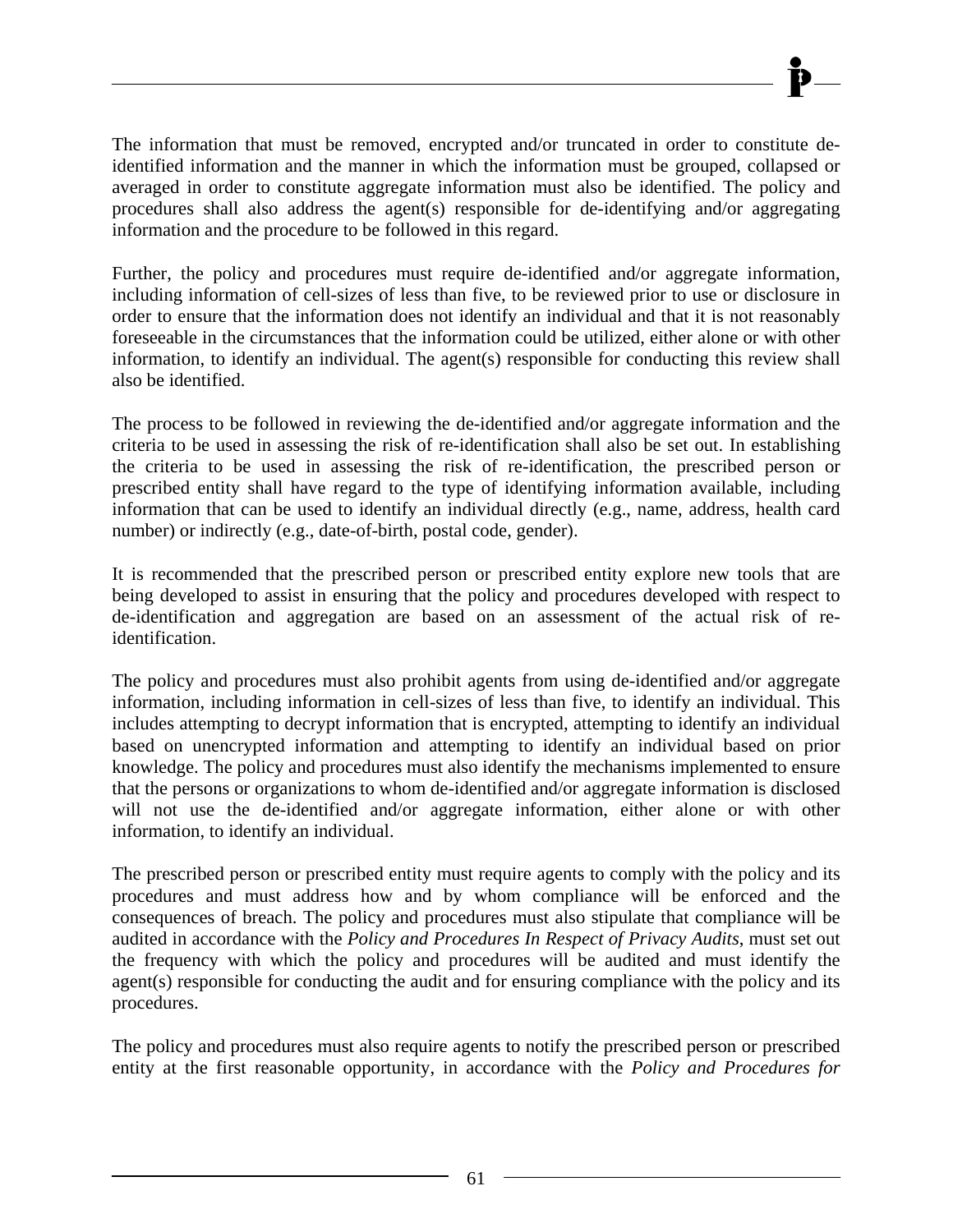The information that must be removed, encrypted and/or truncated in order to constitute de-identified information and the manner in which the information must be grouped, collapsed or averaged in order to constitute aggregate information must also be identified. The policy and procedures shall also address the agent(s) responsible for de-identifying and/or aggregating information and the procedure to be followed in this regard.

Further, the policy and procedures must require de-identified and/or aggregate information, including information of cell-sizes of less than five, to be reviewed prior to use or disclosure in order to ensure that the information does not identify an individual and that it is not reasonably foreseeable in the circumstances that the information could be utilized, either alone or with other information, to identify an individual. The agent(s) responsible for conducting this review shall also be identified.

The process to be followed in reviewing the de-identified and/or aggregate information and the criteria to be used in assessing the risk of re-identification shall also be set out. In establishing the criteria to be used in assessing the risk of re-identification, the prescribed person or prescribed entity shall have regard to the type of identifying information available, including information that can be used to identify an individual directly (e.g., name, address, health card number) or indirectly (e.g., date-of-birth, postal code, gender).

It is recommended that the prescribed person or prescribed entity explore new tools that are being developed to assist in ensuring that the policy and procedures developed with respect to de-identification and aggregation are based on an assessment of the actual risk of re-identification.

The policy and procedures must also prohibit agents from using de-identified and/or aggregate information, including information in cell-sizes of less than five, to identify an individual. This includes attempting to decrypt information that is encrypted, attempting to identify an individual based on unencrypted information and attempting to identify an individual based on prior knowledge. The policy and procedures must also identify the mechanisms implemented to ensure that the persons or organizations to whom de-identified and/or aggregate information is disclosed will not use the de-identified and/or aggregate information, either alone or with other information, to identify an individual.

The prescribed person or prescribed entity must require agents to comply with the policy and its procedures and must address how and by whom compliance will be enforced and the consequences of breach. The policy and procedures must also stipulate that compliance will be audited in accordance with the *Policy and Procedures In Respect of Privacy Audits*, must set out the frequency with which the policy and procedures will be audited and must identify the agent(s) responsible for conducting the audit and for ensuring compliance with the policy and its procedures.

The policy and procedures must also require agents to notify the prescribed person or prescribed entity at the first reasonable opportunity, in accordance with the *Policy and Procedures for*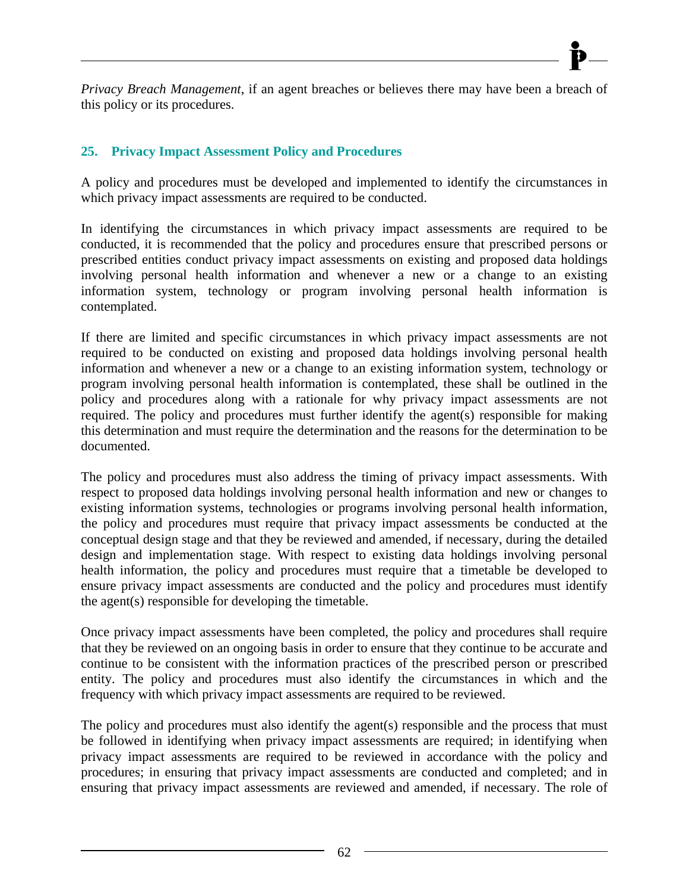*Privacy Breach Management*, if an agent breaches or believes there may have been a breach of this policy or its procedures.

### 25. Privacy Impact Assessment Policy and Procedures

A policy and procedures must be developed and implemented to identify the circumstances in which privacy impact assessments are required to be conducted.

In identifying the circumstances in which privacy impact assessments are required to be conducted, it is recommended that the policy and procedures ensure that prescribed persons or prescribed entities conduct privacy impact assessments on existing and proposed data holdings involving personal health information and whenever a new or a change to an existing information system, technology or program involving personal health information is contemplated.

If there are limited and specific circumstances in which privacy impact assessments are not required to be conducted on existing and proposed data holdings involving personal health information and whenever a new or a change to an existing information system, technology or program involving personal health information is contemplated, these shall be outlined in the policy and procedures along with a rationale for why privacy impact assessments are not required. The policy and procedures must further identify the agent(s) responsible for making this determination and must require the determination and the reasons for the determination to be documented.

The policy and procedures must also address the timing of privacy impact assessments. With respect to proposed data holdings involving personal health information and new or changes to existing information systems, technologies or programs involving personal health information, the policy and procedures must require that privacy impact assessments be conducted at the conceptual design stage and that they be reviewed and amended, if necessary, during the detailed design and implementation stage. With respect to existing data holdings involving personal health information, the policy and procedures must require that a timetable be developed to ensure privacy impact assessments are conducted and the policy and procedures must identify the agent(s) responsible for developing the timetable.

Once privacy impact assessments have been completed, the policy and procedures shall require that they be reviewed on an ongoing basis in order to ensure that they continue to be accurate and continue to be consistent with the information practices of the prescribed person or prescribed entity. The policy and procedures must also identify the circumstances in which and the frequency with which privacy impact assessments are required to be reviewed.

The policy and procedures must also identify the agent(s) responsible and the process that must be followed in identifying when privacy impact assessments are required; in identifying when privacy impact assessments are required to be reviewed in accordance with the policy and procedures; in ensuring that privacy impact assessments are conducted and completed; and in ensuring that privacy impact assessments are reviewed and amended, if necessary. The role of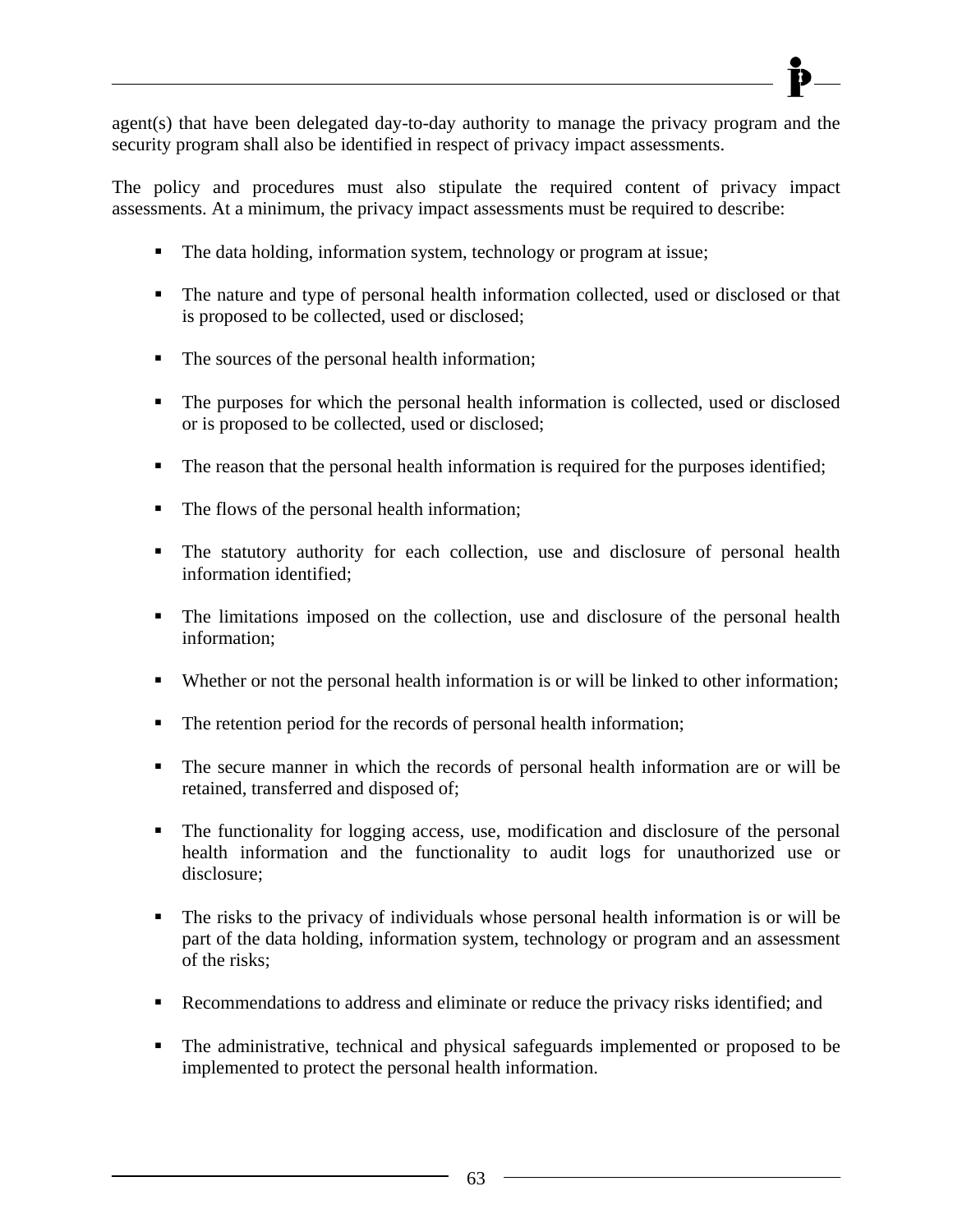agent(s) that have been delegated day-to-day authority to manage the privacy program and the security program shall also be identified in respect of privacy impact assessments.

The policy and procedures must also stipulate the required content of privacy impact assessments. At a minimum, the privacy impact assessments must be required to describe:

- The data holding, information system, technology or program at issue;
- The nature and type of personal health information collected, used or disclosed or that is proposed to be collected, used or disclosed;
- The sources of the personal health information;
- The purposes for which the personal health information is collected, used or disclosed or is proposed to be collected, used or disclosed;
- The reason that the personal health information is required for the purposes identified;
- The flows of the personal health information;
- The statutory authority for each collection, use and disclosure of personal health information identified;
- The limitations imposed on the collection, use and disclosure of the personal health information;
- Whether or not the personal health information is or will be linked to other information;
- The retention period for the records of personal health information;
- The secure manner in which the records of personal health information are or will be retained, transferred and disposed of;
- The functionality for logging access, use, modification and disclosure of the personal health information and the functionality to audit logs for unauthorized use or disclosure;
- The risks to the privacy of individuals whose personal health information is or will be part of the data holding, information system, technology or program and an assessment of the risks;
- Recommendations to address and eliminate or reduce the privacy risks identified; and
- The administrative, technical and physical safeguards implemented or proposed to be implemented to protect the personal health information.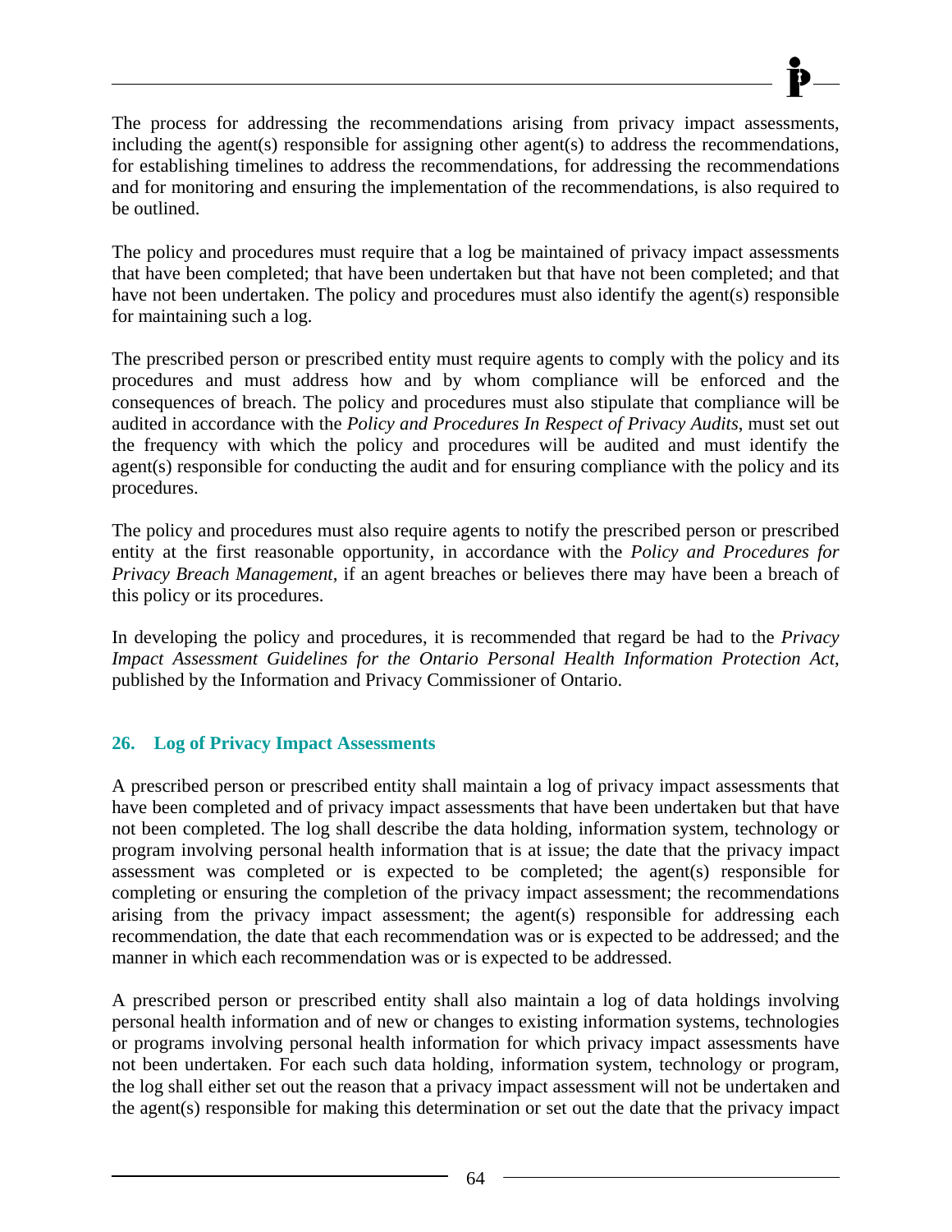The process for addressing the recommendations arising from privacy impact assessments, including the agent(s) responsible for assigning other agent(s) to address the recommendations, for establishing timelines to address the recommendations, for addressing the recommendations and for monitoring and ensuring the implementation of the recommendations, is also required to be outlined.

The policy and procedures must require that a log be maintained of privacy impact assessments that have been completed; that have been undertaken but that have not been completed; and that have not been undertaken. The policy and procedures must also identify the agent(s) responsible for maintaining such a log.

The prescribed person or prescribed entity must require agents to comply with the policy and its procedures and must address how and by whom compliance will be enforced and the consequences of breach. The policy and procedures must also stipulate that compliance will be audited in accordance with the *Policy and Procedures In Respect of Privacy Audits*, must set out the frequency with which the policy and procedures will be audited and must identify the agent(s) responsible for conducting the audit and for ensuring compliance with the policy and its procedures.

The policy and procedures must also require agents to notify the prescribed person or prescribed entity at the first reasonable opportunity, in accordance with the *Policy and Procedures for Privacy Breach Management*, if an agent breaches or believes there may have been a breach of this policy or its procedures.

In developing the policy and procedures, it is recommended that regard be had to the *Privacy Impact Assessment Guidelines for the Ontario Personal Health Information Protection Act*, published by the Information and Privacy Commissioner of Ontario.

### 26. Log of Privacy Impact Assessments

A prescribed person or prescribed entity shall maintain a log of privacy impact assessments that have been completed and of privacy impact assessments that have been undertaken but that have not been completed. The log shall describe the data holding, information system, technology or program involving personal health information that is at issue; the date that the privacy impact assessment was completed or is expected to be completed; the agent(s) responsible for completing or ensuring the completion of the privacy impact assessment; the recommendations arising from the privacy impact assessment; the agent(s) responsible for addressing each recommendation, the date that each recommendation was or is expected to be addressed; and the manner in which each recommendation was or is expected to be addressed.

A prescribed person or prescribed entity shall also maintain a log of data holdings involving personal health information and of new or changes to existing information systems, technologies or programs involving personal health information for which privacy impact assessments have not been undertaken. For each such data holding, information system, technology or program, the log shall either set out the reason that a privacy impact assessment will not be undertaken and the agent(s) responsible for making this determination or set out the date that the privacy impact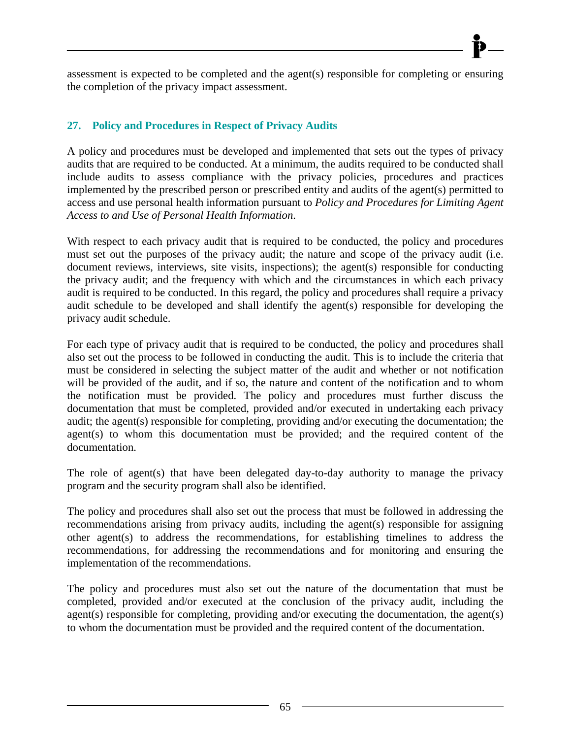assessment is expected to be completed and the agent(s) responsible for completing or ensuring the completion of the privacy impact assessment.

## 27. Policy and Procedures in Respect of Privacy Audits

A policy and procedures must be developed and implemented that sets out the types of privacy audits that are required to be conducted. At a minimum, the audits required to be conducted shall include audits to assess compliance with the privacy policies, procedures and practices implemented by the prescribed person or prescribed entity and audits of the agent(s) permitted to access and use personal health information pursuant to *Policy and Procedures for Limiting Agent Access to and Use of Personal Health Information*.

With respect to each privacy audit that is required to be conducted, the policy and procedures must set out the purposes of the privacy audit; the nature and scope of the privacy audit (i.e. document reviews, interviews, site visits, inspections); the agent(s) responsible for conducting the privacy audit; and the frequency with which and the circumstances in which each privacy audit is required to be conducted. In this regard, the policy and procedures shall require a privacy audit schedule to be developed and shall identify the agent(s) responsible for developing the privacy audit schedule.

For each type of privacy audit that is required to be conducted, the policy and procedures shall also set out the process to be followed in conducting the audit. This is to include the criteria that must be considered in selecting the subject matter of the audit and whether or not notification will be provided of the audit, and if so, the nature and content of the notification and to whom the notification must be provided. The policy and procedures must further discuss the documentation that must be completed, provided and/or executed in undertaking each privacy audit; the agent(s) responsible for completing, providing and/or executing the documentation; the agent(s) to whom this documentation must be provided; and the required content of the documentation.

The role of agent(s) that have been delegated day-to-day authority to manage the privacy program and the security program shall also be identified.

The policy and procedures shall also set out the process that must be followed in addressing the recommendations arising from privacy audits, including the agent(s) responsible for assigning other agent(s) to address the recommendations, for establishing timelines to address the recommendations, for addressing the recommendations and for monitoring and ensuring the implementation of the recommendations.

The policy and procedures must also set out the nature of the documentation that must be completed, provided and/or executed at the conclusion of the privacy audit, including the agent(s) responsible for completing, providing and/or executing the documentation, the agent(s) to whom the documentation must be provided and the required content of the documentation.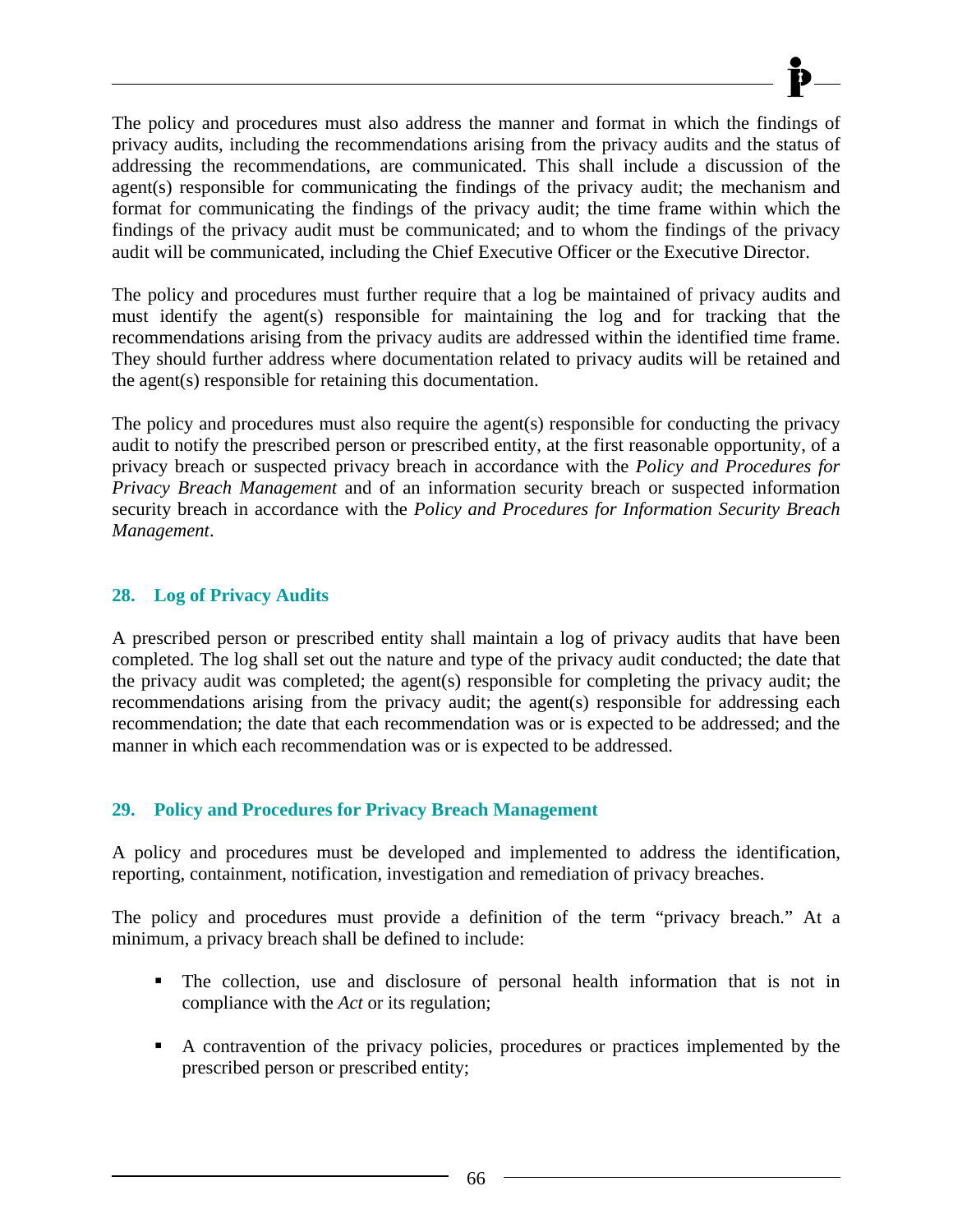The policy and procedures must also address the manner and format in which the findings of privacy audits, including the recommendations arising from the privacy audits and the status of addressing the recommendations, are communicated. This shall include a discussion of the agent(s) responsible for communicating the findings of the privacy audit; the mechanism and format for communicating the findings of the privacy audit; the time frame within which the findings of the privacy audit must be communicated; and to whom the findings of the privacy audit will be communicated, including the Chief Executive Officer or the Executive Director.

The policy and procedures must further require that a log be maintained of privacy audits and must identify the agent(s) responsible for maintaining the log and for tracking that the recommendations arising from the privacy audits are addressed within the identified time frame. They should further address where documentation related to privacy audits will be retained and the agent(s) responsible for retaining this documentation.

The policy and procedures must also require the agent(s) responsible for conducting the privacy audit to notify the prescribed person or prescribed entity, at the first reasonable opportunity, of a privacy breach or suspected privacy breach in accordance with the *Policy and Procedures for Privacy Breach Management* and of an information security breach or suspected information security breach in accordance with the *Policy and Procedures for Information Security Breach Management*.

## 28. Log of Privacy Audits

A prescribed person or prescribed entity shall maintain a log of privacy audits that have been completed. The log shall set out the nature and type of the privacy audit conducted; the date that the privacy audit was completed; the agent(s) responsible for completing the privacy audit; the recommendations arising from the privacy audit; the agent(s) responsible for addressing each recommendation; the date that each recommendation was or is expected to be addressed; and the manner in which each recommendation was or is expected to be addressed.

## 29. Policy and Procedures for Privacy Breach Management

A policy and procedures must be developed and implemented to address the identification, reporting, containment, notification, investigation and remediation of privacy breaches.

The policy and procedures must provide a definition of the term "privacy breach." At a minimum, a privacy breach shall be defined to include:

- The collection, use and disclosure of personal health information that is not in compliance with the *Act* or its regulation;
- A contravention of the privacy policies, procedures or practices implemented by the prescribed person or prescribed entity;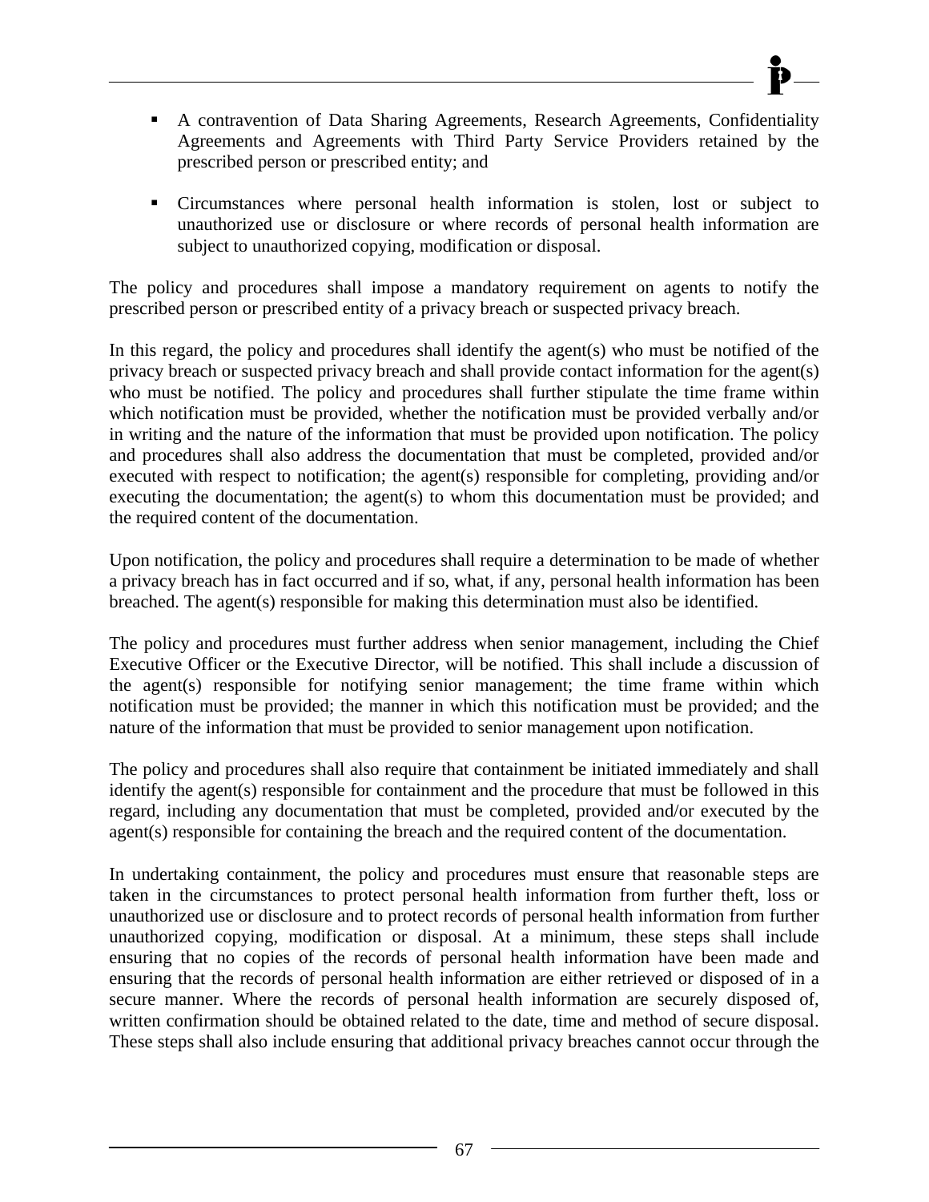- A contravention of Data Sharing Agreements, Research Agreements, Confidentiality Agreements and Agreements with Third Party Service Providers retained by the prescribed person or prescribed entity; and

- Circumstances where personal health information is stolen, lost or subject to unauthorized use or disclosure or where records of personal health information are subject to unauthorized copying, modification or disposal.

The policy and procedures shall impose a mandatory requirement on agents to notify the prescribed person or prescribed entity of a privacy breach or suspected privacy breach.

In this regard, the policy and procedures shall identify the agent(s) who must be notified of the privacy breach or suspected privacy breach and shall provide contact information for the agent(s) who must be notified. The policy and procedures shall further stipulate the time frame within which notification must be provided, whether the notification must be provided verbally and/or in writing and the nature of the information that must be provided upon notification. The policy and procedures shall also address the documentation that must be completed, provided and/or executed with respect to notification; the agent(s) responsible for completing, providing and/or executing the documentation; the agent(s) to whom this documentation must be provided; and the required content of the documentation.

Upon notification, the policy and procedures shall require a determination to be made of whether a privacy breach has in fact occurred and if so, what, if any, personal health information has been breached. The agent(s) responsible for making this determination must also be identified.

The policy and procedures must further address when senior management, including the Chief Executive Officer or the Executive Director, will be notified. This shall include a discussion of the agent(s) responsible for notifying senior management; the time frame within which notification must be provided; the manner in which this notification must be provided; and the nature of the information that must be provided to senior management upon notification.

The policy and procedures shall also require that containment be initiated immediately and shall identify the agent(s) responsible for containment and the procedure that must be followed in this regard, including any documentation that must be completed, provided and/or executed by the agent(s) responsible for containing the breach and the required content of the documentation.

In undertaking containment, the policy and procedures must ensure that reasonable steps are taken in the circumstances to protect personal health information from further theft, loss or unauthorized use or disclosure and to protect records of personal health information from further unauthorized copying, modification or disposal. At a minimum, these steps shall include ensuring that no copies of the records of personal health information have been made and ensuring that the records of personal health information are either retrieved or disposed of in a secure manner. Where the records of personal health information are securely disposed of, written confirmation should be obtained related to the date, time and method of secure disposal. These steps shall also include ensuring that additional privacy breaches cannot occur through the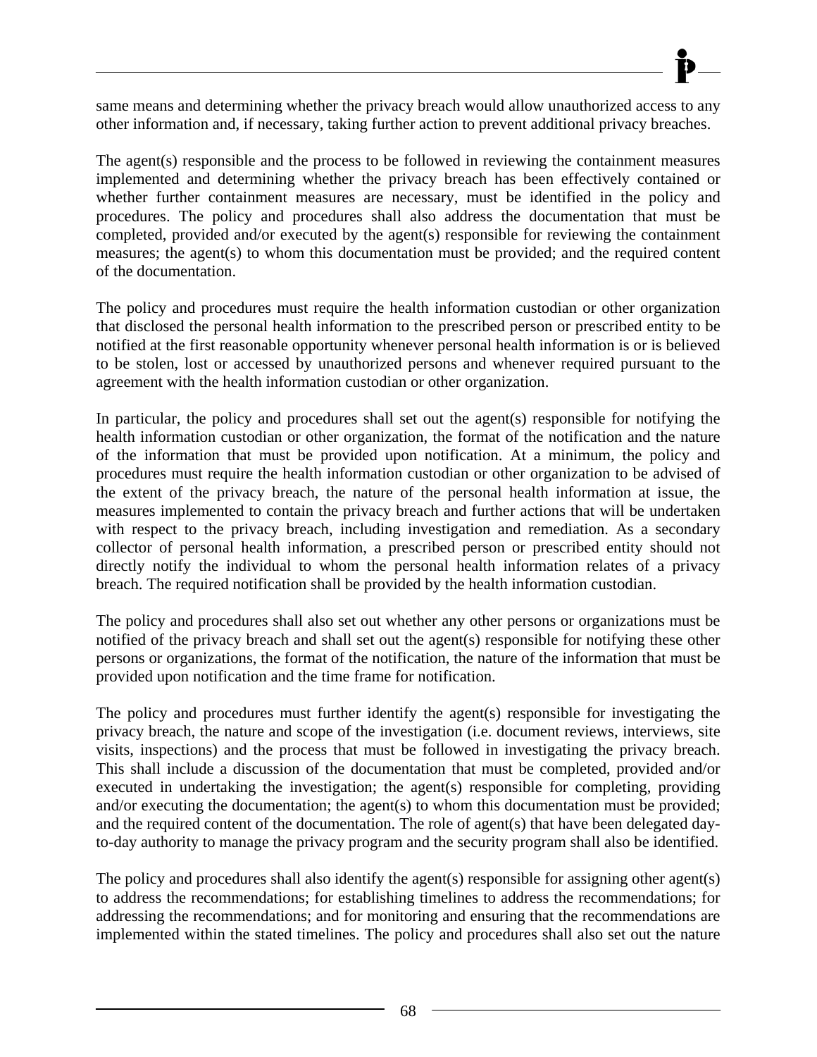same means and determining whether the privacy breach would allow unauthorized access to any other information and, if necessary, taking further action to prevent additional privacy breaches.

The agent(s) responsible and the process to be followed in reviewing the containment measures implemented and determining whether the privacy breach has been effectively contained or whether further containment measures are necessary, must be identified in the policy and procedures. The policy and procedures shall also address the documentation that must be completed, provided and/or executed by the agent(s) responsible for reviewing the containment measures; the agent(s) to whom this documentation must be provided; and the required content of the documentation.

The policy and procedures must require the health information custodian or other organization that disclosed the personal health information to the prescribed person or prescribed entity to be notified at the first reasonable opportunity whenever personal health information is or is believed to be stolen, lost or accessed by unauthorized persons and whenever required pursuant to the agreement with the health information custodian or other organization.

In particular, the policy and procedures shall set out the agent(s) responsible for notifying the health information custodian or other organization, the format of the notification and the nature of the information that must be provided upon notification. At a minimum, the policy and procedures must require the health information custodian or other organization to be advised of the extent of the privacy breach, the nature of the personal health information at issue, the measures implemented to contain the privacy breach and further actions that will be undertaken with respect to the privacy breach, including investigation and remediation. As a secondary collector of personal health information, a prescribed person or prescribed entity should not directly notify the individual to whom the personal health information relates of a privacy breach. The required notification shall be provided by the health information custodian.

The policy and procedures shall also set out whether any other persons or organizations must be notified of the privacy breach and shall set out the agent(s) responsible for notifying these other persons or organizations, the format of the notification, the nature of the information that must be provided upon notification and the time frame for notification.

The policy and procedures must further identify the agent(s) responsible for investigating the privacy breach, the nature and scope of the investigation (i.e. document reviews, interviews, site visits, inspections) and the process that must be followed in investigating the privacy breach. This shall include a discussion of the documentation that must be completed, provided and/or executed in undertaking the investigation; the agent(s) responsible for completing, providing and/or executing the documentation; the agent(s) to whom this documentation must be provided; and the required content of the documentation. The role of agent(s) that have been delegated day-to-day authority to manage the privacy program and the security program shall also be identified.

The policy and procedures shall also identify the agent(s) responsible for assigning other agent(s) to address the recommendations; for establishing timelines to address the recommendations; for addressing the recommendations; and for monitoring and ensuring that the recommendations are implemented within the stated timelines. The policy and procedures shall also set out the nature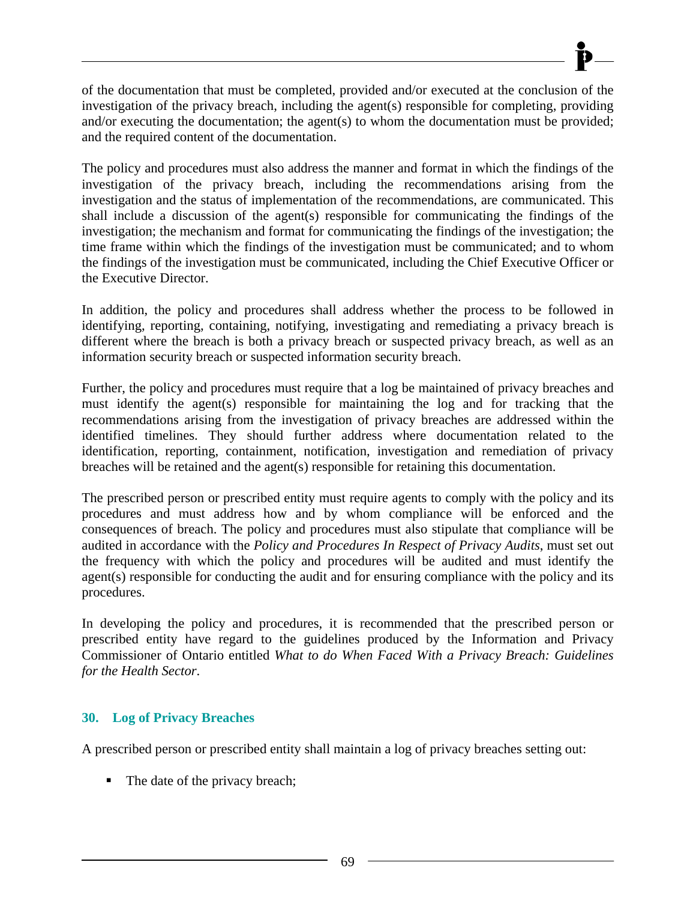of the documentation that must be completed, provided and/or executed at the conclusion of the investigation of the privacy breach, including the agent(s) responsible for completing, providing and/or executing the documentation; the agent(s) to whom the documentation must be provided; and the required content of the documentation.

The policy and procedures must also address the manner and format in which the findings of the investigation of the privacy breach, including the recommendations arising from the investigation and the status of implementation of the recommendations, are communicated. This shall include a discussion of the agent(s) responsible for communicating the findings of the investigation; the mechanism and format for communicating the findings of the investigation; the time frame within which the findings of the investigation must be communicated; and to whom the findings of the investigation must be communicated, including the Chief Executive Officer or the Executive Director.

In addition, the policy and procedures shall address whether the process to be followed in identifying, reporting, containing, notifying, investigating and remediating a privacy breach is different where the breach is both a privacy breach or suspected privacy breach, as well as an information security breach or suspected information security breach.

Further, the policy and procedures must require that a log be maintained of privacy breaches and must identify the agent(s) responsible for maintaining the log and for tracking that the recommendations arising from the investigation of privacy breaches are addressed within the identified timelines. They should further address where documentation related to the identification, reporting, containment, notification, investigation and remediation of privacy breaches will be retained and the agent(s) responsible for retaining this documentation.

The prescribed person or prescribed entity must require agents to comply with the policy and its procedures and must address how and by whom compliance will be enforced and the consequences of breach. The policy and procedures must also stipulate that compliance will be audited in accordance with the *Policy and Procedures In Respect of Privacy Audits*, must set out the frequency with which the policy and procedures will be audited and must identify the agent(s) responsible for conducting the audit and for ensuring compliance with the policy and its procedures.

In developing the policy and procedures, it is recommended that the prescribed person or prescribed entity have regard to the guidelines produced by the Information and Privacy Commissioner of Ontario entitled *What to do When Faced With a Privacy Breach: Guidelines for the Health Sector*.

### 30. Log of Privacy Breaches

A prescribed person or prescribed entity shall maintain a log of privacy breaches setting out:

- The date of the privacy breach;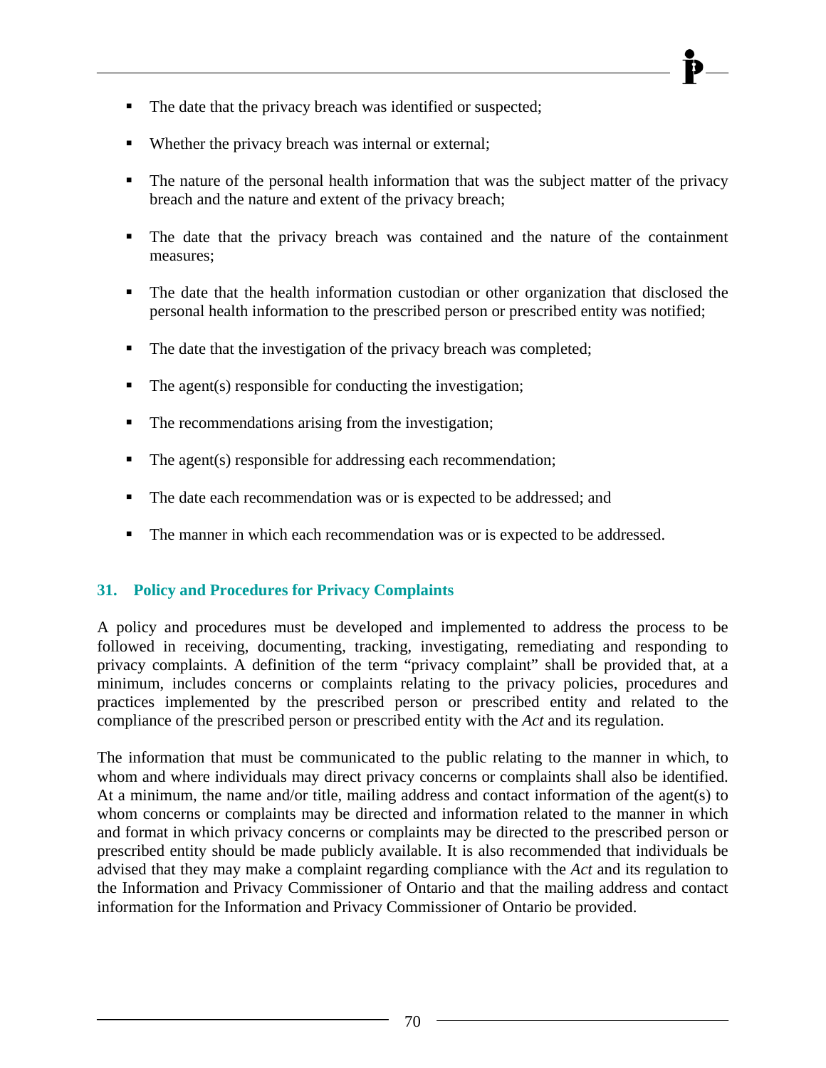- The date that the privacy breach was identified or suspected;
- Whether the privacy breach was internal or external;
- The nature of the personal health information that was the subject matter of the privacy breach and the nature and extent of the privacy breach;
- The date that the privacy breach was contained and the nature of the containment measures;
- The date that the health information custodian or other organization that disclosed the personal health information to the prescribed person or prescribed entity was notified;
- The date that the investigation of the privacy breach was completed;
- The agent(s) responsible for conducting the investigation;
- The recommendations arising from the investigation;
- The agent(s) responsible for addressing each recommendation;
- The date each recommendation was or is expected to be addressed; and
- The manner in which each recommendation was or is expected to be addressed.

### 31. Policy and Procedures for Privacy Complaints

A policy and procedures must be developed and implemented to address the process to be followed in receiving, documenting, tracking, investigating, remediating and responding to privacy complaints. A definition of the term "privacy complaint" shall be provided that, at a minimum, includes concerns or complaints relating to the privacy policies, procedures and practices implemented by the prescribed person or prescribed entity and related to the compliance of the prescribed person or prescribed entity with the *Act* and its regulation.

The information that must be communicated to the public relating to the manner in which, to whom and where individuals may direct privacy concerns or complaints shall also be identified. At a minimum, the name and/or title, mailing address and contact information of the agent(s) to whom concerns or complaints may be directed and information related to the manner in which and format in which privacy concerns or complaints may be directed to the prescribed person or prescribed entity should be made publicly available. It is also recommended that individuals be advised that they may make a complaint regarding compliance with the *Act* and its regulation to the Information and Privacy Commissioner of Ontario and that the mailing address and contact information for the Information and Privacy Commissioner of Ontario be provided.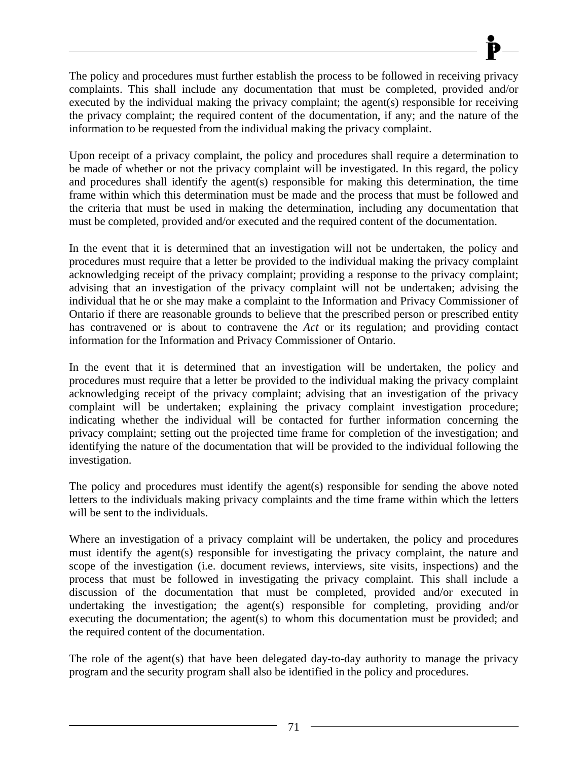The policy and procedures must further establish the process to be followed in receiving privacy complaints. This shall include any documentation that must be completed, provided and/or executed by the individual making the privacy complaint; the agent(s) responsible for receiving the privacy complaint; the required content of the documentation, if any; and the nature of the information to be requested from the individual making the privacy complaint.

Upon receipt of a privacy complaint, the policy and procedures shall require a determination to be made of whether or not the privacy complaint will be investigated. In this regard, the policy and procedures shall identify the agent(s) responsible for making this determination, the time frame within which this determination must be made and the process that must be followed and the criteria that must be used in making the determination, including any documentation that must be completed, provided and/or executed and the required content of the documentation.

In the event that it is determined that an investigation will not be undertaken, the policy and procedures must require that a letter be provided to the individual making the privacy complaint acknowledging receipt of the privacy complaint; providing a response to the privacy complaint; advising that an investigation of the privacy complaint will not be undertaken; advising the individual that he or she may make a complaint to the Information and Privacy Commissioner of Ontario if there are reasonable grounds to believe that the prescribed person or prescribed entity has contravened or is about to contravene the *Act* or its regulation; and providing contact information for the Information and Privacy Commissioner of Ontario.

In the event that it is determined that an investigation will be undertaken, the policy and procedures must require that a letter be provided to the individual making the privacy complaint acknowledging receipt of the privacy complaint; advising that an investigation of the privacy complaint will be undertaken; explaining the privacy complaint investigation procedure; indicating whether the individual will be contacted for further information concerning the privacy complaint; setting out the projected time frame for completion of the investigation; and identifying the nature of the documentation that will be provided to the individual following the investigation.

The policy and procedures must identify the agent(s) responsible for sending the above noted letters to the individuals making privacy complaints and the time frame within which the letters will be sent to the individuals.

Where an investigation of a privacy complaint will be undertaken, the policy and procedures must identify the agent(s) responsible for investigating the privacy complaint, the nature and scope of the investigation (i.e. document reviews, interviews, site visits, inspections) and the process that must be followed in investigating the privacy complaint. This shall include a discussion of the documentation that must be completed, provided and/or executed in undertaking the investigation; the agent(s) responsible for completing, providing and/or executing the documentation; the agent(s) to whom this documentation must be provided; and the required content of the documentation.

The role of the agent(s) that have been delegated day-to-day authority to manage the privacy program and the security program shall also be identified in the policy and procedures.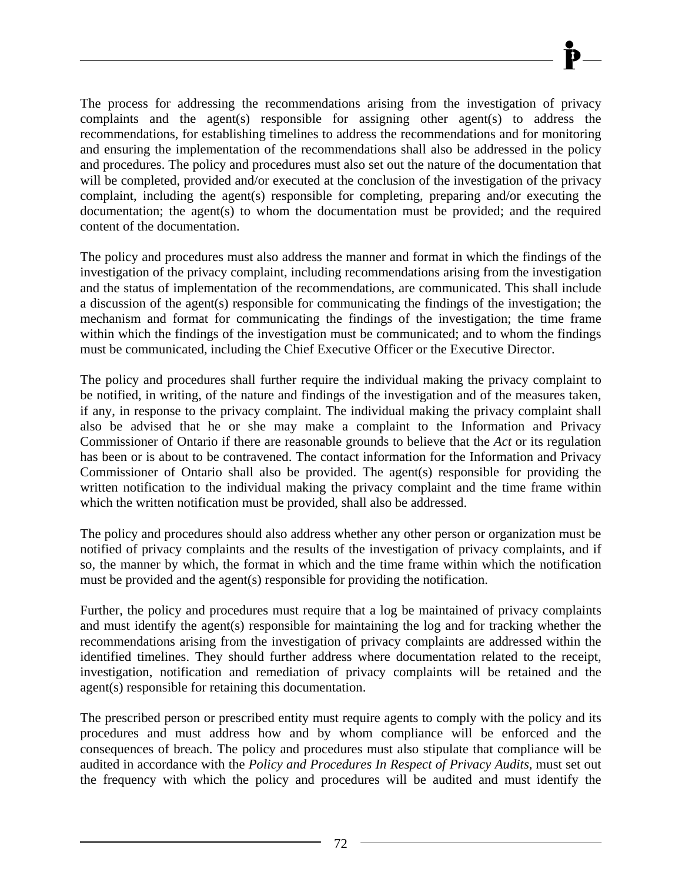The process for addressing the recommendations arising from the investigation of privacy complaints and the agent(s) responsible for assigning other agent(s) to address the recommendations, for establishing timelines to address the recommendations and for monitoring and ensuring the implementation of the recommendations shall also be addressed in the policy and procedures. The policy and procedures must also set out the nature of the documentation that will be completed, provided and/or executed at the conclusion of the investigation of the privacy complaint, including the agent(s) responsible for completing, preparing and/or executing the documentation; the agent(s) to whom the documentation must be provided; and the required content of the documentation.

The policy and procedures must also address the manner and format in which the findings of the investigation of the privacy complaint, including recommendations arising from the investigation and the status of implementation of the recommendations, are communicated. This shall include a discussion of the agent(s) responsible for communicating the findings of the investigation; the mechanism and format for communicating the findings of the investigation; the time frame within which the findings of the investigation must be communicated; and to whom the findings must be communicated, including the Chief Executive Officer or the Executive Director.

The policy and procedures shall further require the individual making the privacy complaint to be notified, in writing, of the nature and findings of the investigation and of the measures taken, if any, in response to the privacy complaint. The individual making the privacy complaint shall also be advised that he or she may make a complaint to the Information and Privacy Commissioner of Ontario if there are reasonable grounds to believe that the *Act* or its regulation has been or is about to be contravened. The contact information for the Information and Privacy Commissioner of Ontario shall also be provided. The agent(s) responsible for providing the written notification to the individual making the privacy complaint and the time frame within which the written notification must be provided, shall also be addressed.

The policy and procedures should also address whether any other person or organization must be notified of privacy complaints and the results of the investigation of privacy complaints, and if so, the manner by which, the format in which and the time frame within which the notification must be provided and the agent(s) responsible for providing the notification.

Further, the policy and procedures must require that a log be maintained of privacy complaints and must identify the agent(s) responsible for maintaining the log and for tracking whether the recommendations arising from the investigation of privacy complaints are addressed within the identified timelines. They should further address where documentation related to the receipt, investigation, notification and remediation of privacy complaints will be retained and the agent(s) responsible for retaining this documentation.

The prescribed person or prescribed entity must require agents to comply with the policy and its procedures and must address how and by whom compliance will be enforced and the consequences of breach. The policy and procedures must also stipulate that compliance will be audited in accordance with the *Policy and Procedures In Respect of Privacy Audits*, must set out the frequency with which the policy and procedures will be audited and must identify the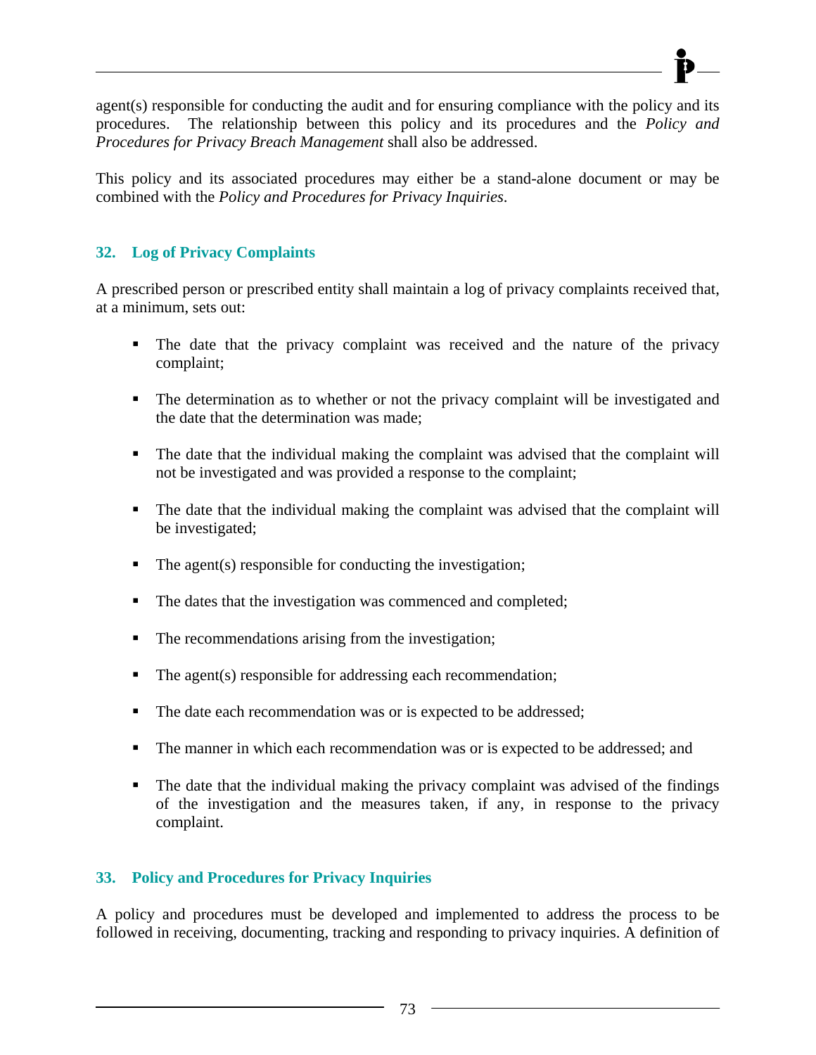agent(s) responsible for conducting the audit and for ensuring compliance with the policy and its procedures. The relationship between this policy and its procedures and the *Policy and Procedures for Privacy Breach Management* shall also be addressed.

This policy and its associated procedures may either be a stand-alone document or may be combined with the *Policy and Procedures for Privacy Inquiries*.

### 32. Log of Privacy Complaints

A prescribed person or prescribed entity shall maintain a log of privacy complaints received that, at a minimum, sets out:

- The date that the privacy complaint was received and the nature of the privacy complaint;
- The determination as to whether or not the privacy complaint will be investigated and the date that the determination was made;
- The date that the individual making the complaint was advised that the complaint will not be investigated and was provided a response to the complaint;
- The date that the individual making the complaint was advised that the complaint will be investigated;
- The agent(s) responsible for conducting the investigation;
- The dates that the investigation was commenced and completed;
- The recommendations arising from the investigation;
- The agent(s) responsible for addressing each recommendation;
- The date each recommendation was or is expected to be addressed;
- The manner in which each recommendation was or is expected to be addressed; and
- The date that the individual making the privacy complaint was advised of the findings of the investigation and the measures taken, if any, in response to the privacy complaint.

### 33. Policy and Procedures for Privacy Inquiries

A policy and procedures must be developed and implemented to address the process to be followed in receiving, documenting, tracking and responding to privacy inquiries. A definition of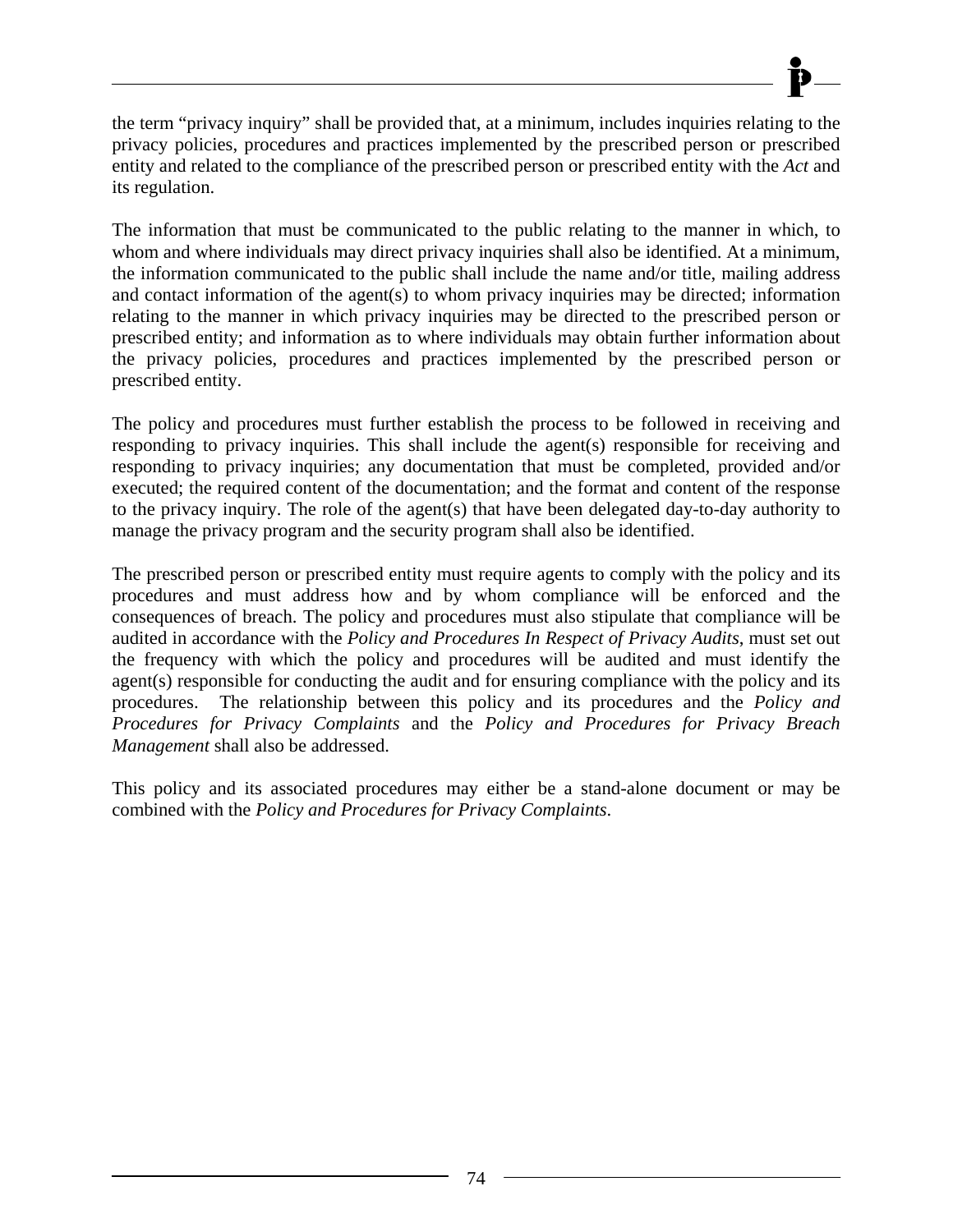the term "privacy inquiry" shall be provided that, at a minimum, includes inquiries relating to the privacy policies, procedures and practices implemented by the prescribed person or prescribed entity and related to the compliance of the prescribed person or prescribed entity with the *Act* and its regulation.

The information that must be communicated to the public relating to the manner in which, to whom and where individuals may direct privacy inquiries shall also be identified. At a minimum, the information communicated to the public shall include the name and/or title, mailing address and contact information of the agent(s) to whom privacy inquiries may be directed; information relating to the manner in which privacy inquiries may be directed to the prescribed person or prescribed entity; and information as to where individuals may obtain further information about the privacy policies, procedures and practices implemented by the prescribed person or prescribed entity.

The policy and procedures must further establish the process to be followed in receiving and responding to privacy inquiries. This shall include the agent(s) responsible for receiving and responding to privacy inquiries; any documentation that must be completed, provided and/or executed; the required content of the documentation; and the format and content of the response to the privacy inquiry. The role of the agent(s) that have been delegated day-to-day authority to manage the privacy program and the security program shall also be identified.

The prescribed person or prescribed entity must require agents to comply with the policy and its procedures and must address how and by whom compliance will be enforced and the consequences of breach. The policy and procedures must also stipulate that compliance will be audited in accordance with the *Policy and Procedures In Respect of Privacy Audits*, must set out the frequency with which the policy and procedures will be audited and must identify the agent(s) responsible for conducting the audit and for ensuring compliance with the policy and its procedures. The relationship between this policy and its procedures and the *Policy and Procedures for Privacy Complaints* and the *Policy and Procedures for Privacy Breach Management* shall also be addressed.

This policy and its associated procedures may either be a stand-alone document or may be combined with the *Policy and Procedures for Privacy Complaints*.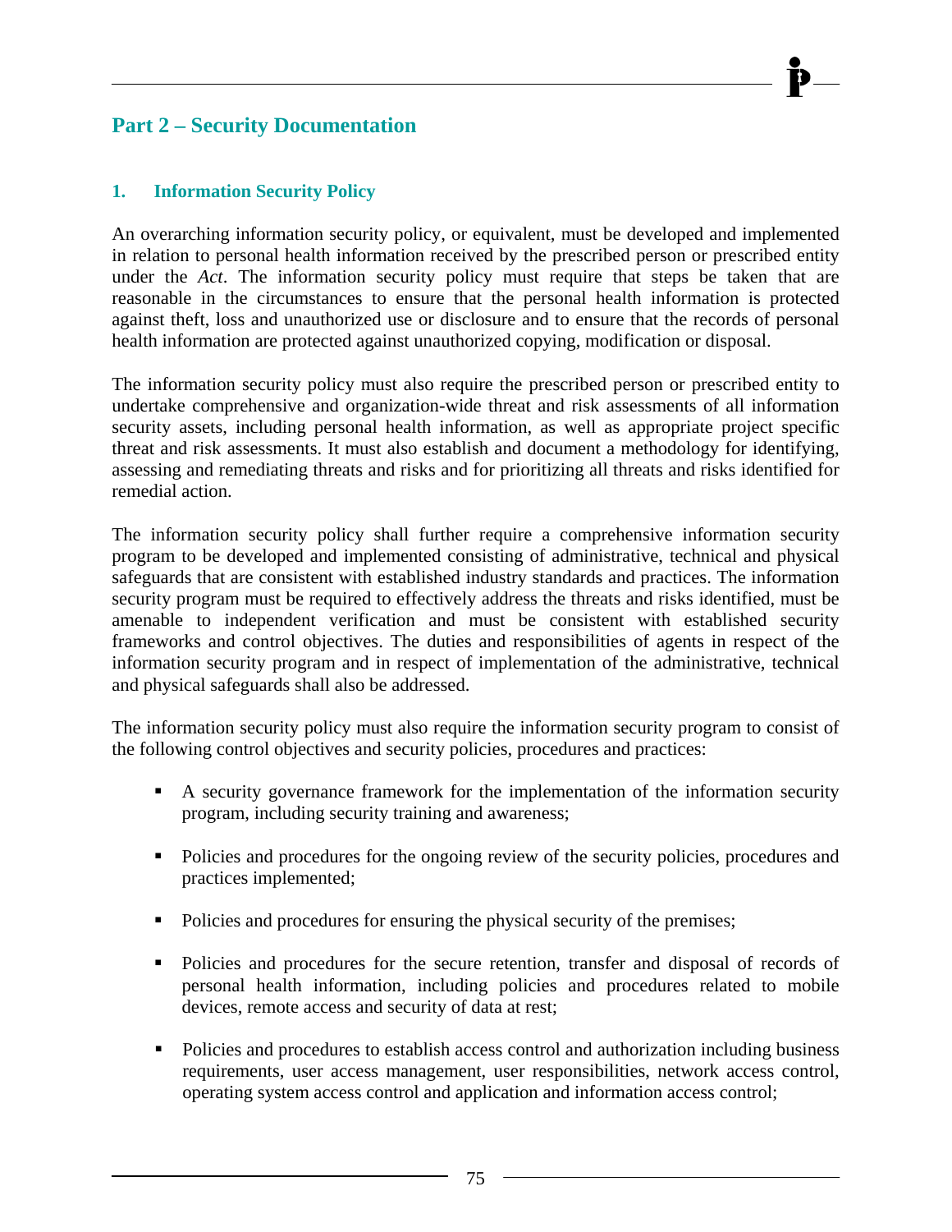## Part 2 – Security Documentation

### 1. Information Security Policy

An overarching information security policy, or equivalent, must be developed and implemented in relation to personal health information received by the prescribed person or prescribed entity under the *Act*. The information security policy must require that steps be taken that are reasonable in the circumstances to ensure that the personal health information is protected against theft, loss and unauthorized use or disclosure and to ensure that the records of personal health information are protected against unauthorized copying, modification or disposal.

The information security policy must also require the prescribed person or prescribed entity to undertake comprehensive and organization-wide threat and risk assessments of all information security assets, including personal health information, as well as appropriate project specific threat and risk assessments. It must also establish and document a methodology for identifying, assessing and remediating threats and risks and for prioritizing all threats and risks identified for remedial action.

The information security policy shall further require a comprehensive information security program to be developed and implemented consisting of administrative, technical and physical safeguards that are consistent with established industry standards and practices. The information security program must be required to effectively address the threats and risks identified, must be amenable to independent verification and must be consistent with established security frameworks and control objectives. The duties and responsibilities of agents in respect of the information security program and in respect of implementation of the administrative, technical and physical safeguards shall also be addressed.

The information security policy must also require the information security program to consist of the following control objectives and security policies, procedures and practices:

- A security governance framework for the implementation of the information security program, including security training and awareness;
- Policies and procedures for the ongoing review of the security policies, procedures and practices implemented;
- Policies and procedures for ensuring the physical security of the premises;
- Policies and procedures for the secure retention, transfer and disposal of records of personal health information, including policies and procedures related to mobile devices, remote access and security of data at rest;
- Policies and procedures to establish access control and authorization including business requirements, user access management, user responsibilities, network access control, operating system access control and application and information access control;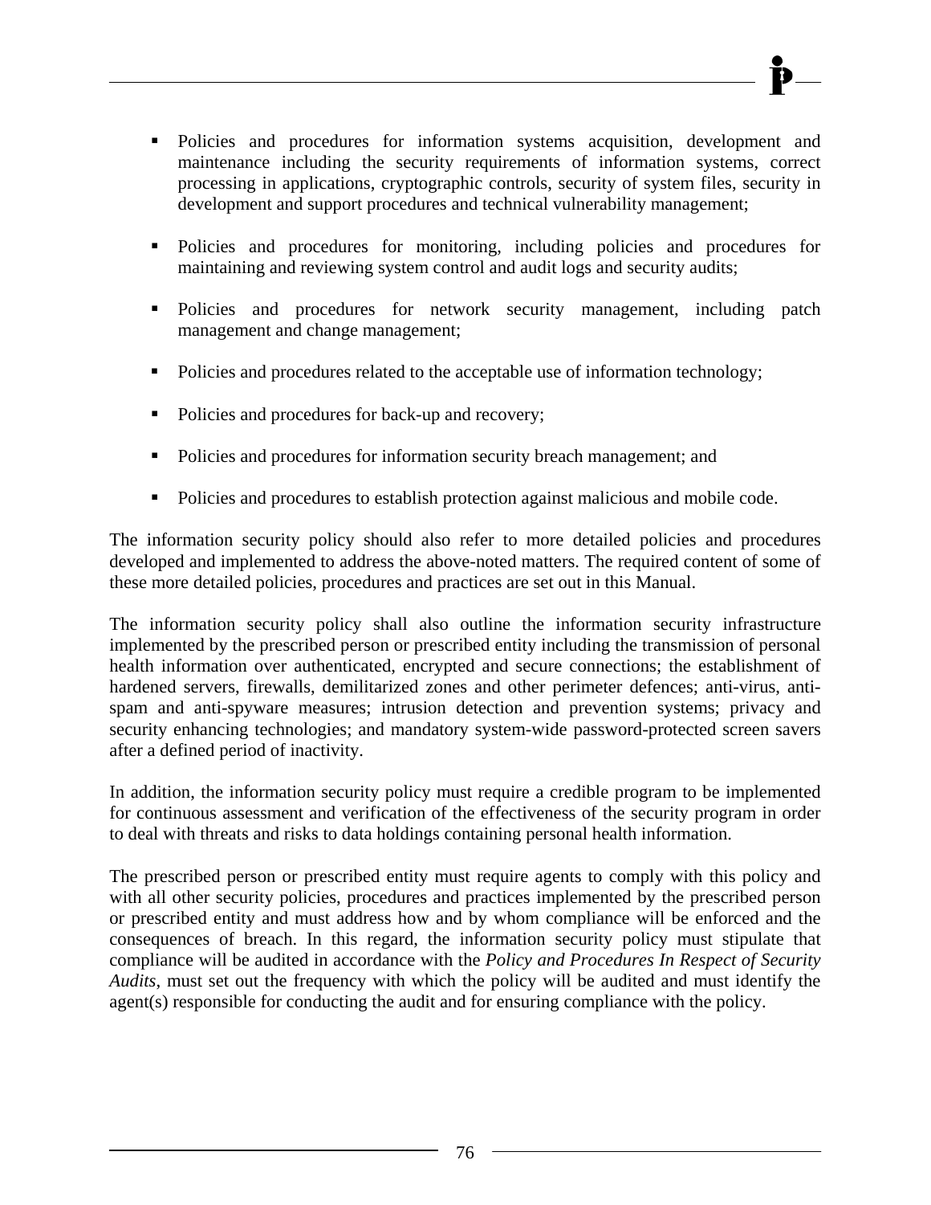- Policies and procedures for information systems acquisition, development and maintenance including the security requirements of information systems, correct processing in applications, cryptographic controls, security of system files, security in development and support procedures and technical vulnerability management;

- Policies and procedures for monitoring, including policies and procedures for maintaining and reviewing system control and audit logs and security audits;

- Policies and procedures for network security management, including patch management and change management;

- Policies and procedures related to the acceptable use of information technology;

- Policies and procedures for back-up and recovery;

- Policies and procedures for information security breach management; and

- Policies and procedures to establish protection against malicious and mobile code.

The information security policy should also refer to more detailed policies and procedures developed and implemented to address the above-noted matters. The required content of some of these more detailed policies, procedures and practices are set out in this Manual.

The information security policy shall also outline the information security infrastructure implemented by the prescribed person or prescribed entity including the transmission of personal health information over authenticated, encrypted and secure connections; the establishment of hardened servers, firewalls, demilitarized zones and other perimeter defences; anti-virus, anti-spam and anti-spyware measures; intrusion detection and prevention systems; privacy and security enhancing technologies; and mandatory system-wide password-protected screen savers after a defined period of inactivity.

In addition, the information security policy must require a credible program to be implemented for continuous assessment and verification of the effectiveness of the security program in order to deal with threats and risks to data holdings containing personal health information.

The prescribed person or prescribed entity must require agents to comply with this policy and with all other security policies, procedures and practices implemented by the prescribed person or prescribed entity and must address how and by whom compliance will be enforced and the consequences of breach. In this regard, the information security policy must stipulate that compliance will be audited in accordance with the *Policy and Procedures In Respect of Security Audits*, must set out the frequency with which the policy will be audited and must identify the agent(s) responsible for conducting the audit and for ensuring compliance with the policy.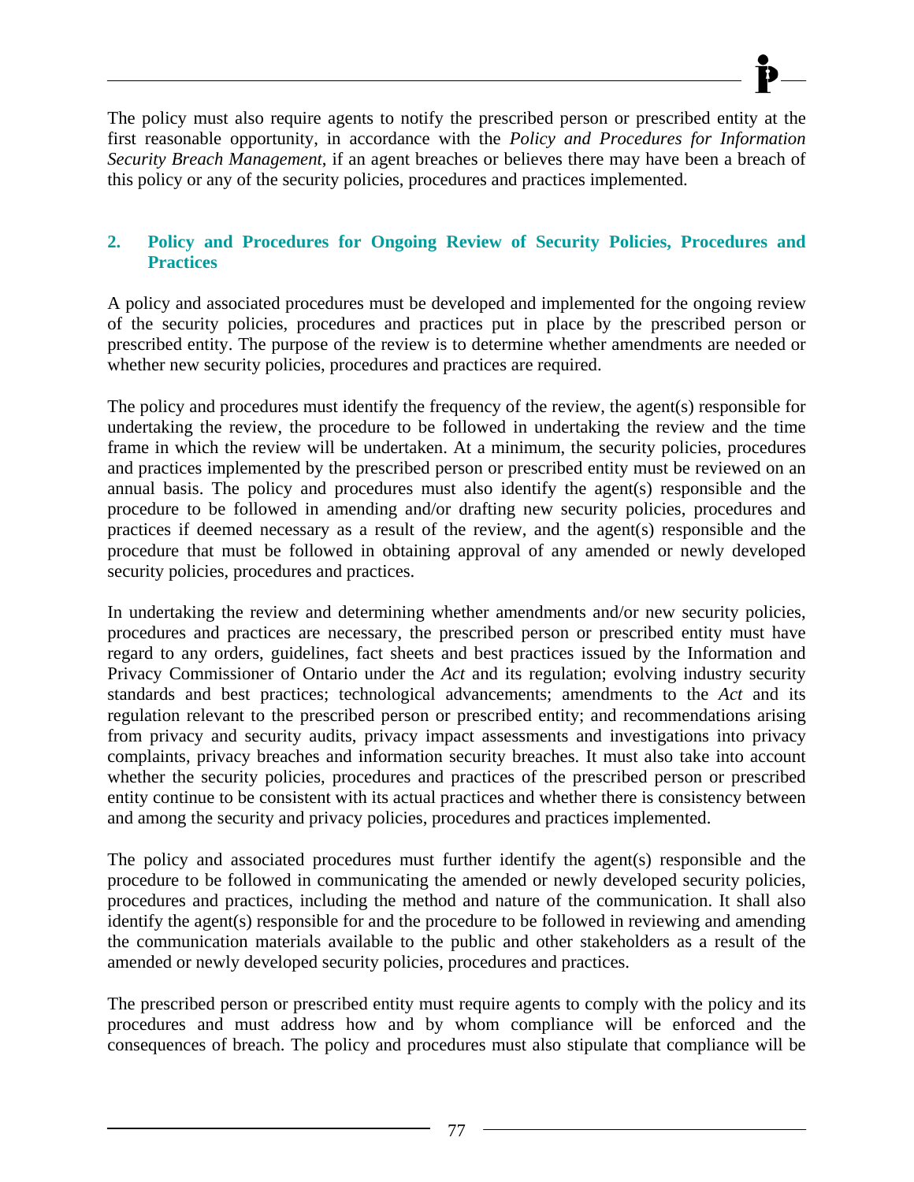The policy must also require agents to notify the prescribed person or prescribed entity at the first reasonable opportunity, in accordance with the *Policy and Procedures for Information Security Breach Management*, if an agent breaches or believes there may have been a breach of this policy or any of the security policies, procedures and practices implemented.

## 2. Policy and Procedures for Ongoing Review of Security Policies, Procedures and Practices

A policy and associated procedures must be developed and implemented for the ongoing review of the security policies, procedures and practices put in place by the prescribed person or prescribed entity. The purpose of the review is to determine whether amendments are needed or whether new security policies, procedures and practices are required.

The policy and procedures must identify the frequency of the review, the agent(s) responsible for undertaking the review, the procedure to be followed in undertaking the review and the time frame in which the review will be undertaken. At a minimum, the security policies, procedures and practices implemented by the prescribed person or prescribed entity must be reviewed on an annual basis. The policy and procedures must also identify the agent(s) responsible and the procedure to be followed in amending and/or drafting new security policies, procedures and practices if deemed necessary as a result of the review, and the agent(s) responsible and the procedure that must be followed in obtaining approval of any amended or newly developed security policies, procedures and practices.

In undertaking the review and determining whether amendments and/or new security policies, procedures and practices are necessary, the prescribed person or prescribed entity must have regard to any orders, guidelines, fact sheets and best practices issued by the Information and Privacy Commissioner of Ontario under the *Act* and its regulation; evolving industry security standards and best practices; technological advancements; amendments to the *Act* and its regulation relevant to the prescribed person or prescribed entity; and recommendations arising from privacy and security audits, privacy impact assessments and investigations into privacy complaints, privacy breaches and information security breaches. It must also take into account whether the security policies, procedures and practices of the prescribed person or prescribed entity continue to be consistent with its actual practices and whether there is consistency between and among the security and privacy policies, procedures and practices implemented.

The policy and associated procedures must further identify the agent(s) responsible and the procedure to be followed in communicating the amended or newly developed security policies, procedures and practices, including the method and nature of the communication. It shall also identify the agent(s) responsible for and the procedure to be followed in reviewing and amending the communication materials available to the public and other stakeholders as a result of the amended or newly developed security policies, procedures and practices.

The prescribed person or prescribed entity must require agents to comply with the policy and its procedures and must address how and by whom compliance will be enforced and the consequences of breach. The policy and procedures must also stipulate that compliance will be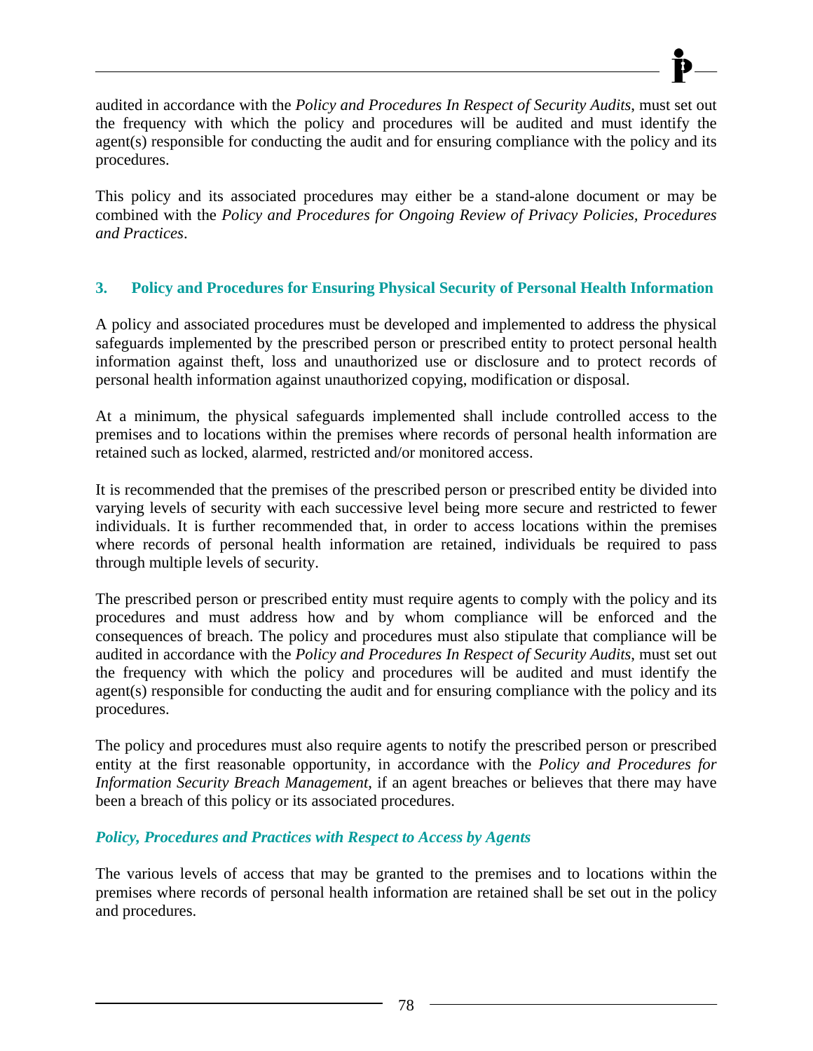audited in accordance with the *Policy and Procedures In Respect of Security Audits*, must set out the frequency with which the policy and procedures will be audited and must identify the agent(s) responsible for conducting the audit and for ensuring compliance with the policy and its procedures.

This policy and its associated procedures may either be a stand-alone document or may be combined with the *Policy and Procedures for Ongoing Review of Privacy Policies, Procedures and Practices*.

### 3. Policy and Procedures for Ensuring Physical Security of Personal Health Information

A policy and associated procedures must be developed and implemented to address the physical safeguards implemented by the prescribed person or prescribed entity to protect personal health information against theft, loss and unauthorized use or disclosure and to protect records of personal health information against unauthorized copying, modification or disposal.

At a minimum, the physical safeguards implemented shall include controlled access to the premises and to locations within the premises where records of personal health information are retained such as locked, alarmed, restricted and/or monitored access.

It is recommended that the premises of the prescribed person or prescribed entity be divided into varying levels of security with each successive level being more secure and restricted to fewer individuals. It is further recommended that, in order to access locations within the premises where records of personal health information are retained, individuals be required to pass through multiple levels of security.

The prescribed person or prescribed entity must require agents to comply with the policy and its procedures and must address how and by whom compliance will be enforced and the consequences of breach. The policy and procedures must also stipulate that compliance will be audited in accordance with the *Policy and Procedures In Respect of Security Audits*, must set out the frequency with which the policy and procedures will be audited and must identify the agent(s) responsible for conducting the audit and for ensuring compliance with the policy and its procedures.

The policy and procedures must also require agents to notify the prescribed person or prescribed entity at the first reasonable opportunity, in accordance with the *Policy and Procedures for Information Security Breach Management*, if an agent breaches or believes that there may have been a breach of this policy or its associated procedures.

#### *Policy, Procedures and Practices with Respect to Access by Agents*

The various levels of access that may be granted to the premises and to locations within the premises where records of personal health information are retained shall be set out in the policy and procedures.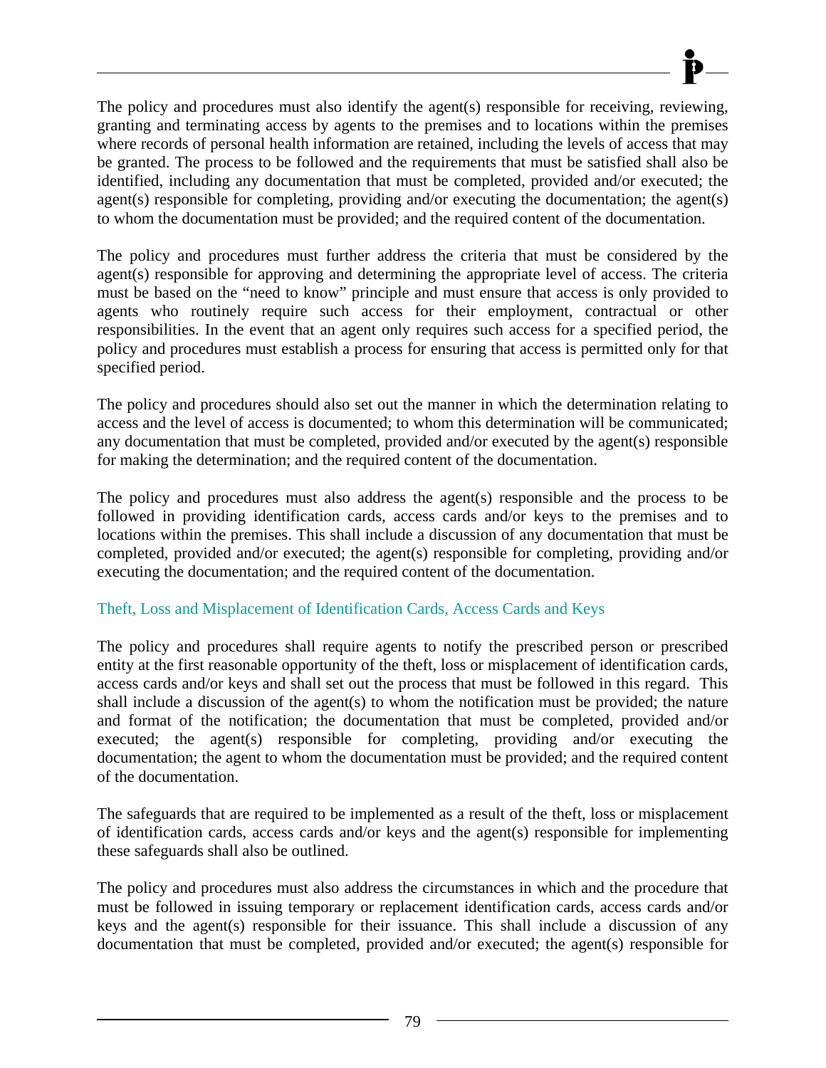The policy and procedures must also identify the agent(s) responsible for receiving, reviewing, granting and terminating access by agents to the premises and to locations within the premises where records of personal health information are retained, including the levels of access that may be granted. The process to be followed and the requirements that must be satisfied shall also be identified, including any documentation that must be completed, provided and/or executed; the agent(s) responsible for completing, providing and/or executing the documentation; the agent(s) to whom the documentation must be provided; and the required content of the documentation.

The policy and procedures must further address the criteria that must be considered by the agent(s) responsible for approving and determining the appropriate level of access. The criteria must be based on the "need to know" principle and must ensure that access is only provided to agents who routinely require such access for their employment, contractual or other responsibilities. In the event that an agent only requires such access for a specified period, the policy and procedures must establish a process for ensuring that access is permitted only for that specified period.

The policy and procedures should also set out the manner in which the determination relating to access and the level of access is documented; to whom this determination will be communicated; any documentation that must be completed, provided and/or executed by the agent(s) responsible for making the determination; and the required content of the documentation.

The policy and procedures must also address the agent(s) responsible and the process to be followed in providing identification cards, access cards and/or keys to the premises and to locations within the premises. This shall include a discussion of any documentation that must be completed, provided and/or executed; the agent(s) responsible for completing, providing and/or executing the documentation; and the required content of the documentation.

### Theft, Loss and Misplacement of Identification Cards, Access Cards and Keys

The policy and procedures shall require agents to notify the prescribed person or prescribed entity at the first reasonable opportunity of the theft, loss or misplacement of identification cards, access cards and/or keys and shall set out the process that must be followed in this regard. This shall include a discussion of the agent(s) to whom the notification must be provided; the nature and format of the notification; the documentation that must be completed, provided and/or executed; the agent(s) responsible for completing, providing and/or executing the documentation; the agent to whom the documentation must be provided; and the required content of the documentation.

The safeguards that are required to be implemented as a result of the theft, loss or misplacement of identification cards, access cards and/or keys and the agent(s) responsible for implementing these safeguards shall also be outlined.

The policy and procedures must also address the circumstances in which and the procedure that must be followed in issuing temporary or replacement identification cards, access cards and/or keys and the agent(s) responsible for their issuance. This shall include a discussion of any documentation that must be completed, provided and/or executed; the agent(s) responsible for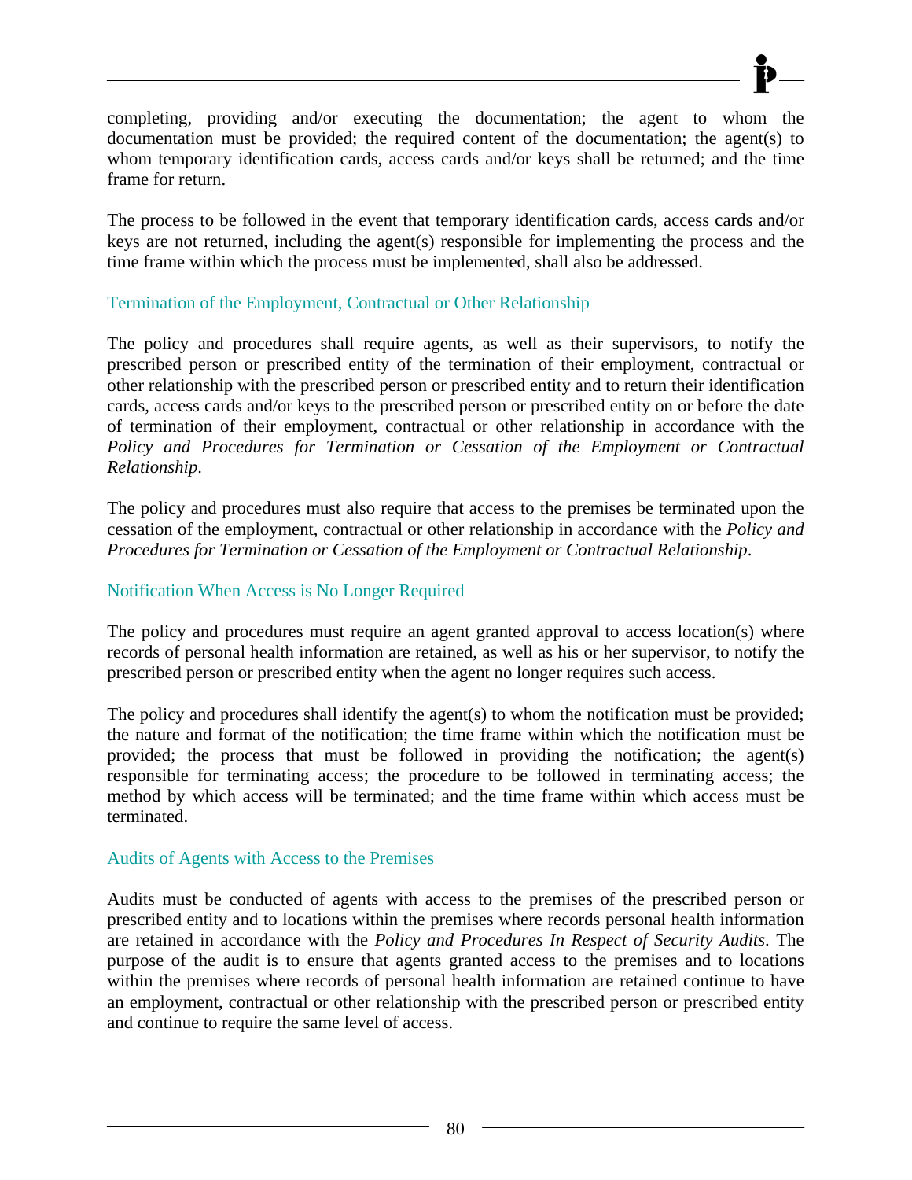completing, providing and/or executing the documentation; the agent to whom the documentation must be provided; the required content of the documentation; the agent(s) to whom temporary identification cards, access cards and/or keys shall be returned; and the time frame for return.

The process to be followed in the event that temporary identification cards, access cards and/or keys are not returned, including the agent(s) responsible for implementing the process and the time frame within which the process must be implemented, shall also be addressed.

### Termination of the Employment, Contractual or Other Relationship

The policy and procedures shall require agents, as well as their supervisors, to notify the prescribed person or prescribed entity of the termination of their employment, contractual or other relationship with the prescribed person or prescribed entity and to return their identification cards, access cards and/or keys to the prescribed person or prescribed entity on or before the date of termination of their employment, contractual or other relationship in accordance with the *Policy and Procedures for Termination or Cessation of the Employment or Contractual Relationship*.

The policy and procedures must also require that access to the premises be terminated upon the cessation of the employment, contractual or other relationship in accordance with the *Policy and Procedures for Termination or Cessation of the Employment or Contractual Relationship*.

### Notification When Access is No Longer Required

The policy and procedures must require an agent granted approval to access location(s) where records of personal health information are retained, as well as his or her supervisor, to notify the prescribed person or prescribed entity when the agent no longer requires such access.

The policy and procedures shall identify the agent(s) to whom the notification must be provided; the nature and format of the notification; the time frame within which the notification must be provided; the process that must be followed in providing the notification; the agent(s) responsible for terminating access; the procedure to be followed in terminating access; the method by which access will be terminated; and the time frame within which access must be terminated.

### Audits of Agents with Access to the Premises

Audits must be conducted of agents with access to the premises of the prescribed person or prescribed entity and to locations within the premises where records personal health information are retained in accordance with the *Policy and Procedures In Respect of Security Audits*. The purpose of the audit is to ensure that agents granted access to the premises and to locations within the premises where records of personal health information are retained continue to have an employment, contractual or other relationship with the prescribed person or prescribed entity and continue to require the same level of access.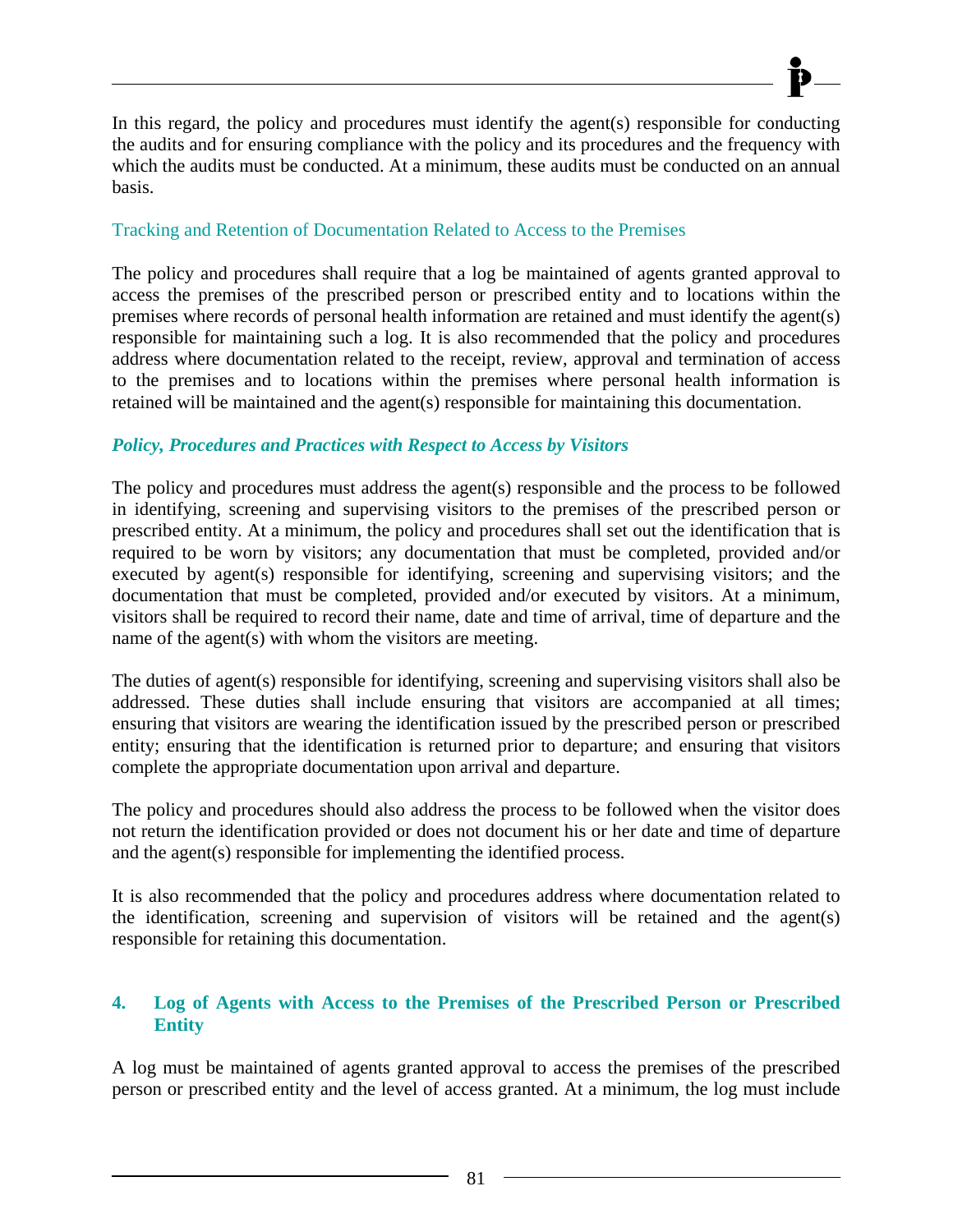In this regard, the policy and procedures must identify the agent(s) responsible for conducting the audits and for ensuring compliance with the policy and its procedures and the frequency with which the audits must be conducted. At a minimum, these audits must be conducted on an annual basis.

Tracking and Retention of Documentation Related to Access to the Premises

The policy and procedures shall require that a log be maintained of agents granted approval to access the premises of the prescribed person or prescribed entity and to locations within the premises where records of personal health information are retained and must identify the agent(s) responsible for maintaining such a log. It is also recommended that the policy and procedures address where documentation related to the receipt, review, approval and termination of access to the premises and to locations within the premises where personal health information is retained will be maintained and the agent(s) responsible for maintaining this documentation.

***Policy, Procedures and Practices with Respect to Access by Visitors***

The policy and procedures must address the agent(s) responsible and the process to be followed in identifying, screening and supervising visitors to the premises of the prescribed person or prescribed entity. At a minimum, the policy and procedures shall set out the identification that is required to be worn by visitors; any documentation that must be completed, provided and/or executed by agent(s) responsible for identifying, screening and supervising visitors; and the documentation that must be completed, provided and/or executed by visitors. At a minimum, visitors shall be required to record their name, date and time of arrival, time of departure and the name of the agent(s) with whom the visitors are meeting.

The duties of agent(s) responsible for identifying, screening and supervising visitors shall also be addressed. These duties shall include ensuring that visitors are accompanied at all times; ensuring that visitors are wearing the identification issued by the prescribed person or prescribed entity; ensuring that the identification is returned prior to departure; and ensuring that visitors complete the appropriate documentation upon arrival and departure.

The policy and procedures should also address the process to be followed when the visitor does not return the identification provided or does not document his or her date and time of departure and the agent(s) responsible for implementing the identified process.

It is also recommended that the policy and procedures address where documentation related to the identification, screening and supervision of visitors will be retained and the agent(s) responsible for retaining this documentation.

## 4. Log of Agents with Access to the Premises of the Prescribed Person or Prescribed Entity

A log must be maintained of agents granted approval to access the premises of the prescribed person or prescribed entity and the level of access granted. At a minimum, the log must include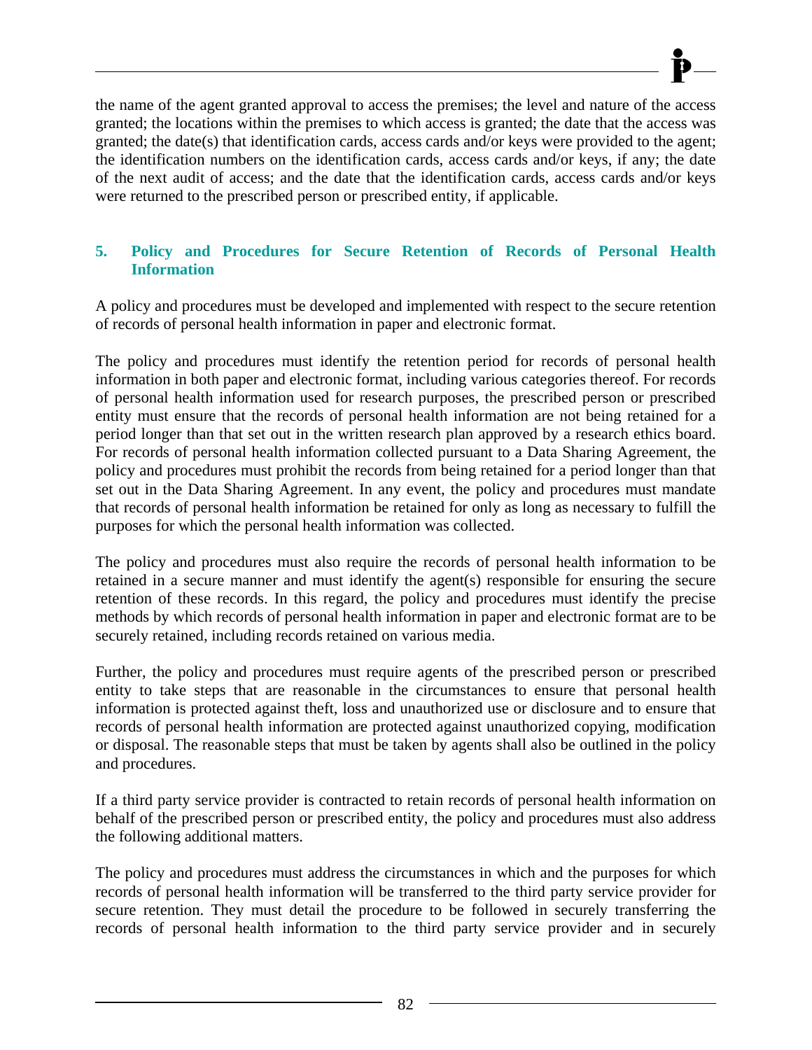the name of the agent granted approval to access the premises; the level and nature of the access granted; the locations within the premises to which access is granted; the date that the access was granted; the date(s) that identification cards, access cards and/or keys were provided to the agent; the identification numbers on the identification cards, access cards and/or keys, if any; the date of the next audit of access; and the date that the identification cards, access cards and/or keys were returned to the prescribed person or prescribed entity, if applicable.

### 5. Policy and Procedures for Secure Retention of Records of Personal Health Information

A policy and procedures must be developed and implemented with respect to the secure retention of records of personal health information in paper and electronic format.

The policy and procedures must identify the retention period for records of personal health information in both paper and electronic format, including various categories thereof. For records of personal health information used for research purposes, the prescribed person or prescribed entity must ensure that the records of personal health information are not being retained for a period longer than that set out in the written research plan approved by a research ethics board. For records of personal health information collected pursuant to a Data Sharing Agreement, the policy and procedures must prohibit the records from being retained for a period longer than that set out in the Data Sharing Agreement. In any event, the policy and procedures must mandate that records of personal health information be retained for only as long as necessary to fulfill the purposes for which the personal health information was collected.

The policy and procedures must also require the records of personal health information to be retained in a secure manner and must identify the agent(s) responsible for ensuring the secure retention of these records. In this regard, the policy and procedures must identify the precise methods by which records of personal health information in paper and electronic format are to be securely retained, including records retained on various media.

Further, the policy and procedures must require agents of the prescribed person or prescribed entity to take steps that are reasonable in the circumstances to ensure that personal health information is protected against theft, loss and unauthorized use or disclosure and to ensure that records of personal health information are protected against unauthorized copying, modification or disposal. The reasonable steps that must be taken by agents shall also be outlined in the policy and procedures.

If a third party service provider is contracted to retain records of personal health information on behalf of the prescribed person or prescribed entity, the policy and procedures must also address the following additional matters.

The policy and procedures must address the circumstances in which and the purposes for which records of personal health information will be transferred to the third party service provider for secure retention. They must detail the procedure to be followed in securely transferring the records of personal health information to the third party service provider and in securely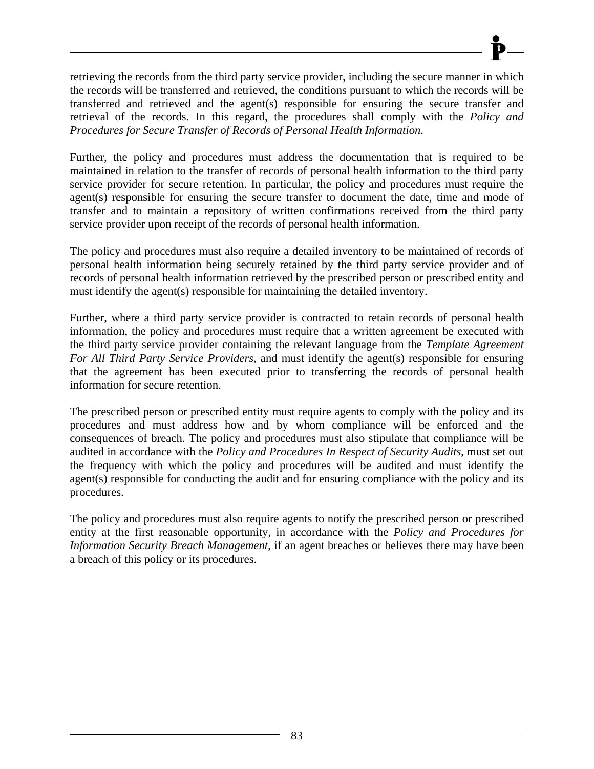retrieving the records from the third party service provider, including the secure manner in which the records will be transferred and retrieved, the conditions pursuant to which the records will be transferred and retrieved and the agent(s) responsible for ensuring the secure transfer and retrieval of the records. In this regard, the procedures shall comply with the *Policy and Procedures for Secure Transfer of Records of Personal Health Information*.

Further, the policy and procedures must address the documentation that is required to be maintained in relation to the transfer of records of personal health information to the third party service provider for secure retention. In particular, the policy and procedures must require the agent(s) responsible for ensuring the secure transfer to document the date, time and mode of transfer and to maintain a repository of written confirmations received from the third party service provider upon receipt of the records of personal health information.

The policy and procedures must also require a detailed inventory to be maintained of records of personal health information being securely retained by the third party service provider and of records of personal health information retrieved by the prescribed person or prescribed entity and must identify the agent(s) responsible for maintaining the detailed inventory.

Further, where a third party service provider is contracted to retain records of personal health information, the policy and procedures must require that a written agreement be executed with the third party service provider containing the relevant language from the *Template Agreement For All Third Party Service Providers*, and must identify the agent(s) responsible for ensuring that the agreement has been executed prior to transferring the records of personal health information for secure retention.

The prescribed person or prescribed entity must require agents to comply with the policy and its procedures and must address how and by whom compliance will be enforced and the consequences of breach. The policy and procedures must also stipulate that compliance will be audited in accordance with the *Policy and Procedures In Respect of Security Audits*, must set out the frequency with which the policy and procedures will be audited and must identify the agent(s) responsible for conducting the audit and for ensuring compliance with the policy and its procedures.

The policy and procedures must also require agents to notify the prescribed person or prescribed entity at the first reasonable opportunity, in accordance with the *Policy and Procedures for Information Security Breach Management*, if an agent breaches or believes there may have been a breach of this policy or its procedures.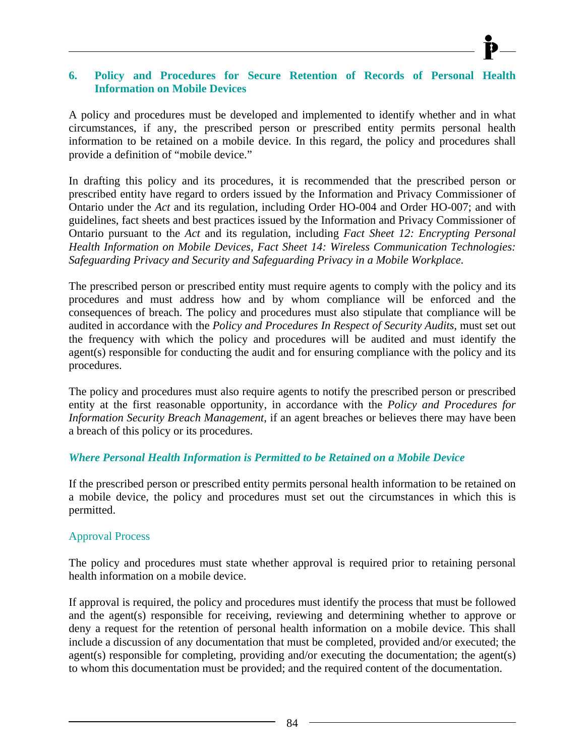## 6. Policy and Procedures for Secure Retention of Records of Personal Health Information on Mobile Devices

A policy and procedures must be developed and implemented to identify whether and in what circumstances, if any, the prescribed person or prescribed entity permits personal health information to be retained on a mobile device. In this regard, the policy and procedures shall provide a definition of "mobile device."

In drafting this policy and its procedures, it is recommended that the prescribed person or prescribed entity have regard to orders issued by the Information and Privacy Commissioner of Ontario under the *Act* and its regulation, including Order HO-004 and Order HO-007; and with guidelines, fact sheets and best practices issued by the Information and Privacy Commissioner of Ontario pursuant to the *Act* and its regulation, including *Fact Sheet 12: Encrypting Personal Health Information on Mobile Devices, Fact Sheet 14: Wireless Communication Technologies: Safeguarding Privacy and Security and Safeguarding Privacy in a Mobile Workplace.*

The prescribed person or prescribed entity must require agents to comply with the policy and its procedures and must address how and by whom compliance will be enforced and the consequences of breach. The policy and procedures must also stipulate that compliance will be audited in accordance with the *Policy and Procedures In Respect of Security Audits*, must set out the frequency with which the policy and procedures will be audited and must identify the agent(s) responsible for conducting the audit and for ensuring compliance with the policy and its procedures.

The policy and procedures must also require agents to notify the prescribed person or prescribed entity at the first reasonable opportunity, in accordance with the *Policy and Procedures for Information Security Breach Management*, if an agent breaches or believes there may have been a breach of this policy or its procedures.

### *Where Personal Health Information is Permitted to be Retained on a Mobile Device*

If the prescribed person or prescribed entity permits personal health information to be retained on a mobile device, the policy and procedures must set out the circumstances in which this is permitted.

#### Approval Process

The policy and procedures must state whether approval is required prior to retaining personal health information on a mobile device.

If approval is required, the policy and procedures must identify the process that must be followed and the agent(s) responsible for receiving, reviewing and determining whether to approve or deny a request for the retention of personal health information on a mobile device. This shall include a discussion of any documentation that must be completed, provided and/or executed; the agent(s) responsible for completing, providing and/or executing the documentation; the agent(s) to whom this documentation must be provided; and the required content of the documentation.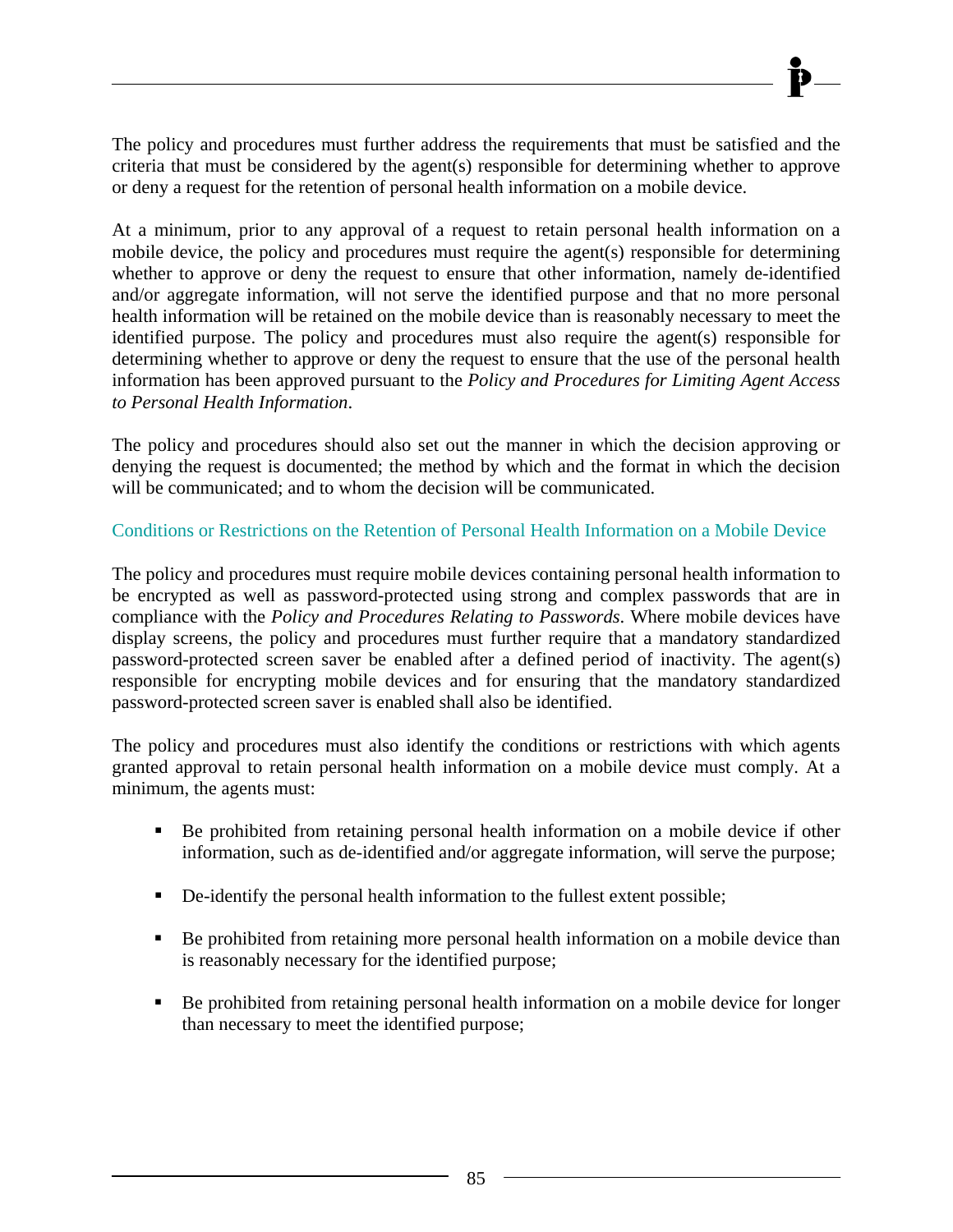The policy and procedures must further address the requirements that must be satisfied and the criteria that must be considered by the agent(s) responsible for determining whether to approve or deny a request for the retention of personal health information on a mobile device.

At a minimum, prior to any approval of a request to retain personal health information on a mobile device, the policy and procedures must require the agent(s) responsible for determining whether to approve or deny the request to ensure that other information, namely de-identified and/or aggregate information, will not serve the identified purpose and that no more personal health information will be retained on the mobile device than is reasonably necessary to meet the identified purpose. The policy and procedures must also require the agent(s) responsible for determining whether to approve or deny the request to ensure that the use of the personal health information has been approved pursuant to the *Policy and Procedures for Limiting Agent Access to Personal Health Information*.

The policy and procedures should also set out the manner in which the decision approving or denying the request is documented; the method by which and the format in which the decision will be communicated; and to whom the decision will be communicated.

### Conditions or Restrictions on the Retention of Personal Health Information on a Mobile Device

The policy and procedures must require mobile devices containing personal health information to be encrypted as well as password-protected using strong and complex passwords that are in compliance with the *Policy and Procedures Relating to Passwords*. Where mobile devices have display screens, the policy and procedures must further require that a mandatory standardized password-protected screen saver be enabled after a defined period of inactivity. The agent(s) responsible for encrypting mobile devices and for ensuring that the mandatory standardized password-protected screen saver is enabled shall also be identified.

The policy and procedures must also identify the conditions or restrictions with which agents granted approval to retain personal health information on a mobile device must comply. At a minimum, the agents must:

- Be prohibited from retaining personal health information on a mobile device if other information, such as de-identified and/or aggregate information, will serve the purpose;
- De-identify the personal health information to the fullest extent possible;
- Be prohibited from retaining more personal health information on a mobile device than is reasonably necessary for the identified purpose;
- Be prohibited from retaining personal health information on a mobile device for longer than necessary to meet the identified purpose;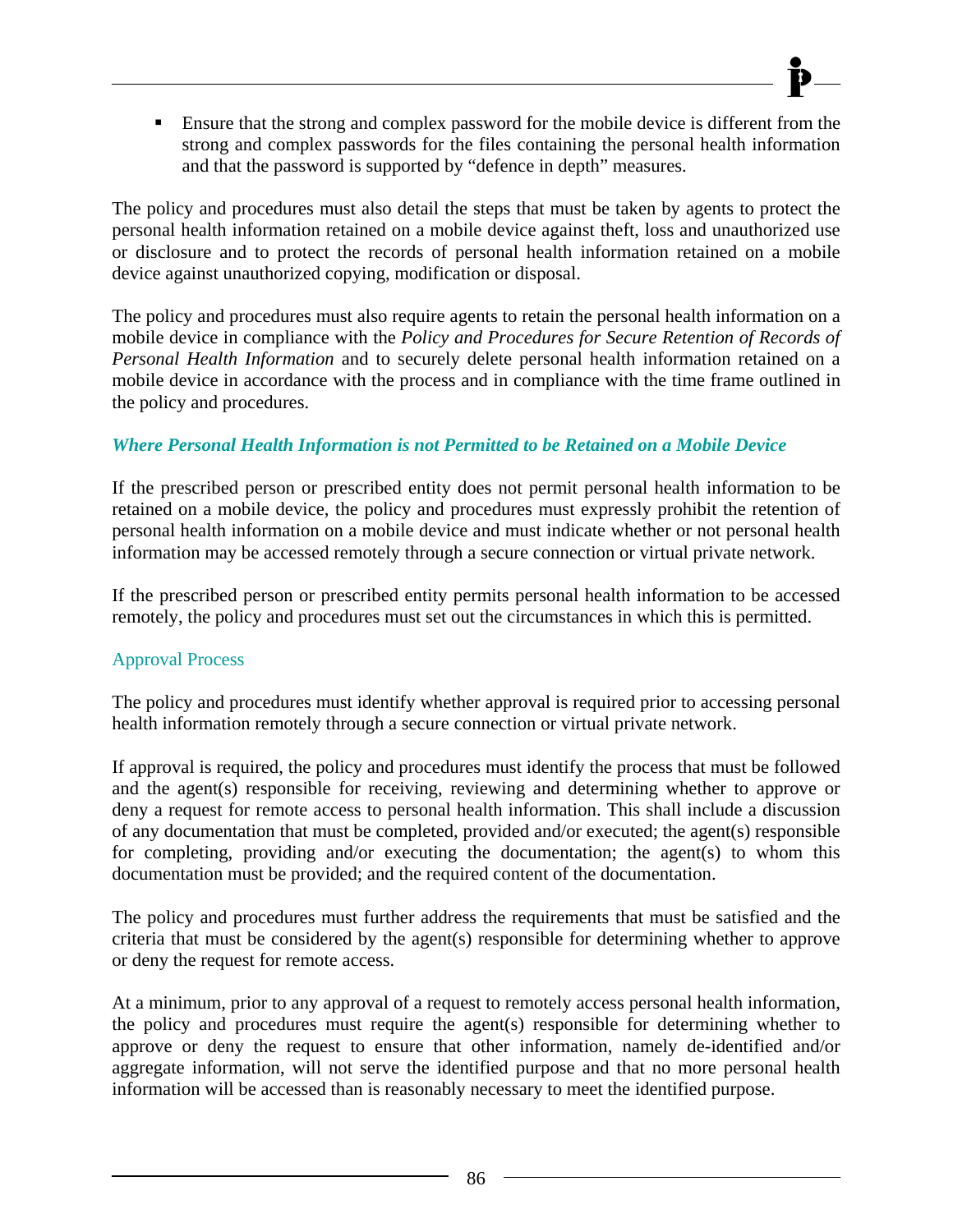- Ensure that the strong and complex password for the mobile device is different from the strong and complex passwords for the files containing the personal health information and that the password is supported by "defence in depth" measures.

The policy and procedures must also detail the steps that must be taken by agents to protect the personal health information retained on a mobile device against theft, loss and unauthorized use or disclosure and to protect the records of personal health information retained on a mobile device against unauthorized copying, modification or disposal.

The policy and procedures must also require agents to retain the personal health information on a mobile device in compliance with the *Policy and Procedures for Secure Retention of Records of Personal Health Information* and to securely delete personal health information retained on a mobile device in accordance with the process and in compliance with the time frame outlined in the policy and procedures.

### *Where Personal Health Information is not Permitted to be Retained on a Mobile Device*

If the prescribed person or prescribed entity does not permit personal health information to be retained on a mobile device, the policy and procedures must expressly prohibit the retention of personal health information on a mobile device and must indicate whether or not personal health information may be accessed remotely through a secure connection or virtual private network.

If the prescribed person or prescribed entity permits personal health information to be accessed remotely, the policy and procedures must set out the circumstances in which this is permitted.

#### Approval Process

The policy and procedures must identify whether approval is required prior to accessing personal health information remotely through a secure connection or virtual private network.

If approval is required, the policy and procedures must identify the process that must be followed and the agent(s) responsible for receiving, reviewing and determining whether to approve or deny a request for remote access to personal health information. This shall include a discussion of any documentation that must be completed, provided and/or executed; the agent(s) responsible for completing, providing and/or executing the documentation; the agent(s) to whom this documentation must be provided; and the required content of the documentation.

The policy and procedures must further address the requirements that must be satisfied and the criteria that must be considered by the agent(s) responsible for determining whether to approve or deny the request for remote access.

At a minimum, prior to any approval of a request to remotely access personal health information, the policy and procedures must require the agent(s) responsible for determining whether to approve or deny the request to ensure that other information, namely de-identified and/or aggregate information, will not serve the identified purpose and that no more personal health information will be accessed than is reasonably necessary to meet the identified purpose.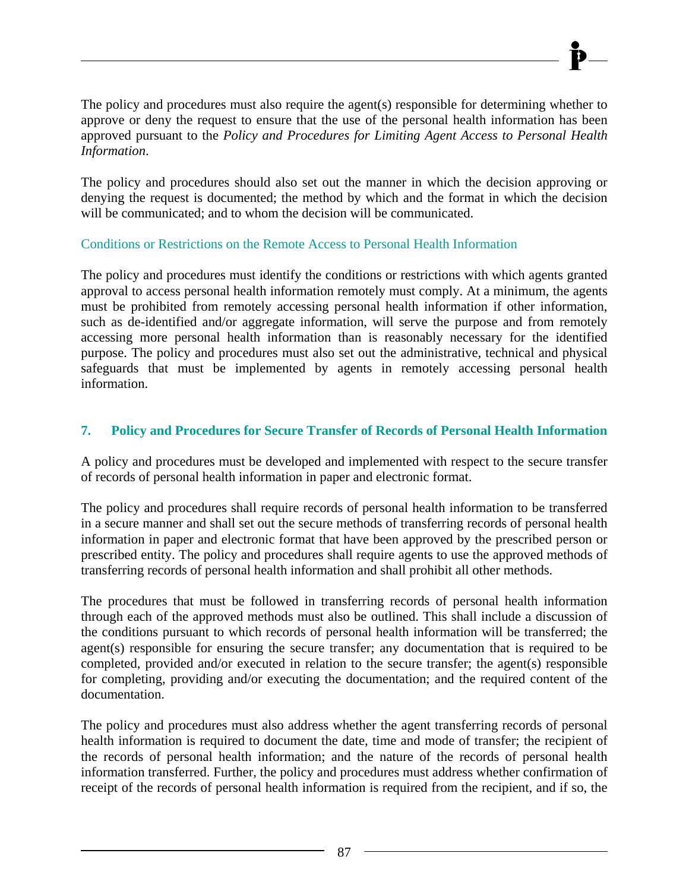The policy and procedures must also require the agent(s) responsible for determining whether to approve or deny the request to ensure that the use of the personal health information has been approved pursuant to the *Policy and Procedures for Limiting Agent Access to Personal Health Information*.

The policy and procedures should also set out the manner in which the decision approving or denying the request is documented; the method by which and the format in which the decision will be communicated; and to whom the decision will be communicated.

### Conditions or Restrictions on the Remote Access to Personal Health Information

The policy and procedures must identify the conditions or restrictions with which agents granted approval to access personal health information remotely must comply. At a minimum, the agents must be prohibited from remotely accessing personal health information if other information, such as de-identified and/or aggregate information, will serve the purpose and from remotely accessing more personal health information than is reasonably necessary for the identified purpose. The policy and procedures must also set out the administrative, technical and physical safeguards that must be implemented by agents in remotely accessing personal health information.

## 7. Policy and Procedures for Secure Transfer of Records of Personal Health Information

A policy and procedures must be developed and implemented with respect to the secure transfer of records of personal health information in paper and electronic format.

The policy and procedures shall require records of personal health information to be transferred in a secure manner and shall set out the secure methods of transferring records of personal health information in paper and electronic format that have been approved by the prescribed person or prescribed entity. The policy and procedures shall require agents to use the approved methods of transferring records of personal health information and shall prohibit all other methods.

The procedures that must be followed in transferring records of personal health information through each of the approved methods must also be outlined. This shall include a discussion of the conditions pursuant to which records of personal health information will be transferred; the agent(s) responsible for ensuring the secure transfer; any documentation that is required to be completed, provided and/or executed in relation to the secure transfer; the agent(s) responsible for completing, providing and/or executing the documentation; and the required content of the documentation.

The policy and procedures must also address whether the agent transferring records of personal health information is required to document the date, time and mode of transfer; the recipient of the records of personal health information; and the nature of the records of personal health information transferred. Further, the policy and procedures must address whether confirmation of receipt of the records of personal health information is required from the recipient, and if so, the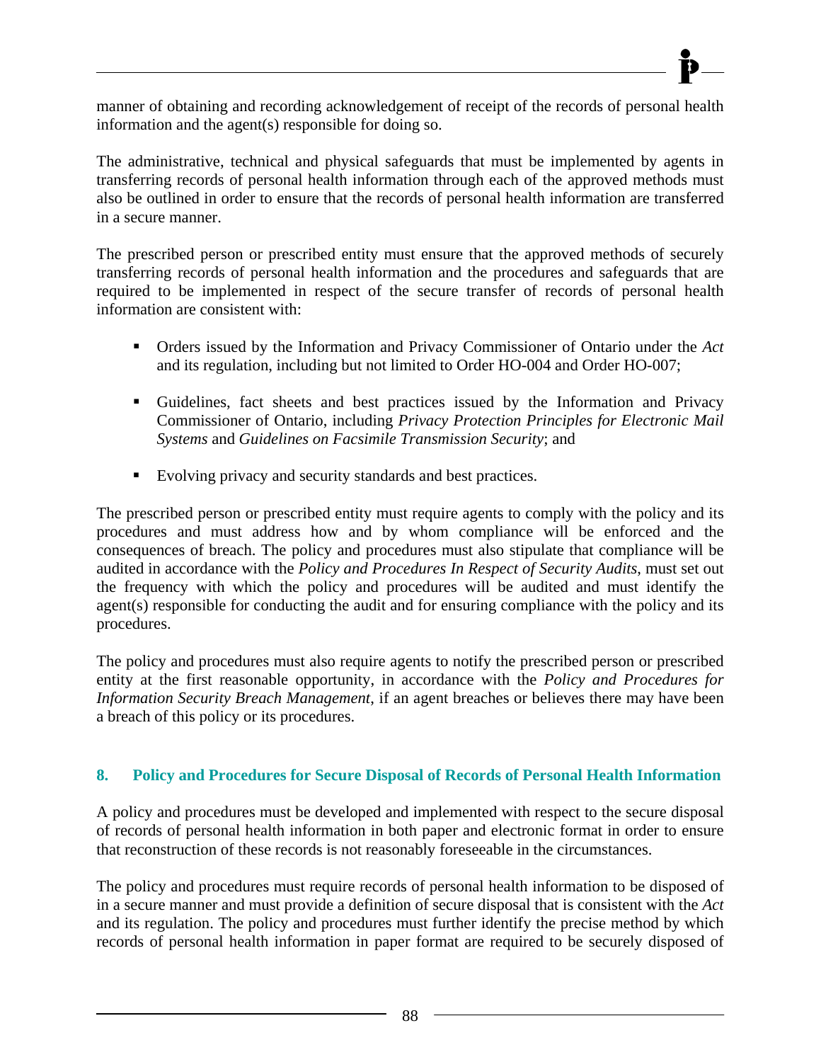manner of obtaining and recording acknowledgement of receipt of the records of personal health information and the agent(s) responsible for doing so.

The administrative, technical and physical safeguards that must be implemented by agents in transferring records of personal health information through each of the approved methods must also be outlined in order to ensure that the records of personal health information are transferred in a secure manner.

The prescribed person or prescribed entity must ensure that the approved methods of securely transferring records of personal health information and the procedures and safeguards that are required to be implemented in respect of the secure transfer of records of personal health information are consistent with:

- Orders issued by the Information and Privacy Commissioner of Ontario under the *Act* and its regulation, including but not limited to Order HO-004 and Order HO-007;
- Guidelines, fact sheets and best practices issued by the Information and Privacy Commissioner of Ontario, including *Privacy Protection Principles for Electronic Mail Systems* and *Guidelines on Facsimile Transmission Security*; and
- Evolving privacy and security standards and best practices.

The prescribed person or prescribed entity must require agents to comply with the policy and its procedures and must address how and by whom compliance will be enforced and the consequences of breach. The policy and procedures must also stipulate that compliance will be audited in accordance with the *Policy and Procedures In Respect of Security Audits*, must set out the frequency with which the policy and procedures will be audited and must identify the agent(s) responsible for conducting the audit and for ensuring compliance with the policy and its procedures.

The policy and procedures must also require agents to notify the prescribed person or prescribed entity at the first reasonable opportunity, in accordance with the *Policy and Procedures for Information Security Breach Management*, if an agent breaches or believes there may have been a breach of this policy or its procedures.

### 8. Policy and Procedures for Secure Disposal of Records of Personal Health Information

A policy and procedures must be developed and implemented with respect to the secure disposal of records of personal health information in both paper and electronic format in order to ensure that reconstruction of these records is not reasonably foreseeable in the circumstances.

The policy and procedures must require records of personal health information to be disposed of in a secure manner and must provide a definition of secure disposal that is consistent with the *Act* and its regulation. The policy and procedures must further identify the precise method by which records of personal health information in paper format are required to be securely disposed of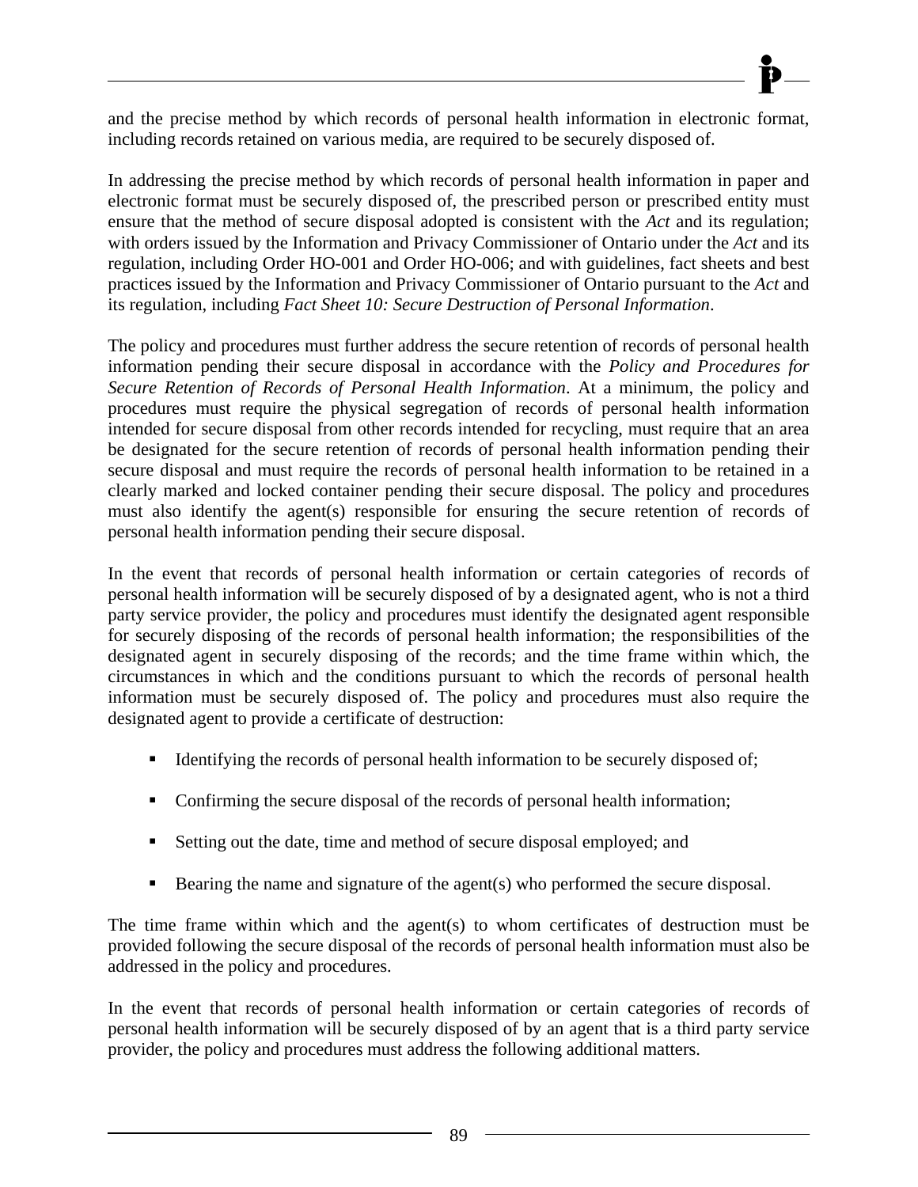and the precise method by which records of personal health information in electronic format, including records retained on various media, are required to be securely disposed of.

In addressing the precise method by which records of personal health information in paper and electronic format must be securely disposed of, the prescribed person or prescribed entity must ensure that the method of secure disposal adopted is consistent with the *Act* and its regulation; with orders issued by the Information and Privacy Commissioner of Ontario under the *Act* and its regulation, including Order HO-001 and Order HO-006; and with guidelines, fact sheets and best practices issued by the Information and Privacy Commissioner of Ontario pursuant to the *Act* and its regulation, including *Fact Sheet 10: Secure Destruction of Personal Information*.

The policy and procedures must further address the secure retention of records of personal health information pending their secure disposal in accordance with the *Policy and Procedures for Secure Retention of Records of Personal Health Information*. At a minimum, the policy and procedures must require the physical segregation of records of personal health information intended for secure disposal from other records intended for recycling, must require that an area be designated for the secure retention of records of personal health information pending their secure disposal and must require the records of personal health information to be retained in a clearly marked and locked container pending their secure disposal. The policy and procedures must also identify the agent(s) responsible for ensuring the secure retention of records of personal health information pending their secure disposal.

In the event that records of personal health information or certain categories of records of personal health information will be securely disposed of by a designated agent, who is not a third party service provider, the policy and procedures must identify the designated agent responsible for securely disposing of the records of personal health information; the responsibilities of the designated agent in securely disposing of the records; and the time frame within which, the circumstances in which and the conditions pursuant to which the records of personal health information must be securely disposed of. The policy and procedures must also require the designated agent to provide a certificate of destruction:

- Identifying the records of personal health information to be securely disposed of;
- Confirming the secure disposal of the records of personal health information;
- Setting out the date, time and method of secure disposal employed; and
- Bearing the name and signature of the agent(s) who performed the secure disposal.

The time frame within which and the agent(s) to whom certificates of destruction must be provided following the secure disposal of the records of personal health information must also be addressed in the policy and procedures.

In the event that records of personal health information or certain categories of records of personal health information will be securely disposed of by an agent that is a third party service provider, the policy and procedures must address the following additional matters.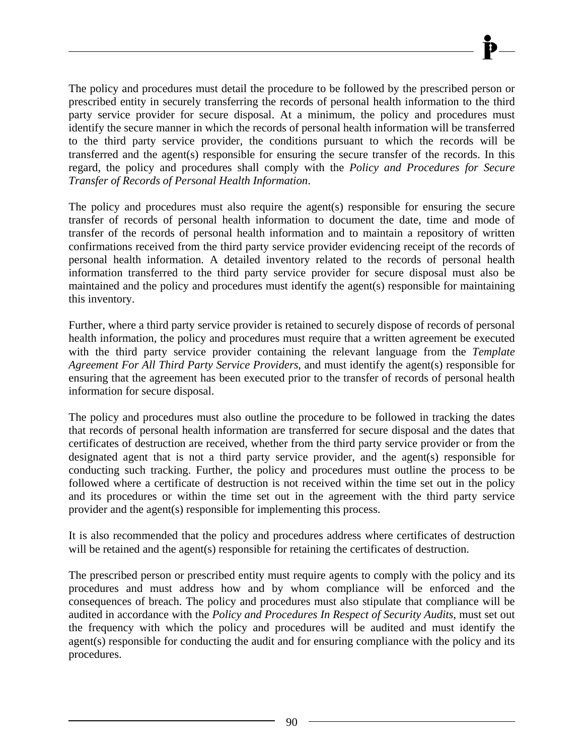The policy and procedures must detail the procedure to be followed by the prescribed person or prescribed entity in securely transferring the records of personal health information to the third party service provider for secure disposal. At a minimum, the policy and procedures must identify the secure manner in which the records of personal health information will be transferred to the third party service provider, the conditions pursuant to which the records will be transferred and the agent(s) responsible for ensuring the secure transfer of the records. In this regard, the policy and procedures shall comply with the *Policy and Procedures for Secure Transfer of Records of Personal Health Information*.

The policy and procedures must also require the agent(s) responsible for ensuring the secure transfer of records of personal health information to document the date, time and mode of transfer of the records of personal health information and to maintain a repository of written confirmations received from the third party service provider evidencing receipt of the records of personal health information. A detailed inventory related to the records of personal health information transferred to the third party service provider for secure disposal must also be maintained and the policy and procedures must identify the agent(s) responsible for maintaining this inventory.

Further, where a third party service provider is retained to securely dispose of records of personal health information, the policy and procedures must require that a written agreement be executed with the third party service provider containing the relevant language from the *Template Agreement For All Third Party Service Providers*, and must identify the agent(s) responsible for ensuring that the agreement has been executed prior to the transfer of records of personal health information for secure disposal.

The policy and procedures must also outline the procedure to be followed in tracking the dates that records of personal health information are transferred for secure disposal and the dates that certificates of destruction are received, whether from the third party service provider or from the designated agent that is not a third party service provider, and the agent(s) responsible for conducting such tracking. Further, the policy and procedures must outline the process to be followed where a certificate of destruction is not received within the time set out in the policy and its procedures or within the time set out in the agreement with the third party service provider and the agent(s) responsible for implementing this process.

It is also recommended that the policy and procedures address where certificates of destruction will be retained and the agent(s) responsible for retaining the certificates of destruction.

The prescribed person or prescribed entity must require agents to comply with the policy and its procedures and must address how and by whom compliance will be enforced and the consequences of breach. The policy and procedures must also stipulate that compliance will be audited in accordance with the *Policy and Procedures In Respect of Security Audits*, must set out the frequency with which the policy and procedures will be audited and must identify the agent(s) responsible for conducting the audit and for ensuring compliance with the policy and its procedures.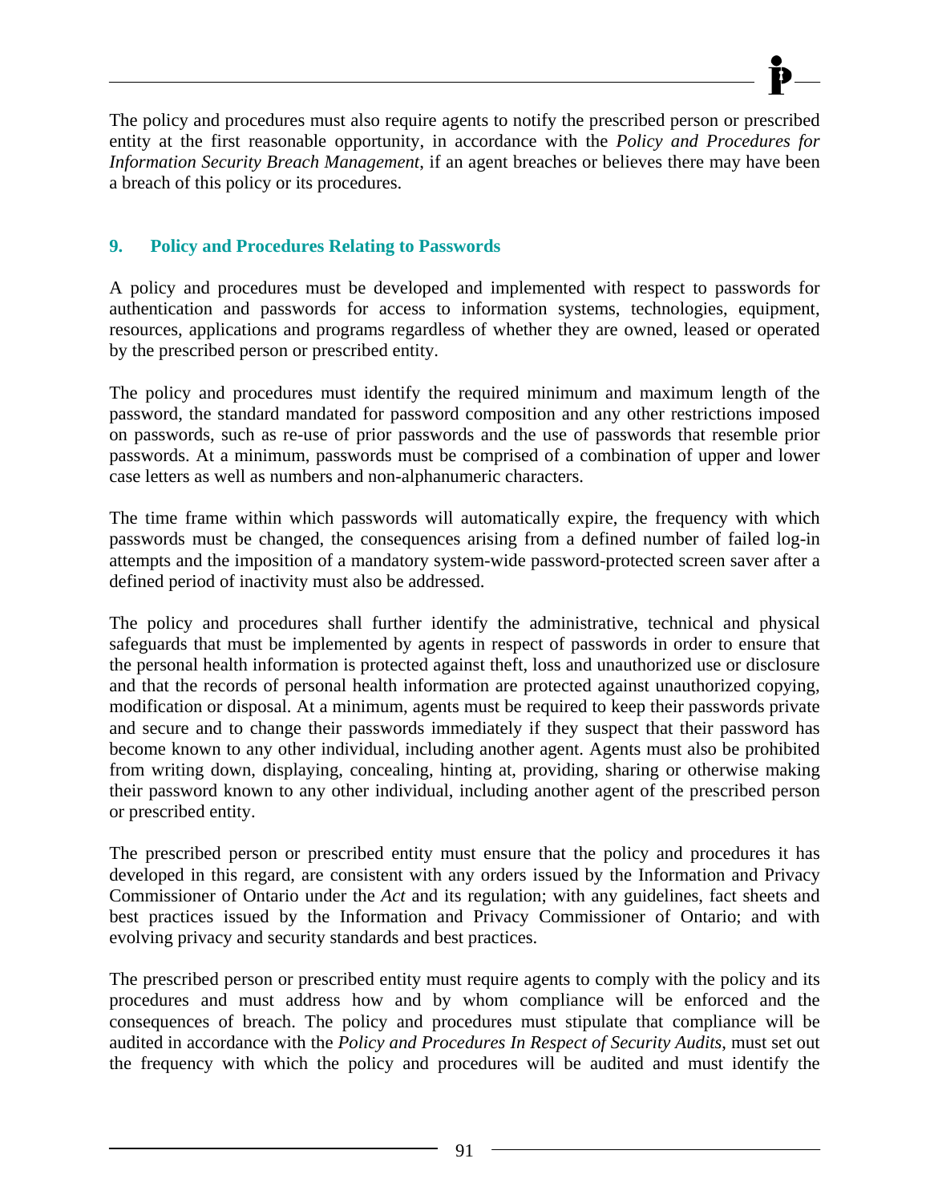The policy and procedures must also require agents to notify the prescribed person or prescribed entity at the first reasonable opportunity, in accordance with the *Policy and Procedures for Information Security Breach Management*, if an agent breaches or believes there may have been a breach of this policy or its procedures.

### 9. Policy and Procedures Relating to Passwords

A policy and procedures must be developed and implemented with respect to passwords for authentication and passwords for access to information systems, technologies, equipment, resources, applications and programs regardless of whether they are owned, leased or operated by the prescribed person or prescribed entity.

The policy and procedures must identify the required minimum and maximum length of the password, the standard mandated for password composition and any other restrictions imposed on passwords, such as re-use of prior passwords and the use of passwords that resemble prior passwords. At a minimum, passwords must be comprised of a combination of upper and lower case letters as well as numbers and non-alphanumeric characters.

The time frame within which passwords will automatically expire, the frequency with which passwords must be changed, the consequences arising from a defined number of failed log-in attempts and the imposition of a mandatory system-wide password-protected screen saver after a defined period of inactivity must also be addressed.

The policy and procedures shall further identify the administrative, technical and physical safeguards that must be implemented by agents in respect of passwords in order to ensure that the personal health information is protected against theft, loss and unauthorized use or disclosure and that the records of personal health information are protected against unauthorized copying, modification or disposal. At a minimum, agents must be required to keep their passwords private and secure and to change their passwords immediately if they suspect that their password has become known to any other individual, including another agent. Agents must also be prohibited from writing down, displaying, concealing, hinting at, providing, sharing or otherwise making their password known to any other individual, including another agent of the prescribed person or prescribed entity.

The prescribed person or prescribed entity must ensure that the policy and procedures it has developed in this regard, are consistent with any orders issued by the Information and Privacy Commissioner of Ontario under the *Act* and its regulation; with any guidelines, fact sheets and best practices issued by the Information and Privacy Commissioner of Ontario; and with evolving privacy and security standards and best practices.

The prescribed person or prescribed entity must require agents to comply with the policy and its procedures and must address how and by whom compliance will be enforced and the consequences of breach. The policy and procedures must stipulate that compliance will be audited in accordance with the *Policy and Procedures In Respect of Security Audits*, must set out the frequency with which the policy and procedures will be audited and must identify the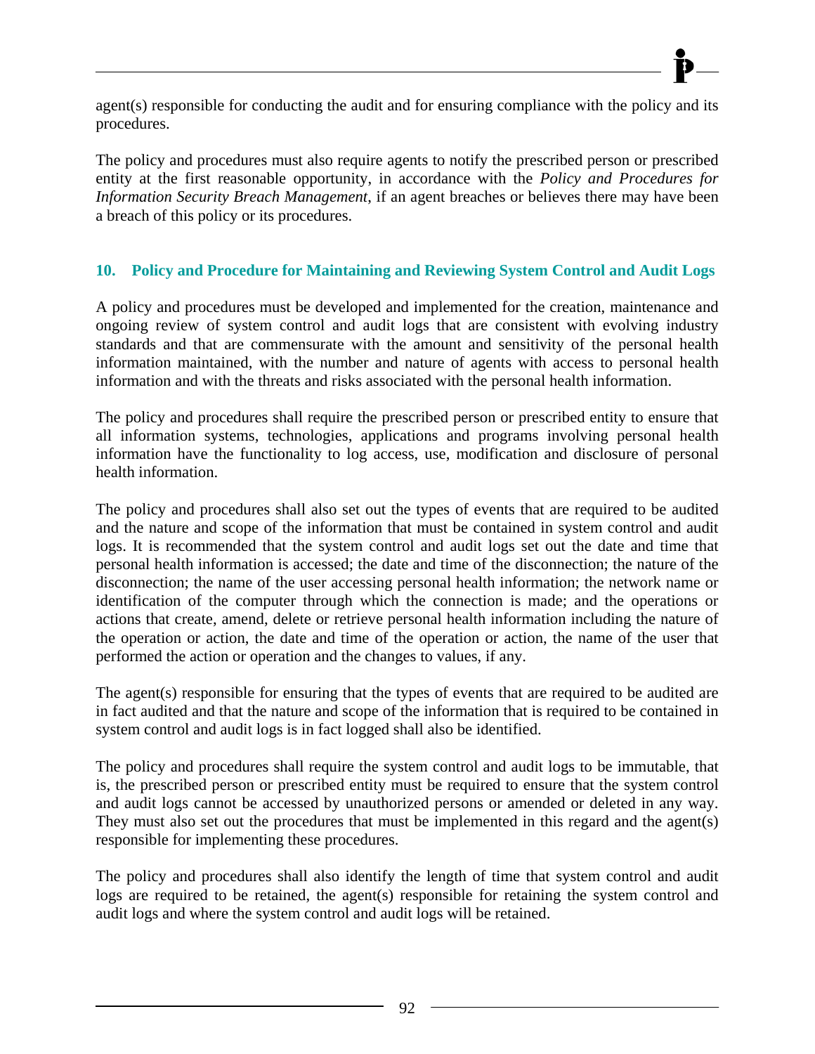agent(s) responsible for conducting the audit and for ensuring compliance with the policy and its procedures.

The policy and procedures must also require agents to notify the prescribed person or prescribed entity at the first reasonable opportunity, in accordance with the *Policy and Procedures for Information Security Breach Management*, if an agent breaches or believes there may have been a breach of this policy or its procedures.

## 10. Policy and Procedure for Maintaining and Reviewing System Control and Audit Logs

A policy and procedures must be developed and implemented for the creation, maintenance and ongoing review of system control and audit logs that are consistent with evolving industry standards and that are commensurate with the amount and sensitivity of the personal health information maintained, with the number and nature of agents with access to personal health information and with the threats and risks associated with the personal health information.

The policy and procedures shall require the prescribed person or prescribed entity to ensure that all information systems, technologies, applications and programs involving personal health information have the functionality to log access, use, modification and disclosure of personal health information.

The policy and procedures shall also set out the types of events that are required to be audited and the nature and scope of the information that must be contained in system control and audit logs. It is recommended that the system control and audit logs set out the date and time that personal health information is accessed; the date and time of the disconnection; the nature of the disconnection; the name of the user accessing personal health information; the network name or identification of the computer through which the connection is made; and the operations or actions that create, amend, delete or retrieve personal health information including the nature of the operation or action, the date and time of the operation or action, the name of the user that performed the action or operation and the changes to values, if any.

The agent(s) responsible for ensuring that the types of events that are required to be audited are in fact audited and that the nature and scope of the information that is required to be contained in system control and audit logs is in fact logged shall also be identified.

The policy and procedures shall require the system control and audit logs to be immutable, that is, the prescribed person or prescribed entity must be required to ensure that the system control and audit logs cannot be accessed by unauthorized persons or amended or deleted in any way. They must also set out the procedures that must be implemented in this regard and the agent(s) responsible for implementing these procedures.

The policy and procedures shall also identify the length of time that system control and audit logs are required to be retained, the agent(s) responsible for retaining the system control and audit logs and where the system control and audit logs will be retained.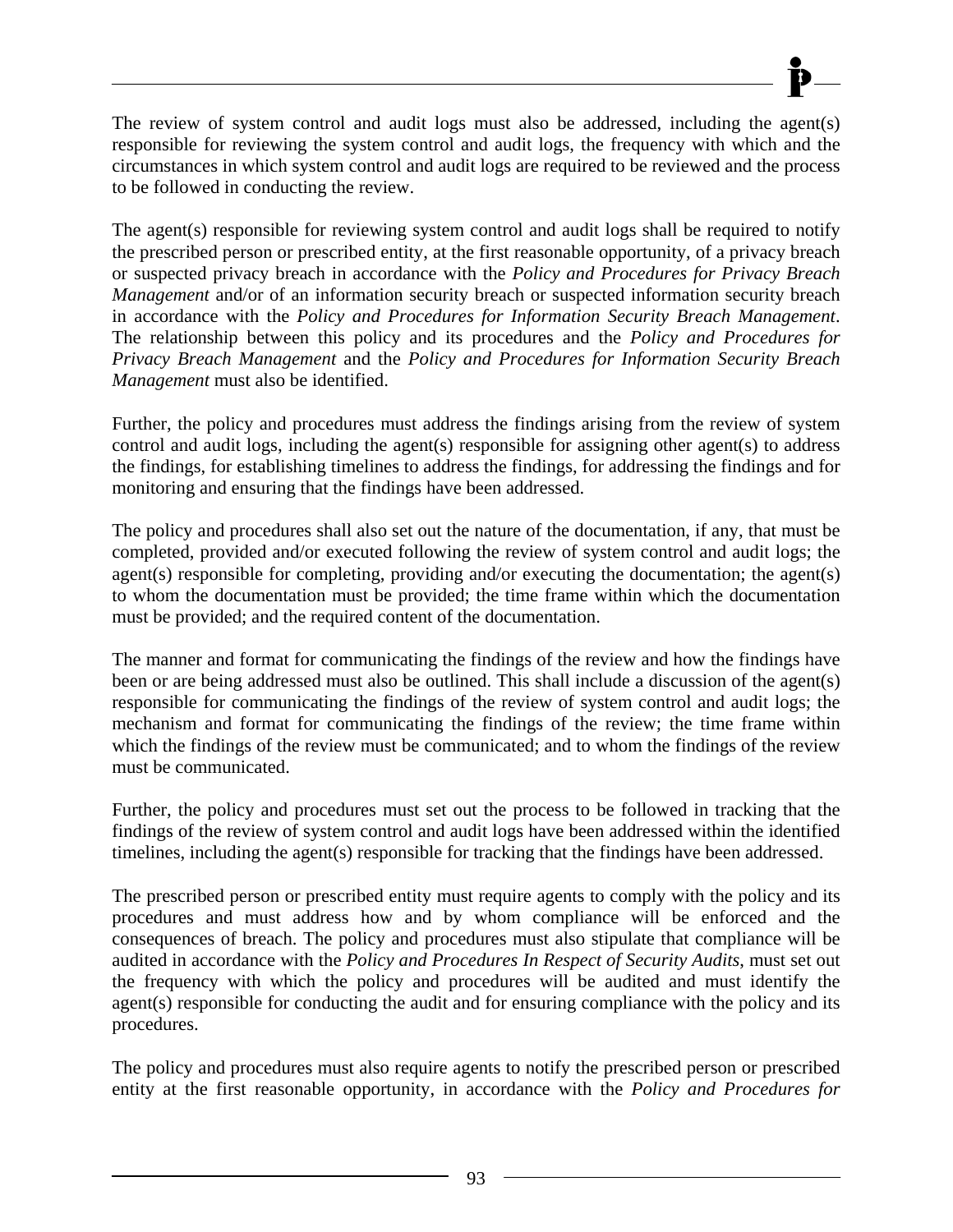The review of system control and audit logs must also be addressed, including the agent(s) responsible for reviewing the system control and audit logs, the frequency with which and the circumstances in which system control and audit logs are required to be reviewed and the process to be followed in conducting the review.

The agent(s) responsible for reviewing system control and audit logs shall be required to notify the prescribed person or prescribed entity, at the first reasonable opportunity, of a privacy breach or suspected privacy breach in accordance with the *Policy and Procedures for Privacy Breach Management* and/or of an information security breach or suspected information security breach in accordance with the *Policy and Procedures for Information Security Breach Management*. The relationship between this policy and its procedures and the *Policy and Procedures for Privacy Breach Management* and the *Policy and Procedures for Information Security Breach Management* must also be identified.

Further, the policy and procedures must address the findings arising from the review of system control and audit logs, including the agent(s) responsible for assigning other agent(s) to address the findings, for establishing timelines to address the findings, for addressing the findings and for monitoring and ensuring that the findings have been addressed.

The policy and procedures shall also set out the nature of the documentation, if any, that must be completed, provided and/or executed following the review of system control and audit logs; the agent(s) responsible for completing, providing and/or executing the documentation; the agent(s) to whom the documentation must be provided; the time frame within which the documentation must be provided; and the required content of the documentation.

The manner and format for communicating the findings of the review and how the findings have been or are being addressed must also be outlined. This shall include a discussion of the agent(s) responsible for communicating the findings of the review of system control and audit logs; the mechanism and format for communicating the findings of the review; the time frame within which the findings of the review must be communicated; and to whom the findings of the review must be communicated.

Further, the policy and procedures must set out the process to be followed in tracking that the findings of the review of system control and audit logs have been addressed within the identified timelines, including the agent(s) responsible for tracking that the findings have been addressed.

The prescribed person or prescribed entity must require agents to comply with the policy and its procedures and must address how and by whom compliance will be enforced and the consequences of breach. The policy and procedures must also stipulate that compliance will be audited in accordance with the *Policy and Procedures In Respect of Security Audits*, must set out the frequency with which the policy and procedures will be audited and must identify the agent(s) responsible for conducting the audit and for ensuring compliance with the policy and its procedures.

The policy and procedures must also require agents to notify the prescribed person or prescribed entity at the first reasonable opportunity, in accordance with the *Policy and Procedures for*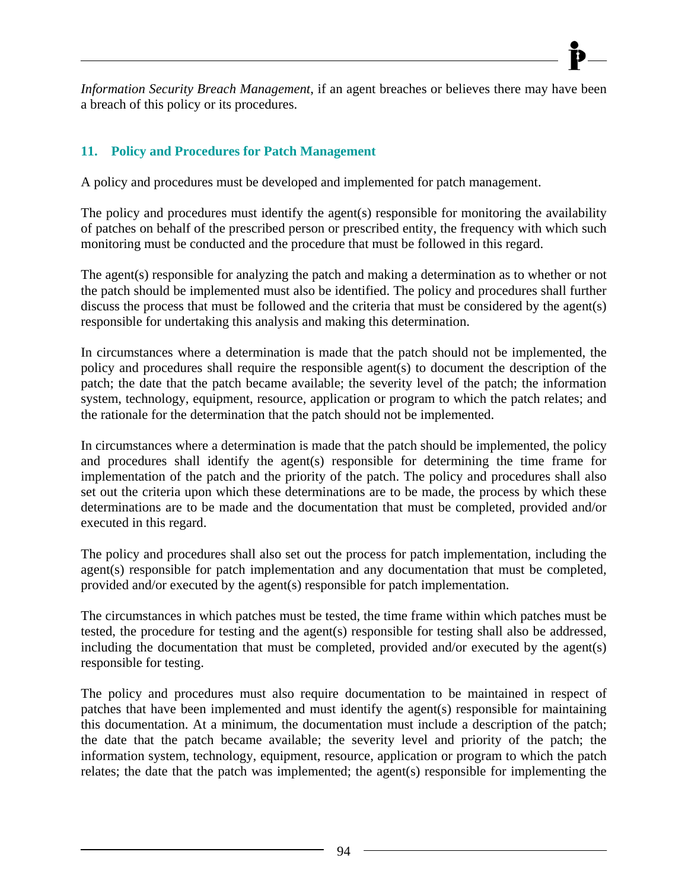*Information Security Breach Management*, if an agent breaches or believes there may have been a breach of this policy or its procedures.

## 11. Policy and Procedures for Patch Management

A policy and procedures must be developed and implemented for patch management.

The policy and procedures must identify the agent(s) responsible for monitoring the availability of patches on behalf of the prescribed person or prescribed entity, the frequency with which such monitoring must be conducted and the procedure that must be followed in this regard.

The agent(s) responsible for analyzing the patch and making a determination as to whether or not the patch should be implemented must also be identified. The policy and procedures shall further discuss the process that must be followed and the criteria that must be considered by the agent(s) responsible for undertaking this analysis and making this determination.

In circumstances where a determination is made that the patch should not be implemented, the policy and procedures shall require the responsible agent(s) to document the description of the patch; the date that the patch became available; the severity level of the patch; the information system, technology, equipment, resource, application or program to which the patch relates; and the rationale for the determination that the patch should not be implemented.

In circumstances where a determination is made that the patch should be implemented, the policy and procedures shall identify the agent(s) responsible for determining the time frame for implementation of the patch and the priority of the patch. The policy and procedures shall also set out the criteria upon which these determinations are to be made, the process by which these determinations are to be made and the documentation that must be completed, provided and/or executed in this regard.

The policy and procedures shall also set out the process for patch implementation, including the agent(s) responsible for patch implementation and any documentation that must be completed, provided and/or executed by the agent(s) responsible for patch implementation.

The circumstances in which patches must be tested, the time frame within which patches must be tested, the procedure for testing and the agent(s) responsible for testing shall also be addressed, including the documentation that must be completed, provided and/or executed by the agent(s) responsible for testing.

The policy and procedures must also require documentation to be maintained in respect of patches that have been implemented and must identify the agent(s) responsible for maintaining this documentation. At a minimum, the documentation must include a description of the patch; the date that the patch became available; the severity level and priority of the patch; the information system, technology, equipment, resource, application or program to which the patch relates; the date that the patch was implemented; the agent(s) responsible for implementing the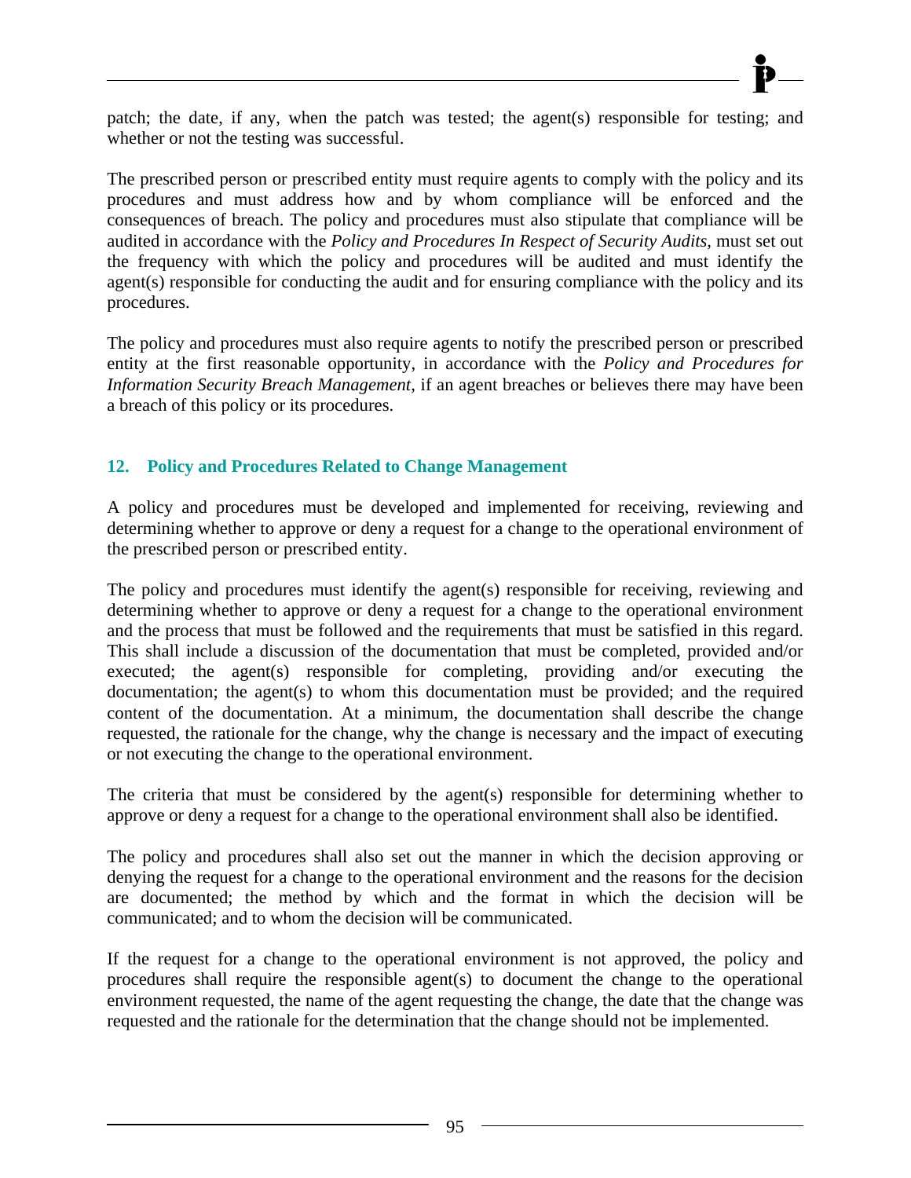patch; the date, if any, when the patch was tested; the agent(s) responsible for testing; and whether or not the testing was successful.

The prescribed person or prescribed entity must require agents to comply with the policy and its procedures and must address how and by whom compliance will be enforced and the consequences of breach. The policy and procedures must also stipulate that compliance will be audited in accordance with the *Policy and Procedures In Respect of Security Audits*, must set out the frequency with which the policy and procedures will be audited and must identify the agent(s) responsible for conducting the audit and for ensuring compliance with the policy and its procedures.

The policy and procedures must also require agents to notify the prescribed person or prescribed entity at the first reasonable opportunity, in accordance with the *Policy and Procedures for Information Security Breach Management*, if an agent breaches or believes there may have been a breach of this policy or its procedures.

## 12. Policy and Procedures Related to Change Management

A policy and procedures must be developed and implemented for receiving, reviewing and determining whether to approve or deny a request for a change to the operational environment of the prescribed person or prescribed entity.

The policy and procedures must identify the agent(s) responsible for receiving, reviewing and determining whether to approve or deny a request for a change to the operational environment and the process that must be followed and the requirements that must be satisfied in this regard. This shall include a discussion of the documentation that must be completed, provided and/or executed; the agent(s) responsible for completing, providing and/or executing the documentation; the agent(s) to whom this documentation must be provided; and the required content of the documentation. At a minimum, the documentation shall describe the change requested, the rationale for the change, why the change is necessary and the impact of executing or not executing the change to the operational environment.

The criteria that must be considered by the agent(s) responsible for determining whether to approve or deny a request for a change to the operational environment shall also be identified.

The policy and procedures shall also set out the manner in which the decision approving or denying the request for a change to the operational environment and the reasons for the decision are documented; the method by which and the format in which the decision will be communicated; and to whom the decision will be communicated.

If the request for a change to the operational environment is not approved, the policy and procedures shall require the responsible agent(s) to document the change to the operational environment requested, the name of the agent requesting the change, the date that the change was requested and the rationale for the determination that the change should not be implemented.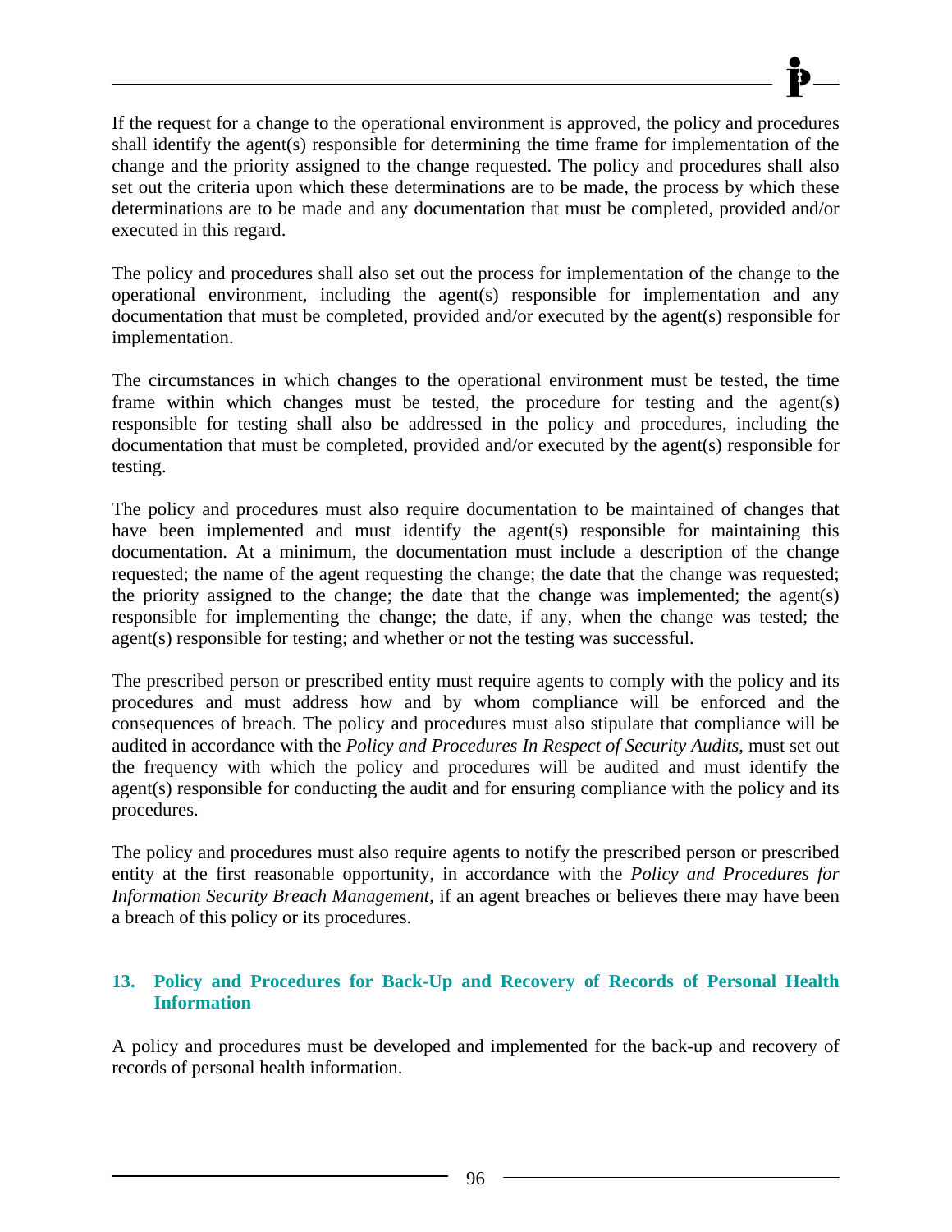If the request for a change to the operational environment is approved, the policy and procedures shall identify the agent(s) responsible for determining the time frame for implementation of the change and the priority assigned to the change requested. The policy and procedures shall also set out the criteria upon which these determinations are to be made, the process by which these determinations are to be made and any documentation that must be completed, provided and/or executed in this regard.

The policy and procedures shall also set out the process for implementation of the change to the operational environment, including the agent(s) responsible for implementation and any documentation that must be completed, provided and/or executed by the agent(s) responsible for implementation.

The circumstances in which changes to the operational environment must be tested, the time frame within which changes must be tested, the procedure for testing and the agent(s) responsible for testing shall also be addressed in the policy and procedures, including the documentation that must be completed, provided and/or executed by the agent(s) responsible for testing.

The policy and procedures must also require documentation to be maintained of changes that have been implemented and must identify the agent(s) responsible for maintaining this documentation. At a minimum, the documentation must include a description of the change requested; the name of the agent requesting the change; the date that the change was requested; the priority assigned to the change; the date that the change was implemented; the agent(s) responsible for implementing the change; the date, if any, when the change was tested; the agent(s) responsible for testing; and whether or not the testing was successful.

The prescribed person or prescribed entity must require agents to comply with the policy and its procedures and must address how and by whom compliance will be enforced and the consequences of breach. The policy and procedures must also stipulate that compliance will be audited in accordance with the *Policy and Procedures In Respect of Security Audits*, must set out the frequency with which the policy and procedures will be audited and must identify the agent(s) responsible for conducting the audit and for ensuring compliance with the policy and its procedures.

The policy and procedures must also require agents to notify the prescribed person or prescribed entity at the first reasonable opportunity, in accordance with the *Policy and Procedures for Information Security Breach Management*, if an agent breaches or believes there may have been a breach of this policy or its procedures.

## 13. Policy and Procedures for Back-Up and Recovery of Records of Personal Health Information

A policy and procedures must be developed and implemented for the back-up and recovery of records of personal health information.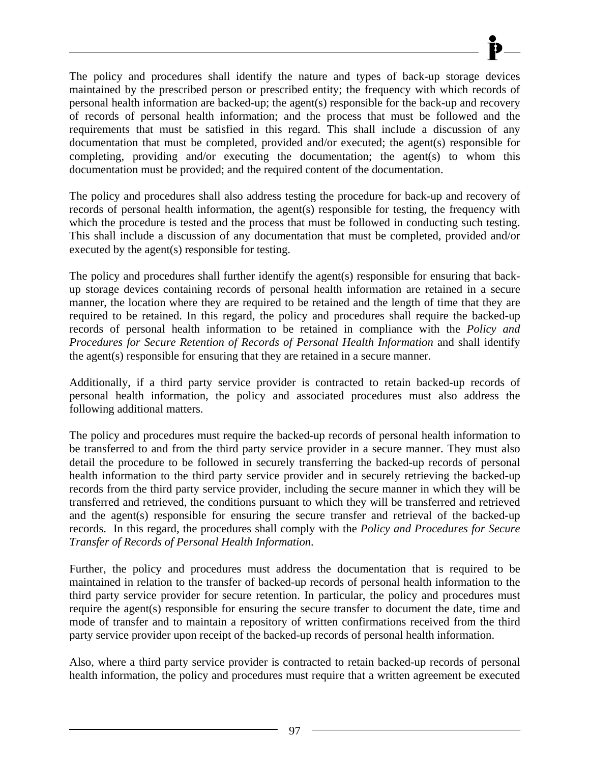The policy and procedures shall identify the nature and types of back-up storage devices maintained by the prescribed person or prescribed entity; the frequency with which records of personal health information are backed-up; the agent(s) responsible for the back-up and recovery of records of personal health information; and the process that must be followed and the requirements that must be satisfied in this regard. This shall include a discussion of any documentation that must be completed, provided and/or executed; the agent(s) responsible for completing, providing and/or executing the documentation; the agent(s) to whom this documentation must be provided; and the required content of the documentation.

The policy and procedures shall also address testing the procedure for back-up and recovery of records of personal health information, the agent(s) responsible for testing, the frequency with which the procedure is tested and the process that must be followed in conducting such testing. This shall include a discussion of any documentation that must be completed, provided and/or executed by the agent(s) responsible for testing.

The policy and procedures shall further identify the agent(s) responsible for ensuring that back-up storage devices containing records of personal health information are retained in a secure manner, the location where they are required to be retained and the length of time that they are required to be retained. In this regard, the policy and procedures shall require the backed-up records of personal health information to be retained in compliance with the *Policy and Procedures for Secure Retention of Records of Personal Health Information* and shall identify the agent(s) responsible for ensuring that they are retained in a secure manner.

Additionally, if a third party service provider is contracted to retain backed-up records of personal health information, the policy and associated procedures must also address the following additional matters.

The policy and procedures must require the backed-up records of personal health information to be transferred to and from the third party service provider in a secure manner. They must also detail the procedure to be followed in securely transferring the backed-up records of personal health information to the third party service provider and in securely retrieving the backed-up records from the third party service provider, including the secure manner in which they will be transferred and retrieved, the conditions pursuant to which they will be transferred and retrieved and the agent(s) responsible for ensuring the secure transfer and retrieval of the backed-up records. In this regard, the procedures shall comply with the *Policy and Procedures for Secure Transfer of Records of Personal Health Information*.

Further, the policy and procedures must address the documentation that is required to be maintained in relation to the transfer of backed-up records of personal health information to the third party service provider for secure retention. In particular, the policy and procedures must require the agent(s) responsible for ensuring the secure transfer to document the date, time and mode of transfer and to maintain a repository of written confirmations received from the third party service provider upon receipt of the backed-up records of personal health information.

Also, where a third party service provider is contracted to retain backed-up records of personal health information, the policy and procedures must require that a written agreement be executed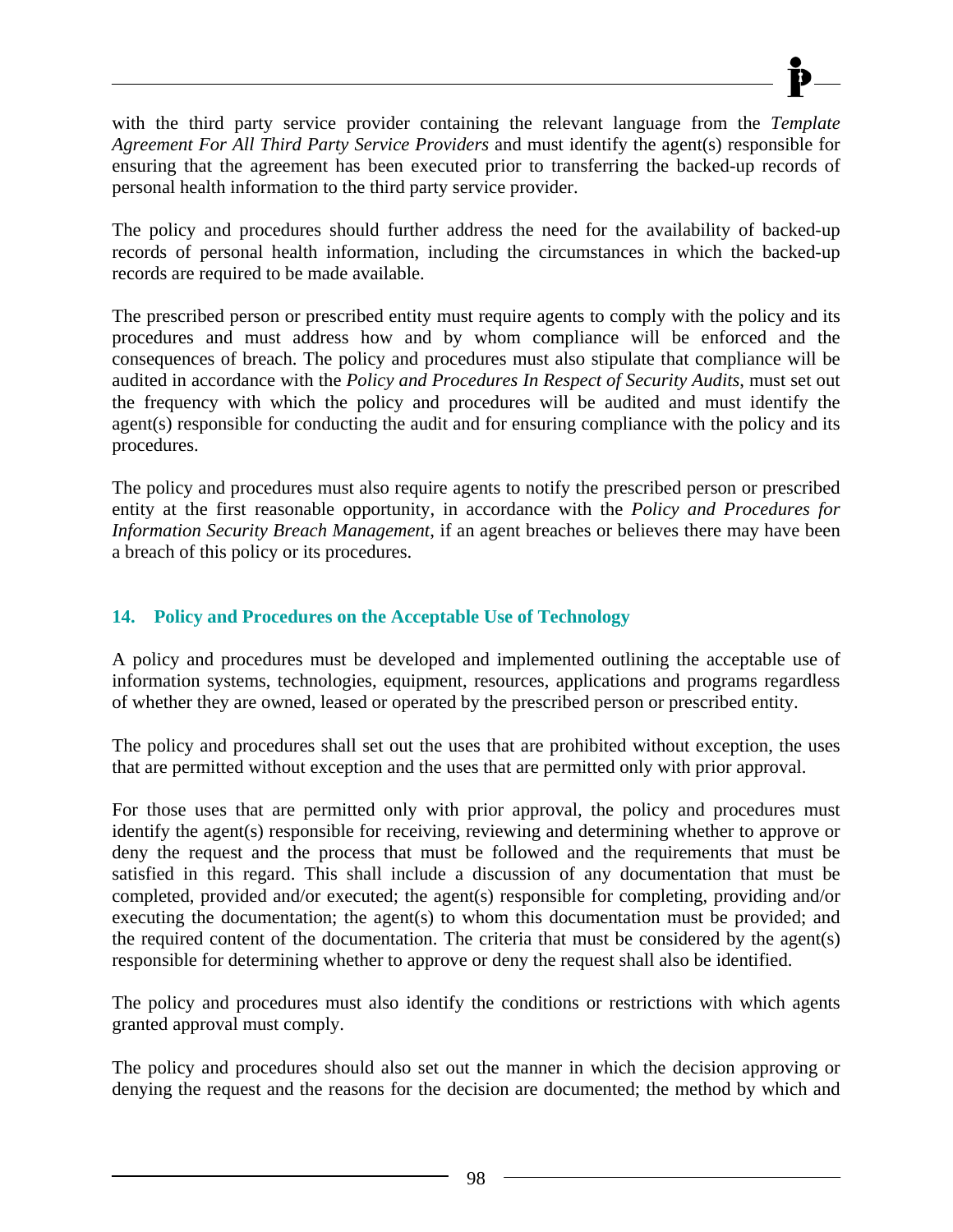with the third party service provider containing the relevant language from the *Template Agreement For All Third Party Service Providers* and must identify the agent(s) responsible for ensuring that the agreement has been executed prior to transferring the backed-up records of personal health information to the third party service provider.

The policy and procedures should further address the need for the availability of backed-up records of personal health information, including the circumstances in which the backed-up records are required to be made available.

The prescribed person or prescribed entity must require agents to comply with the policy and its procedures and must address how and by whom compliance will be enforced and the consequences of breach. The policy and procedures must also stipulate that compliance will be audited in accordance with the *Policy and Procedures In Respect of Security Audits*, must set out the frequency with which the policy and procedures will be audited and must identify the agent(s) responsible for conducting the audit and for ensuring compliance with the policy and its procedures.

The policy and procedures must also require agents to notify the prescribed person or prescribed entity at the first reasonable opportunity, in accordance with the *Policy and Procedures for Information Security Breach Management*, if an agent breaches or believes there may have been a breach of this policy or its procedures.

## 14. Policy and Procedures on the Acceptable Use of Technology

A policy and procedures must be developed and implemented outlining the acceptable use of information systems, technologies, equipment, resources, applications and programs regardless of whether they are owned, leased or operated by the prescribed person or prescribed entity.

The policy and procedures shall set out the uses that are prohibited without exception, the uses that are permitted without exception and the uses that are permitted only with prior approval.

For those uses that are permitted only with prior approval, the policy and procedures must identify the agent(s) responsible for receiving, reviewing and determining whether to approve or deny the request and the process that must be followed and the requirements that must be satisfied in this regard. This shall include a discussion of any documentation that must be completed, provided and/or executed; the agent(s) responsible for completing, providing and/or executing the documentation; the agent(s) to whom this documentation must be provided; and the required content of the documentation. The criteria that must be considered by the agent(s) responsible for determining whether to approve or deny the request shall also be identified.

The policy and procedures must also identify the conditions or restrictions with which agents granted approval must comply.

The policy and procedures should also set out the manner in which the decision approving or denying the request and the reasons for the decision are documented; the method by which and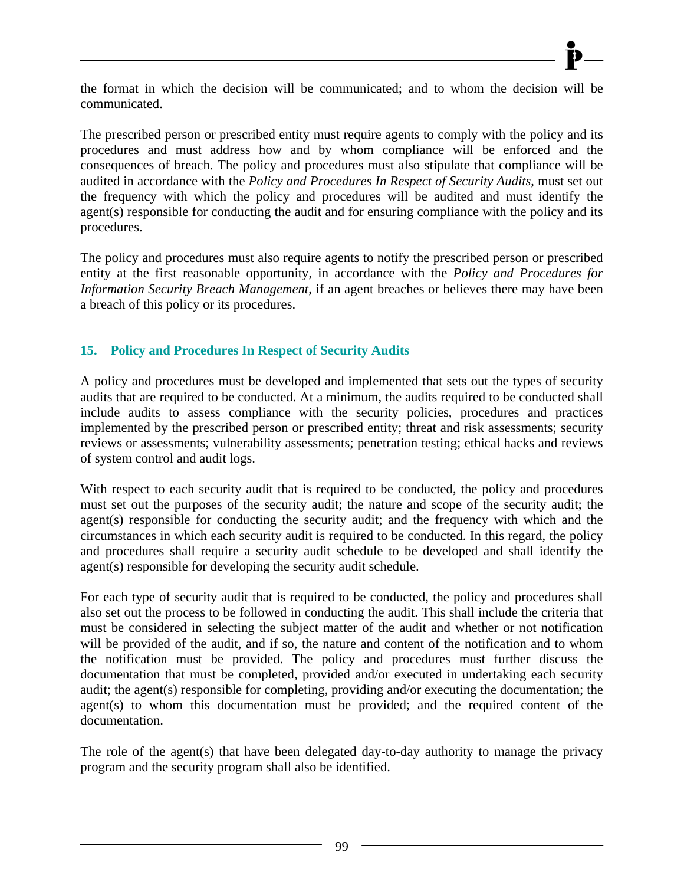the format in which the decision will be communicated; and to whom the decision will be communicated.

The prescribed person or prescribed entity must require agents to comply with the policy and its procedures and must address how and by whom compliance will be enforced and the consequences of breach. The policy and procedures must also stipulate that compliance will be audited in accordance with the *Policy and Procedures In Respect of Security Audits*, must set out the frequency with which the policy and procedures will be audited and must identify the agent(s) responsible for conducting the audit and for ensuring compliance with the policy and its procedures.

The policy and procedures must also require agents to notify the prescribed person or prescribed entity at the first reasonable opportunity, in accordance with the *Policy and Procedures for Information Security Breach Management*, if an agent breaches or believes there may have been a breach of this policy or its procedures.

## 15. Policy and Procedures In Respect of Security Audits

A policy and procedures must be developed and implemented that sets out the types of security audits that are required to be conducted. At a minimum, the audits required to be conducted shall include audits to assess compliance with the security policies, procedures and practices implemented by the prescribed person or prescribed entity; threat and risk assessments; security reviews or assessments; vulnerability assessments; penetration testing; ethical hacks and reviews of system control and audit logs.

With respect to each security audit that is required to be conducted, the policy and procedures must set out the purposes of the security audit; the nature and scope of the security audit; the agent(s) responsible for conducting the security audit; and the frequency with which and the circumstances in which each security audit is required to be conducted. In this regard, the policy and procedures shall require a security audit schedule to be developed and shall identify the agent(s) responsible for developing the security audit schedule.

For each type of security audit that is required to be conducted, the policy and procedures shall also set out the process to be followed in conducting the audit. This shall include the criteria that must be considered in selecting the subject matter of the audit and whether or not notification will be provided of the audit, and if so, the nature and content of the notification and to whom the notification must be provided. The policy and procedures must further discuss the documentation that must be completed, provided and/or executed in undertaking each security audit; the agent(s) responsible for completing, providing and/or executing the documentation; the agent(s) to whom this documentation must be provided; and the required content of the documentation.

The role of the agent(s) that have been delegated day-to-day authority to manage the privacy program and the security program shall also be identified.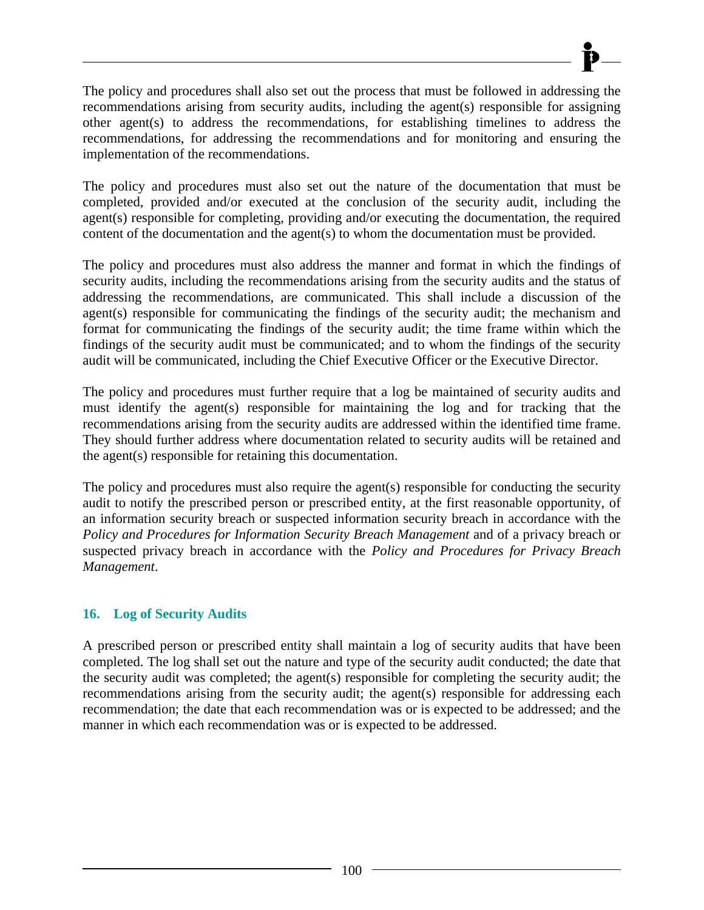The policy and procedures shall also set out the process that must be followed in addressing the recommendations arising from security audits, including the agent(s) responsible for assigning other agent(s) to address the recommendations, for establishing timelines to address the recommendations, for addressing the recommendations and for monitoring and ensuring the implementation of the recommendations.

The policy and procedures must also set out the nature of the documentation that must be completed, provided and/or executed at the conclusion of the security audit, including the agent(s) responsible for completing, providing and/or executing the documentation, the required content of the documentation and the agent(s) to whom the documentation must be provided.

The policy and procedures must also address the manner and format in which the findings of security audits, including the recommendations arising from the security audits and the status of addressing the recommendations, are communicated. This shall include a discussion of the agent(s) responsible for communicating the findings of the security audit; the mechanism and format for communicating the findings of the security audit; the time frame within which the findings of the security audit must be communicated; and to whom the findings of the security audit will be communicated, including the Chief Executive Officer or the Executive Director.

The policy and procedures must further require that a log be maintained of security audits and must identify the agent(s) responsible for maintaining the log and for tracking that the recommendations arising from the security audits are addressed within the identified time frame. They should further address where documentation related to security audits will be retained and the agent(s) responsible for retaining this documentation.

The policy and procedures must also require the agent(s) responsible for conducting the security audit to notify the prescribed person or prescribed entity, at the first reasonable opportunity, of an information security breach or suspected information security breach in accordance with the *Policy and Procedures for Information Security Breach Management* and of a privacy breach or suspected privacy breach in accordance with the *Policy and Procedures for Privacy Breach Management*.

## 16. Log of Security Audits

A prescribed person or prescribed entity shall maintain a log of security audits that have been completed. The log shall set out the nature and type of the security audit conducted; the date that the security audit was completed; the agent(s) responsible for completing the security audit; the recommendations arising from the security audit; the agent(s) responsible for addressing each recommendation; the date that each recommendation was or is expected to be addressed; and the manner in which each recommendation was or is expected to be addressed.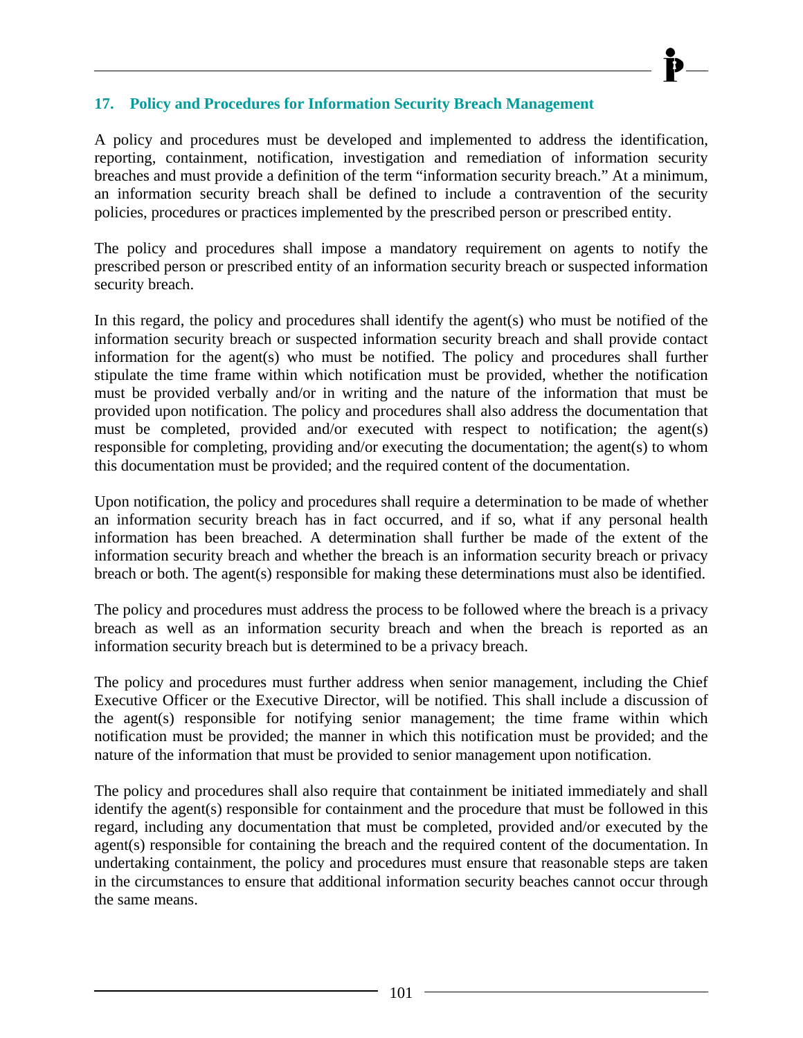## 17. Policy and Procedures for Information Security Breach Management

A policy and procedures must be developed and implemented to address the identification, reporting, containment, notification, investigation and remediation of information security breaches and must provide a definition of the term "information security breach." At a minimum, an information security breach shall be defined to include a contravention of the security policies, procedures or practices implemented by the prescribed person or prescribed entity.

The policy and procedures shall impose a mandatory requirement on agents to notify the prescribed person or prescribed entity of an information security breach or suspected information security breach.

In this regard, the policy and procedures shall identify the agent(s) who must be notified of the information security breach or suspected information security breach and shall provide contact information for the agent(s) who must be notified. The policy and procedures shall further stipulate the time frame within which notification must be provided, whether the notification must be provided verbally and/or in writing and the nature of the information that must be provided upon notification. The policy and procedures shall also address the documentation that must be completed, provided and/or executed with respect to notification; the agent(s) responsible for completing, providing and/or executing the documentation; the agent(s) to whom this documentation must be provided; and the required content of the documentation.

Upon notification, the policy and procedures shall require a determination to be made of whether an information security breach has in fact occurred, and if so, what if any personal health information has been breached. A determination shall further be made of the extent of the information security breach and whether the breach is an information security breach or privacy breach or both. The agent(s) responsible for making these determinations must also be identified.

The policy and procedures must address the process to be followed where the breach is a privacy breach as well as an information security breach and when the breach is reported as an information security breach but is determined to be a privacy breach.

The policy and procedures must further address when senior management, including the Chief Executive Officer or the Executive Director, will be notified. This shall include a discussion of the agent(s) responsible for notifying senior management; the time frame within which notification must be provided; the manner in which this notification must be provided; and the nature of the information that must be provided to senior management upon notification.

The policy and procedures shall also require that containment be initiated immediately and shall identify the agent(s) responsible for containment and the procedure that must be followed in this regard, including any documentation that must be completed, provided and/or executed by the agent(s) responsible for containing the breach and the required content of the documentation. In undertaking containment, the policy and procedures must ensure that reasonable steps are taken in the circumstances to ensure that additional information security beaches cannot occur through the same means.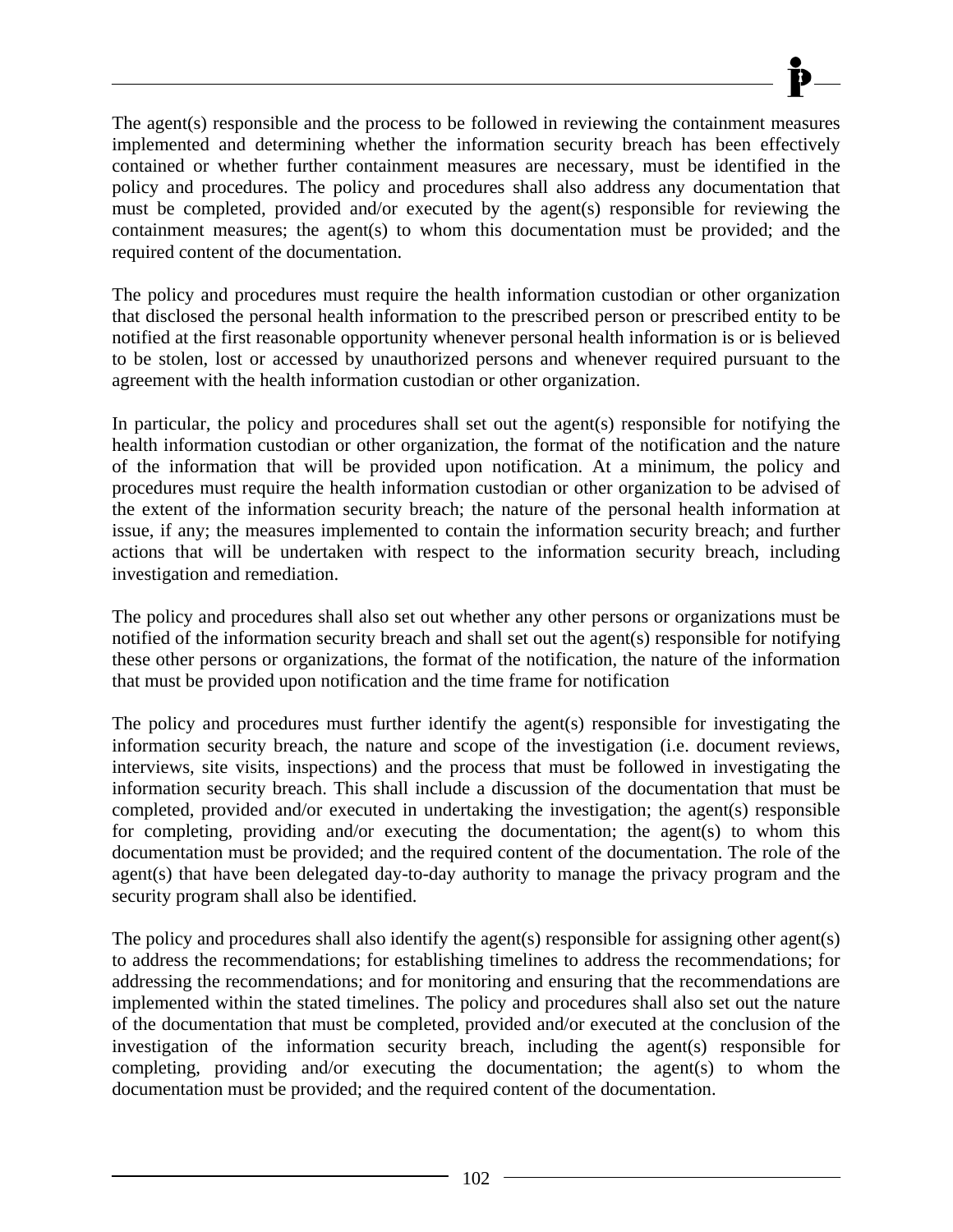The agent(s) responsible and the process to be followed in reviewing the containment measures implemented and determining whether the information security breach has been effectively contained or whether further containment measures are necessary, must be identified in the policy and procedures. The policy and procedures shall also address any documentation that must be completed, provided and/or executed by the agent(s) responsible for reviewing the containment measures; the agent(s) to whom this documentation must be provided; and the required content of the documentation.

The policy and procedures must require the health information custodian or other organization that disclosed the personal health information to the prescribed person or prescribed entity to be notified at the first reasonable opportunity whenever personal health information is or is believed to be stolen, lost or accessed by unauthorized persons and whenever required pursuant to the agreement with the health information custodian or other organization.

In particular, the policy and procedures shall set out the agent(s) responsible for notifying the health information custodian or other organization, the format of the notification and the nature of the information that will be provided upon notification. At a minimum, the policy and procedures must require the health information custodian or other organization to be advised of the extent of the information security breach; the nature of the personal health information at issue, if any; the measures implemented to contain the information security breach; and further actions that will be undertaken with respect to the information security breach, including investigation and remediation.

The policy and procedures shall also set out whether any other persons or organizations must be notified of the information security breach and shall set out the agent(s) responsible for notifying these other persons or organizations, the format of the notification, the nature of the information that must be provided upon notification and the time frame for notification

The policy and procedures must further identify the agent(s) responsible for investigating the information security breach, the nature and scope of the investigation (i.e. document reviews, interviews, site visits, inspections) and the process that must be followed in investigating the information security breach. This shall include a discussion of the documentation that must be completed, provided and/or executed in undertaking the investigation; the agent(s) responsible for completing, providing and/or executing the documentation; the agent(s) to whom this documentation must be provided; and the required content of the documentation. The role of the agent(s) that have been delegated day-to-day authority to manage the privacy program and the security program shall also be identified.

The policy and procedures shall also identify the agent(s) responsible for assigning other agent(s) to address the recommendations; for establishing timelines to address the recommendations; for addressing the recommendations; and for monitoring and ensuring that the recommendations are implemented within the stated timelines. The policy and procedures shall also set out the nature of the documentation that must be completed, provided and/or executed at the conclusion of the investigation of the information security breach, including the agent(s) responsible for completing, providing and/or executing the documentation; the agent(s) to whom the documentation must be provided; and the required content of the documentation.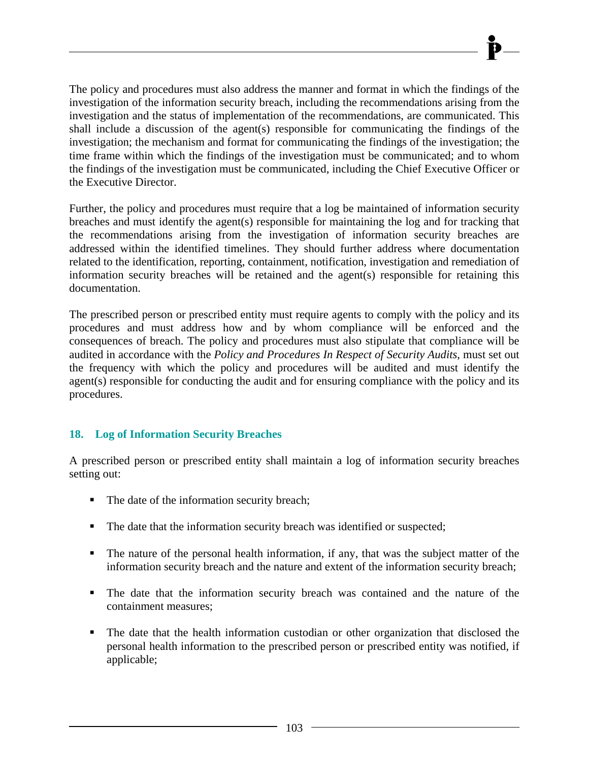The policy and procedures must also address the manner and format in which the findings of the investigation of the information security breach, including the recommendations arising from the investigation and the status of implementation of the recommendations, are communicated. This shall include a discussion of the agent(s) responsible for communicating the findings of the investigation; the mechanism and format for communicating the findings of the investigation; the time frame within which the findings of the investigation must be communicated; and to whom the findings of the investigation must be communicated, including the Chief Executive Officer or the Executive Director.

Further, the policy and procedures must require that a log be maintained of information security breaches and must identify the agent(s) responsible for maintaining the log and for tracking that the recommendations arising from the investigation of information security breaches are addressed within the identified timelines. They should further address where documentation related to the identification, reporting, containment, notification, investigation and remediation of information security breaches will be retained and the agent(s) responsible for retaining this documentation.

The prescribed person or prescribed entity must require agents to comply with the policy and its procedures and must address how and by whom compliance will be enforced and the consequences of breach. The policy and procedures must also stipulate that compliance will be audited in accordance with the *Policy and Procedures In Respect of Security Audits*, must set out the frequency with which the policy and procedures will be audited and must identify the agent(s) responsible for conducting the audit and for ensuring compliance with the policy and its procedures.

## 18. Log of Information Security Breaches

A prescribed person or prescribed entity shall maintain a log of information security breaches setting out:

- The date of the information security breach;
- The date that the information security breach was identified or suspected;
- The nature of the personal health information, if any, that was the subject matter of the information security breach and the nature and extent of the information security breach;
- The date that the information security breach was contained and the nature of the containment measures;
- The date that the health information custodian or other organization that disclosed the personal health information to the prescribed person or prescribed entity was notified, if applicable;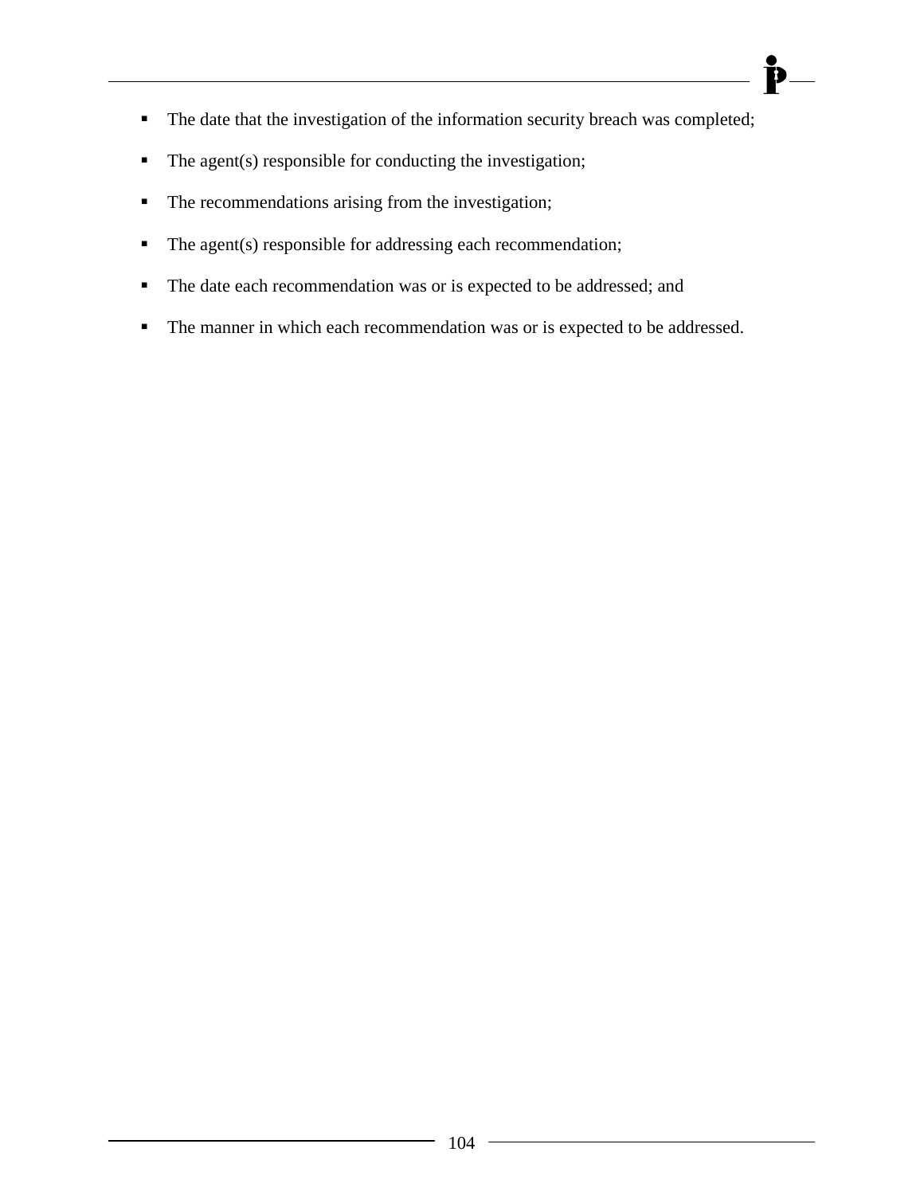- The date that the investigation of the information security breach was completed;
- The agent(s) responsible for conducting the investigation;
- The recommendations arising from the investigation;
- The agent(s) responsible for addressing each recommendation;
- The date each recommendation was or is expected to be addressed; and
- The manner in which each recommendation was or is expected to be addressed.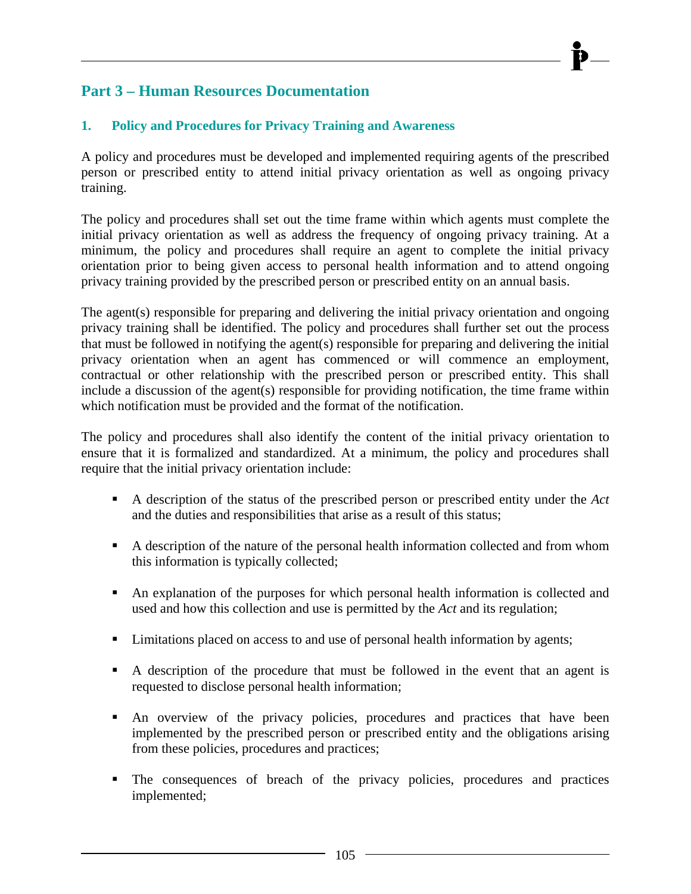## Part 3 – Human Resources Documentation

### 1. Policy and Procedures for Privacy Training and Awareness

A policy and procedures must be developed and implemented requiring agents of the prescribed person or prescribed entity to attend initial privacy orientation as well as ongoing privacy training.

The policy and procedures shall set out the time frame within which agents must complete the initial privacy orientation as well as address the frequency of ongoing privacy training. At a minimum, the policy and procedures shall require an agent to complete the initial privacy orientation prior to being given access to personal health information and to attend ongoing privacy training provided by the prescribed person or prescribed entity on an annual basis.

The agent(s) responsible for preparing and delivering the initial privacy orientation and ongoing privacy training shall be identified. The policy and procedures shall further set out the process that must be followed in notifying the agent(s) responsible for preparing and delivering the initial privacy orientation when an agent has commenced or will commence an employment, contractual or other relationship with the prescribed person or prescribed entity. This shall include a discussion of the agent(s) responsible for providing notification, the time frame within which notification must be provided and the format of the notification.

The policy and procedures shall also identify the content of the initial privacy orientation to ensure that it is formalized and standardized. At a minimum, the policy and procedures shall require that the initial privacy orientation include:

- A description of the status of the prescribed person or prescribed entity under the *Act* and the duties and responsibilities that arise as a result of this status;
- A description of the nature of the personal health information collected and from whom this information is typically collected;
- An explanation of the purposes for which personal health information is collected and used and how this collection and use is permitted by the *Act* and its regulation;
- Limitations placed on access to and use of personal health information by agents;
- A description of the procedure that must be followed in the event that an agent is requested to disclose personal health information;
- An overview of the privacy policies, procedures and practices that have been implemented by the prescribed person or prescribed entity and the obligations arising from these policies, procedures and practices;
- The consequences of breach of the privacy policies, procedures and practices implemented;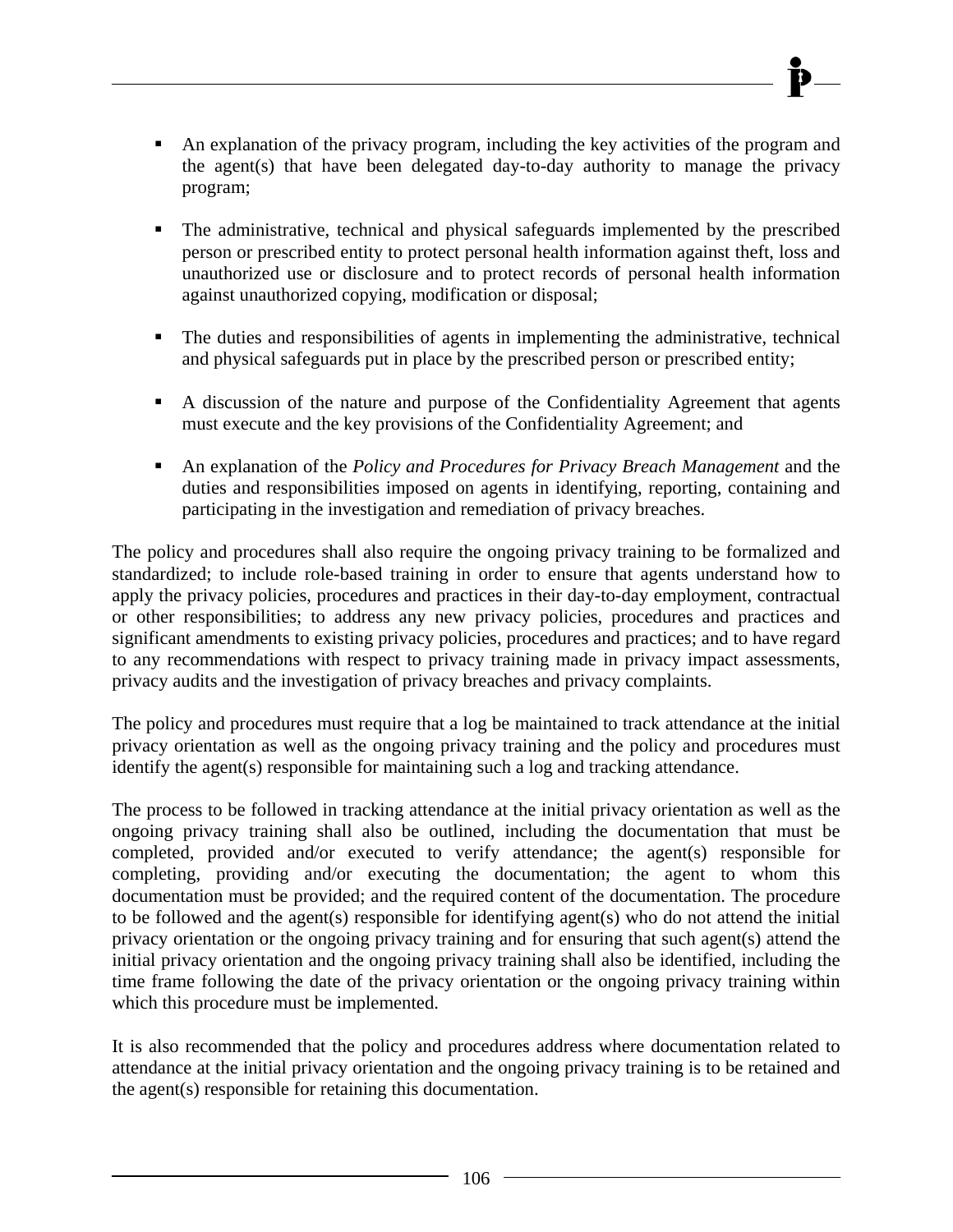- An explanation of the privacy program, including the key activities of the program and the agent(s) that have been delegated day-to-day authority to manage the privacy program;

- The administrative, technical and physical safeguards implemented by the prescribed person or prescribed entity to protect personal health information against theft, loss and unauthorized use or disclosure and to protect records of personal health information against unauthorized copying, modification or disposal;

- The duties and responsibilities of agents in implementing the administrative, technical and physical safeguards put in place by the prescribed person or prescribed entity;

- A discussion of the nature and purpose of the Confidentiality Agreement that agents must execute and the key provisions of the Confidentiality Agreement; and

- An explanation of the *Policy and Procedures for Privacy Breach Management* and the duties and responsibilities imposed on agents in identifying, reporting, containing and participating in the investigation and remediation of privacy breaches.

The policy and procedures shall also require the ongoing privacy training to be formalized and standardized; to include role-based training in order to ensure that agents understand how to apply the privacy policies, procedures and practices in their day-to-day employment, contractual or other responsibilities; to address any new privacy policies, procedures and practices and significant amendments to existing privacy policies, procedures and practices; and to have regard to any recommendations with respect to privacy training made in privacy impact assessments, privacy audits and the investigation of privacy breaches and privacy complaints.

The policy and procedures must require that a log be maintained to track attendance at the initial privacy orientation as well as the ongoing privacy training and the policy and procedures must identify the agent(s) responsible for maintaining such a log and tracking attendance.

The process to be followed in tracking attendance at the initial privacy orientation as well as the ongoing privacy training shall also be outlined, including the documentation that must be completed, provided and/or executed to verify attendance; the agent(s) responsible for completing, providing and/or executing the documentation; the agent to whom this documentation must be provided; and the required content of the documentation. The procedure to be followed and the agent(s) responsible for identifying agent(s) who do not attend the initial privacy orientation or the ongoing privacy training and for ensuring that such agent(s) attend the initial privacy orientation and the ongoing privacy training shall also be identified, including the time frame following the date of the privacy orientation or the ongoing privacy training within which this procedure must be implemented.

It is also recommended that the policy and procedures address where documentation related to attendance at the initial privacy orientation and the ongoing privacy training is to be retained and the agent(s) responsible for retaining this documentation.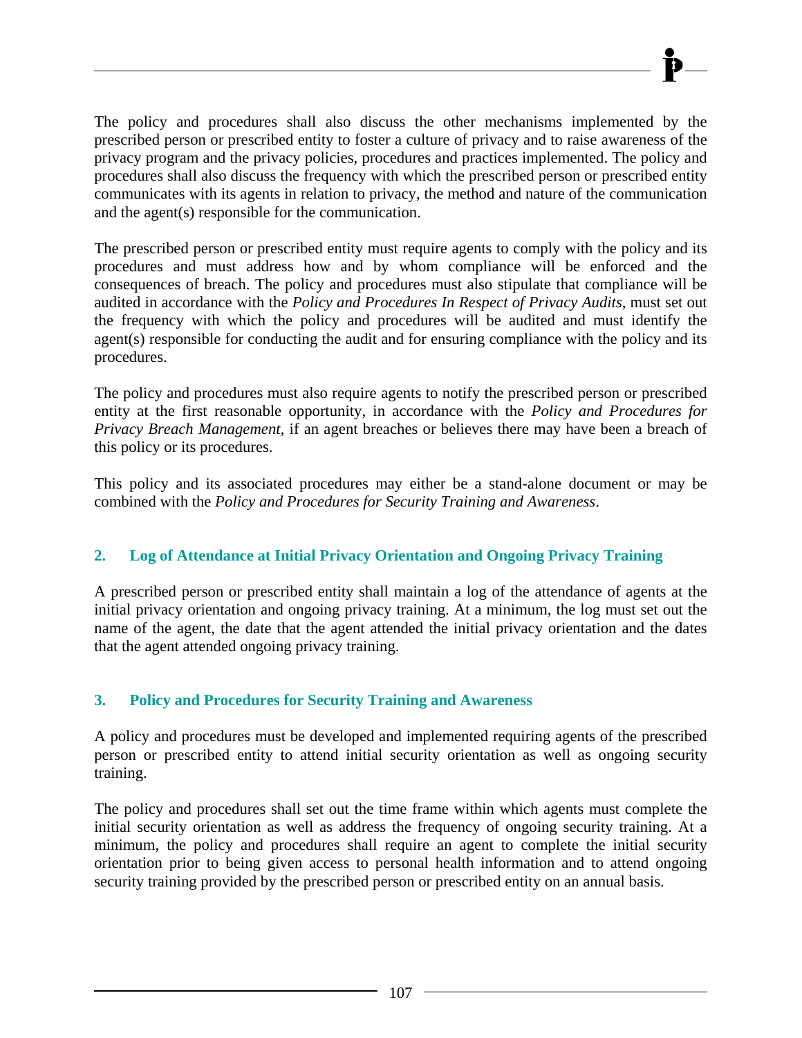The policy and procedures shall also discuss the other mechanisms implemented by the prescribed person or prescribed entity to foster a culture of privacy and to raise awareness of the privacy program and the privacy policies, procedures and practices implemented. The policy and procedures shall also discuss the frequency with which the prescribed person or prescribed entity communicates with its agents in relation to privacy, the method and nature of the communication and the agent(s) responsible for the communication.

The prescribed person or prescribed entity must require agents to comply with the policy and its procedures and must address how and by whom compliance will be enforced and the consequences of breach. The policy and procedures must also stipulate that compliance will be audited in accordance with the *Policy and Procedures In Respect of Privacy Audits*, must set out the frequency with which the policy and procedures will be audited and must identify the agent(s) responsible for conducting the audit and for ensuring compliance with the policy and its procedures.

The policy and procedures must also require agents to notify the prescribed person or prescribed entity at the first reasonable opportunity, in accordance with the *Policy and Procedures for Privacy Breach Management*, if an agent breaches or believes there may have been a breach of this policy or its procedures.

This policy and its associated procedures may either be a stand-alone document or may be combined with the *Policy and Procedures for Security Training and Awareness*.

## 2. Log of Attendance at Initial Privacy Orientation and Ongoing Privacy Training

A prescribed person or prescribed entity shall maintain a log of the attendance of agents at the initial privacy orientation and ongoing privacy training. At a minimum, the log must set out the name of the agent, the date that the agent attended the initial privacy orientation and the dates that the agent attended ongoing privacy training.

## 3. Policy and Procedures for Security Training and Awareness

A policy and procedures must be developed and implemented requiring agents of the prescribed person or prescribed entity to attend initial security orientation as well as ongoing security training.

The policy and procedures shall set out the time frame within which agents must complete the initial security orientation as well as address the frequency of ongoing security training. At a minimum, the policy and procedures shall require an agent to complete the initial security orientation prior to being given access to personal health information and to attend ongoing security training provided by the prescribed person or prescribed entity on an annual basis.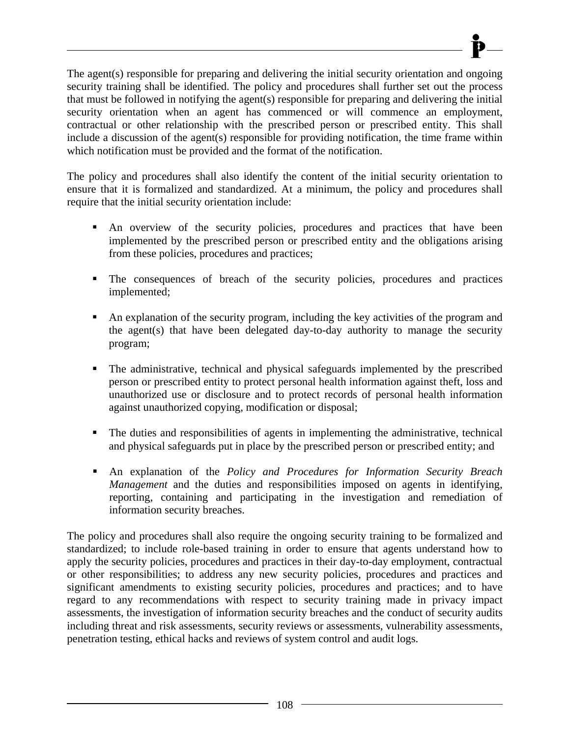The agent(s) responsible for preparing and delivering the initial security orientation and ongoing security training shall be identified. The policy and procedures shall further set out the process that must be followed in notifying the agent(s) responsible for preparing and delivering the initial security orientation when an agent has commenced or will commence an employment, contractual or other relationship with the prescribed person or prescribed entity. This shall include a discussion of the agent(s) responsible for providing notification, the time frame within which notification must be provided and the format of the notification.

The policy and procedures shall also identify the content of the initial security orientation to ensure that it is formalized and standardized. At a minimum, the policy and procedures shall require that the initial security orientation include:

- An overview of the security policies, procedures and practices that have been implemented by the prescribed person or prescribed entity and the obligations arising from these policies, procedures and practices;

- The consequences of breach of the security policies, procedures and practices implemented;

- An explanation of the security program, including the key activities of the program and the agent(s) that have been delegated day-to-day authority to manage the security program;

- The administrative, technical and physical safeguards implemented by the prescribed person or prescribed entity to protect personal health information against theft, loss and unauthorized use or disclosure and to protect records of personal health information against unauthorized copying, modification or disposal;

- The duties and responsibilities of agents in implementing the administrative, technical and physical safeguards put in place by the prescribed person or prescribed entity; and

- An explanation of the *Policy and Procedures for Information Security Breach Management* and the duties and responsibilities imposed on agents in identifying, reporting, containing and participating in the investigation and remediation of information security breaches.

The policy and procedures shall also require the ongoing security training to be formalized and standardized; to include role-based training in order to ensure that agents understand how to apply the security policies, procedures and practices in their day-to-day employment, contractual or other responsibilities; to address any new security policies, procedures and practices and significant amendments to existing security policies, procedures and practices; and to have regard to any recommendations with respect to security training made in privacy impact assessments, the investigation of information security breaches and the conduct of security audits including threat and risk assessments, security reviews or assessments, vulnerability assessments, penetration testing, ethical hacks and reviews of system control and audit logs.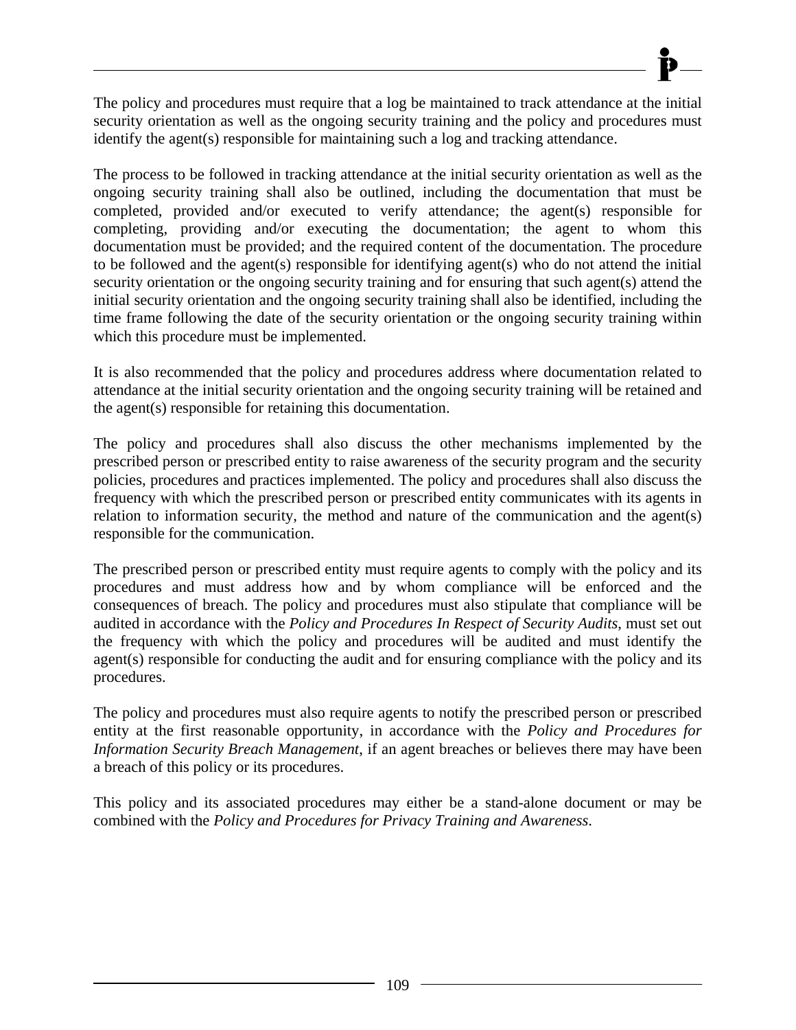The policy and procedures must require that a log be maintained to track attendance at the initial security orientation as well as the ongoing security training and the policy and procedures must identify the agent(s) responsible for maintaining such a log and tracking attendance.

The process to be followed in tracking attendance at the initial security orientation as well as the ongoing security training shall also be outlined, including the documentation that must be completed, provided and/or executed to verify attendance; the agent(s) responsible for completing, providing and/or executing the documentation; the agent to whom this documentation must be provided; and the required content of the documentation. The procedure to be followed and the agent(s) responsible for identifying agent(s) who do not attend the initial security orientation or the ongoing security training and for ensuring that such agent(s) attend the initial security orientation and the ongoing security training shall also be identified, including the time frame following the date of the security orientation or the ongoing security training within which this procedure must be implemented.

It is also recommended that the policy and procedures address where documentation related to attendance at the initial security orientation and the ongoing security training will be retained and the agent(s) responsible for retaining this documentation.

The policy and procedures shall also discuss the other mechanisms implemented by the prescribed person or prescribed entity to raise awareness of the security program and the security policies, procedures and practices implemented. The policy and procedures shall also discuss the frequency with which the prescribed person or prescribed entity communicates with its agents in relation to information security, the method and nature of the communication and the agent(s) responsible for the communication.

The prescribed person or prescribed entity must require agents to comply with the policy and its procedures and must address how and by whom compliance will be enforced and the consequences of breach. The policy and procedures must also stipulate that compliance will be audited in accordance with the *Policy and Procedures In Respect of Security Audits*, must set out the frequency with which the policy and procedures will be audited and must identify the agent(s) responsible for conducting the audit and for ensuring compliance with the policy and its procedures.

The policy and procedures must also require agents to notify the prescribed person or prescribed entity at the first reasonable opportunity, in accordance with the *Policy and Procedures for Information Security Breach Management*, if an agent breaches or believes there may have been a breach of this policy or its procedures.

This policy and its associated procedures may either be a stand-alone document or may be combined with the *Policy and Procedures for Privacy Training and Awareness*.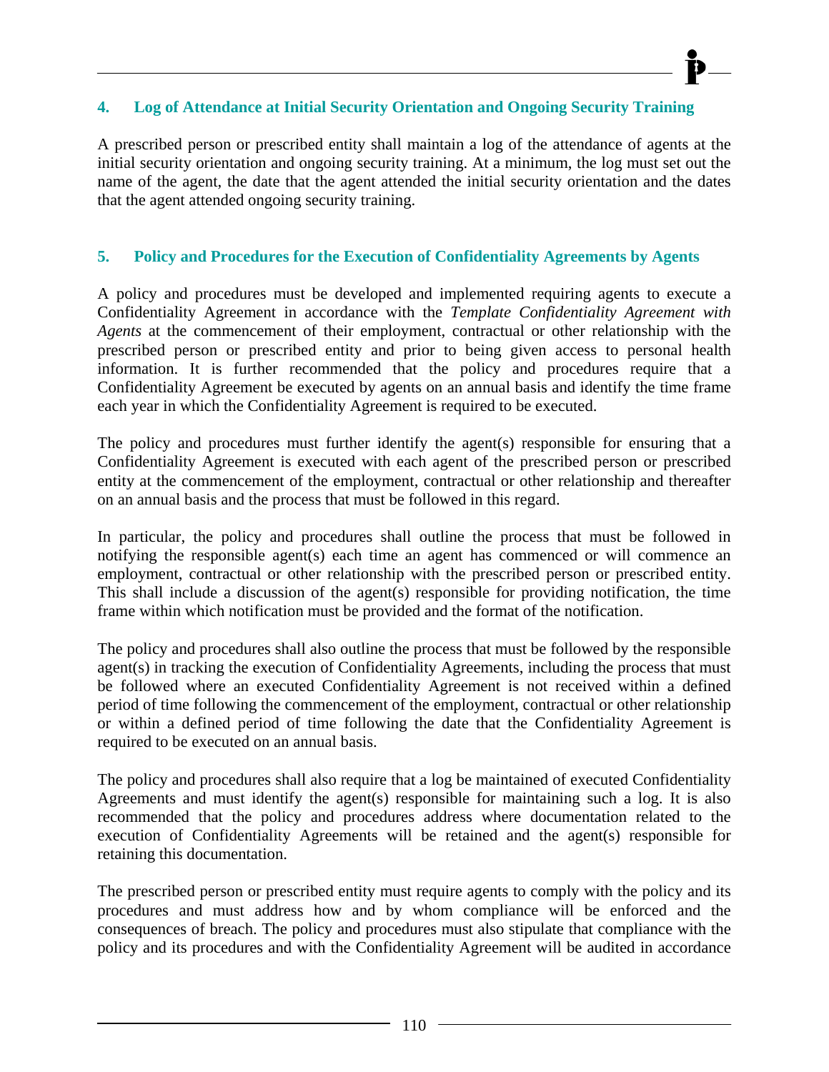## 4. Log of Attendance at Initial Security Orientation and Ongoing Security Training

A prescribed person or prescribed entity shall maintain a log of the attendance of agents at the initial security orientation and ongoing security training. At a minimum, the log must set out the name of the agent, the date that the agent attended the initial security orientation and the dates that the agent attended ongoing security training.

## 5. Policy and Procedures for the Execution of Confidentiality Agreements by Agents

A policy and procedures must be developed and implemented requiring agents to execute a Confidentiality Agreement in accordance with the *Template Confidentiality Agreement with Agents* at the commencement of their employment, contractual or other relationship with the prescribed person or prescribed entity and prior to being given access to personal health information. It is further recommended that the policy and procedures require that a Confidentiality Agreement be executed by agents on an annual basis and identify the time frame each year in which the Confidentiality Agreement is required to be executed.

The policy and procedures must further identify the agent(s) responsible for ensuring that a Confidentiality Agreement is executed with each agent of the prescribed person or prescribed entity at the commencement of the employment, contractual or other relationship and thereafter on an annual basis and the process that must be followed in this regard.

In particular, the policy and procedures shall outline the process that must be followed in notifying the responsible agent(s) each time an agent has commenced or will commence an employment, contractual or other relationship with the prescribed person or prescribed entity. This shall include a discussion of the agent(s) responsible for providing notification, the time frame within which notification must be provided and the format of the notification.

The policy and procedures shall also outline the process that must be followed by the responsible agent(s) in tracking the execution of Confidentiality Agreements, including the process that must be followed where an executed Confidentiality Agreement is not received within a defined period of time following the commencement of the employment, contractual or other relationship or within a defined period of time following the date that the Confidentiality Agreement is required to be executed on an annual basis.

The policy and procedures shall also require that a log be maintained of executed Confidentiality Agreements and must identify the agent(s) responsible for maintaining such a log. It is also recommended that the policy and procedures address where documentation related to the execution of Confidentiality Agreements will be retained and the agent(s) responsible for retaining this documentation.

The prescribed person or prescribed entity must require agents to comply with the policy and its procedures and must address how and by whom compliance will be enforced and the consequences of breach. The policy and procedures must also stipulate that compliance with the policy and its procedures and with the Confidentiality Agreement will be audited in accordance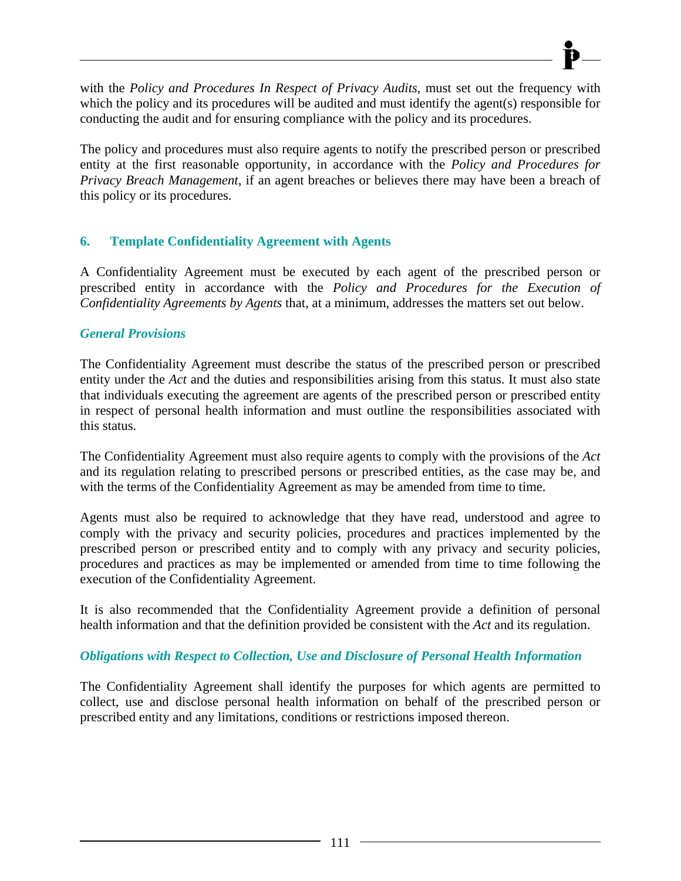with the *Policy and Procedures In Respect of Privacy Audits*, must set out the frequency with which the policy and its procedures will be audited and must identify the agent(s) responsible for conducting the audit and for ensuring compliance with the policy and its procedures.

The policy and procedures must also require agents to notify the prescribed person or prescribed entity at the first reasonable opportunity, in accordance with the *Policy and Procedures for Privacy Breach Management*, if an agent breaches or believes there may have been a breach of this policy or its procedures.

## 6. Template Confidentiality Agreement with Agents

A Confidentiality Agreement must be executed by each agent of the prescribed person or prescribed entity in accordance with the *Policy and Procedures for the Execution of Confidentiality Agreements by Agents* that, at a minimum, addresses the matters set out below.

### *General Provisions*

The Confidentiality Agreement must describe the status of the prescribed person or prescribed entity under the *Act* and the duties and responsibilities arising from this status. It must also state that individuals executing the agreement are agents of the prescribed person or prescribed entity in respect of personal health information and must outline the responsibilities associated with this status.

The Confidentiality Agreement must also require agents to comply with the provisions of the *Act* and its regulation relating to prescribed persons or prescribed entities, as the case may be, and with the terms of the Confidentiality Agreement as may be amended from time to time.

Agents must also be required to acknowledge that they have read, understood and agree to comply with the privacy and security policies, procedures and practices implemented by the prescribed person or prescribed entity and to comply with any privacy and security policies, procedures and practices as may be implemented or amended from time to time following the execution of the Confidentiality Agreement.

It is also recommended that the Confidentiality Agreement provide a definition of personal health information and that the definition provided be consistent with the *Act* and its regulation.

### *Obligations with Respect to Collection, Use and Disclosure of Personal Health Information*

The Confidentiality Agreement shall identify the purposes for which agents are permitted to collect, use and disclose personal health information on behalf of the prescribed person or prescribed entity and any limitations, conditions or restrictions imposed thereon.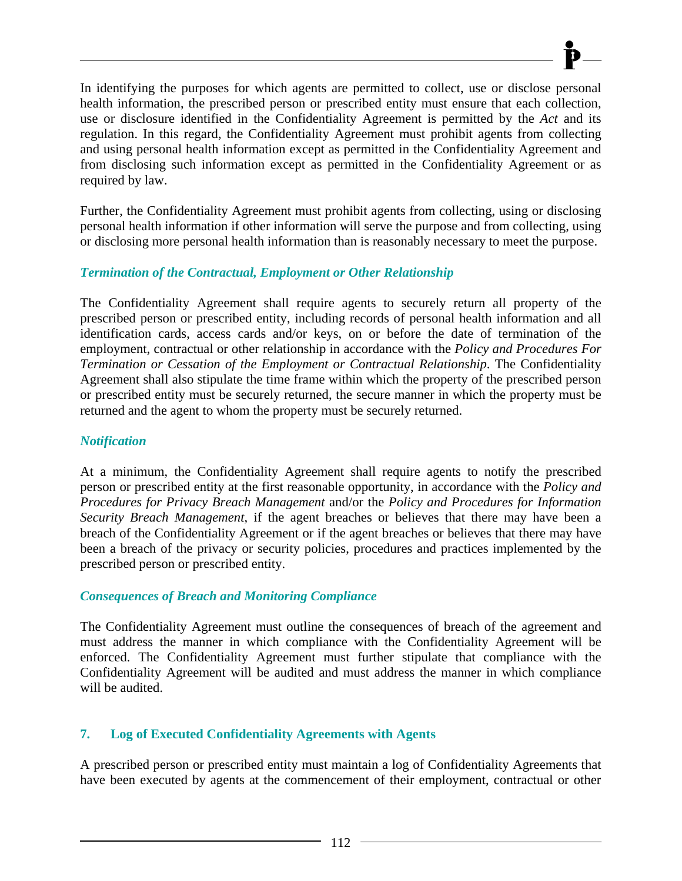In identifying the purposes for which agents are permitted to collect, use or disclose personal health information, the prescribed person or prescribed entity must ensure that each collection, use or disclosure identified in the Confidentiality Agreement is permitted by the *Act* and its regulation. In this regard, the Confidentiality Agreement must prohibit agents from collecting and using personal health information except as permitted in the Confidentiality Agreement and from disclosing such information except as permitted in the Confidentiality Agreement or as required by law.

Further, the Confidentiality Agreement must prohibit agents from collecting, using or disclosing personal health information if other information will serve the purpose and from collecting, using or disclosing more personal health information than is reasonably necessary to meet the purpose.

### *Termination of the Contractual, Employment or Other Relationship*

The Confidentiality Agreement shall require agents to securely return all property of the prescribed person or prescribed entity, including records of personal health information and all identification cards, access cards and/or keys, on or before the date of termination of the employment, contractual or other relationship in accordance with the *Policy and Procedures For Termination or Cessation of the Employment or Contractual Relationship*. The Confidentiality Agreement shall also stipulate the time frame within which the property of the prescribed person or prescribed entity must be securely returned, the secure manner in which the property must be returned and the agent to whom the property must be securely returned.

### *Notification*

At a minimum, the Confidentiality Agreement shall require agents to notify the prescribed person or prescribed entity at the first reasonable opportunity, in accordance with the *Policy and Procedures for Privacy Breach Management* and/or the *Policy and Procedures for Information Security Breach Management*, if the agent breaches or believes that there may have been a breach of the Confidentiality Agreement or if the agent breaches or believes that there may have been a breach of the privacy or security policies, procedures and practices implemented by the prescribed person or prescribed entity.

### *Consequences of Breach and Monitoring Compliance*

The Confidentiality Agreement must outline the consequences of breach of the agreement and must address the manner in which compliance with the Confidentiality Agreement will be enforced. The Confidentiality Agreement must further stipulate that compliance with the Confidentiality Agreement will be audited and must address the manner in which compliance will be audited.

## 7. Log of Executed Confidentiality Agreements with Agents

A prescribed person or prescribed entity must maintain a log of Confidentiality Agreements that have been executed by agents at the commencement of their employment, contractual or other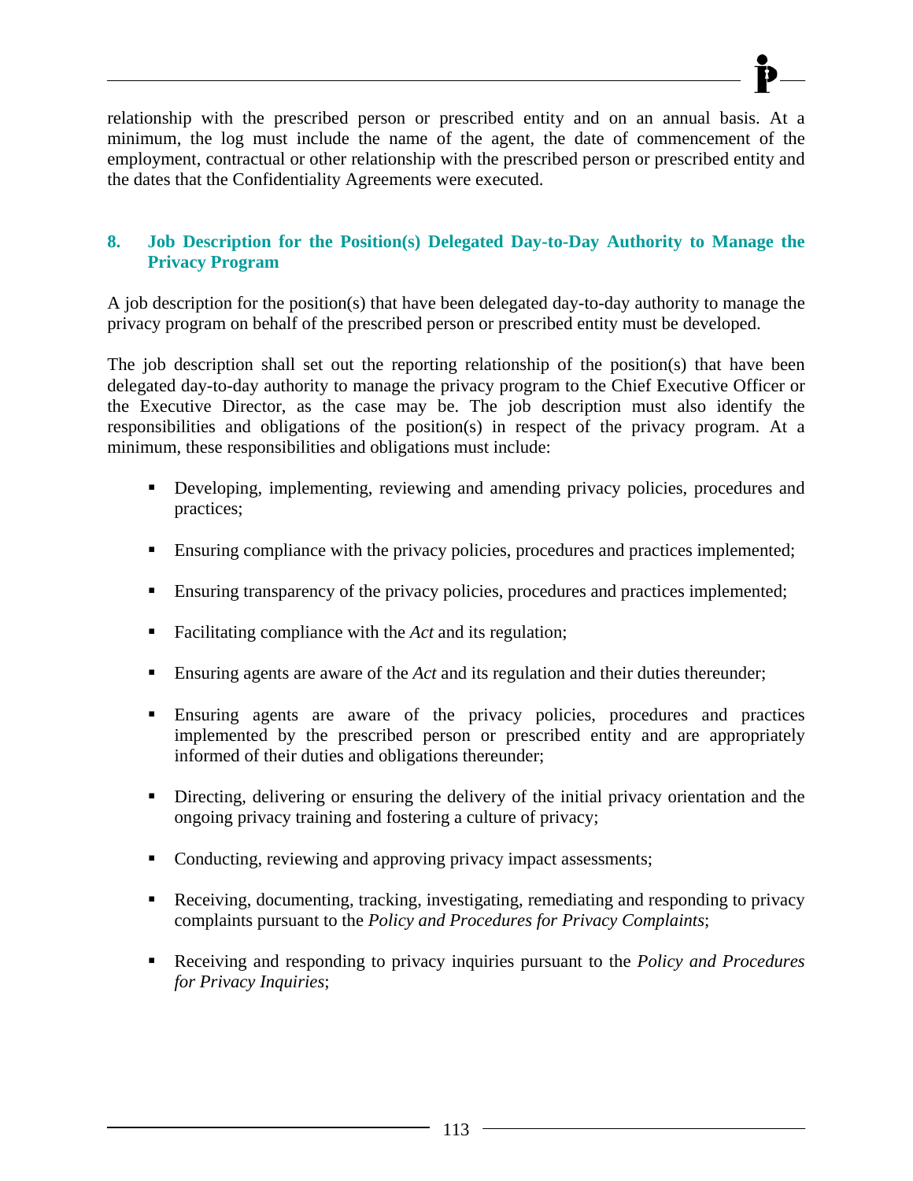relationship with the prescribed person or prescribed entity and on an annual basis. At a minimum, the log must include the name of the agent, the date of commencement of the employment, contractual or other relationship with the prescribed person or prescribed entity and the dates that the Confidentiality Agreements were executed.

### 8. Job Description for the Position(s) Delegated Day-to-Day Authority to Manage the Privacy Program

A job description for the position(s) that have been delegated day-to-day authority to manage the privacy program on behalf of the prescribed person or prescribed entity must be developed.

The job description shall set out the reporting relationship of the position(s) that have been delegated day-to-day authority to manage the privacy program to the Chief Executive Officer or the Executive Director, as the case may be. The job description must also identify the responsibilities and obligations of the position(s) in respect of the privacy program. At a minimum, these responsibilities and obligations must include:

- Developing, implementing, reviewing and amending privacy policies, procedures and practices;
- Ensuring compliance with the privacy policies, procedures and practices implemented;
- Ensuring transparency of the privacy policies, procedures and practices implemented;
- Facilitating compliance with the *Act* and its regulation;
- Ensuring agents are aware of the *Act* and its regulation and their duties thereunder;
- Ensuring agents are aware of the privacy policies, procedures and practices implemented by the prescribed person or prescribed entity and are appropriately informed of their duties and obligations thereunder;
- Directing, delivering or ensuring the delivery of the initial privacy orientation and the ongoing privacy training and fostering a culture of privacy;
- Conducting, reviewing and approving privacy impact assessments;
- Receiving, documenting, tracking, investigating, remediating and responding to privacy complaints pursuant to the *Policy and Procedures for Privacy Complaints*;
- Receiving and responding to privacy inquiries pursuant to the *Policy and Procedures for Privacy Inquiries*;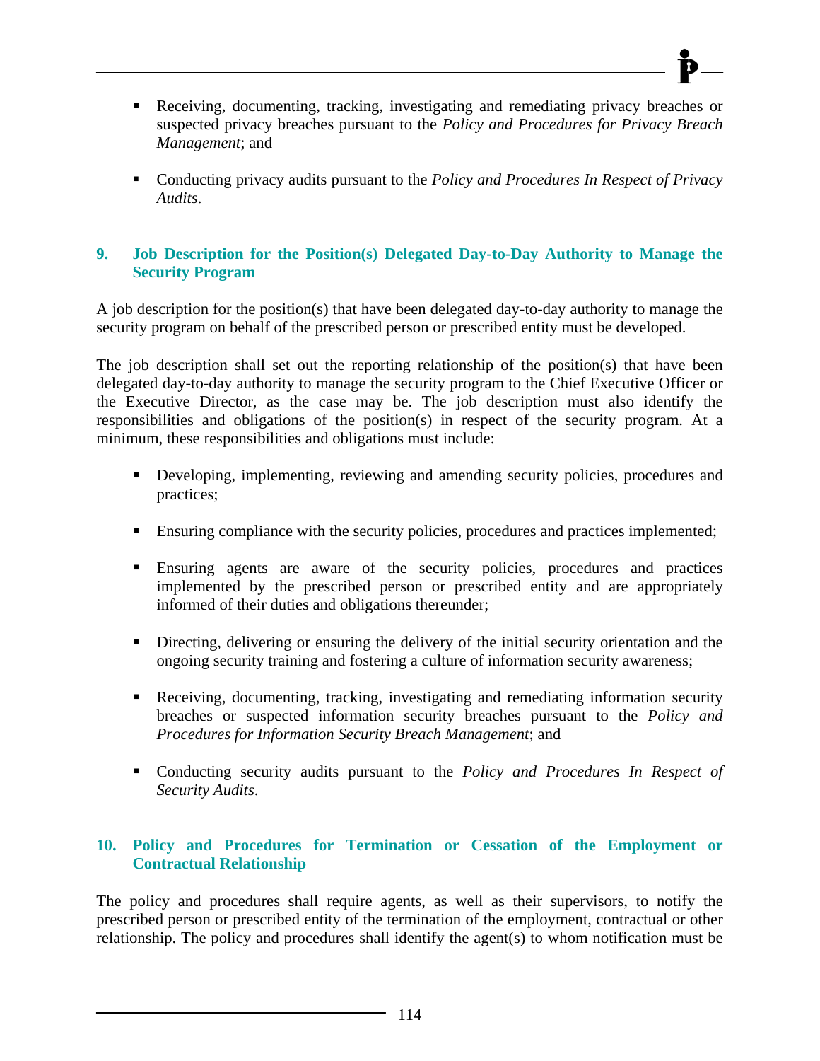- Receiving, documenting, tracking, investigating and remediating privacy breaches or suspected privacy breaches pursuant to the *Policy and Procedures for Privacy Breach Management*; and

- Conducting privacy audits pursuant to the *Policy and Procedures In Respect of Privacy Audits*.

### 9. Job Description for the Position(s) Delegated Day-to-Day Authority to Manage the Security Program

A job description for the position(s) that have been delegated day-to-day authority to manage the security program on behalf of the prescribed person or prescribed entity must be developed.

The job description shall set out the reporting relationship of the position(s) that have been delegated day-to-day authority to manage the security program to the Chief Executive Officer or the Executive Director, as the case may be. The job description must also identify the responsibilities and obligations of the position(s) in respect of the security program. At a minimum, these responsibilities and obligations must include:

- Developing, implementing, reviewing and amending security policies, procedures and practices;

- Ensuring compliance with the security policies, procedures and practices implemented;

- Ensuring agents are aware of the security policies, procedures and practices implemented by the prescribed person or prescribed entity and are appropriately informed of their duties and obligations thereunder;

- Directing, delivering or ensuring the delivery of the initial security orientation and the ongoing security training and fostering a culture of information security awareness;

- Receiving, documenting, tracking, investigating and remediating information security breaches or suspected information security breaches pursuant to the *Policy and Procedures for Information Security Breach Management*; and

- Conducting security audits pursuant to the *Policy and Procedures In Respect of Security Audits*.

### 10. Policy and Procedures for Termination or Cessation of the Employment or Contractual Relationship

The policy and procedures shall require agents, as well as their supervisors, to notify the prescribed person or prescribed entity of the termination of the employment, contractual or other relationship. The policy and procedures shall identify the agent(s) to whom notification must be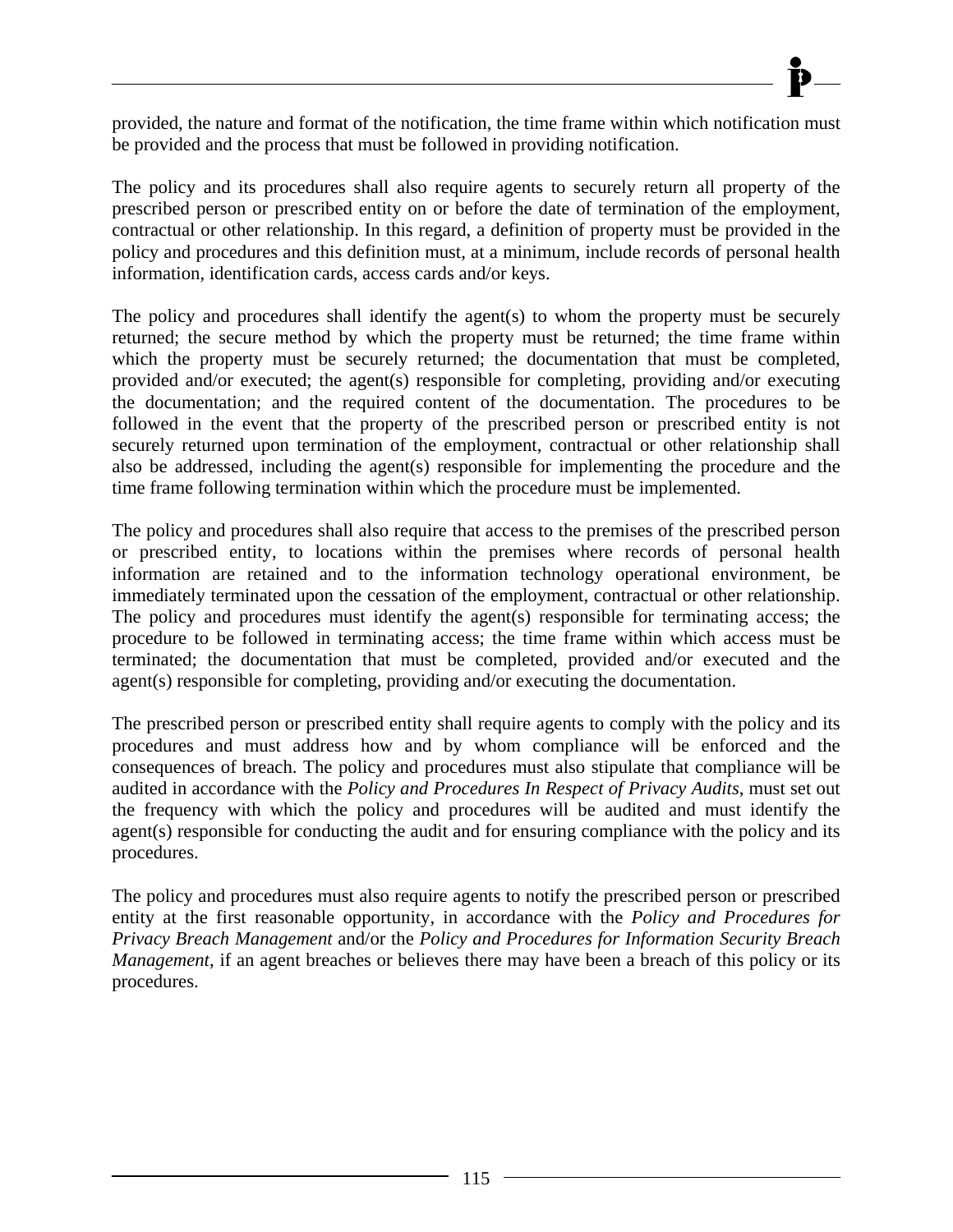provided, the nature and format of the notification, the time frame within which notification must be provided and the process that must be followed in providing notification.

The policy and its procedures shall also require agents to securely return all property of the prescribed person or prescribed entity on or before the date of termination of the employment, contractual or other relationship. In this regard, a definition of property must be provided in the policy and procedures and this definition must, at a minimum, include records of personal health information, identification cards, access cards and/or keys.

The policy and procedures shall identify the agent(s) to whom the property must be securely returned; the secure method by which the property must be returned; the time frame within which the property must be securely returned; the documentation that must be completed, provided and/or executed; the agent(s) responsible for completing, providing and/or executing the documentation; and the required content of the documentation. The procedures to be followed in the event that the property of the prescribed person or prescribed entity is not securely returned upon termination of the employment, contractual or other relationship shall also be addressed, including the agent(s) responsible for implementing the procedure and the time frame following termination within which the procedure must be implemented.

The policy and procedures shall also require that access to the premises of the prescribed person or prescribed entity, to locations within the premises where records of personal health information are retained and to the information technology operational environment, be immediately terminated upon the cessation of the employment, contractual or other relationship. The policy and procedures must identify the agent(s) responsible for terminating access; the procedure to be followed in terminating access; the time frame within which access must be terminated; the documentation that must be completed, provided and/or executed and the agent(s) responsible for completing, providing and/or executing the documentation.

The prescribed person or prescribed entity shall require agents to comply with the policy and its procedures and must address how and by whom compliance will be enforced and the consequences of breach. The policy and procedures must also stipulate that compliance will be audited in accordance with the *Policy and Procedures In Respect of Privacy Audits*, must set out the frequency with which the policy and procedures will be audited and must identify the agent(s) responsible for conducting the audit and for ensuring compliance with the policy and its procedures.

The policy and procedures must also require agents to notify the prescribed person or prescribed entity at the first reasonable opportunity, in accordance with the *Policy and Procedures for Privacy Breach Management* and/or the *Policy and Procedures for Information Security Breach Management*, if an agent breaches or believes there may have been a breach of this policy or its procedures.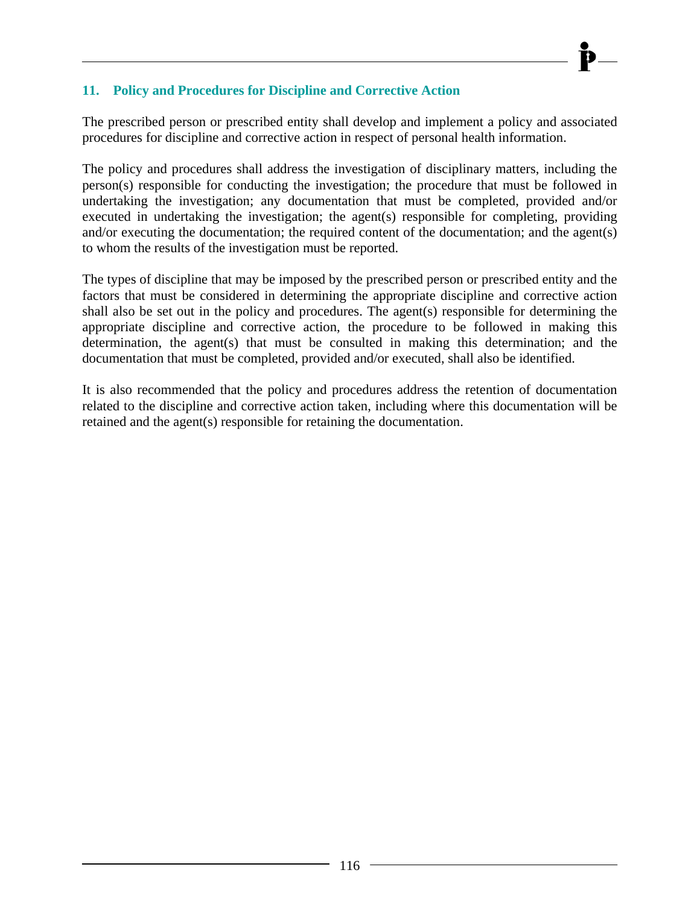## 11. Policy and Procedures for Discipline and Corrective Action

The prescribed person or prescribed entity shall develop and implement a policy and associated procedures for discipline and corrective action in respect of personal health information.

The policy and procedures shall address the investigation of disciplinary matters, including the person(s) responsible for conducting the investigation; the procedure that must be followed in undertaking the investigation; any documentation that must be completed, provided and/or executed in undertaking the investigation; the agent(s) responsible for completing, providing and/or executing the documentation; the required content of the documentation; and the agent(s) to whom the results of the investigation must be reported.

The types of discipline that may be imposed by the prescribed person or prescribed entity and the factors that must be considered in determining the appropriate discipline and corrective action shall also be set out in the policy and procedures. The agent(s) responsible for determining the appropriate discipline and corrective action, the procedure to be followed in making this determination, the agent(s) that must be consulted in making this determination; and the documentation that must be completed, provided and/or executed, shall also be identified.

It is also recommended that the policy and procedures address the retention of documentation related to the discipline and corrective action taken, including where this documentation will be retained and the agent(s) responsible for retaining the documentation.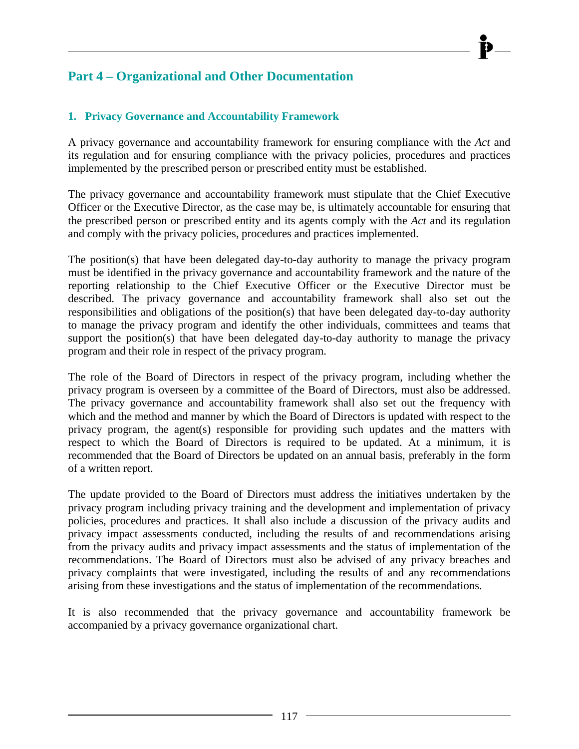# Part 4 – Organizational and Other Documentation

## 1. Privacy Governance and Accountability Framework

A privacy governance and accountability framework for ensuring compliance with the *Act* and its regulation and for ensuring compliance with the privacy policies, procedures and practices implemented by the prescribed person or prescribed entity must be established.

The privacy governance and accountability framework must stipulate that the Chief Executive Officer or the Executive Director, as the case may be, is ultimately accountable for ensuring that the prescribed person or prescribed entity and its agents comply with the *Act* and its regulation and comply with the privacy policies, procedures and practices implemented.

The position(s) that have been delegated day-to-day authority to manage the privacy program must be identified in the privacy governance and accountability framework and the nature of the reporting relationship to the Chief Executive Officer or the Executive Director must be described. The privacy governance and accountability framework shall also set out the responsibilities and obligations of the position(s) that have been delegated day-to-day authority to manage the privacy program and identify the other individuals, committees and teams that support the position(s) that have been delegated day-to-day authority to manage the privacy program and their role in respect of the privacy program.

The role of the Board of Directors in respect of the privacy program, including whether the privacy program is overseen by a committee of the Board of Directors, must also be addressed. The privacy governance and accountability framework shall also set out the frequency with which and the method and manner by which the Board of Directors is updated with respect to the privacy program, the agent(s) responsible for providing such updates and the matters with respect to which the Board of Directors is required to be updated. At a minimum, it is recommended that the Board of Directors be updated on an annual basis, preferably in the form of a written report.

The update provided to the Board of Directors must address the initiatives undertaken by the privacy program including privacy training and the development and implementation of privacy policies, procedures and practices. It shall also include a discussion of the privacy audits and privacy impact assessments conducted, including the results of and recommendations arising from the privacy audits and privacy impact assessments and the status of implementation of the recommendations. The Board of Directors must also be advised of any privacy breaches and privacy complaints that were investigated, including the results of and any recommendations arising from these investigations and the status of implementation of the recommendations.

It is also recommended that the privacy governance and accountability framework be accompanied by a privacy governance organizational chart.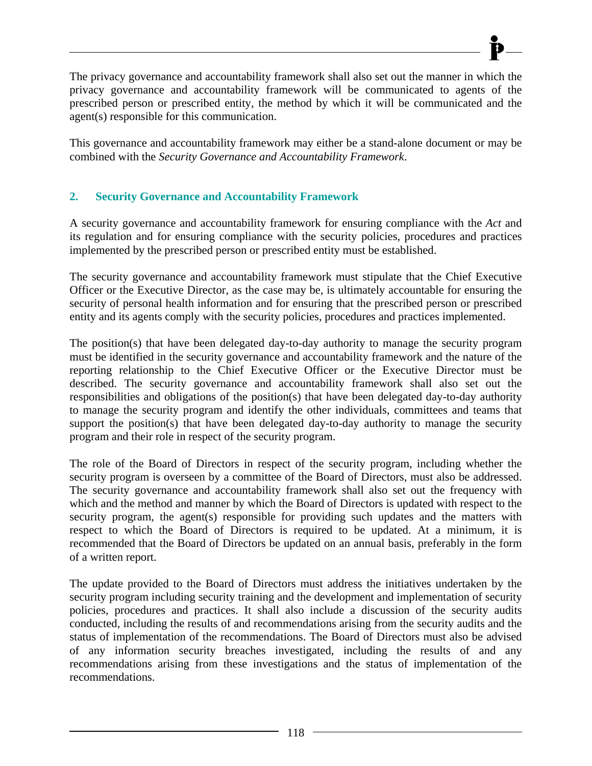The privacy governance and accountability framework shall also set out the manner in which the privacy governance and accountability framework will be communicated to agents of the prescribed person or prescribed entity, the method by which it will be communicated and the agent(s) responsible for this communication.

This governance and accountability framework may either be a stand-alone document or may be combined with the *Security Governance and Accountability Framework*.

## 2. Security Governance and Accountability Framework

A security governance and accountability framework for ensuring compliance with the *Act* and its regulation and for ensuring compliance with the security policies, procedures and practices implemented by the prescribed person or prescribed entity must be established.

The security governance and accountability framework must stipulate that the Chief Executive Officer or the Executive Director, as the case may be, is ultimately accountable for ensuring the security of personal health information and for ensuring that the prescribed person or prescribed entity and its agents comply with the security policies, procedures and practices implemented.

The position(s) that have been delegated day-to-day authority to manage the security program must be identified in the security governance and accountability framework and the nature of the reporting relationship to the Chief Executive Officer or the Executive Director must be described. The security governance and accountability framework shall also set out the responsibilities and obligations of the position(s) that have been delegated day-to-day authority to manage the security program and identify the other individuals, committees and teams that support the position(s) that have been delegated day-to-day authority to manage the security program and their role in respect of the security program.

The role of the Board of Directors in respect of the security program, including whether the security program is overseen by a committee of the Board of Directors, must also be addressed. The security governance and accountability framework shall also set out the frequency with which and the method and manner by which the Board of Directors is updated with respect to the security program, the agent(s) responsible for providing such updates and the matters with respect to which the Board of Directors is required to be updated. At a minimum, it is recommended that the Board of Directors be updated on an annual basis, preferably in the form of a written report.

The update provided to the Board of Directors must address the initiatives undertaken by the security program including security training and the development and implementation of security policies, procedures and practices. It shall also include a discussion of the security audits conducted, including the results of and recommendations arising from the security audits and the status of implementation of the recommendations. The Board of Directors must also be advised of any information security breaches investigated, including the results of and any recommendations arising from these investigations and the status of implementation of the recommendations.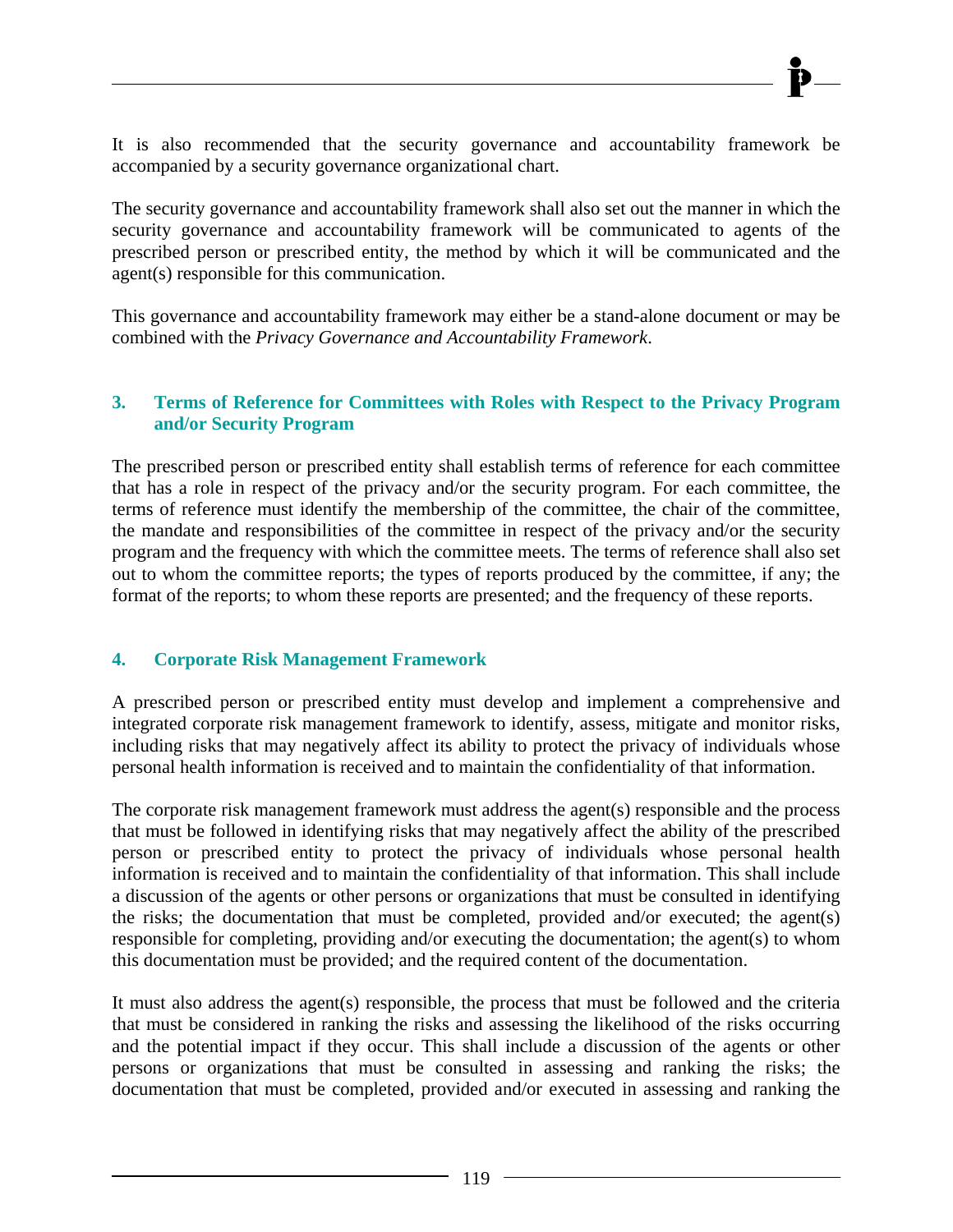It is also recommended that the security governance and accountability framework be accompanied by a security governance organizational chart.

The security governance and accountability framework shall also set out the manner in which the security governance and accountability framework will be communicated to agents of the prescribed person or prescribed entity, the method by which it will be communicated and the agent(s) responsible for this communication.

This governance and accountability framework may either be a stand-alone document or may be combined with the *Privacy Governance and Accountability Framework*.

### 3. Terms of Reference for Committees with Roles with Respect to the Privacy Program and/or Security Program

The prescribed person or prescribed entity shall establish terms of reference for each committee that has a role in respect of the privacy and/or the security program. For each committee, the terms of reference must identify the membership of the committee, the chair of the committee, the mandate and responsibilities of the committee in respect of the privacy and/or the security program and the frequency with which the committee meets. The terms of reference shall also set out to whom the committee reports; the types of reports produced by the committee, if any; the format of the reports; to whom these reports are presented; and the frequency of these reports.

### 4. Corporate Risk Management Framework

A prescribed person or prescribed entity must develop and implement a comprehensive and integrated corporate risk management framework to identify, assess, mitigate and monitor risks, including risks that may negatively affect its ability to protect the privacy of individuals whose personal health information is received and to maintain the confidentiality of that information.

The corporate risk management framework must address the agent(s) responsible and the process that must be followed in identifying risks that may negatively affect the ability of the prescribed person or prescribed entity to protect the privacy of individuals whose personal health information is received and to maintain the confidentiality of that information. This shall include a discussion of the agents or other persons or organizations that must be consulted in identifying the risks; the documentation that must be completed, provided and/or executed; the agent(s) responsible for completing, providing and/or executing the documentation; the agent(s) to whom this documentation must be provided; and the required content of the documentation.

It must also address the agent(s) responsible, the process that must be followed and the criteria that must be considered in ranking the risks and assessing the likelihood of the risks occurring and the potential impact if they occur. This shall include a discussion of the agents or other persons or organizations that must be consulted in assessing and ranking the risks; the documentation that must be completed, provided and/or executed in assessing and ranking the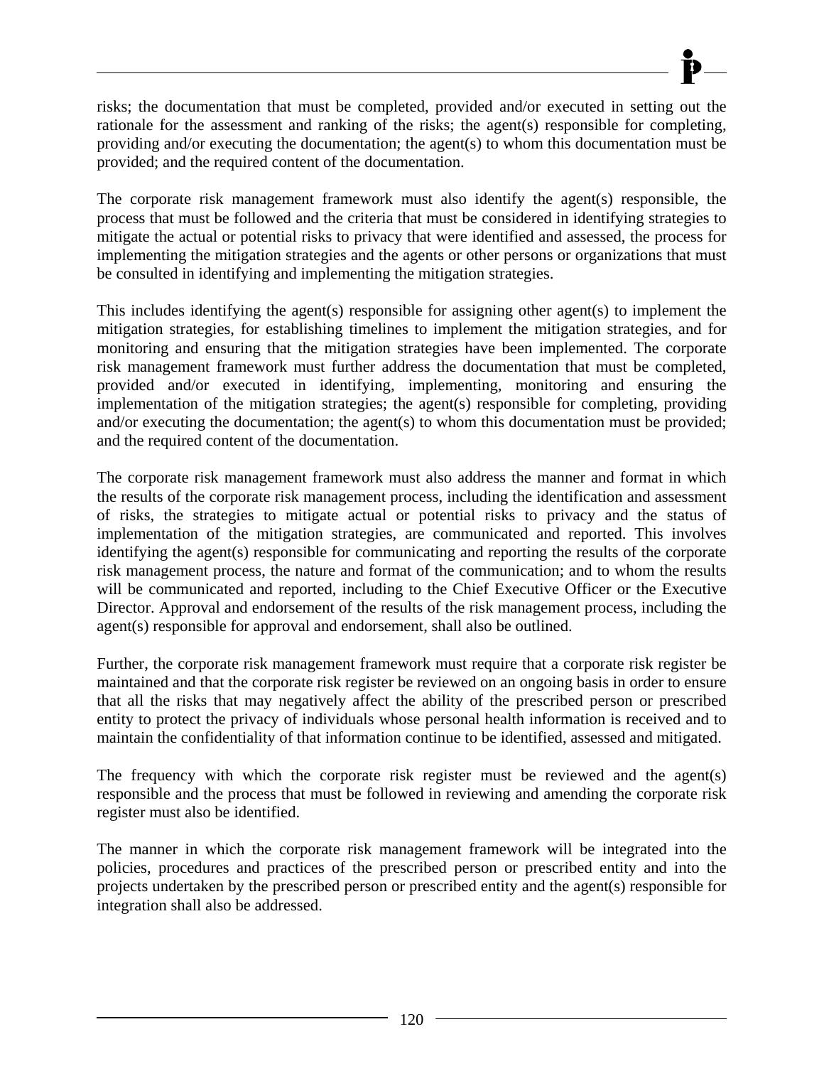risks; the documentation that must be completed, provided and/or executed in setting out the rationale for the assessment and ranking of the risks; the agent(s) responsible for completing, providing and/or executing the documentation; the agent(s) to whom this documentation must be provided; and the required content of the documentation.

The corporate risk management framework must also identify the agent(s) responsible, the process that must be followed and the criteria that must be considered in identifying strategies to mitigate the actual or potential risks to privacy that were identified and assessed, the process for implementing the mitigation strategies and the agents or other persons or organizations that must be consulted in identifying and implementing the mitigation strategies.

This includes identifying the agent(s) responsible for assigning other agent(s) to implement the mitigation strategies, for establishing timelines to implement the mitigation strategies, and for monitoring and ensuring that the mitigation strategies have been implemented. The corporate risk management framework must further address the documentation that must be completed, provided and/or executed in identifying, implementing, monitoring and ensuring the implementation of the mitigation strategies; the agent(s) responsible for completing, providing and/or executing the documentation; the agent(s) to whom this documentation must be provided; and the required content of the documentation.

The corporate risk management framework must also address the manner and format in which the results of the corporate risk management process, including the identification and assessment of risks, the strategies to mitigate actual or potential risks to privacy and the status of implementation of the mitigation strategies, are communicated and reported. This involves identifying the agent(s) responsible for communicating and reporting the results of the corporate risk management process, the nature and format of the communication; and to whom the results will be communicated and reported, including to the Chief Executive Officer or the Executive Director. Approval and endorsement of the results of the risk management process, including the agent(s) responsible for approval and endorsement, shall also be outlined.

Further, the corporate risk management framework must require that a corporate risk register be maintained and that the corporate risk register be reviewed on an ongoing basis in order to ensure that all the risks that may negatively affect the ability of the prescribed person or prescribed entity to protect the privacy of individuals whose personal health information is received and to maintain the confidentiality of that information continue to be identified, assessed and mitigated.

The frequency with which the corporate risk register must be reviewed and the agent(s) responsible and the process that must be followed in reviewing and amending the corporate risk register must also be identified.

The manner in which the corporate risk management framework will be integrated into the policies, procedures and practices of the prescribed person or prescribed entity and into the projects undertaken by the prescribed person or prescribed entity and the agent(s) responsible for integration shall also be addressed.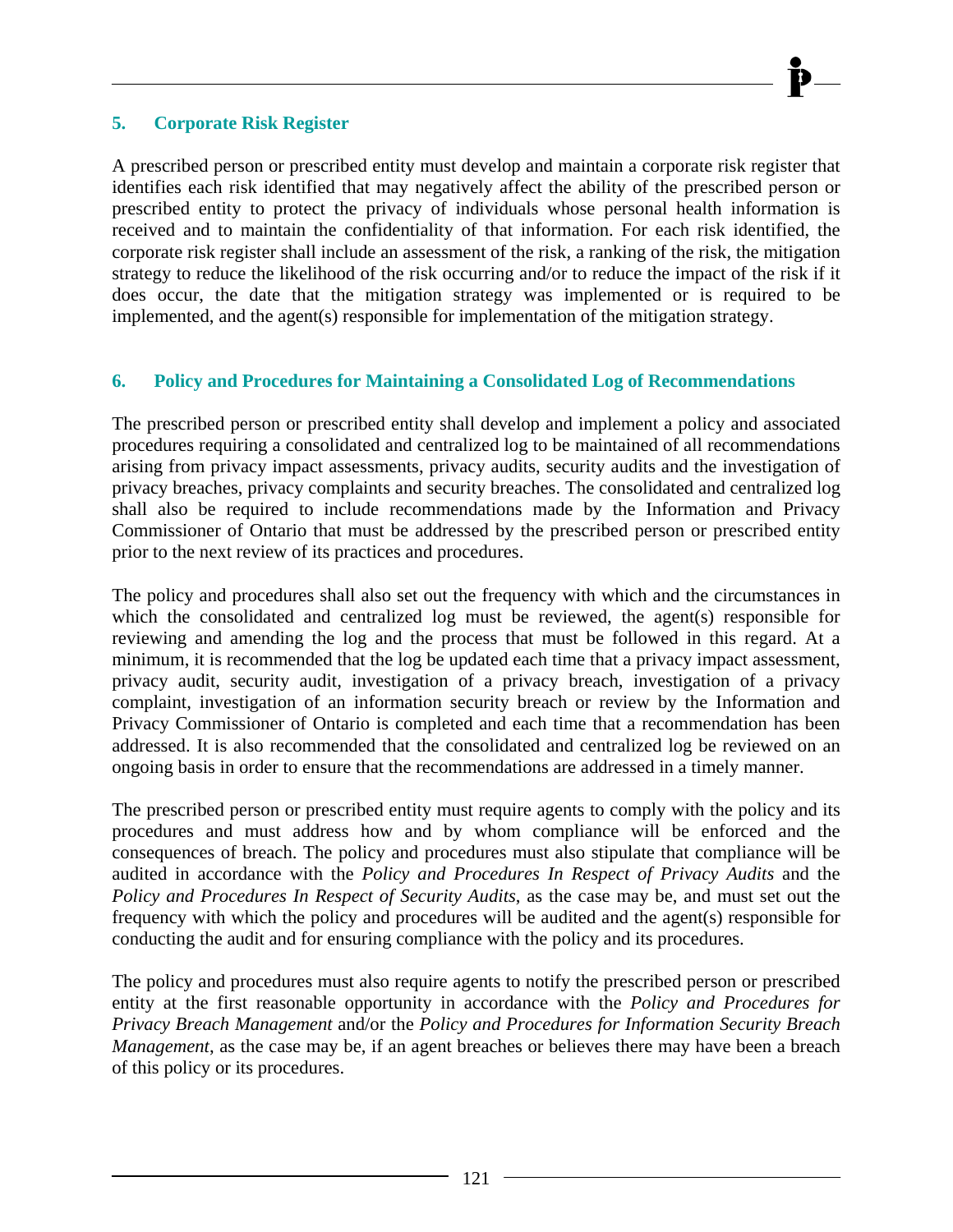## 5. Corporate Risk Register

A prescribed person or prescribed entity must develop and maintain a corporate risk register that identifies each risk identified that may negatively affect the ability of the prescribed person or prescribed entity to protect the privacy of individuals whose personal health information is received and to maintain the confidentiality of that information. For each risk identified, the corporate risk register shall include an assessment of the risk, a ranking of the risk, the mitigation strategy to reduce the likelihood of the risk occurring and/or to reduce the impact of the risk if it does occur, the date that the mitigation strategy was implemented or is required to be implemented, and the agent(s) responsible for implementation of the mitigation strategy.

## 6. Policy and Procedures for Maintaining a Consolidated Log of Recommendations

The prescribed person or prescribed entity shall develop and implement a policy and associated procedures requiring a consolidated and centralized log to be maintained of all recommendations arising from privacy impact assessments, privacy audits, security audits and the investigation of privacy breaches, privacy complaints and security breaches. The consolidated and centralized log shall also be required to include recommendations made by the Information and Privacy Commissioner of Ontario that must be addressed by the prescribed person or prescribed entity prior to the next review of its practices and procedures.

The policy and procedures shall also set out the frequency with which and the circumstances in which the consolidated and centralized log must be reviewed, the agent(s) responsible for reviewing and amending the log and the process that must be followed in this regard. At a minimum, it is recommended that the log be updated each time that a privacy impact assessment, privacy audit, security audit, investigation of a privacy breach, investigation of a privacy complaint, investigation of an information security breach or review by the Information and Privacy Commissioner of Ontario is completed and each time that a recommendation has been addressed. It is also recommended that the consolidated and centralized log be reviewed on an ongoing basis in order to ensure that the recommendations are addressed in a timely manner.

The prescribed person or prescribed entity must require agents to comply with the policy and its procedures and must address how and by whom compliance will be enforced and the consequences of breach. The policy and procedures must also stipulate that compliance will be audited in accordance with the *Policy and Procedures In Respect of Privacy Audits* and the *Policy and Procedures In Respect of Security Audits*, as the case may be, and must set out the frequency with which the policy and procedures will be audited and the agent(s) responsible for conducting the audit and for ensuring compliance with the policy and its procedures.

The policy and procedures must also require agents to notify the prescribed person or prescribed entity at the first reasonable opportunity in accordance with the *Policy and Procedures for Privacy Breach Management* and/or the *Policy and Procedures for Information Security Breach Management*, as the case may be, if an agent breaches or believes there may have been a breach of this policy or its procedures.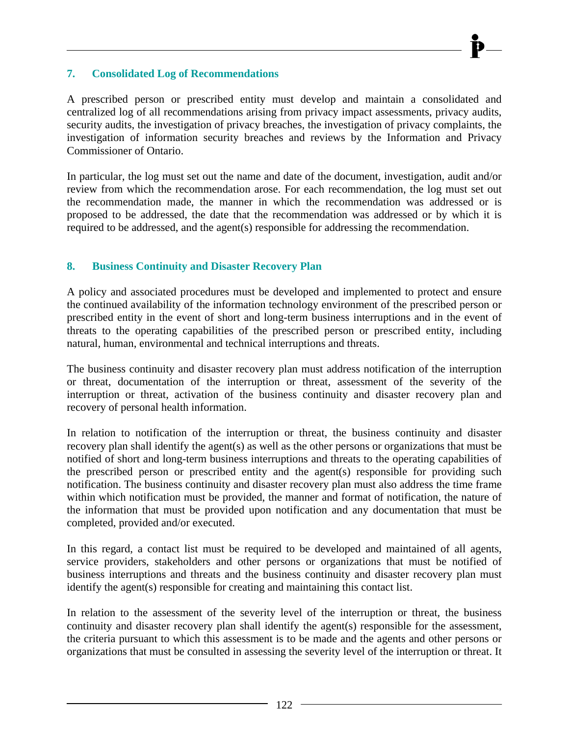## 7. Consolidated Log of Recommendations

A prescribed person or prescribed entity must develop and maintain a consolidated and centralized log of all recommendations arising from privacy impact assessments, privacy audits, security audits, the investigation of privacy breaches, the investigation of privacy complaints, the investigation of information security breaches and reviews by the Information and Privacy Commissioner of Ontario.

In particular, the log must set out the name and date of the document, investigation, audit and/or review from which the recommendation arose. For each recommendation, the log must set out the recommendation made, the manner in which the recommendation was addressed or is proposed to be addressed, the date that the recommendation was addressed or by which it is required to be addressed, and the agent(s) responsible for addressing the recommendation.

## 8. Business Continuity and Disaster Recovery Plan

A policy and associated procedures must be developed and implemented to protect and ensure the continued availability of the information technology environment of the prescribed person or prescribed entity in the event of short and long-term business interruptions and in the event of threats to the operating capabilities of the prescribed person or prescribed entity, including natural, human, environmental and technical interruptions and threats.

The business continuity and disaster recovery plan must address notification of the interruption or threat, documentation of the interruption or threat, assessment of the severity of the interruption or threat, activation of the business continuity and disaster recovery plan and recovery of personal health information.

In relation to notification of the interruption or threat, the business continuity and disaster recovery plan shall identify the agent(s) as well as the other persons or organizations that must be notified of short and long-term business interruptions and threats to the operating capabilities of the prescribed person or prescribed entity and the agent(s) responsible for providing such notification. The business continuity and disaster recovery plan must also address the time frame within which notification must be provided, the manner and format of notification, the nature of the information that must be provided upon notification and any documentation that must be completed, provided and/or executed.

In this regard, a contact list must be required to be developed and maintained of all agents, service providers, stakeholders and other persons or organizations that must be notified of business interruptions and threats and the business continuity and disaster recovery plan must identify the agent(s) responsible for creating and maintaining this contact list.

In relation to the assessment of the severity level of the interruption or threat, the business continuity and disaster recovery plan shall identify the agent(s) responsible for the assessment, the criteria pursuant to which this assessment is to be made and the agents and other persons or organizations that must be consulted in assessing the severity level of the interruption or threat. It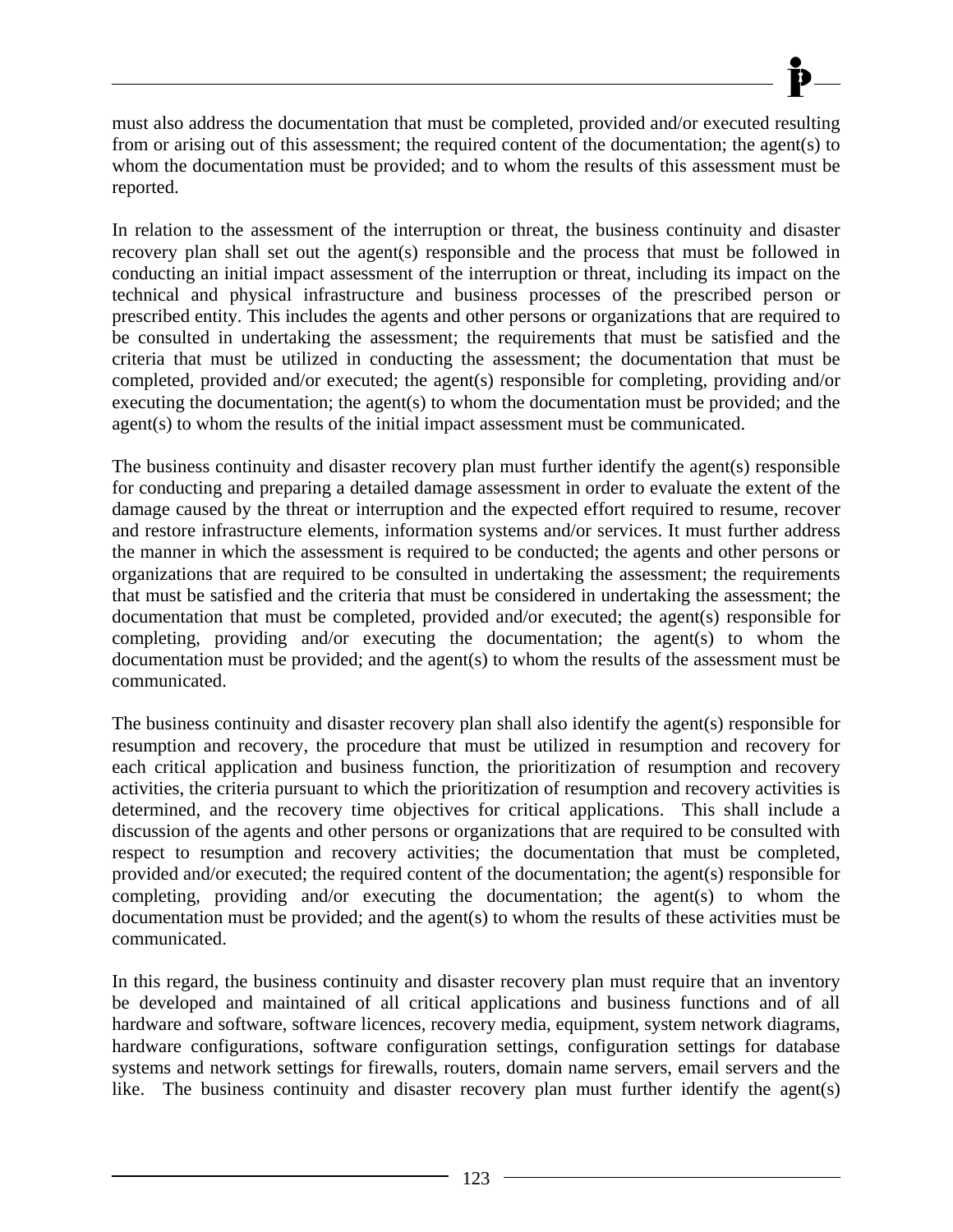must also address the documentation that must be completed, provided and/or executed resulting from or arising out of this assessment; the required content of the documentation; the agent(s) to whom the documentation must be provided; and to whom the results of this assessment must be reported.

In relation to the assessment of the interruption or threat, the business continuity and disaster recovery plan shall set out the agent(s) responsible and the process that must be followed in conducting an initial impact assessment of the interruption or threat, including its impact on the technical and physical infrastructure and business processes of the prescribed person or prescribed entity. This includes the agents and other persons or organizations that are required to be consulted in undertaking the assessment; the requirements that must be satisfied and the criteria that must be utilized in conducting the assessment; the documentation that must be completed, provided and/or executed; the agent(s) responsible for completing, providing and/or executing the documentation; the agent(s) to whom the documentation must be provided; and the agent(s) to whom the results of the initial impact assessment must be communicated.

The business continuity and disaster recovery plan must further identify the agent(s) responsible for conducting and preparing a detailed damage assessment in order to evaluate the extent of the damage caused by the threat or interruption and the expected effort required to resume, recover and restore infrastructure elements, information systems and/or services. It must further address the manner in which the assessment is required to be conducted; the agents and other persons or organizations that are required to be consulted in undertaking the assessment; the requirements that must be satisfied and the criteria that must be considered in undertaking the assessment; the documentation that must be completed, provided and/or executed; the agent(s) responsible for completing, providing and/or executing the documentation; the agent(s) to whom the documentation must be provided; and the agent(s) to whom the results of the assessment must be communicated.

The business continuity and disaster recovery plan shall also identify the agent(s) responsible for resumption and recovery, the procedure that must be utilized in resumption and recovery for each critical application and business function, the prioritization of resumption and recovery activities, the criteria pursuant to which the prioritization of resumption and recovery activities is determined, and the recovery time objectives for critical applications. This shall include a discussion of the agents and other persons or organizations that are required to be consulted with respect to resumption and recovery activities; the documentation that must be completed, provided and/or executed; the required content of the documentation; the agent(s) responsible for completing, providing and/or executing the documentation; the agent(s) to whom the documentation must be provided; and the agent(s) to whom the results of these activities must be communicated.

In this regard, the business continuity and disaster recovery plan must require that an inventory be developed and maintained of all critical applications and business functions and of all hardware and software, software licences, recovery media, equipment, system network diagrams, hardware configurations, software configuration settings, configuration settings for database systems and network settings for firewalls, routers, domain name servers, email servers and the like. The business continuity and disaster recovery plan must further identify the agent(s)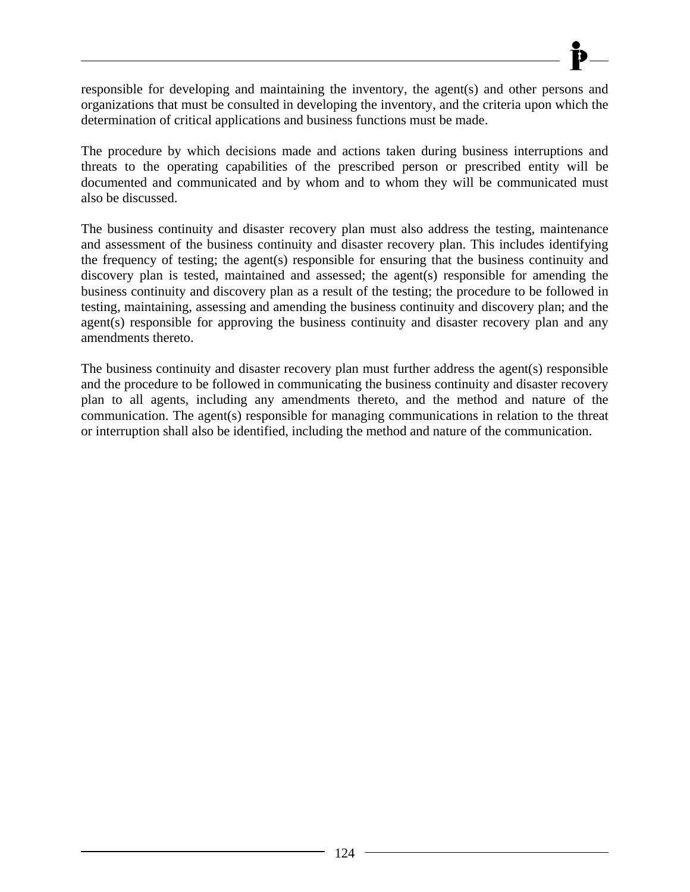responsible for developing and maintaining the inventory, the agent(s) and other persons and organizations that must be consulted in developing the inventory, and the criteria upon which the determination of critical applications and business functions must be made.

The procedure by which decisions made and actions taken during business interruptions and threats to the operating capabilities of the prescribed person or prescribed entity will be documented and communicated and by whom and to whom they will be communicated must also be discussed.

The business continuity and disaster recovery plan must also address the testing, maintenance and assessment of the business continuity and disaster recovery plan. This includes identifying the frequency of testing; the agent(s) responsible for ensuring that the business continuity and discovery plan is tested, maintained and assessed; the agent(s) responsible for amending the business continuity and discovery plan as a result of the testing; the procedure to be followed in testing, maintaining, assessing and amending the business continuity and discovery plan; and the agent(s) responsible for approving the business continuity and disaster recovery plan and any amendments thereto.

The business continuity and disaster recovery plan must further address the agent(s) responsible and the procedure to be followed in communicating the business continuity and disaster recovery plan to all agents, including any amendments thereto, and the method and nature of the communication. The agent(s) responsible for managing communications in relation to the threat or interruption shall also be identified, including the method and nature of the communication.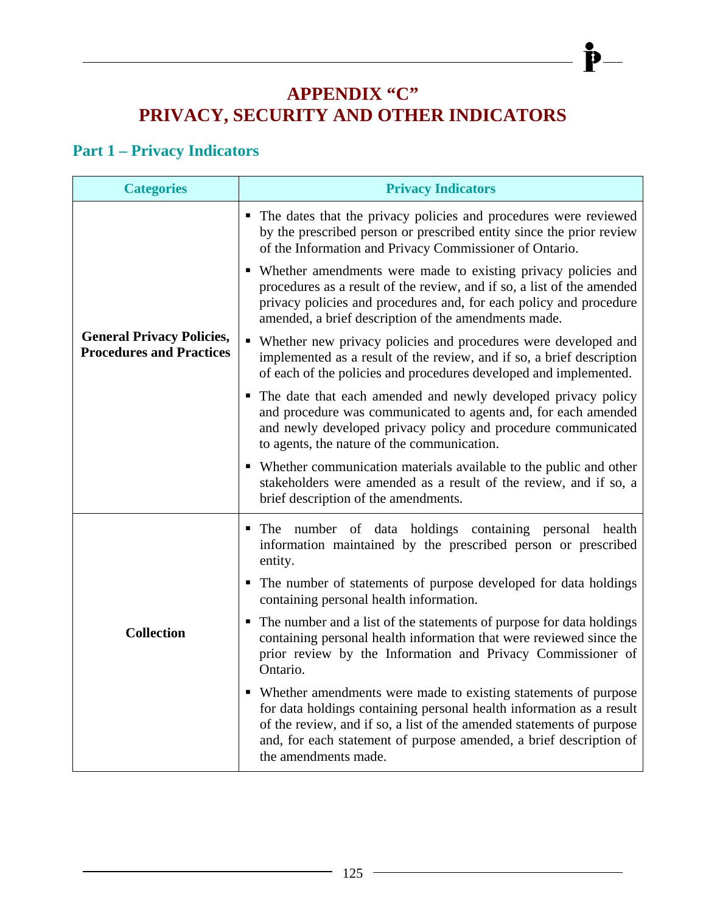# APPENDIX "C"
# PRIVACY, SECURITY AND OTHER INDICATORS

## Part 1 – Privacy Indicators

| Categories | Privacy Indicators |
|---|---|
| **General Privacy Policies, Procedures and Practices** | ▪ The dates that the privacy policies and procedures were reviewed by the prescribed person or prescribed entity since the prior review of the Information and Privacy Commissioner of Ontario.<br>▪ Whether amendments were made to existing privacy policies and procedures as a result of the review, and if so, a list of the amended privacy policies and procedures and, for each policy and procedure amended, a brief description of the amendments made.<br>▪ Whether new privacy policies and procedures were developed and implemented as a result of the review, and if so, a brief description of each of the policies and procedures developed and implemented.<br>▪ The date that each amended and newly developed privacy policy and procedure was communicated to agents and, for each amended and newly developed privacy policy and procedure communicated to agents, the nature of the communication.<br>▪ Whether communication materials available to the public and other stakeholders were amended as a result of the review, and if so, a brief description of the amendments. |
| **Collection** | ▪ The number of data holdings containing personal health information maintained by the prescribed person or prescribed entity.<br>▪ The number of statements of purpose developed for data holdings containing personal health information.<br>▪ The number and a list of the statements of purpose for data holdings containing personal health information that were reviewed since the prior review by the Information and Privacy Commissioner of Ontario.<br>▪ Whether amendments were made to existing statements of purpose for data holdings containing personal health information as a result of the review, and if so, a list of the amended statements of purpose and, for each statement of purpose amended, a brief description of the amendments made. |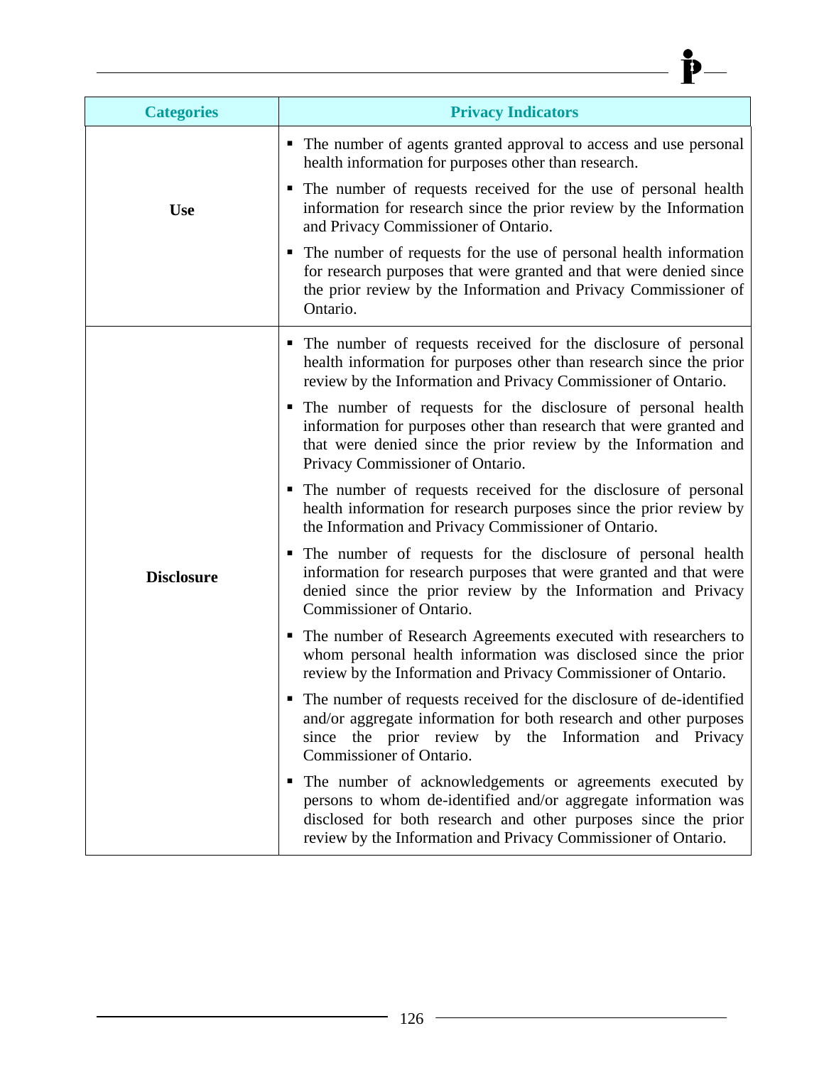| Categories | Privacy Indicators |
|---|---|
| **Use** | ▪ The number of agents granted approval to access and use personal health information for purposes other than research.<br>▪ The number of requests received for the use of personal health information for research since the prior review by the Information and Privacy Commissioner of Ontario.<br>▪ The number of requests for the use of personal health information for research purposes that were granted and that were denied since the prior review by the Information and Privacy Commissioner of Ontario. |
| **Disclosure** | ▪ The number of requests received for the disclosure of personal health information for purposes other than research since the prior review by the Information and Privacy Commissioner of Ontario.<br>▪ The number of requests for the disclosure of personal health information for purposes other than research that were granted and that were denied since the prior review by the Information and Privacy Commissioner of Ontario.<br>▪ The number of requests received for the disclosure of personal health information for research purposes since the prior review by the Information and Privacy Commissioner of Ontario.<br>▪ The number of requests for the disclosure of personal health information for research purposes that were granted and that were denied since the prior review by the Information and Privacy Commissioner of Ontario.<br>▪ The number of Research Agreements executed with researchers to whom personal health information was disclosed since the prior review by the Information and Privacy Commissioner of Ontario.<br>▪ The number of requests received for the disclosure of de-identified and/or aggregate information for both research and other purposes since the prior review by the Information and Privacy Commissioner of Ontario.<br>▪ The number of acknowledgements or agreements executed by persons to whom de-identified and/or aggregate information was disclosed for both research and other purposes since the prior review by the Information and Privacy Commissioner of Ontario. |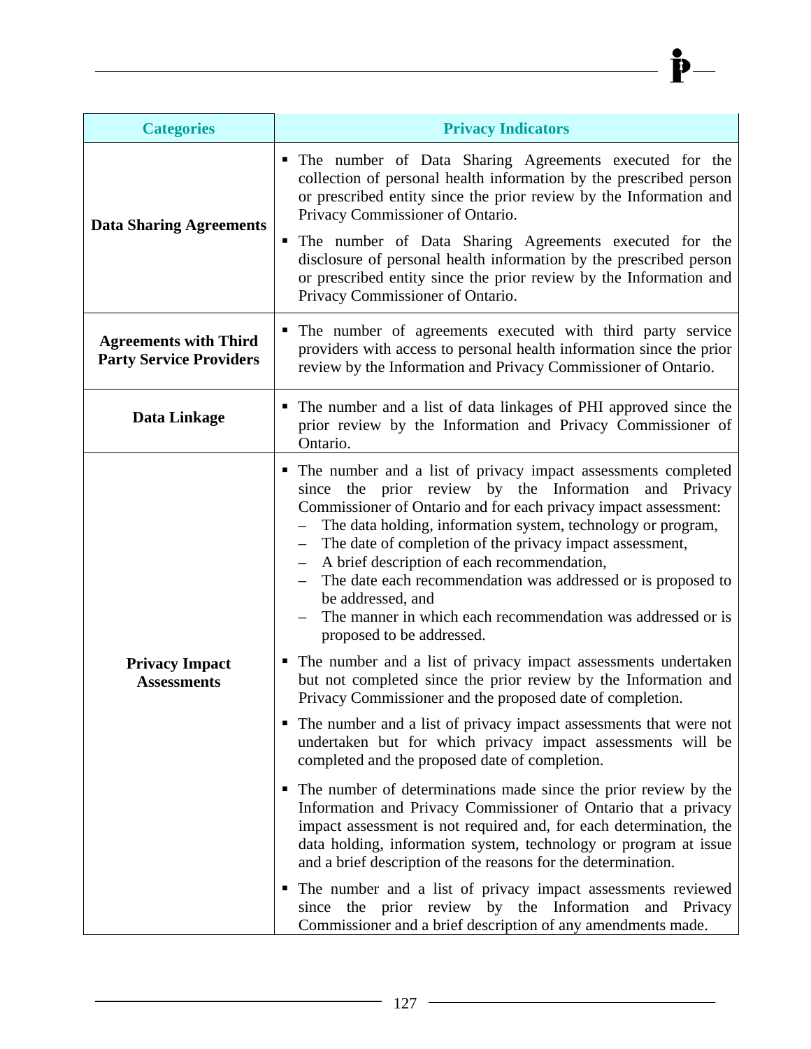| Categories | Privacy Indicators |
| --- | --- |
| **Data Sharing Agreements** | ▪ The number of Data Sharing Agreements executed for the collection of personal health information by the prescribed person or prescribed entity since the prior review by the Information and Privacy Commissioner of Ontario.<br>▪ The number of Data Sharing Agreements executed for the disclosure of personal health information by the prescribed person or prescribed entity since the prior review by the Information and Privacy Commissioner of Ontario. |
| **Agreements with Third Party Service Providers** | ▪ The number of agreements executed with third party service providers with access to personal health information since the prior review by the Information and Privacy Commissioner of Ontario. |
| **Data Linkage** | ▪ The number and a list of data linkages of PHI approved since the prior review by the Information and Privacy Commissioner of Ontario. |
| **Privacy Impact Assessments** | ▪ The number and a list of privacy impact assessments completed since the prior review by the Information and Privacy Commissioner of Ontario and for each privacy impact assessment:<br>– The data holding, information system, technology or program,<br>– The date of completion of the privacy impact assessment,<br>– A brief description of each recommendation,<br>– The date each recommendation was addressed or is proposed to be addressed, and<br>– The manner in which each recommendation was addressed or is proposed to be addressed.<br>▪ The number and a list of privacy impact assessments undertaken but not completed since the prior review by the Information and Privacy Commissioner and the proposed date of completion.<br>▪ The number and a list of privacy impact assessments that were not undertaken but for which privacy impact assessments will be completed and the proposed date of completion.<br>▪ The number of determinations made since the prior review by the Information and Privacy Commissioner of Ontario that a privacy impact assessment is not required and, for each determination, the data holding, information system, technology or program at issue and a brief description of the reasons for the determination.<br>▪ The number and a list of privacy impact assessments reviewed since the prior review by the Information and Privacy Commissioner and a brief description of any amendments made. |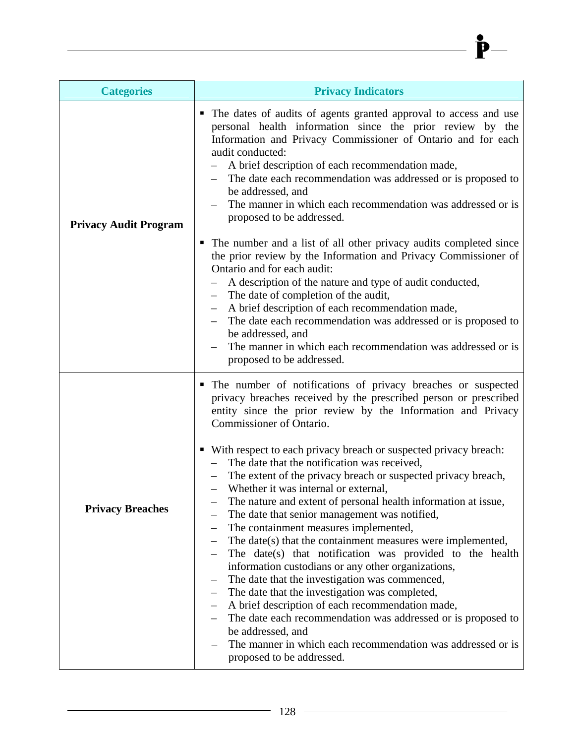| Categories | Privacy Indicators |
|---|---|
| **Privacy Audit Program** | ▪ The dates of audits of agents granted approval to access and use personal health information since the prior review by the Information and Privacy Commissioner of Ontario and for each audit conducted:<br>– A brief description of each recommendation made,<br>– The date each recommendation was addressed or is proposed to be addressed, and<br>– The manner in which each recommendation was addressed or is proposed to be addressed.<br><br>▪ The number and a list of all other privacy audits completed since the prior review by the Information and Privacy Commissioner of Ontario and for each audit:<br>– A description of the nature and type of audit conducted,<br>– The date of completion of the audit,<br>– A brief description of each recommendation made,<br>– The date each recommendation was addressed or is proposed to be addressed, and<br>– The manner in which each recommendation was addressed or is proposed to be addressed. |
| **Privacy Breaches** | ▪ The number of notifications of privacy breaches or suspected privacy breaches received by the prescribed person or prescribed entity since the prior review by the Information and Privacy Commissioner of Ontario.<br><br>▪ With respect to each privacy breach or suspected privacy breach:<br>– The date that the notification was received,<br>– The extent of the privacy breach or suspected privacy breach,<br>– Whether it was internal or external,<br>– The nature and extent of personal health information at issue,<br>– The date that senior management was notified,<br>– The containment measures implemented,<br>– The date(s) that the containment measures were implemented,<br>– The date(s) that notification was provided to the health information custodians or any other organizations,<br>– The date that the investigation was commenced,<br>– The date that the investigation was completed,<br>– A brief description of each recommendation made,<br>– The date each recommendation was addressed or is proposed to be addressed, and<br>– The manner in which each recommendation was addressed or is proposed to be addressed. |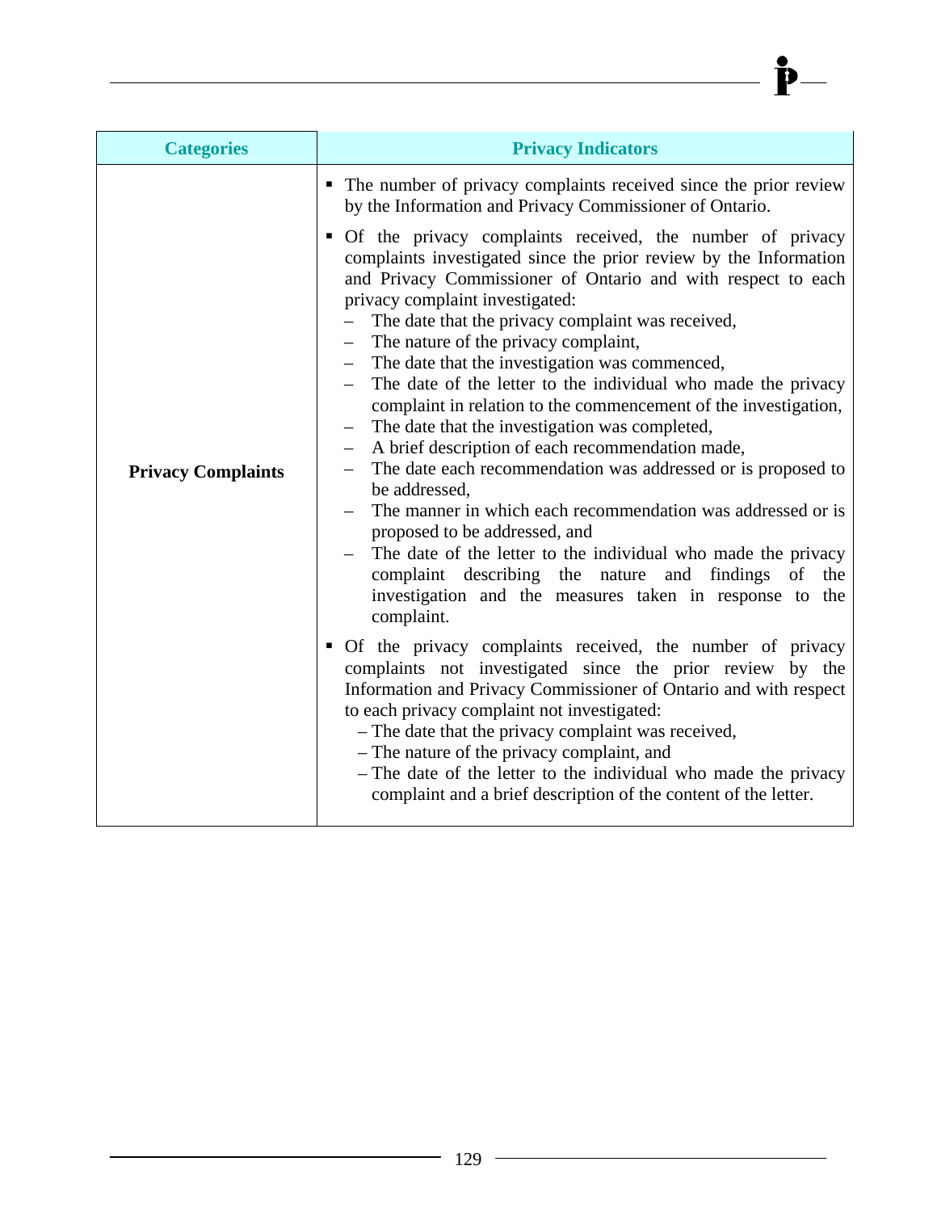| Categories | Privacy Indicators |
|---|---|
| **Privacy Complaints** | ▪ The number of privacy complaints received since the prior review by the Information and Privacy Commissioner of Ontario.<br><br>▪ Of the privacy complaints received, the number of privacy complaints investigated since the prior review by the Information and Privacy Commissioner of Ontario and with respect to each privacy complaint investigated:<br>– The date that the privacy complaint was received,<br>– The nature of the privacy complaint,<br>– The date that the investigation was commenced,<br>– The date of the letter to the individual who made the privacy complaint in relation to the commencement of the investigation,<br>– The date that the investigation was completed,<br>– A brief description of each recommendation made,<br>– The date each recommendation was addressed or is proposed to be addressed,<br>– The manner in which each recommendation was addressed or is proposed to be addressed, and<br>– The date of the letter to the individual who made the privacy complaint describing the nature and findings of the investigation and the measures taken in response to the complaint.<br><br>▪ Of the privacy complaints received, the number of privacy complaints not investigated since the prior review by the Information and Privacy Commissioner of Ontario and with respect to each privacy complaint not investigated:<br>– The date that the privacy complaint was received,<br>– The nature of the privacy complaint, and<br>– The date of the letter to the individual who made the privacy complaint and a brief description of the content of the letter. |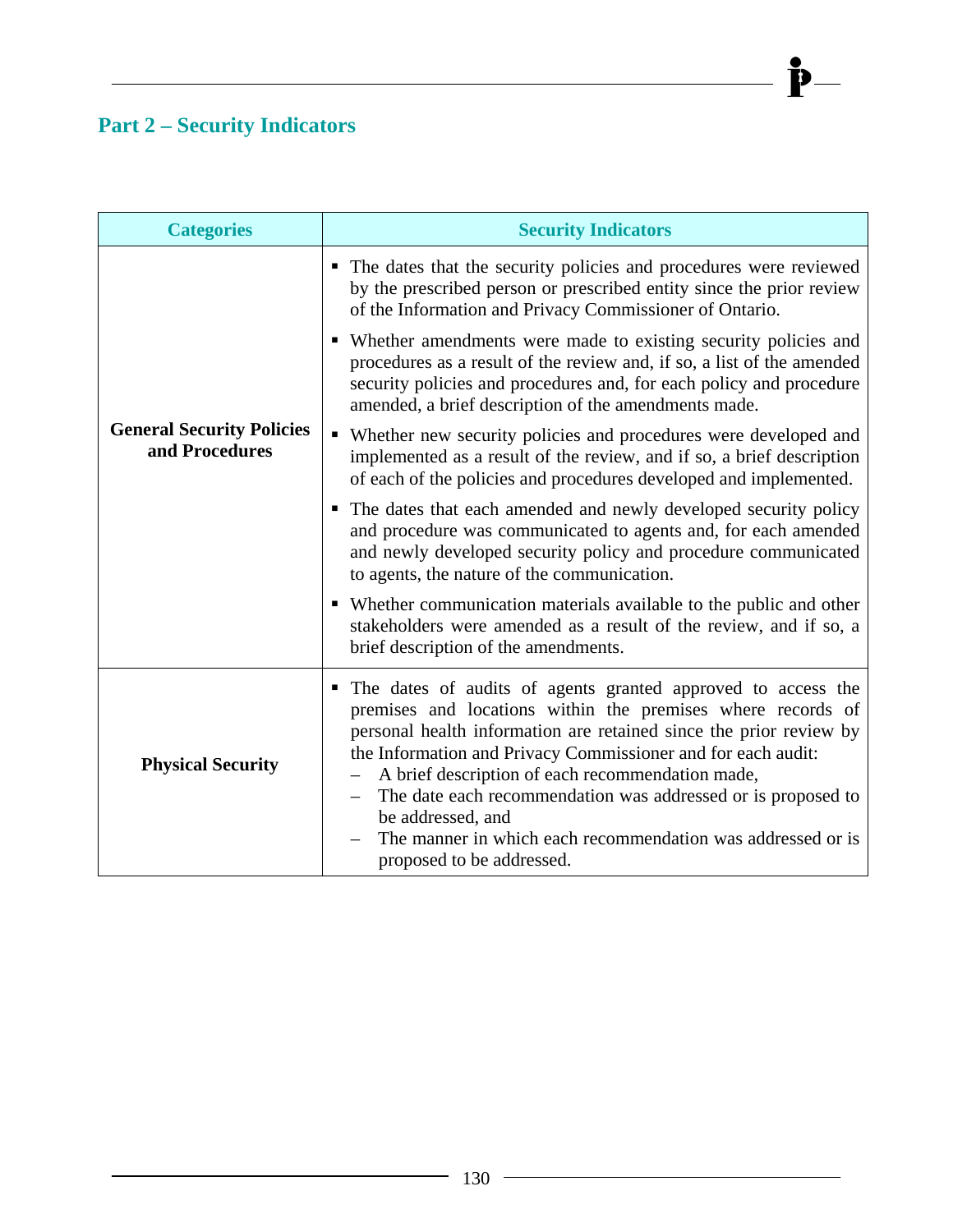## Part 2 – Security Indicators

| Categories | Security Indicators |
|---|---|
| **General Security Policies and Procedures** | ▪ The dates that the security policies and procedures were reviewed by the prescribed person or prescribed entity since the prior review of the Information and Privacy Commissioner of Ontario.<br>▪ Whether amendments were made to existing security policies and procedures as a result of the review and, if so, a list of the amended security policies and procedures and, for each policy and procedure amended, a brief description of the amendments made.<br>▪ Whether new security policies and procedures were developed and implemented as a result of the review, and if so, a brief description of each of the policies and procedures developed and implemented.<br>▪ The dates that each amended and newly developed security policy and procedure was communicated to agents and, for each amended and newly developed security policy and procedure communicated to agents, the nature of the communication.<br>▪ Whether communication materials available to the public and other stakeholders were amended as a result of the review, and if so, a brief description of the amendments. |
| **Physical Security** | ▪ The dates of audits of agents granted approved to access the premises and locations within the premises where records of personal health information are retained since the prior review by the Information and Privacy Commissioner and for each audit:<br>– A brief description of each recommendation made,<br>– The date each recommendation was addressed or is proposed to be addressed, and<br>– The manner in which each recommendation was addressed or is proposed to be addressed. |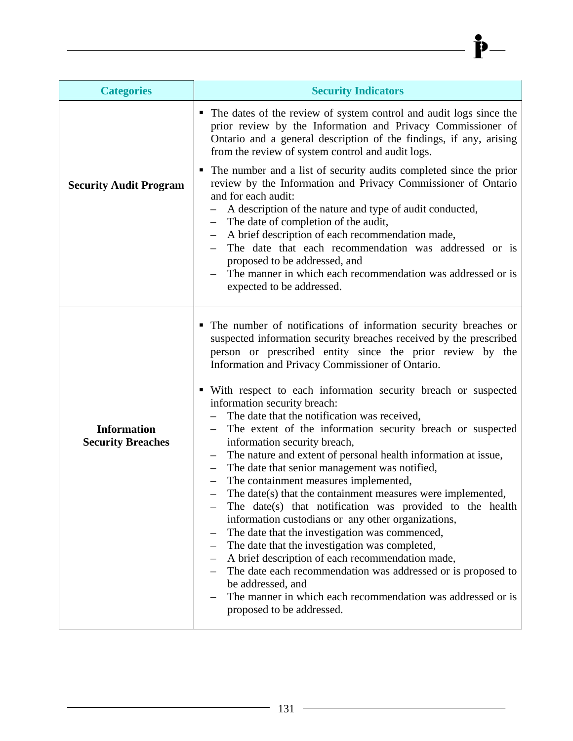| Categories | Security Indicators |
|---|---|
| **Security Audit Program** | ▪ The dates of the review of system control and audit logs since the prior review by the Information and Privacy Commissioner of Ontario and a general description of the findings, if any, arising from the review of system control and audit logs.<br><br>▪ The number and a list of security audits completed since the prior review by the Information and Privacy Commissioner of Ontario and for each audit:<br>– A description of the nature and type of audit conducted,<br>– The date of completion of the audit,<br>– A brief description of each recommendation made,<br>– The date that each recommendation was addressed or is proposed to be addressed, and<br>– The manner in which each recommendation was addressed or is expected to be addressed. |
| **Information Security Breaches** | ▪ The number of notifications of information security breaches or suspected information security breaches received by the prescribed person or prescribed entity since the prior review by the Information and Privacy Commissioner of Ontario.<br><br>▪ With respect to each information security breach or suspected information security breach:<br>– The date that the notification was received,<br>– The extent of the information security breach or suspected information security breach,<br>– The nature and extent of personal health information at issue,<br>– The date that senior management was notified,<br>– The containment measures implemented,<br>– The date(s) that the containment measures were implemented,<br>– The date(s) that notification was provided to the health information custodians or any other organizations,<br>– The date that the investigation was commenced,<br>– The date that the investigation was completed,<br>– A brief description of each recommendation made,<br>– The date each recommendation was addressed or is proposed to be addressed, and<br>– The manner in which each recommendation was addressed or is proposed to be addressed. |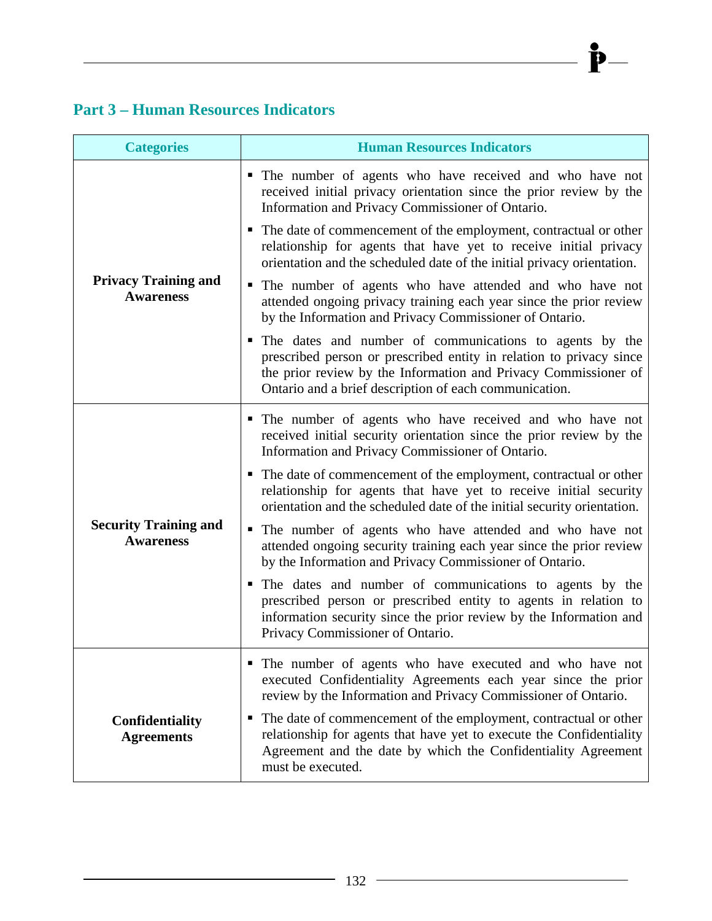## Part 3 – Human Resources Indicators

| Categories | Human Resources Indicators |
|---|---|
| **Privacy Training and Awareness** | ▪ The number of agents who have received and who have not received initial privacy orientation since the prior review by the Information and Privacy Commissioner of Ontario.<br>▪ The date of commencement of the employment, contractual or other relationship for agents that have yet to receive initial privacy orientation and the scheduled date of the initial privacy orientation.<br>▪ The number of agents who have attended and who have not attended ongoing privacy training each year since the prior review by the Information and Privacy Commissioner of Ontario.<br>▪ The dates and number of communications to agents by the prescribed person or prescribed entity in relation to privacy since the prior review by the Information and Privacy Commissioner of Ontario and a brief description of each communication. |
| **Security Training and Awareness** | ▪ The number of agents who have received and who have not received initial security orientation since the prior review by the Information and Privacy Commissioner of Ontario.<br>▪ The date of commencement of the employment, contractual or other relationship for agents that have yet to receive initial security orientation and the scheduled date of the initial security orientation.<br>▪ The number of agents who have attended and who have not attended ongoing security training each year since the prior review by the Information and Privacy Commissioner of Ontario.<br>▪ The dates and number of communications to agents by the prescribed person or prescribed entity to agents in relation to information security since the prior review by the Information and Privacy Commissioner of Ontario. |
| **Confidentiality Agreements** | ▪ The number of agents who have executed and who have not executed Confidentiality Agreements each year since the prior review by the Information and Privacy Commissioner of Ontario.<br>▪ The date of commencement of the employment, contractual or other relationship for agents that have yet to execute the Confidentiality Agreement and the date by which the Confidentiality Agreement must be executed. |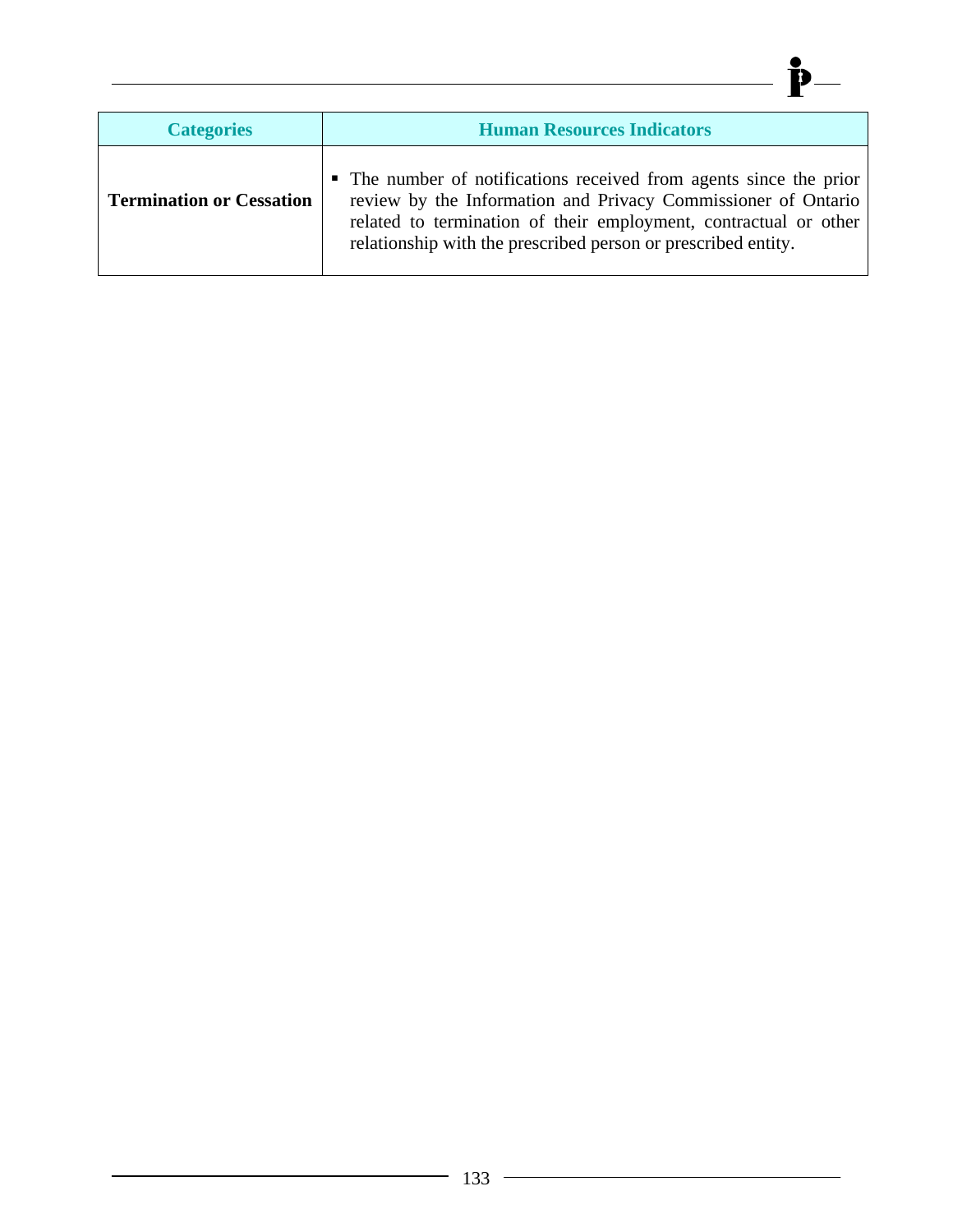| Categories | Human Resources Indicators |
|---|---|
| **Termination or Cessation** | ▪ The number of notifications received from agents since the prior review by the Information and Privacy Commissioner of Ontario related to termination of their employment, contractual or other relationship with the prescribed person or prescribed entity. |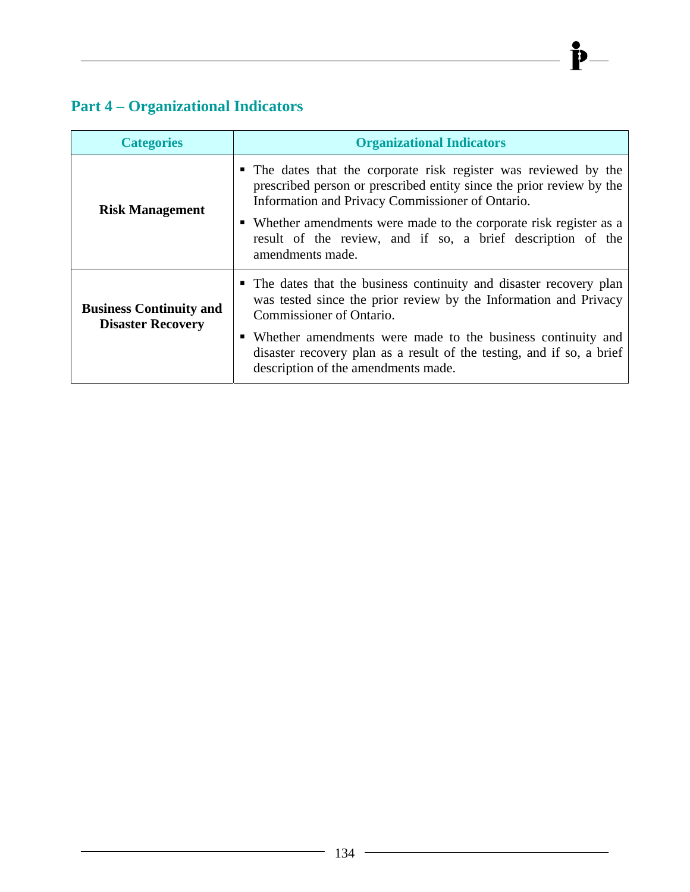## Part 4 – Organizational Indicators

| Categories | Organizational Indicators |
|---|---|
| **Risk Management** | ▪ The dates that the corporate risk register was reviewed by the prescribed person or prescribed entity since the prior review by the Information and Privacy Commissioner of Ontario.<br>▪ Whether amendments were made to the corporate risk register as a result of the review, and if so, a brief description of the amendments made. |
| **Business Continuity and Disaster Recovery** | ▪ The dates that the business continuity and disaster recovery plan was tested since the prior review by the Information and Privacy Commissioner of Ontario.<br>▪ Whether amendments were made to the business continuity and disaster recovery plan as a result of the testing, and if so, a brief description of the amendments made. |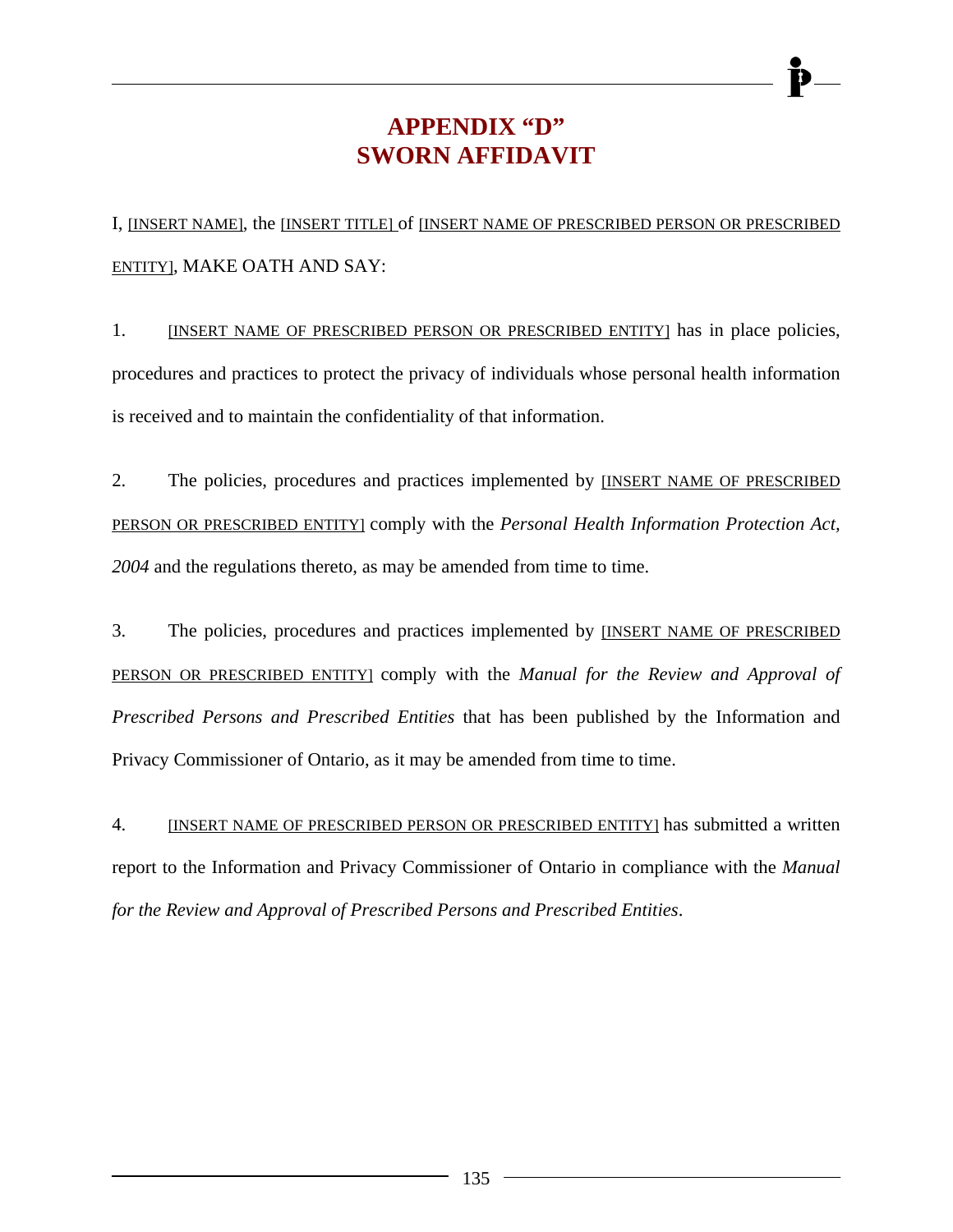# APPENDIX "D"
# SWORN AFFIDAVIT

I, [INSERT NAME], the [INSERT TITLE] of [INSERT NAME OF PRESCRIBED PERSON OR PRESCRIBED ENTITY], MAKE OATH AND SAY:

1. [INSERT NAME OF PRESCRIBED PERSON OR PRESCRIBED ENTITY] has in place policies, procedures and practices to protect the privacy of individuals whose personal health information is received and to maintain the confidentiality of that information.

2. The policies, procedures and practices implemented by [INSERT NAME OF PRESCRIBED PERSON OR PRESCRIBED ENTITY] comply with the *Personal Health Information Protection Act, 2004* and the regulations thereto, as may be amended from time to time.

3. The policies, procedures and practices implemented by [INSERT NAME OF PRESCRIBED PERSON OR PRESCRIBED ENTITY] comply with the *Manual for the Review and Approval of Prescribed Persons and Prescribed Entities* that has been published by the Information and Privacy Commissioner of Ontario, as it may be amended from time to time.

4. [INSERT NAME OF PRESCRIBED PERSON OR PRESCRIBED ENTITY] has submitted a written report to the Information and Privacy Commissioner of Ontario in compliance with the *Manual for the Review and Approval of Prescribed Persons and Prescribed Entities*.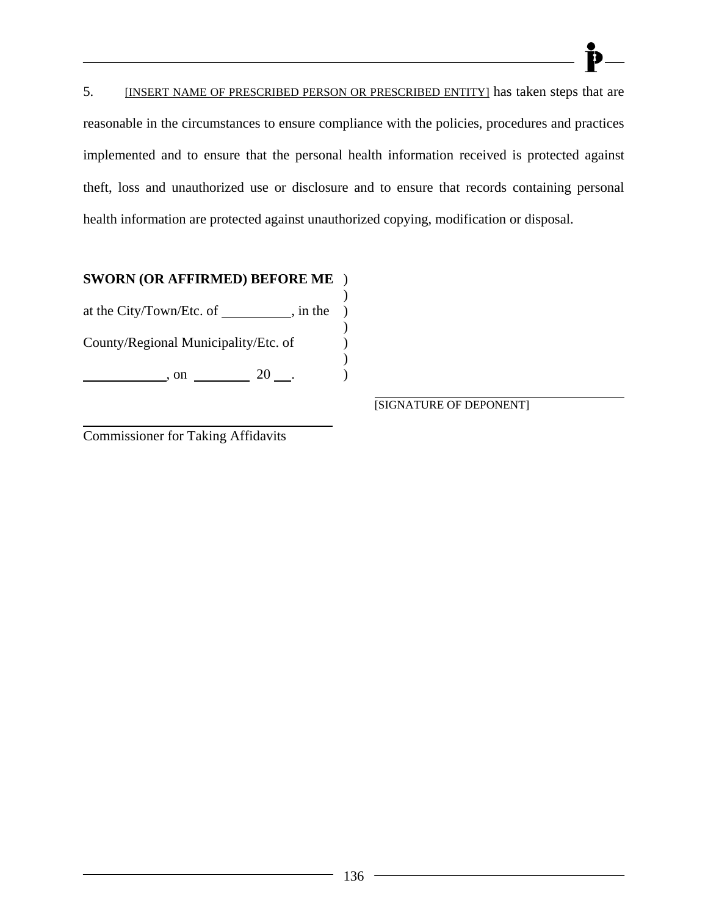5. [INSERT NAME OF PRESCRIBED PERSON OR PRESCRIBED ENTITY] has taken steps that are reasonable in the circumstances to ensure compliance with the policies, procedures and practices implemented and to ensure that the personal health information received is protected against theft, loss and unauthorized use or disclosure and to ensure that records containing personal health information are protected against unauthorized copying, modification or disposal.

**SWORN (OR AFFIRMED) BEFORE ME** )
)
at the City/Town/Etc. of __________, in the )
)
County/Regional Municipality/Etc. of )
)
____________, on ________ 20 ___. )

[SIGNATURE OF DEPONENT]

Commissioner for Taking Affidavits